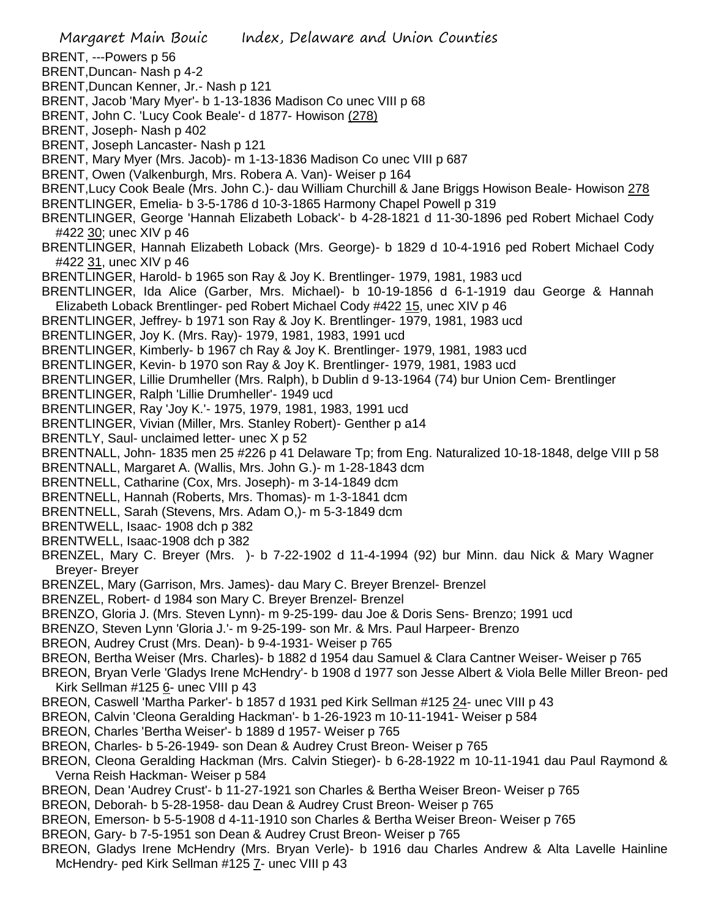BRENT, ---Powers p 56

BRENT,Duncan- Nash p 4-2

BRENT,Duncan Kenner, Jr.- Nash p 121

BRENT, Jacob 'Mary Myer'- b 1-13-1836 Madison Co unec VIII p 68

BRENT, John C. 'Lucy Cook Beale'- d 1877- Howison (278)

BRENT, Joseph- Nash p 402

BRENT, Joseph Lancaster- Nash p 121

BRENT, Mary Myer (Mrs. Jacob)- m 1-13-1836 Madison Co unec VIII p 687

BRENT, Owen (Valkenburgh, Mrs. Robera A. Van)- Weiser p 164

BRENT,Lucy Cook Beale (Mrs. John C.)- dau William Churchill & Jane Briggs Howison Beale- Howison 278

BRENTLINGER, Emelia- b 3-5-1786 d 10-3-1865 Harmony Chapel Powell p 319

BRENTLINGER, George 'Hannah Elizabeth Loback'- b 4-28-1821 d 11-30-1896 ped Robert Michael Cody #422 30; unec XIV p 46

BRENTLINGER, Hannah Elizabeth Loback (Mrs. George)- b 1829 d 10-4-1916 ped Robert Michael Cody #422 31, unec XIV p 46

BRENTLINGER, Harold- b 1965 son Ray & Joy K. Brentlinger- 1979, 1981, 1983 ucd

BRENTLINGER, Ida Alice (Garber, Mrs. Michael)- b 10-19-1856 d 6-1-1919 dau George & Hannah Elizabeth Loback Brentlinger- ped Robert Michael Cody #422 15, unec XIV p 46

BRENTLINGER, Jeffrey- b 1971 son Ray & Joy K. Brentlinger- 1979, 1981, 1983 ucd

BRENTLINGER, Joy K. (Mrs. Ray)- 1979, 1981, 1983, 1991 ucd

BRENTLINGER, Kimberly- b 1967 ch Ray & Joy K. Brentlinger- 1979, 1981, 1983 ucd

BRENTLINGER, Kevin- b 1970 son Ray & Joy K. Brentlinger- 1979, 1981, 1983 ucd

BRENTLINGER, Lillie Drumheller (Mrs. Ralph), b Dublin d 9-13-1964 (74) bur Union Cem- Brentlinger

BRENTLINGER, Ralph 'Lillie Drumheller'- 1949 ucd

BRENTLINGER, Ray 'Joy K.'- 1975, 1979, 1981, 1983, 1991 ucd

BRENTLINGER, Vivian (Miller, Mrs. Stanley Robert)- Genther p a14

BRENTLY, Saul- unclaimed letter- unec X p 52

BRENTNALL, John- 1835 men 25 #226 p 41 Delaware Tp; from Eng. Naturalized 10-18-1848, delge VIII p 58

BRENTNALL, Margaret A. (Wallis, Mrs. John G.)- m 1-28-1843 dcm

BRENTNELL, Catharine (Cox, Mrs. Joseph)- m 3-14-1849 dcm

BRENTNELL, Hannah (Roberts, Mrs. Thomas)- m 1-3-1841 dcm

BRENTNELL, Sarah (Stevens, Mrs. Adam O,)- m 5-3-1849 dcm

BRENTWELL, Isaac- 1908 dch p 382

BRENTWELL, Isaac-1908 dch p 382

BRENZEL, Mary C. Breyer (Mrs. )- b 7-22-1902 d 11-4-1994 (92) bur Minn. dau Nick & Mary Wagner Breyer- Breyer

BRENZEL, Mary (Garrison, Mrs. James)- dau Mary C. Breyer Brenzel- Brenzel

BRENZEL, Robert- d 1984 son Mary C. Breyer Brenzel- Brenzel

BRENZO, Gloria J. (Mrs. Steven Lynn)- m 9-25-199- dau Joe & Doris Sens- Brenzo; 1991 ucd

BRENZO, Steven Lynn 'Gloria J.'- m 9-25-199- son Mr. & Mrs. Paul Harpeer- Brenzo

BREON, Audrey Crust (Mrs. Dean)- b 9-4-1931- Weiser p 765

BREON, Bertha Weiser (Mrs. Charles)- b 1882 d 1954 dau Samuel & Clara Cantner Weiser- Weiser p 765

BREON, Bryan Verle 'Gladys Irene McHendry'- b 1908 d 1977 son Jesse Albert & Viola Belle Miller Breon- ped Kirk Sellman #125 6- unec VIII p 43

BREON, Caswell 'Martha Parker'- b 1857 d 1931 ped Kirk Sellman #125 24- unec VIII p 43

BREON, Calvin 'Cleona Geralding Hackman'- b 1-26-1923 m 10-11-1941- Weiser p 584

BREON, Charles 'Bertha Weiser'- b 1889 d 1957- Weiser p 765

BREON, Charles- b 5-26-1949- son Dean & Audrey Crust Breon- Weiser p 765

BREON, Cleona Geralding Hackman (Mrs. Calvin Stieger)- b 6-28-1922 m 10-11-1941 dau Paul Raymond & Verna Reish Hackman- Weiser p 584

BREON, Dean 'Audrey Crust'- b 11-27-1921 son Charles & Bertha Weiser Breon- Weiser p 765

BREON, Deborah- b 5-28-1958- dau Dean & Audrey Crust Breon- Weiser p 765

BREON, Emerson- b 5-5-1908 d 4-11-1910 son Charles & Bertha Weiser Breon- Weiser p 765

BREON, Gary- b 7-5-1951 son Dean & Audrey Crust Breon- Weiser p 765

BREON, Gladys Irene McHendry (Mrs. Bryan Verle)- b 1916 dau Charles Andrew & Alta Lavelle Hainline McHendry- ped Kirk Sellman #125 7- unec VIII p 43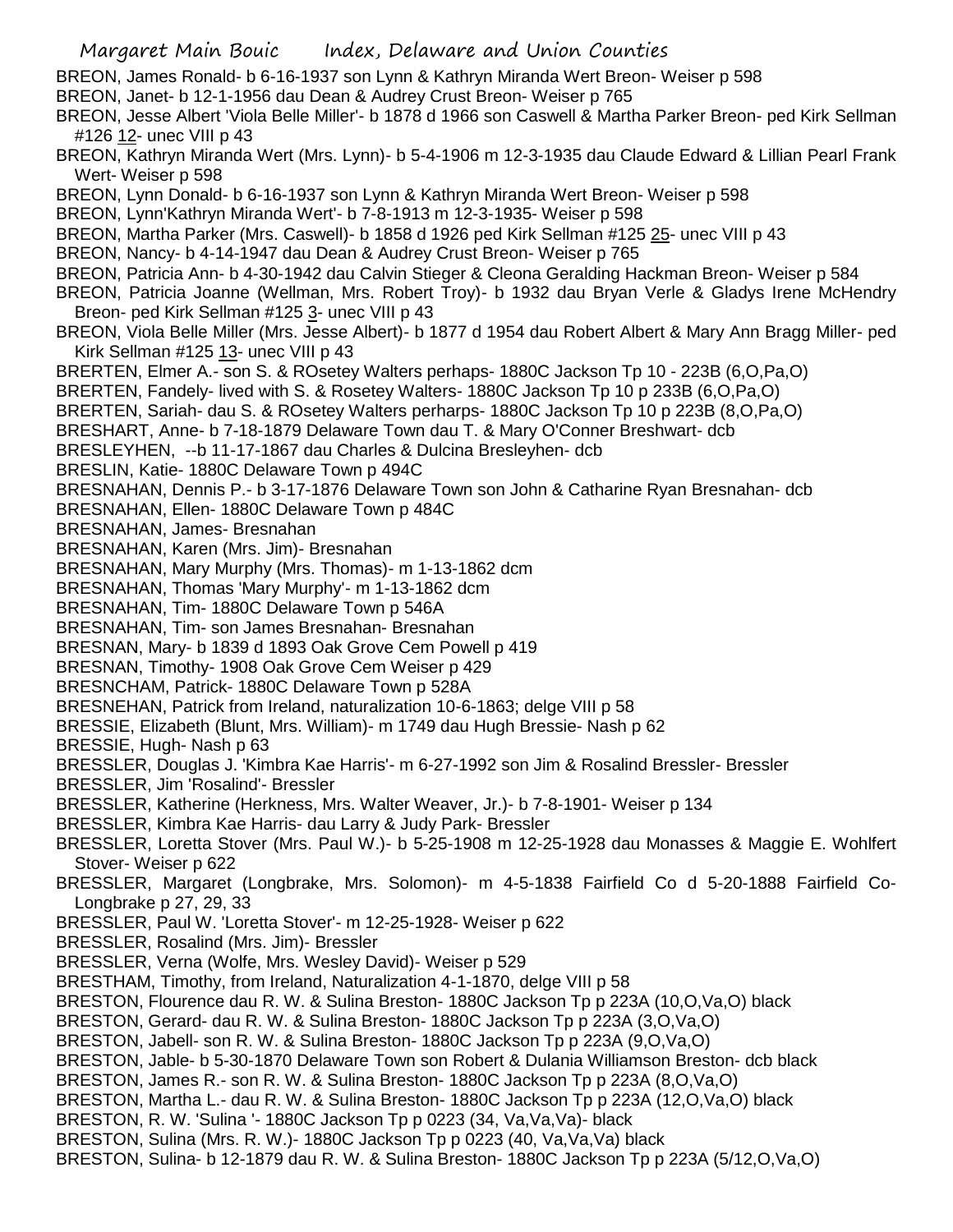BREON, James Ronald- b 6-16-1937 son Lynn & Kathryn Miranda Wert Breon- Weiser p 598

BREON, Janet- b 12-1-1956 dau Dean & Audrey Crust Breon- Weiser p 765

BREON, Jesse Albert 'Viola Belle Miller'- b 1878 d 1966 son Caswell & Martha Parker Breon- ped Kirk Sellman #126 12- unec VIII p 43

BREON, Kathryn Miranda Wert (Mrs. Lynn)- b 5-4-1906 m 12-3-1935 dau Claude Edward & Lillian Pearl Frank Wert- Weiser p 598

BREON, Lynn Donald- b 6-16-1937 son Lynn & Kathryn Miranda Wert Breon- Weiser p 598

BREON, Lynn'Kathryn Miranda Wert'- b 7-8-1913 m 12-3-1935- Weiser p 598

BREON, Martha Parker (Mrs. Caswell)- b 1858 d 1926 ped Kirk Sellman #125 25- unec VIII p 43

BREON, Nancy- b 4-14-1947 dau Dean & Audrey Crust Breon- Weiser p 765

BREON, Patricia Ann- b 4-30-1942 dau Calvin Stieger & Cleona Geralding Hackman Breon- Weiser p 584

BREON, Patricia Joanne (Wellman, Mrs. Robert Troy)- b 1932 dau Bryan Verle & Gladys Irene McHendry Breon- ped Kirk Sellman #125 3- unec VIII p 43

BREON, Viola Belle Miller (Mrs. Jesse Albert)- b 1877 d 1954 dau Robert Albert & Mary Ann Bragg Miller- ped Kirk Sellman #125 13- unec VIII p 43

BRERTEN, Elmer A.- son S. & ROsetey Walters perhaps- 1880C Jackson Tp 10 - 223B (6,O,Pa,O)

BRERTEN, Fandely- lived with S. & Rosetey Walters- 1880C Jackson Tp 10 p 233B (6,O,Pa,O)

BRERTEN, Sariah- dau S. & ROsetey Walters perharps- 1880C Jackson Tp 10 p 223B (8,O,Pa,O)

BRESHART, Anne- b 7-18-1879 Delaware Town dau T. & Mary O'Conner Breshwart- dcb

BRESLEYHEN, --b 11-17-1867 dau Charles & Dulcina Bresleyhen- dcb

BRESLIN, Katie- 1880C Delaware Town p 494C

BRESNAHAN, Dennis P.- b 3-17-1876 Delaware Town son John & Catharine Ryan Bresnahan- dcb

BRESNAHAN, Ellen- 1880C Delaware Town p 484C

BRESNAHAN, James- Bresnahan

BRESNAHAN, Karen (Mrs. Jim)- Bresnahan

BRESNAHAN, Mary Murphy (Mrs. Thomas)- m 1-13-1862 dcm

BRESNAHAN, Thomas 'Mary Murphy'- m 1-13-1862 dcm

BRESNAHAN, Tim- 1880C Delaware Town p 546A

BRESNAHAN, Tim- son James Bresnahan- Bresnahan

BRESNAN, Mary- b 1839 d 1893 Oak Grove Cem Powell p 419

BRESNAN, Timothy- 1908 Oak Grove Cem Weiser p 429

BRESNCHAM, Patrick- 1880C Delaware Town p 528A

BRESNEHAN, Patrick from Ireland, naturalization 10-6-1863; delge VIII p 58

BRESSIE, Elizabeth (Blunt, Mrs. William)- m 1749 dau Hugh Bressie- Nash p 62

BRESSIE, Hugh- Nash p 63

BRESSLER, Douglas J. 'Kimbra Kae Harris'- m 6-27-1992 son Jim & Rosalind Bressler- Bressler

BRESSLER, Jim 'Rosalind'- Bressler

BRESSLER, Katherine (Herkness, Mrs. Walter Weaver, Jr.)- b 7-8-1901- Weiser p 134

BRESSLER, Kimbra Kae Harris- dau Larry & Judy Park- Bressler

BRESSLER, Loretta Stover (Mrs. Paul W.)- b 5-25-1908 m 12-25-1928 dau Monasses & Maggie E. Wohlfert Stover- Weiser p 622

BRESSLER, Margaret (Longbrake, Mrs. Solomon)- m 4-5-1838 Fairfield Co d 5-20-1888 Fairfield Co- Longbrake p 27, 29, 33

BRESSLER, Paul W. 'Loretta Stover'- m 12-25-1928- Weiser p 622

BRESSLER, Rosalind (Mrs. Jim)- Bressler

BRESSLER, Verna (Wolfe, Mrs. Wesley David)- Weiser p 529

BRESTHAM, Timothy, from Ireland, Naturalization 4-1-1870, delge VIII p 58

BRESTON, Flourence dau R. W. & Sulina Breston- 1880C Jackson Tp p 223A (10,O,Va,O) black

BRESTON, Gerard- dau R. W. & Sulina Breston- 1880C Jackson Tp p 223A (3,O,Va,O)

BRESTON, Jabell- son R. W. & Sulina Breston- 1880C Jackson Tp p 223A (9,O,Va,O)

BRESTON, Jable- b 5-30-1870 Delaware Town son Robert & Dulania Williamson Breston- dcb black

BRESTON, James R.- son R. W. & Sulina Breston- 1880C Jackson Tp p 223A (8,O,Va,O)

BRESTON, Martha L.- dau R. W. & Sulina Breston- 1880C Jackson Tp p 223A (12,O,Va,O) black

BRESTON, R. W. 'Sulina '- 1880C Jackson Tp p 0223 (34, Va,Va,Va)- black

BRESTON, Sulina (Mrs. R. W.)- 1880C Jackson Tp p 0223 (40, Va,Va,Va) black

BRESTON, Sulina- b 12-1879 dau R. W. & Sulina Breston- 1880C Jackson Tp p 223A (5/12,O,Va,O)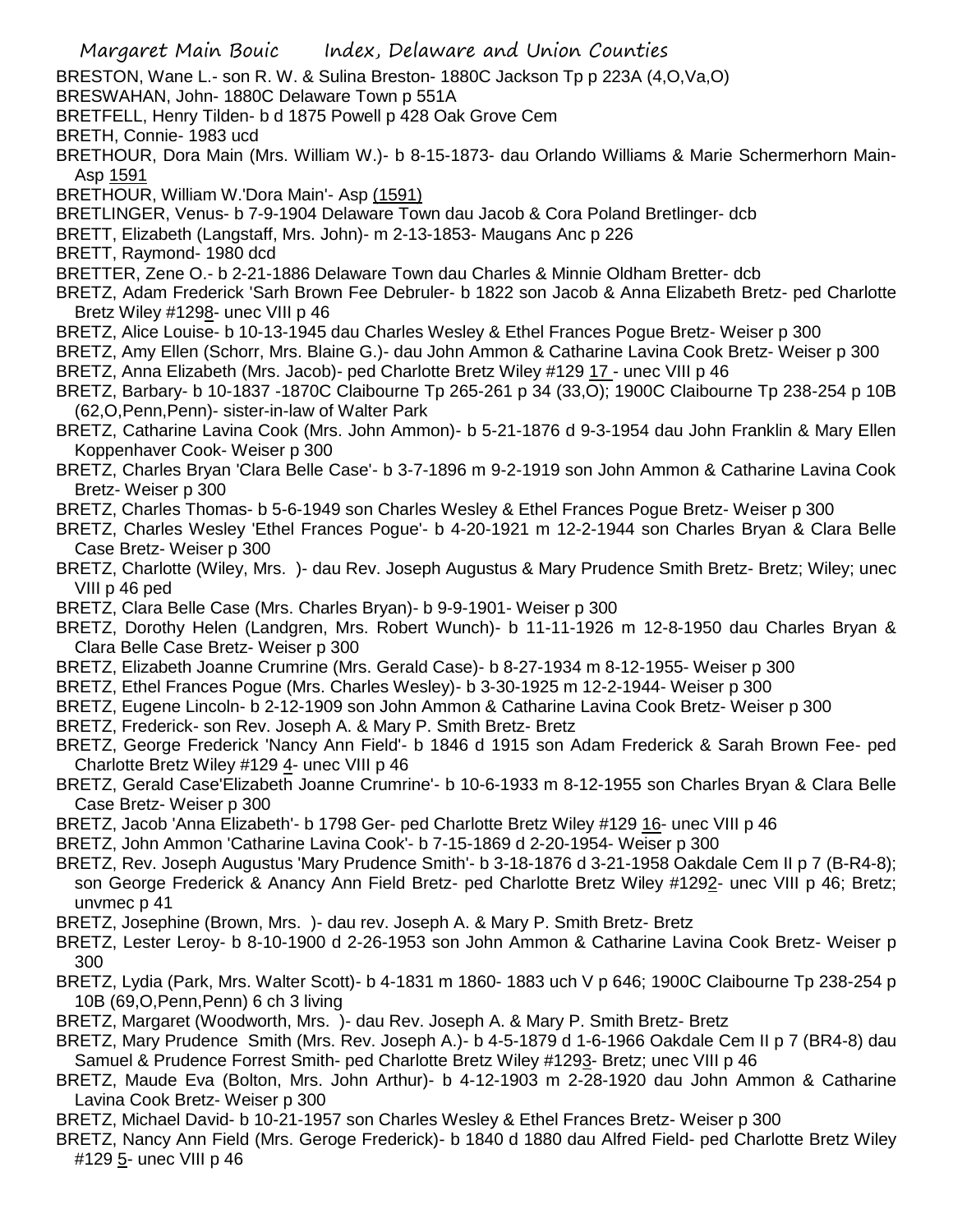BRESTON, Wane L.- son R. W. & Sulina Breston- 1880C Jackson Tp p 223A (4,O,Va,O)

BRESWAHAN, John- 1880C Delaware Town p 551A

BRETFELL, Henry Tilden- b d 1875 Powell p 428 Oak Grove Cem

BRETH, Connie- 1983 ucd

BRETHOUR, Dora Main (Mrs. William W.)- b 8-15-1873- dau Orlando Williams & Marie Schermerhorn Main- Asp 1591

BRETHOUR, William W.'Dora Main'- Asp (1591)

BRETLINGER, Venus- b 7-9-1904 Delaware Town dau Jacob & Cora Poland Bretlinger- dcb

BRETT, Elizabeth (Langstaff, Mrs. John)- m 2-13-1853- Maugans Anc p 226

BRETT, Raymond- 1980 dcd

BRETTER, Zene O.- b 2-21-1886 Delaware Town dau Charles & Minnie Oldham Bretter- dcb

BRETZ, Adam Frederick 'Sarh Brown Fee Debruler- b 1822 son Jacob & Anna Elizabeth Bretz- ped Charlotte Bretz Wiley #1298- unec VIII p 46

BRETZ, Alice Louise- b 10-13-1945 dau Charles Wesley & Ethel Frances Pogue Bretz- Weiser p 300

BRETZ, Amy Ellen (Schorr, Mrs. Blaine G.)- dau John Ammon & Catharine Lavina Cook Bretz- Weiser p 300

BRETZ, Anna Elizabeth (Mrs. Jacob)- ped Charlotte Bretz Wiley #129 17 - unec VIII p 46

BRETZ, Barbary- b 10-1837 -1870C Claibourne Tp 265-261 p 34 (33,O); 1900C Claibourne Tp 238-254 p 10B (62,O,Penn,Penn)- sister-in-law of Walter Park

BRETZ, Catharine Lavina Cook (Mrs. John Ammon)- b 5-21-1876 d 9-3-1954 dau John Franklin & Mary Ellen Koppenhaver Cook- Weiser p 300

BRETZ, Charles Bryan 'Clara Belle Case'- b 3-7-1896 m 9-2-1919 son John Ammon & Catharine Lavina Cook Bretz- Weiser p 300

BRETZ, Charles Thomas- b 5-6-1949 son Charles Wesley & Ethel Frances Pogue Bretz- Weiser p 300

BRETZ, Charles Wesley 'Ethel Frances Pogue'- b 4-20-1921 m 12-2-1944 son Charles Bryan & Clara Belle Case Bretz- Weiser p 300

BRETZ, Charlotte (Wiley, Mrs. )- dau Rev. Joseph Augustus & Mary Prudence Smith Bretz- Bretz; Wiley; unec VIII p 46 ped

BRETZ, Clara Belle Case (Mrs. Charles Bryan)- b 9-9-1901- Weiser p 300

BRETZ, Dorothy Helen (Landgren, Mrs. Robert Wunch)- b 11-11-1926 m 12-8-1950 dau Charles Bryan & Clara Belle Case Bretz- Weiser p 300

BRETZ, Elizabeth Joanne Crumrine (Mrs. Gerald Case)- b 8-27-1934 m 8-12-1955- Weiser p 300

BRETZ, Ethel Frances Pogue (Mrs. Charles Wesley)- b 3-30-1925 m 12-2-1944- Weiser p 300

BRETZ, Eugene Lincoln- b 2-12-1909 son John Ammon & Catharine Lavina Cook Bretz- Weiser p 300

BRETZ, Frederick- son Rev. Joseph A. & Mary P. Smith Bretz- Bretz

BRETZ, George Frederick 'Nancy Ann Field'- b 1846 d 1915 son Adam Frederick & Sarah Brown Fee- ped Charlotte Bretz Wiley #129 4- unec VIII p 46

BRETZ, Gerald Case'Elizabeth Joanne Crumrine'- b 10-6-1933 m 8-12-1955 son Charles Bryan & Clara Belle Case Bretz- Weiser p 300

BRETZ, Jacob 'Anna Elizabeth'- b 1798 Ger- ped Charlotte Bretz Wiley #129 16- unec VIII p 46

BRETZ, John Ammon 'Catharine Lavina Cook'- b 7-15-1869 d 2-20-1954- Weiser p 300

BRETZ, Rev. Joseph Augustus 'Mary Prudence Smith'- b 3-18-1876 d 3-21-1958 Oakdale Cem II p 7 (B-R4-8); son George Frederick & Anancy Ann Field Bretz- ped Charlotte Bretz Wiley #1292- unec VIII p 46; Bretz; unvmec p 41

BRETZ, Josephine (Brown, Mrs. )- dau rev. Joseph A. & Mary P. Smith Bretz- Bretz

BRETZ, Lester Leroy- b 8-10-1900 d 2-26-1953 son John Ammon & Catharine Lavina Cook Bretz- Weiser p 300

BRETZ, Lydia (Park, Mrs. Walter Scott)- b 4-1831 m 1860- 1883 uch V p 646; 1900C Claibourne Tp 238-254 p 10B (69,O,Penn,Penn) 6 ch 3 living

BRETZ, Margaret (Woodworth, Mrs. )- dau Rev. Joseph A. & Mary P. Smith Bretz- Bretz

BRETZ, Mary Prudence Smith (Mrs. Rev. Joseph A.)- b 4-5-1879 d 1-6-1966 Oakdale Cem II p 7 (BR4-8) dau Samuel & Prudence Forrest Smith- ped Charlotte Bretz Wiley #1293- Bretz; unec VIII p 46

BRETZ, Maude Eva (Bolton, Mrs. John Arthur)- b 4-12-1903 m 2-28-1920 dau John Ammon & Catharine Lavina Cook Bretz- Weiser p 300

BRETZ, Michael David- b 10-21-1957 son Charles Wesley & Ethel Frances Bretz- Weiser p 300

BRETZ, Nancy Ann Field (Mrs. Geroge Frederick)- b 1840 d 1880 dau Alfred Field- ped Charlotte Bretz Wiley #129 5- unec VIII p 46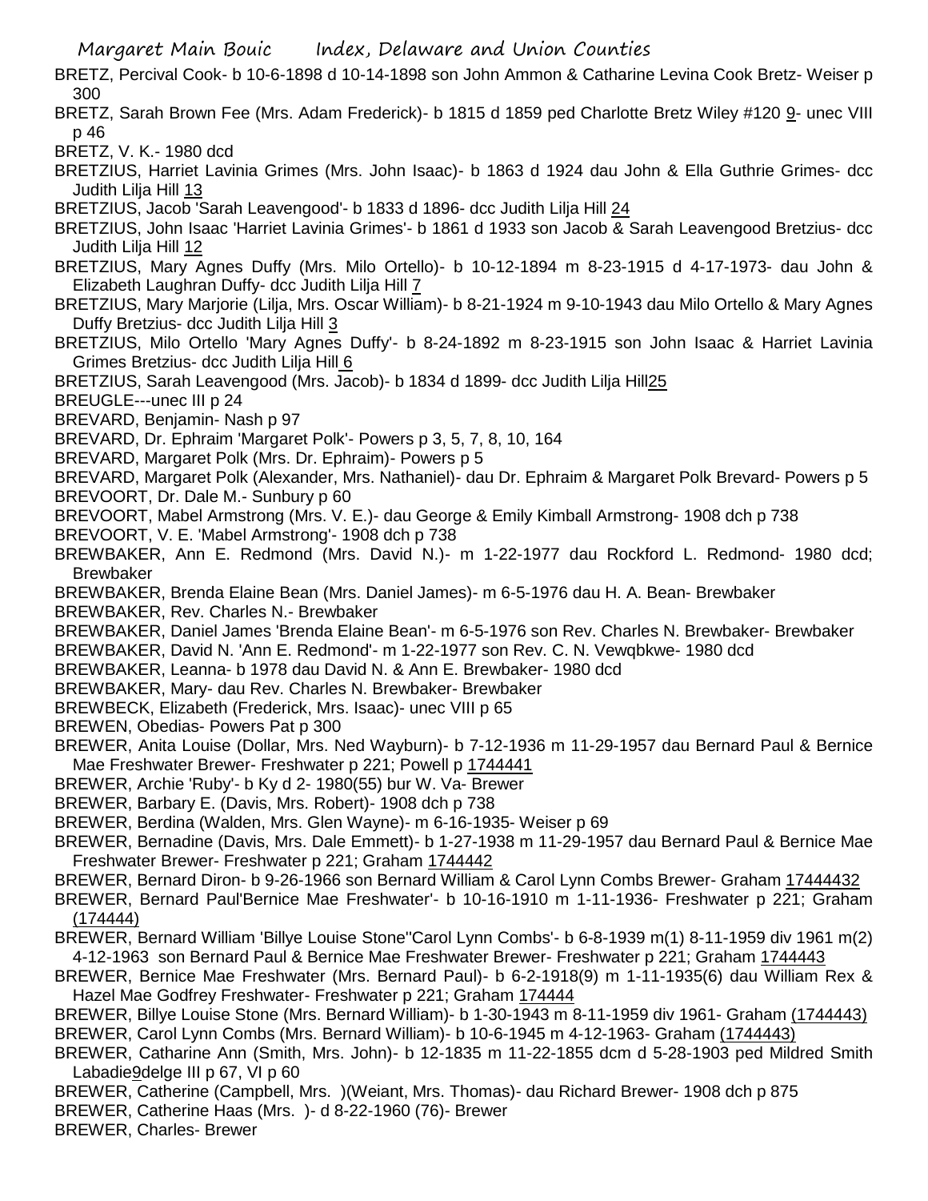BRETZ, Percival Cook- b 10-6-1898 d 10-14-1898 son John Ammon & Catharine Levina Cook Bretz- Weiser p 300

BRETZ, Sarah Brown Fee (Mrs. Adam Frederick)- b 1815 d 1859 ped Charlotte Bretz Wiley #120 9- unec VIII p 46

BRETZ, V. K.- 1980 dcd

BRETZIUS, Harriet Lavinia Grimes (Mrs. John Isaac)- b 1863 d 1924 dau John & Ella Guthrie Grimes- dcc Judith Lilja Hill 13

BRETZIUS, Jacob 'Sarah Leavengood'- b 1833 d 1896- dcc Judith Lilja Hill 24

BRETZIUS, John Isaac 'Harriet Lavinia Grimes'- b 1861 d 1933 son Jacob & Sarah Leavengood Bretzius- dcc Judith Lilja Hill 12

BRETZIUS, Mary Agnes Duffy (Mrs. Milo Ortello)- b 10-12-1894 m 8-23-1915 d 4-17-1973- dau John & Elizabeth Laughran Duffy- dcc Judith Lilja Hill 7

BRETZIUS, Mary Marjorie (Lilja, Mrs. Oscar William)- b 8-21-1924 m 9-10-1943 dau Milo Ortello & Mary Agnes Duffy Bretzius- dcc Judith Lilja Hill 3

BRETZIUS, Milo Ortello 'Mary Agnes Duffy'- b 8-24-1892 m 8-23-1915 son John Isaac & Harriet Lavinia Grimes Bretzius- dcc Judith Lilja Hill 6

BRETZIUS, Sarah Leavengood (Mrs. Jacob)- b 1834 d 1899- dcc Judith Lilja Hill25

BREUGLE---unec III p 24

BREVARD, Benjamin- Nash p 97

BREVARD, Dr. Ephraim 'Margaret Polk'- Powers p 3, 5, 7, 8, 10, 164

BREVARD, Margaret Polk (Mrs. Dr. Ephraim)- Powers p 5

BREVARD, Margaret Polk (Alexander, Mrs. Nathaniel)- dau Dr. Ephraim & Margaret Polk Brevard- Powers p 5

BREVOORT, Dr. Dale M.- Sunbury p 60

BREVOORT, Mabel Armstrong (Mrs. V. E.)- dau George & Emily Kimball Armstrong- 1908 dch p 738

BREVOORT, V. E. 'Mabel Armstrong'- 1908 dch p 738

BREWBAKER, Ann E. Redmond (Mrs. David N.)- m 1-22-1977 dau Rockford L. Redmond- 1980 dcd; Brewbaker

BREWBAKER, Brenda Elaine Bean (Mrs. Daniel James)- m 6-5-1976 dau H. A. Bean- Brewbaker

BREWBAKER, Rev. Charles N.- Brewbaker

BREWBAKER, Daniel James 'Brenda Elaine Bean'- m 6-5-1976 son Rev. Charles N. Brewbaker- Brewbaker

BREWBAKER, David N. 'Ann E. Redmond'- m 1-22-1977 son Rev. C. N. Vewqbkwe- 1980 dcd

BREWBAKER, Leanna- b 1978 dau David N. & Ann E. Brewbaker- 1980 dcd

BREWBAKER, Mary- dau Rev. Charles N. Brewbaker- Brewbaker

BREWBECK, Elizabeth (Frederick, Mrs. Isaac)- unec VIII p 65

BREWEN, Obedias- Powers Pat p 300

BREWER, Anita Louise (Dollar, Mrs. Ned Wayburn)- b 7-12-1936 m 11-29-1957 dau Bernard Paul & Bernice Mae Freshwater Brewer- Freshwater p 221; Powell p 1744441

BREWER, Archie 'Ruby'- b Ky d 2- 1980(55) bur W. Va- Brewer

BREWER, Barbary E. (Davis, Mrs. Robert)- 1908 dch p 738

BREWER, Berdina (Walden, Mrs. Glen Wayne)- m 6-16-1935- Weiser p 69

BREWER, Bernadine (Davis, Mrs. Dale Emmett)- b 1-27-1938 m 11-29-1957 dau Bernard Paul & Bernice Mae Freshwater Brewer- Freshwater p 221; Graham 1744442

BREWER, Bernard Diron- b 9-26-1966 son Bernard William & Carol Lynn Combs Brewer- Graham 17444432

BREWER, Bernard Paul'Bernice Mae Freshwater'- b 10-16-1910 m 1-11-1936- Freshwater p 221; Graham (174444)

BREWER, Bernard William 'Billye Louise Stone''Carol Lynn Combs'- b 6-8-1939 m(1) 8-11-1959 div 1961 m(2) 4-12-1963 son Bernard Paul & Bernice Mae Freshwater Brewer- Freshwater p 221; Graham 1744443

BREWER, Bernice Mae Freshwater (Mrs. Bernard Paul)- b 6-2-1918(9) m 1-11-1935(6) dau William Rex & Hazel Mae Godfrey Freshwater- Freshwater p 221; Graham 174444

BREWER, Billye Louise Stone (Mrs. Bernard William)- b 1-30-1943 m 8-11-1959 div 1961- Graham (1744443)

BREWER, Carol Lynn Combs (Mrs. Bernard William)- b 10-6-1945 m 4-12-1963- Graham (1744443)

BREWER, Catharine Ann (Smith, Mrs. John)- b 12-1835 m 11-22-1855 dcm d 5-28-1903 ped Mildred Smith Labadie9delge III p 67, VI p 60

BREWER, Catherine (Campbell, Mrs. )(Weiant, Mrs. Thomas)- dau Richard Brewer- 1908 dch p 875

BREWER, Catherine Haas (Mrs. )- d 8-22-1960 (76)- Brewer

BREWER, Charles- Brewer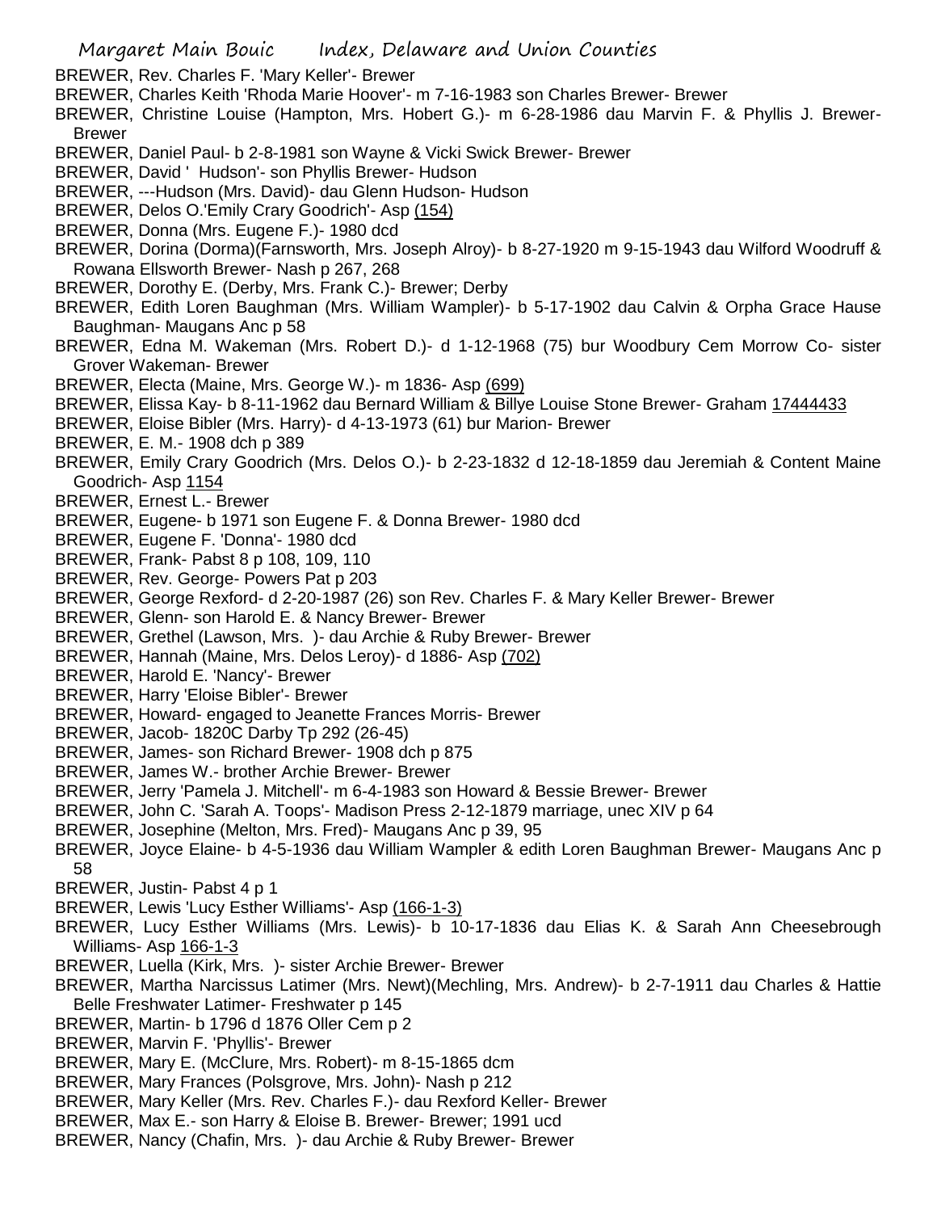BREWER, Rev. Charles F. 'Mary Keller'- Brewer

BREWER, Charles Keith 'Rhoda Marie Hoover'- m 7-16-1983 son Charles Brewer- Brewer

BREWER, Christine Louise (Hampton, Mrs. Hobert G.)- m 6-28-1986 dau Marvin F. & Phyllis J. Brewer- Brewer

BREWER, Daniel Paul- b 2-8-1981 son Wayne & Vicki Swick Brewer- Brewer

BREWER, David ' Hudson'- son Phyllis Brewer- Hudson

BREWER, ---Hudson (Mrs. David)- dau Glenn Hudson- Hudson

BREWER, Delos O.'Emily Crary Goodrich'- Asp (154)

BREWER, Donna (Mrs. Eugene F.)- 1980 dcd

BREWER, Dorina (Dorma)(Farnsworth, Mrs. Joseph Alroy)- b 8-27-1920 m 9-15-1943 dau Wilford Woodruff & Rowana Ellsworth Brewer- Nash p 267, 268

BREWER, Dorothy E. (Derby, Mrs. Frank C.)- Brewer; Derby

BREWER, Edith Loren Baughman (Mrs. William Wampler)- b 5-17-1902 dau Calvin & Orpha Grace Hause Baughman- Maugans Anc p 58

BREWER, Edna M. Wakeman (Mrs. Robert D.)- d 1-12-1968 (75) bur Woodbury Cem Morrow Co- sister Grover Wakeman- Brewer

BREWER, Electa (Maine, Mrs. George W.)- m 1836- Asp (699)

BREWER, Elissa Kay- b 8-11-1962 dau Bernard William & Billye Louise Stone Brewer- Graham 17444433

BREWER, Eloise Bibler (Mrs. Harry)- d 4-13-1973 (61) bur Marion- Brewer

BREWER, E. M.- 1908 dch p 389

BREWER, Emily Crary Goodrich (Mrs. Delos O.)- b 2-23-1832 d 12-18-1859 dau Jeremiah & Content Maine Goodrich- Asp 1154

BREWER, Ernest L.- Brewer

BREWER, Eugene- b 1971 son Eugene F. & Donna Brewer- 1980 dcd

BREWER, Eugene F. 'Donna'- 1980 dcd

BREWER, Frank- Pabst 8 p 108, 109, 110

BREWER, Rev. George- Powers Pat p 203

BREWER, George Rexford- d 2-20-1987 (26) son Rev. Charles F. & Mary Keller Brewer- Brewer

BREWER, Glenn- son Harold E. & Nancy Brewer- Brewer

BREWER, Grethel (Lawson, Mrs. )- dau Archie & Ruby Brewer- Brewer

BREWER, Hannah (Maine, Mrs. Delos Leroy)- d 1886- Asp (702)

BREWER, Harold E. 'Nancy'- Brewer

BREWER, Harry 'Eloise Bibler'- Brewer

BREWER, Howard- engaged to Jeanette Frances Morris- Brewer

BREWER, Jacob- 1820C Darby Tp 292 (26-45)

BREWER, James- son Richard Brewer- 1908 dch p 875

BREWER, James W.- brother Archie Brewer- Brewer

BREWER, Jerry 'Pamela J. Mitchell'- m 6-4-1983 son Howard & Bessie Brewer- Brewer

BREWER, John C. 'Sarah A. Toops'- Madison Press 2-12-1879 marriage, unec XIV p 64

BREWER, Josephine (Melton, Mrs. Fred)- Maugans Anc p 39, 95

BREWER, Joyce Elaine- b 4-5-1936 dau William Wampler & edith Loren Baughman Brewer- Maugans Anc p 58

BREWER, Justin- Pabst 4 p 1

BREWER, Lewis 'Lucy Esther Williams'- Asp (166-1-3)

BREWER, Lucy Esther Williams (Mrs. Lewis)- b 10-17-1836 dau Elias K. & Sarah Ann Cheesebrough Williams- Asp 166-1-3

BREWER, Luella (Kirk, Mrs. )- sister Archie Brewer- Brewer

BREWER, Martha Narcissus Latimer (Mrs. Newt)(Mechling, Mrs. Andrew)- b 2-7-1911 dau Charles & Hattie Belle Freshwater Latimer- Freshwater p 145

BREWER, Martin- b 1796 d 1876 Oller Cem p 2

BREWER, Marvin F. 'Phyllis'- Brewer

BREWER, Mary E. (McClure, Mrs. Robert)- m 8-15-1865 dcm

BREWER, Mary Frances (Polsgrove, Mrs. John)- Nash p 212

BREWER, Mary Keller (Mrs. Rev. Charles F.)- dau Rexford Keller- Brewer

BREWER, Max E.- son Harry & Eloise B. Brewer- Brewer; 1991 ucd

BREWER, Nancy (Chafin, Mrs. )- dau Archie & Ruby Brewer- Brewer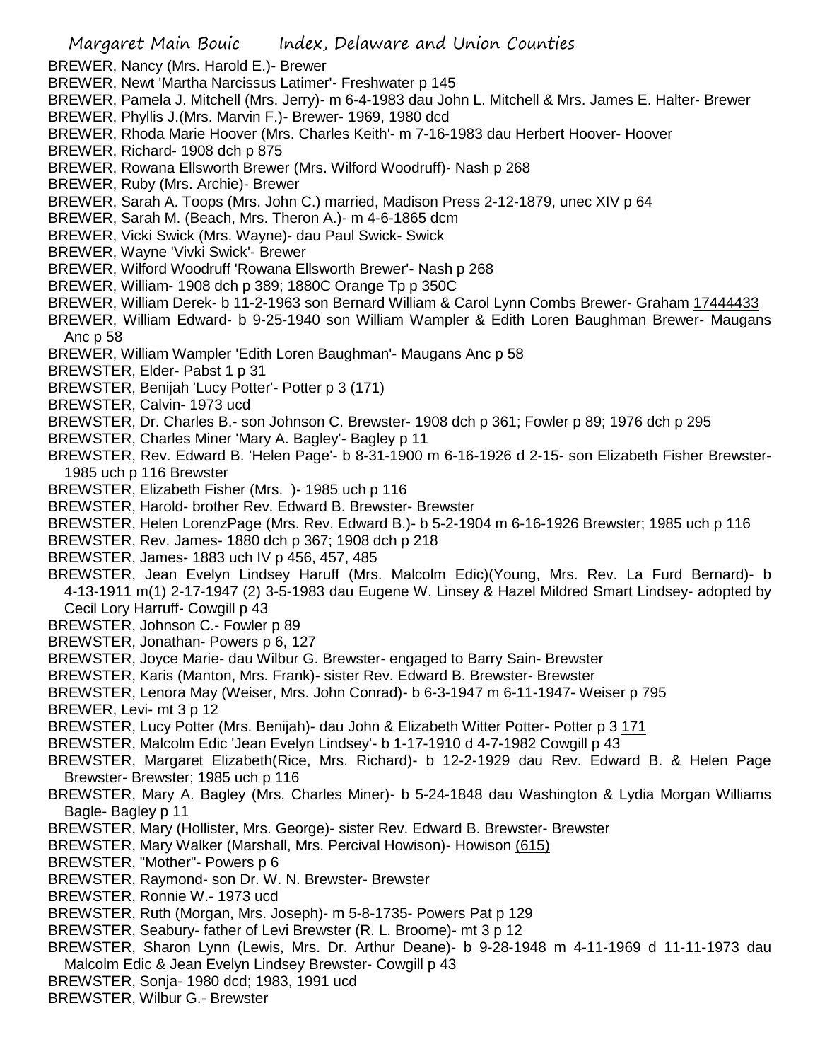BREWER, Nancy (Mrs. Harold E.)- Brewer
BREWER, Newt 'Martha Narcissus Latimer'- Freshwater p 145
BREWER, Pamela J. Mitchell (Mrs. Jerry)- m 6-4-1983 dau John L. Mitchell & Mrs. James E. Halter- Brewer
BREWER, Phyllis J.(Mrs. Marvin F.)- Brewer- 1969, 1980 dcd
BREWER, Rhoda Marie Hoover (Mrs. Charles Keith'- m 7-16-1983 dau Herbert Hoover- Hoover
BREWER, Richard- 1908 dch p 875
BREWER, Rowana Ellsworth Brewer (Mrs. Wilford Woodruff)- Nash p 268
BREWER, Ruby (Mrs. Archie)- Brewer
BREWER, Sarah A. Toops (Mrs. John C.) married, Madison Press 2-12-1879, unec XIV p 64
BREWER, Sarah M. (Beach, Mrs. Theron A.)- m 4-6-1865 dcm
BREWER, Vicki Swick (Mrs. Wayne)- dau Paul Swick- Swick
BREWER, Wayne 'Vivki Swick'- Brewer
BREWER, Wilford Woodruff 'Rowana Ellsworth Brewer'- Nash p 268
BREWER, William- 1908 dch p 389; 1880C Orange Tp p 350C
BREWER, William Derek- b 11-2-1963 son Bernard William & Carol Lynn Combs Brewer- Graham 17444433
BREWER, William Edward- b 9-25-1940 son William Wampler & Edith Loren Baughman Brewer- Maugans Anc p 58
BREWER, William Wampler 'Edith Loren Baughman'- Maugans Anc p 58
BREWSTER, Elder- Pabst 1 p 31
BREWSTER, Benijah 'Lucy Potter'- Potter p 3 (171)
BREWSTER, Calvin- 1973 ucd
BREWSTER, Dr. Charles B.- son Johnson C. Brewster- 1908 dch p 361; Fowler p 89; 1976 dch p 295
BREWSTER, Charles Miner 'Mary A. Bagley'- Bagley p 11
BREWSTER, Rev. Edward B. 'Helen Page'- b 8-31-1900 m 6-16-1926 d 2-15- son Elizabeth Fisher Brewster- 1985 uch p 116 Brewster
BREWSTER, Elizabeth Fisher (Mrs. )- 1985 uch p 116
BREWSTER, Harold- brother Rev. Edward B. Brewster- Brewster
BREWSTER, Helen LorenzPage (Mrs. Rev. Edward B.)- b 5-2-1904 m 6-16-1926 Brewster; 1985 uch p 116
BREWSTER, Rev. James- 1880 dch p 367; 1908 dch p 218
BREWSTER, James- 1883 uch IV p 456, 457, 485
BREWSTER, Jean Evelyn Lindsey Haruff (Mrs. Malcolm Edic)(Young, Mrs. Rev. La Furd Bernard)- b 4-13-1911 m(1) 2-17-1947 (2) 3-5-1983 dau Eugene W. Linsey & Hazel Mildred Smart Lindsey- adopted by Cecil Lory Harruff- Cowgill p 43
BREWSTER, Johnson C.- Fowler p 89
BREWSTER, Jonathan- Powers p 6, 127
BREWSTER, Joyce Marie- dau Wilbur G. Brewster- engaged to Barry Sain- Brewster
BREWSTER, Karis (Manton, Mrs. Frank)- sister Rev. Edward B. Brewster- Brewster
BREWSTER, Lenora May (Weiser, Mrs. John Conrad)- b 6-3-1947 m 6-11-1947- Weiser p 795
BREWER, Levi- mt 3 p 12
BREWSTER, Lucy Potter (Mrs. Benijah)- dau John & Elizabeth Witter Potter- Potter p 3 171
BREWSTER, Malcolm Edic 'Jean Evelyn Lindsey'- b 1-17-1910 d 4-7-1982 Cowgill p 43
BREWSTER, Margaret Elizabeth(Rice, Mrs. Richard)- b 12-2-1929 dau Rev. Edward B. & Helen Page Brewster- Brewster; 1985 uch p 116
BREWSTER, Mary A. Bagley (Mrs. Charles Miner)- b 5-24-1848 dau Washington & Lydia Morgan Williams Bagle- Bagley p 11
BREWSTER, Mary (Hollister, Mrs. George)- sister Rev. Edward B. Brewster- Brewster
BREWSTER, Mary Walker (Marshall, Mrs. Percival Howison)- Howison (615)
BREWSTER, "Mother"- Powers p 6
BREWSTER, Raymond- son Dr. W. N. Brewster- Brewster
BREWSTER, Ronnie W.- 1973 ucd
BREWSTER, Ruth (Morgan, Mrs. Joseph)- m 5-8-1735- Powers Pat p 129
BREWSTER, Seabury- father of Levi Brewster (R. L. Broome)- mt 3 p 12
BREWSTER, Sharon Lynn (Lewis, Mrs. Dr. Arthur Deane)- b 9-28-1948 m 4-11-1969 d 11-11-1973 dau Malcolm Edic & Jean Evelyn Lindsey Brewster- Cowgill p 43
BREWSTER, Sonja- 1980 dcd; 1983, 1991 ucd
BREWSTER, Wilbur G.- Brewster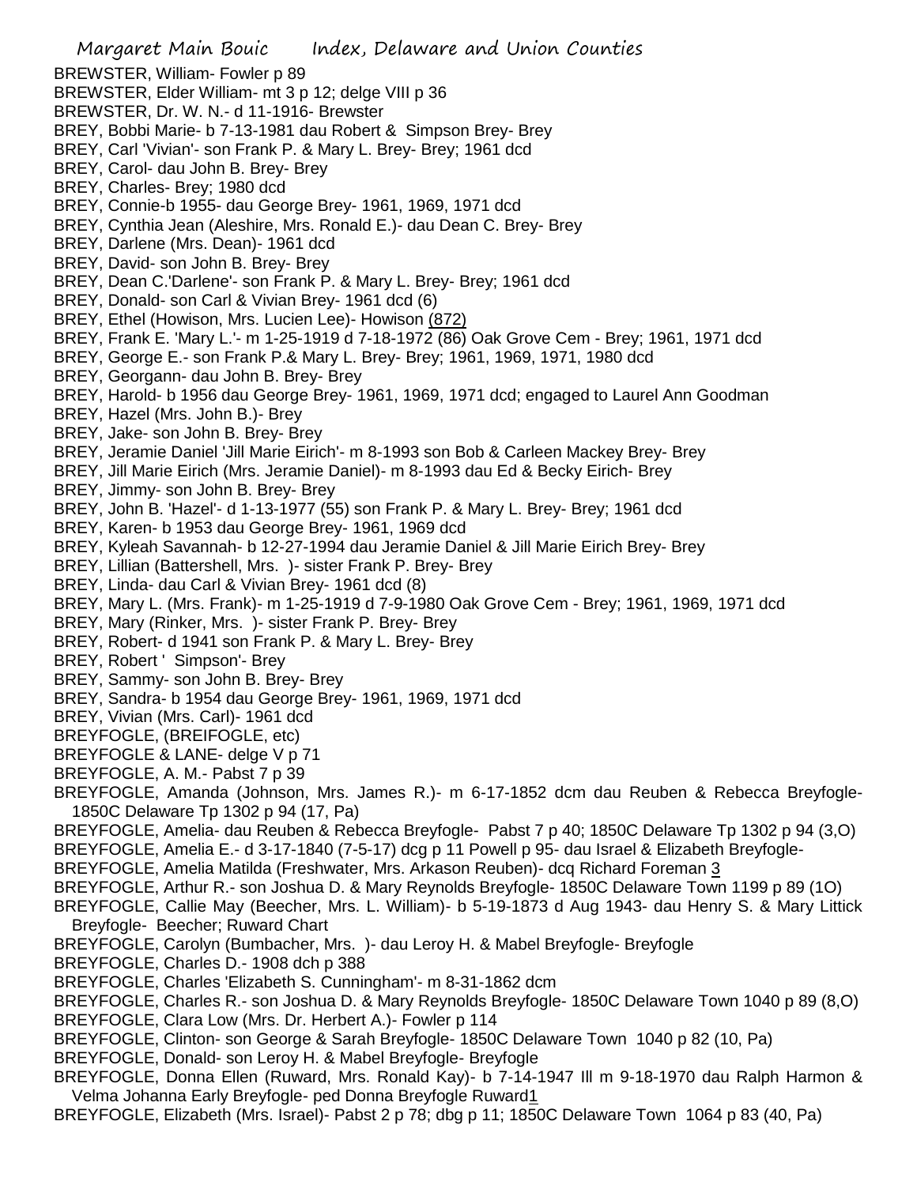BREWSTER, William- Fowler p 89
BREWSTER, Elder William- mt 3 p 12; delge VIII p 36
BREWSTER, Dr. W. N.- d 11-1916- Brewster
BREY, Bobbi Marie- b 7-13-1981 dau Robert & Simpson Brey- Brey
BREY, Carl 'Vivian'- son Frank P. & Mary L. Brey- Brey; 1961 dcd
BREY, Carol- dau John B. Brey- Brey
BREY, Charles- Brey; 1980 dcd
BREY, Connie-b 1955- dau George Brey- 1961, 1969, 1971 dcd
BREY, Cynthia Jean (Aleshire, Mrs. Ronald E.)- dau Dean C. Brey- Brey
BREY, Darlene (Mrs. Dean)- 1961 dcd
BREY, David- son John B. Brey- Brey
BREY, Dean C.'Darlene'- son Frank P. & Mary L. Brey- Brey; 1961 dcd
BREY, Donald- son Carl & Vivian Brey- 1961 dcd (6)
BREY, Ethel (Howison, Mrs. Lucien Lee)- Howison (872)
BREY, Frank E. 'Mary L.'- m 1-25-1919 d 7-18-1972 (86) Oak Grove Cem - Brey; 1961, 1971 dcd
BREY, George E.- son Frank P.& Mary L. Brey- Brey; 1961, 1969, 1971, 1980 dcd
BREY, Georgann- dau John B. Brey- Brey
BREY, Harold- b 1956 dau George Brey- 1961, 1969, 1971 dcd; engaged to Laurel Ann Goodman
BREY, Hazel (Mrs. John B.)- Brey
BREY, Jake- son John B. Brey- Brey
BREY, Jeramie Daniel 'Jill Marie Eirich'- m 8-1993 son Bob & Carleen Mackey Brey- Brey
BREY, Jill Marie Eirich (Mrs. Jeramie Daniel)- m 8-1993 dau Ed & Becky Eirich- Brey
BREY, Jimmy- son John B. Brey- Brey
BREY, John B. 'Hazel'- d 1-13-1977 (55) son Frank P. & Mary L. Brey- Brey; 1961 dcd
BREY, Karen- b 1953 dau George Brey- 1961, 1969 dcd
BREY, Kyleah Savannah- b 12-27-1994 dau Jeramie Daniel & Jill Marie Eirich Brey- Brey
BREY, Lillian (Battershell, Mrs. )- sister Frank P. Brey- Brey
BREY, Linda- dau Carl & Vivian Brey- 1961 dcd (8)
BREY, Mary L. (Mrs. Frank)- m 1-25-1919 d 7-9-1980 Oak Grove Cem - Brey; 1961, 1969, 1971 dcd
BREY, Mary (Rinker, Mrs. )- sister Frank P. Brey- Brey
BREY, Robert- d 1941 son Frank P. & Mary L. Brey- Brey
BREY, Robert ' Simpson'- Brey
BREY, Sammy- son John B. Brey- Brey
BREY, Sandra- b 1954 dau George Brey- 1961, 1969, 1971 dcd
BREY, Vivian (Mrs. Carl)- 1961 dcd
BREYFOGLE, (BREIFOGLE, etc)
BREYFOGLE & LANE- delge V p 71
BREYFOGLE, A. M.- Pabst 7 p 39
BREYFOGLE, Amanda (Johnson, Mrs. James R.)- m 6-17-1852 dcm dau Reuben & Rebecca Breyfogle- 1850C Delaware Tp 1302 p 94 (17, Pa)
BREYFOGLE, Amelia- dau Reuben & Rebecca Breyfogle- Pabst 7 p 40; 1850C Delaware Tp 1302 p 94 (3,O)
BREYFOGLE, Amelia E.- d 3-17-1840 (7-5-17) dcg p 11 Powell p 95- dau Israel & Elizabeth Breyfogle-
BREYFOGLE, Amelia Matilda (Freshwater, Mrs. Arkason Reuben)- dcq Richard Foreman 3
BREYFOGLE, Arthur R.- son Joshua D. & Mary Reynolds Breyfogle- 1850C Delaware Town 1199 p 89 (1O)
BREYFOGLE, Callie May (Beecher, Mrs. L. William)- b 5-19-1873 d Aug 1943- dau Henry S. & Mary Littick Breyfogle- Beecher; Ruward Chart
BREYFOGLE, Carolyn (Bumbacher, Mrs. )- dau Leroy H. & Mabel Breyfogle- Breyfogle
BREYFOGLE, Charles D.- 1908 dch p 388
BREYFOGLE, Charles 'Elizabeth S. Cunningham'- m 8-31-1862 dcm
BREYFOGLE, Charles R.- son Joshua D. & Mary Reynolds Breyfogle- 1850C Delaware Town 1040 p 89 (8,O)
BREYFOGLE, Clara Low (Mrs. Dr. Herbert A.)- Fowler p 114
BREYFOGLE, Clinton- son George & Sarah Breyfogle- 1850C Delaware Town 1040 p 82 (10, Pa)
BREYFOGLE, Donald- son Leroy H. & Mabel Breyfogle- Breyfogle
BREYFOGLE, Donna Ellen (Ruward, Mrs. Ronald Kay)- b 7-14-1947 Ill m 9-18-1970 dau Ralph Harmon & Velma Johanna Early Breyfogle- ped Donna Breyfogle Ruward1
BREYFOGLE, Elizabeth (Mrs. Israel)- Pabst 2 p 78; dbg p 11; 1850C Delaware Town 1064 p 83 (40, Pa)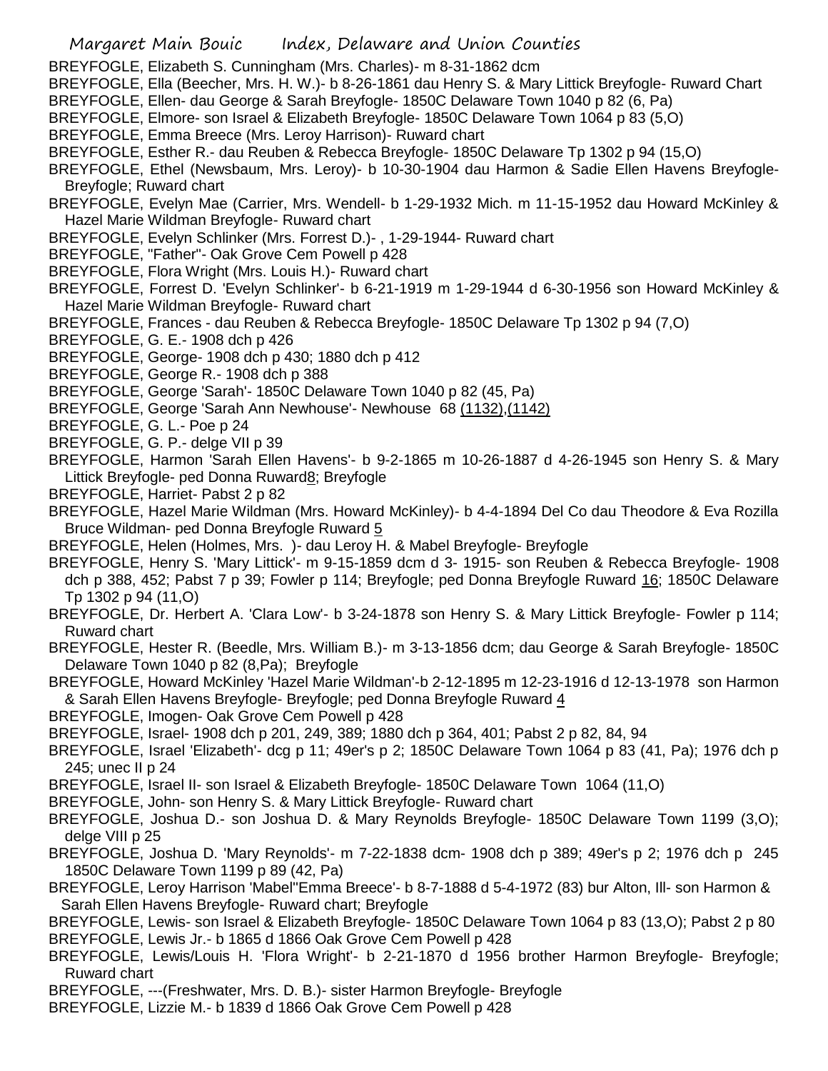BREYFOGLE, Elizabeth S. Cunningham (Mrs. Charles)- m 8-31-1862 dcm
BREYFOGLE, Ella (Beecher, Mrs. H. W.)- b 8-26-1861 dau Henry S. & Mary Littick Breyfogle- Ruward Chart
BREYFOGLE, Ellen- dau George & Sarah Breyfogle- 1850C Delaware Town 1040 p 82 (6, Pa)
BREYFOGLE, Elmore- son Israel & Elizabeth Breyfogle- 1850C Delaware Town 1064 p 83 (5,O)
BREYFOGLE, Emma Breece (Mrs. Leroy Harrison)- Ruward chart
BREYFOGLE, Esther R.- dau Reuben & Rebecca Breyfogle- 1850C Delaware Tp 1302 p 94 (15,O)
BREYFOGLE, Ethel (Newsbaum, Mrs. Leroy)- b 10-30-1904 dau Harmon & Sadie Ellen Havens Breyfogle- Breyfogle; Ruward chart
BREYFOGLE, Evelyn Mae (Carrier, Mrs. Wendell- b 1-29-1932 Mich. m 11-15-1952 dau Howard McKinley & Hazel Marie Wildman Breyfogle- Ruward chart
BREYFOGLE, Evelyn Schlinker (Mrs. Forrest D.)- , 1-29-1944- Ruward chart
BREYFOGLE, "Father"- Oak Grove Cem Powell p 428
BREYFOGLE, Flora Wright (Mrs. Louis H.)- Ruward chart
BREYFOGLE, Forrest D. 'Evelyn Schlinker'- b 6-21-1919 m 1-29-1944 d 6-30-1956 son Howard McKinley & Hazel Marie Wildman Breyfogle- Ruward chart
BREYFOGLE, Frances - dau Reuben & Rebecca Breyfogle- 1850C Delaware Tp 1302 p 94 (7,O)
BREYFOGLE, G. E.- 1908 dch p 426
BREYFOGLE, George- 1908 dch p 430; 1880 dch p 412
BREYFOGLE, George R.- 1908 dch p 388
BREYFOGLE, George 'Sarah'- 1850C Delaware Town 1040 p 82 (45, Pa)
BREYFOGLE, George 'Sarah Ann Newhouse'- Newhouse 68 (1132),(1142)
BREYFOGLE, G. L.- Poe p 24
BREYFOGLE, G. P.- delge VII p 39
BREYFOGLE, Harmon 'Sarah Ellen Havens'- b 9-2-1865 m 10-26-1887 d 4-26-1945 son Henry S. & Mary Littick Breyfogle- ped Donna Ruward8; Breyfogle
BREYFOGLE, Harriet- Pabst 2 p 82
BREYFOGLE, Hazel Marie Wildman (Mrs. Howard McKinley)- b 4-4-1894 Del Co dau Theodore & Eva Rozilla Bruce Wildman- ped Donna Breyfogle Ruward 5
BREYFOGLE, Helen (Holmes, Mrs. )- dau Leroy H. & Mabel Breyfogle- Breyfogle
BREYFOGLE, Henry S. 'Mary Littick'- m 9-15-1859 dcm d 3- 1915- son Reuben & Rebecca Breyfogle- 1908 dch p 388, 452; Pabst 7 p 39; Fowler p 114; Breyfogle; ped Donna Breyfogle Ruward 16; 1850C Delaware Tp 1302 p 94 (11,O)
BREYFOGLE, Dr. Herbert A. 'Clara Low'- b 3-24-1878 son Henry S. & Mary Littick Breyfogle- Fowler p 114; Ruward chart
BREYFOGLE, Hester R. (Beedle, Mrs. William B.)- m 3-13-1856 dcm; dau George & Sarah Breyfogle- 1850C Delaware Town 1040 p 82 (8,Pa); Breyfogle
BREYFOGLE, Howard McKinley 'Hazel Marie Wildman'-b 2-12-1895 m 12-23-1916 d 12-13-1978 son Harmon & Sarah Ellen Havens Breyfogle- Breyfogle; ped Donna Breyfogle Ruward 4
BREYFOGLE, Imogen- Oak Grove Cem Powell p 428
BREYFOGLE, Israel- 1908 dch p 201, 249, 389; 1880 dch p 364, 401; Pabst 2 p 82, 84, 94
BREYFOGLE, Israel 'Elizabeth'- dcg p 11; 49er's p 2; 1850C Delaware Town 1064 p 83 (41, Pa); 1976 dch p 245; unec II p 24
BREYFOGLE, Israel II- son Israel & Elizabeth Breyfogle- 1850C Delaware Town 1064 (11,O)
BREYFOGLE, John- son Henry S. & Mary Littick Breyfogle- Ruward chart
BREYFOGLE, Joshua D.- son Joshua D. & Mary Reynolds Breyfogle- 1850C Delaware Town 1199 (3,O); delge VIII p 25
BREYFOGLE, Joshua D. 'Mary Reynolds'- m 7-22-1838 dcm- 1908 dch p 389; 49er's p 2; 1976 dch p 245 1850C Delaware Town 1199 p 89 (42, Pa)
BREYFOGLE, Leroy Harrison 'Mabel''Emma Breece'- b 8-7-1888 d 5-4-1972 (83) bur Alton, Ill- son Harmon & Sarah Ellen Havens Breyfogle- Ruward chart; Breyfogle
BREYFOGLE, Lewis- son Israel & Elizabeth Breyfogle- 1850C Delaware Town 1064 p 83 (13,O); Pabst 2 p 80
BREYFOGLE, Lewis Jr.- b 1865 d 1866 Oak Grove Cem Powell p 428
BREYFOGLE, Lewis/Louis H. 'Flora Wright'- b 2-21-1870 d 1956 brother Harmon Breyfogle- Breyfogle; Ruward chart
BREYFOGLE, ---(Freshwater, Mrs. D. B.)- sister Harmon Breyfogle- Breyfogle
BREYFOGLE, Lizzie M.- b 1839 d 1866 Oak Grove Cem Powell p 428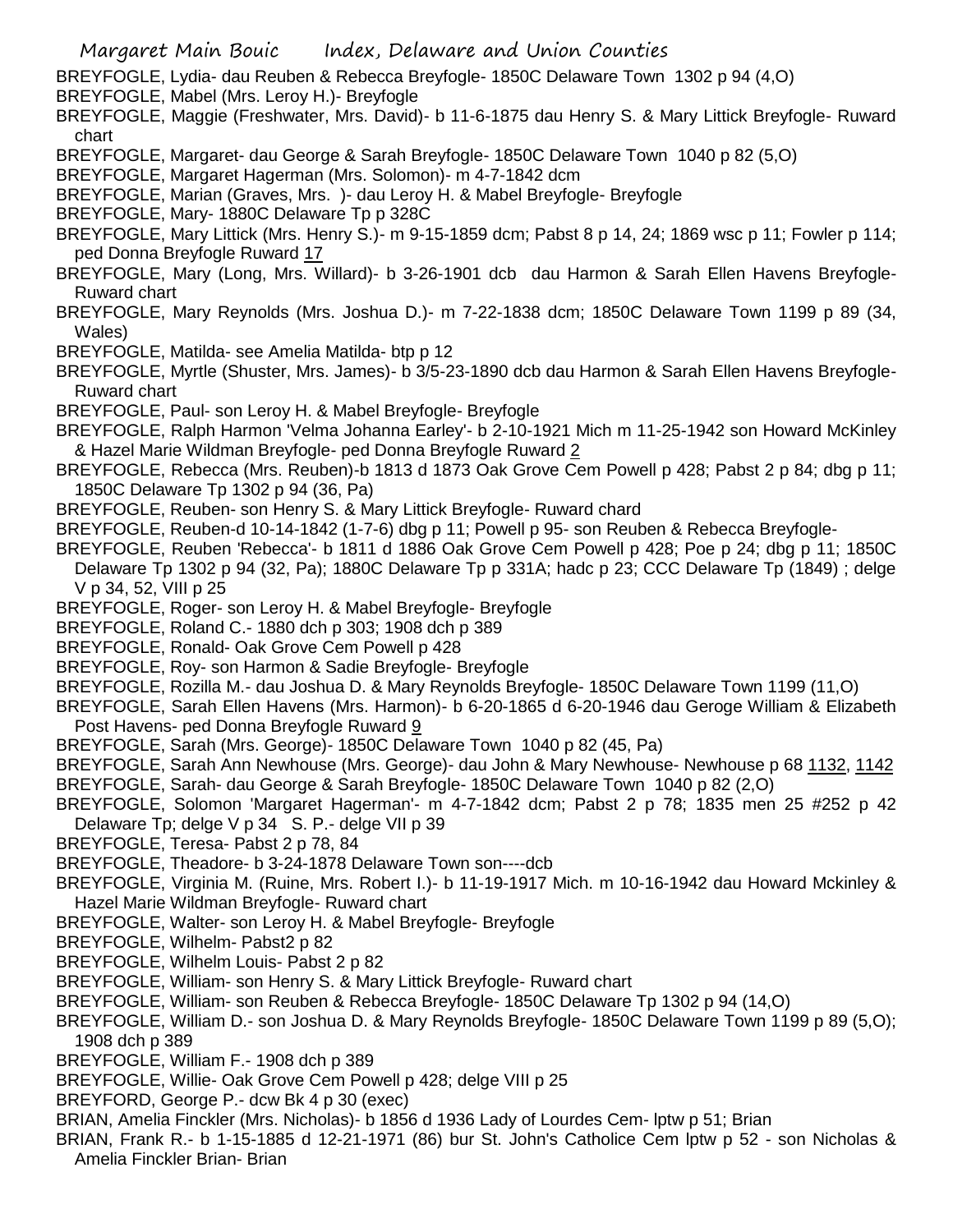BREYFOGLE, Lydia- dau Reuben & Rebecca Breyfogle- 1850C Delaware Town 1302 p 94 (4,O)

BREYFOGLE, Mabel (Mrs. Leroy H.)- Breyfogle

BREYFOGLE, Maggie (Freshwater, Mrs. David)- b 11-6-1875 dau Henry S. & Mary Littick Breyfogle- Ruward chart

BREYFOGLE, Margaret- dau George & Sarah Breyfogle- 1850C Delaware Town 1040 p 82 (5,O)

BREYFOGLE, Margaret Hagerman (Mrs. Solomon)- m 4-7-1842 dcm

BREYFOGLE, Marian (Graves, Mrs. )- dau Leroy H. & Mabel Breyfogle- Breyfogle

BREYFOGLE, Mary- 1880C Delaware Tp p 328C

BREYFOGLE, Mary Littick (Mrs. Henry S.)- m 9-15-1859 dcm; Pabst 8 p 14, 24; 1869 wsc p 11; Fowler p 114; ped Donna Breyfogle Ruward 17

BREYFOGLE, Mary (Long, Mrs. Willard)- b 3-26-1901 dcb dau Harmon & Sarah Ellen Havens Breyfogle- Ruward chart

BREYFOGLE, Mary Reynolds (Mrs. Joshua D.)- m 7-22-1838 dcm; 1850C Delaware Town 1199 p 89 (34, Wales)

BREYFOGLE, Matilda- see Amelia Matilda- btp p 12

BREYFOGLE, Myrtle (Shuster, Mrs. James)- b 3/5-23-1890 dcb dau Harmon & Sarah Ellen Havens Breyfogle- Ruward chart

BREYFOGLE, Paul- son Leroy H. & Mabel Breyfogle- Breyfogle

BREYFOGLE, Ralph Harmon 'Velma Johanna Earley'- b 2-10-1921 Mich m 11-25-1942 son Howard McKinley & Hazel Marie Wildman Breyfogle- ped Donna Breyfogle Ruward 2

BREYFOGLE, Rebecca (Mrs. Reuben)-b 1813 d 1873 Oak Grove Cem Powell p 428; Pabst 2 p 84; dbg p 11; 1850C Delaware Tp 1302 p 94 (36, Pa)

BREYFOGLE, Reuben- son Henry S. & Mary Littick Breyfogle- Ruward chard

BREYFOGLE, Reuben-d 10-14-1842 (1-7-6) dbg p 11; Powell p 95- son Reuben & Rebecca Breyfogle-

BREYFOGLE, Reuben 'Rebecca'- b 1811 d 1886 Oak Grove Cem Powell p 428; Poe p 24; dbg p 11; 1850C Delaware Tp 1302 p 94 (32, Pa); 1880C Delaware Tp p 331A; hadc p 23; CCC Delaware Tp (1849) ; delge V p 34, 52, VIII p 25

BREYFOGLE, Roger- son Leroy H. & Mabel Breyfogle- Breyfogle

BREYFOGLE, Roland C.- 1880 dch p 303; 1908 dch p 389

BREYFOGLE, Ronald- Oak Grove Cem Powell p 428

BREYFOGLE, Roy- son Harmon & Sadie Breyfogle- Breyfogle

BREYFOGLE, Rozilla M.- dau Joshua D. & Mary Reynolds Breyfogle- 1850C Delaware Town 1199 (11,O)

BREYFOGLE, Sarah Ellen Havens (Mrs. Harmon)- b 6-20-1865 d 6-20-1946 dau Geroge William & Elizabeth Post Havens- ped Donna Breyfogle Ruward 9

BREYFOGLE, Sarah (Mrs. George)- 1850C Delaware Town 1040 p 82 (45, Pa)

BREYFOGLE, Sarah Ann Newhouse (Mrs. George)- dau John & Mary Newhouse- Newhouse p 68 1132, 1142

BREYFOGLE, Sarah- dau George & Sarah Breyfogle- 1850C Delaware Town 1040 p 82 (2,O)

BREYFOGLE, Solomon 'Margaret Hagerman'- m 4-7-1842 dcm; Pabst 2 p 78; 1835 men 25 #252 p 42 Delaware Tp; delge V p 34 S. P.- delge VII p 39

BREYFOGLE, Teresa- Pabst 2 p 78, 84

BREYFOGLE, Theadore- b 3-24-1878 Delaware Town son----dcb

BREYFOGLE, Virginia M. (Ruine, Mrs. Robert I.)- b 11-19-1917 Mich. m 10-16-1942 dau Howard Mckinley & Hazel Marie Wildman Breyfogle- Ruward chart

BREYFOGLE, Walter- son Leroy H. & Mabel Breyfogle- Breyfogle

BREYFOGLE, Wilhelm- Pabst2 p 82

BREYFOGLE, Wilhelm Louis- Pabst 2 p 82

BREYFOGLE, William- son Henry S. & Mary Littick Breyfogle- Ruward chart

BREYFOGLE, William- son Reuben & Rebecca Breyfogle- 1850C Delaware Tp 1302 p 94 (14,O)

BREYFOGLE, William D.- son Joshua D. & Mary Reynolds Breyfogle- 1850C Delaware Town 1199 p 89 (5,O); 1908 dch p 389

BREYFOGLE, William F.- 1908 dch p 389

BREYFOGLE, Willie- Oak Grove Cem Powell p 428; delge VIII p 25

BREYFORD, George P.- dcw Bk 4 p 30 (exec)

BRIAN, Amelia Finckler (Mrs. Nicholas)- b 1856 d 1936 Lady of Lourdes Cem- lptw p 51; Brian

BRIAN, Frank R.- b 1-15-1885 d 12-21-1971 (86) bur St. John's Catholice Cem lptw p 52 - son Nicholas & Amelia Finckler Brian- Brian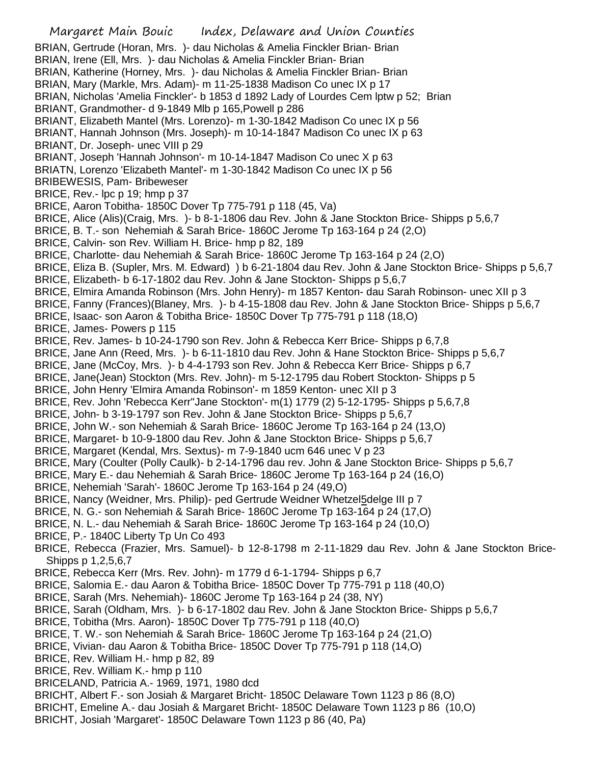BRIAN, Gertrude (Horan, Mrs. )- dau Nicholas & Amelia Finckler Brian- Brian
BRIAN, Irene (Ell, Mrs. )- dau Nicholas & Amelia Finckler Brian- Brian
BRIAN, Katherine (Horney, Mrs. )- dau Nicholas & Amelia Finckler Brian- Brian
BRIAN, Mary (Markle, Mrs. Adam)- m 11-25-1838 Madison Co unec IX p 17
BRIAN, Nicholas 'Amelia Finckler'- b 1853 d 1892 Lady of Lourdes Cem lptw p 52; Brian
BRIANT, Grandmother- d 9-1849 Mlb p 165,Powell p 286
BRIANT, Elizabeth Mantel (Mrs. Lorenzo)- m 1-30-1842 Madison Co unec IX p 56
BRIANT, Hannah Johnson (Mrs. Joseph)- m 10-14-1847 Madison Co unec IX p 63
BRIANT, Dr. Joseph- unec VIII p 29
BRIANT, Joseph 'Hannah Johnson'- m 10-14-1847 Madison Co unec X p 63
BRIATN, Lorenzo 'Elizabeth Mantel'- m 1-30-1842 Madison Co unec IX p 56
BRIBEWESIS, Pam- Bribeweser
BRICE, Rev.- lpc p 19; hmp p 37
BRICE, Aaron Tobitha- 1850C Dover Tp 775-791 p 118 (45, Va)
BRICE, Alice (Alis)(Craig, Mrs. )- b 8-1-1806 dau Rev. John & Jane Stockton Brice- Shipps p 5,6,7
BRICE, B. T.- son Nehemiah & Sarah Brice- 1860C Jerome Tp 163-164 p 24 (2,O)
BRICE, Calvin- son Rev. William H. Brice- hmp p 82, 189
BRICE, Charlotte- dau Nehemiah & Sarah Brice- 1860C Jerome Tp 163-164 p 24 (2,O)
BRICE, Eliza B. (Supler, Mrs. M. Edward) ) b 6-21-1804 dau Rev. John & Jane Stockton Brice- Shipps p 5,6,7
BRICE, Elizabeth- b 6-17-1802 dau Rev. John & Jane Stockton- Shipps p 5,6,7
BRICE, Elmira Amanda Robinson (Mrs. John Henry)- m 1857 Kenton- dau Sarah Robinson- unec XII p 3
BRICE, Fanny (Frances)(Blaney, Mrs. )- b 4-15-1808 dau Rev. John & Jane Stockton Brice- Shipps p 5,6,7
BRICE, Isaac- son Aaron & Tobitha Brice- 1850C Dover Tp 775-791 p 118 (18,O)
BRICE, James- Powers p 115
BRICE, Rev. James- b 10-24-1790 son Rev. John & Rebecca Kerr Brice- Shipps p 6,7,8
BRICE, Jane Ann (Reed, Mrs. )- b 6-11-1810 dau Rev. John & Hane Stockton Brice- Shipps p 5,6,7
BRICE, Jane (McCoy, Mrs. )- b 4-4-1793 son Rev. John & Rebecca Kerr Brice- Shipps p 6,7
BRICE, Jane(Jean) Stockton (Mrs. Rev. John)- m 5-12-1795 dau Robert Stockton- Shipps p 5
BRICE, John Henry 'Elmira Amanda Robinson'- m 1859 Kenton- unec XII p 3
BRICE, Rev. John 'Rebecca Kerr''Jane Stockton'- m(1) 1779 (2) 5-12-1795- Shipps p 5,6,7,8
BRICE, John- b 3-19-1797 son Rev. John & Jane Stockton Brice- Shipps p 5,6,7
BRICE, John W.- son Nehemiah & Sarah Brice- 1860C Jerome Tp 163-164 p 24 (13,O)
BRICE, Margaret- b 10-9-1800 dau Rev. John & Jane Stockton Brice- Shipps p 5,6,7
BRICE, Margaret (Kendal, Mrs. Sextus)- m 7-9-1840 ucm 646 unec V p 23
BRICE, Mary (Coulter (Polly Caulk)- b 2-14-1796 dau rev. John & Jane Stockton Brice- Shipps p 5,6,7
BRICE, Mary E.- dau Nehemiah & Sarah Brice- 1860C Jerome Tp 163-164 p 24 (16,O)
BRICE, Nehemiah 'Sarah'- 1860C Jerome Tp 163-164 p 24 (49,O)
BRICE, Nancy (Weidner, Mrs. Philip)- ped Gertrude Weidner Whetzel5delge III p 7
BRICE, N. G.- son Nehemiah & Sarah Brice- 1860C Jerome Tp 163-164 p 24 (17,O)
BRICE, N. L.- dau Nehemiah & Sarah Brice- 1860C Jerome Tp 163-164 p 24 (10,O)
BRICE, P.- 1840C Liberty Tp Un Co 493
BRICE, Rebecca (Frazier, Mrs. Samuel)- b 12-8-1798 m 2-11-1829 dau Rev. John & Jane Stockton Brice- Shipps p 1,2,5,6,7
BRICE, Rebecca Kerr (Mrs. Rev. John)- m 1779 d 6-1-1794- Shipps p 6,7
BRICE, Salomia E.- dau Aaron & Tobitha Brice- 1850C Dover Tp 775-791 p 118 (40,O)
BRICE, Sarah (Mrs. Nehemiah)- 1860C Jerome Tp 163-164 p 24 (38, NY)
BRICE, Sarah (Oldham, Mrs. )- b 6-17-1802 dau Rev. John & Jane Stockton Brice- Shipps p 5,6,7
BRICE, Tobitha (Mrs. Aaron)- 1850C Dover Tp 775-791 p 118 (40,O)
BRICE, T. W.- son Nehemiah & Sarah Brice- 1860C Jerome Tp 163-164 p 24 (21,O)
BRICE, Vivian- dau Aaron & Tobitha Brice- 1850C Dover Tp 775-791 p 118 (14,O)
BRICE, Rev. William H.- hmp p 82, 89
BRICE, Rev. William K.- hmp p 110
BRICELAND, Patricia A.- 1969, 1971, 1980 dcd
BRICHT, Albert F.- son Josiah & Margaret Bricht- 1850C Delaware Town 1123 p 86 (8,O)
BRICHT, Emeline A.- dau Josiah & Margaret Bricht- 1850C Delaware Town 1123 p 86 (10,O)
BRICHT, Josiah 'Margaret'- 1850C Delaware Town 1123 p 86 (40, Pa)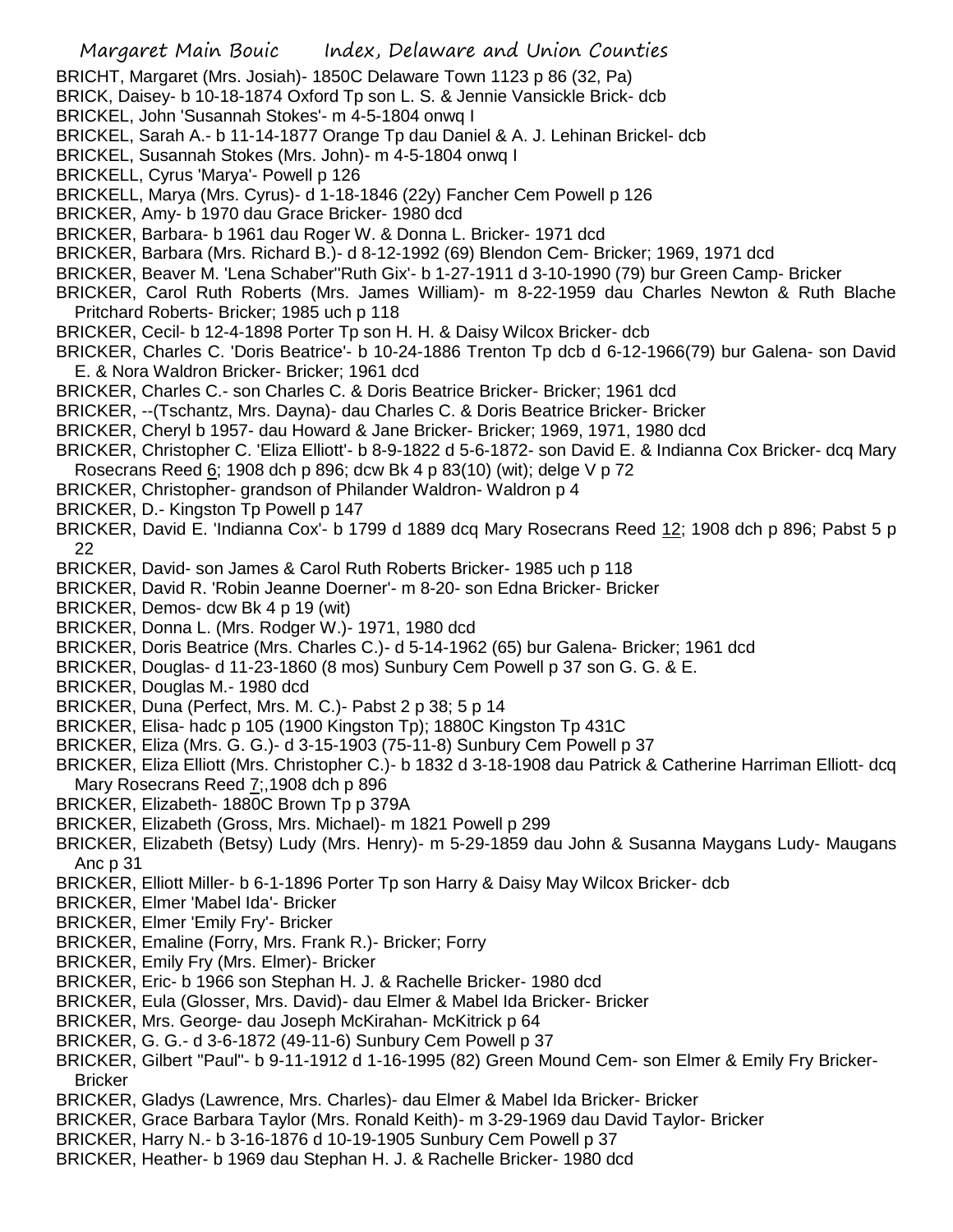BRICHT, Margaret (Mrs. Josiah)- 1850C Delaware Town 1123 p 86 (32, Pa)
BRICK, Daisey- b 10-18-1874 Oxford Tp son L. S. & Jennie Vansickle Brick- dcb
BRICKEL, John 'Susannah Stokes'- m 4-5-1804 onwq I
BRICKEL, Sarah A.- b 11-14-1877 Orange Tp dau Daniel & A. J. Lehinan Brickel- dcb
BRICKEL, Susannah Stokes (Mrs. John)- m 4-5-1804 onwq I
BRICKELL, Cyrus 'Marya'- Powell p 126
BRICKELL, Marya (Mrs. Cyrus)- d 1-18-1846 (22y) Fancher Cem Powell p 126
BRICKER, Amy- b 1970 dau Grace Bricker- 1980 dcd
BRICKER, Barbara- b 1961 dau Roger W. & Donna L. Bricker- 1971 dcd
BRICKER, Barbara (Mrs. Richard B.)- d 8-12-1992 (69) Blendon Cem- Bricker; 1969, 1971 dcd
BRICKER, Beaver M. 'Lena Schaber''Ruth Gix'- b 1-27-1911 d 3-10-1990 (79) bur Green Camp- Bricker
BRICKER, Carol Ruth Roberts (Mrs. James William)- m 8-22-1959 dau Charles Newton & Ruth Blache Pritchard Roberts- Bricker; 1985 uch p 118
BRICKER, Cecil- b 12-4-1898 Porter Tp son H. H. & Daisy Wilcox Bricker- dcb
BRICKER, Charles C. 'Doris Beatrice'- b 10-24-1886 Trenton Tp dcb d 6-12-1966(79) bur Galena- son David E. & Nora Waldron Bricker- Bricker; 1961 dcd
BRICKER, Charles C.- son Charles C. & Doris Beatrice Bricker- Bricker; 1961 dcd
BRICKER, --(Tschantz, Mrs. Dayna)- dau Charles C. & Doris Beatrice Bricker- Bricker
BRICKER, Cheryl b 1957- dau Howard & Jane Bricker- Bricker; 1969, 1971, 1980 dcd
BRICKER, Christopher C. 'Eliza Elliott'- b 8-9-1822 d 5-6-1872- son David E. & Indianna Cox Bricker- dcq Mary Rosecrans Reed 6; 1908 dch p 896; dcw Bk 4 p 83(10) (wit); delge V p 72
BRICKER, Christopher- grandson of Philander Waldron- Waldron p 4
BRICKER, D.- Kingston Tp Powell p 147
BRICKER, David E. 'Indianna Cox'- b 1799 d 1889 dcq Mary Rosecrans Reed 12; 1908 dch p 896; Pabst 5 p 22
BRICKER, David- son James & Carol Ruth Roberts Bricker- 1985 uch p 118
BRICKER, David R. 'Robin Jeanne Doerner'- m 8-20- son Edna Bricker- Bricker
BRICKER, Demos- dcw Bk 4 p 19 (wit)
BRICKER, Donna L. (Mrs. Rodger W.)- 1971, 1980 dcd
BRICKER, Doris Beatrice (Mrs. Charles C.)- d 5-14-1962 (65) bur Galena- Bricker; 1961 dcd
BRICKER, Douglas- d 11-23-1860 (8 mos) Sunbury Cem Powell p 37 son G. G. & E.
BRICKER, Douglas M.- 1980 dcd
BRICKER, Duna (Perfect, Mrs. M. C.)- Pabst 2 p 38; 5 p 14
BRICKER, Elisa- hadc p 105 (1900 Kingston Tp); 1880C Kingston Tp 431C
BRICKER, Eliza (Mrs. G. G.)- d 3-15-1903 (75-11-8) Sunbury Cem Powell p 37
BRICKER, Eliza Elliott (Mrs. Christopher C.)- b 1832 d 3-18-1908 dau Patrick & Catherine Harriman Elliott- dcq Mary Rosecrans Reed 7;,1908 dch p 896
BRICKER, Elizabeth- 1880C Brown Tp p 379A
BRICKER, Elizabeth (Gross, Mrs. Michael)- m 1821 Powell p 299
BRICKER, Elizabeth (Betsy) Ludy (Mrs. Henry)- m 5-29-1859 dau John & Susanna Maygans Ludy- Maugans Anc p 31
BRICKER, Elliott Miller- b 6-1-1896 Porter Tp son Harry & Daisy May Wilcox Bricker- dcb
BRICKER, Elmer 'Mabel Ida'- Bricker
BRICKER, Elmer 'Emily Fry'- Bricker
BRICKER, Emaline (Forry, Mrs. Frank R.)- Bricker; Forry
BRICKER, Emily Fry (Mrs. Elmer)- Bricker
BRICKER, Eric- b 1966 son Stephan H. J. & Rachelle Bricker- 1980 dcd
BRICKER, Eula (Glosser, Mrs. David)- dau Elmer & Mabel Ida Bricker- Bricker
BRICKER, Mrs. George- dau Joseph McKirahan- McKitrick p 64
BRICKER, G. G.- d 3-6-1872 (49-11-6) Sunbury Cem Powell p 37
BRICKER, Gilbert "Paul"- b 9-11-1912 d 1-16-1995 (82) Green Mound Cem- son Elmer & Emily Fry Bricker- Bricker
BRICKER, Gladys (Lawrence, Mrs. Charles)- dau Elmer & Mabel Ida Bricker- Bricker
BRICKER, Grace Barbara Taylor (Mrs. Ronald Keith)- m 3-29-1969 dau David Taylor- Bricker
BRICKER, Harry N.- b 3-16-1876 d 10-19-1905 Sunbury Cem Powell p 37
BRICKER, Heather- b 1969 dau Stephan H. J. & Rachelle Bricker- 1980 dcd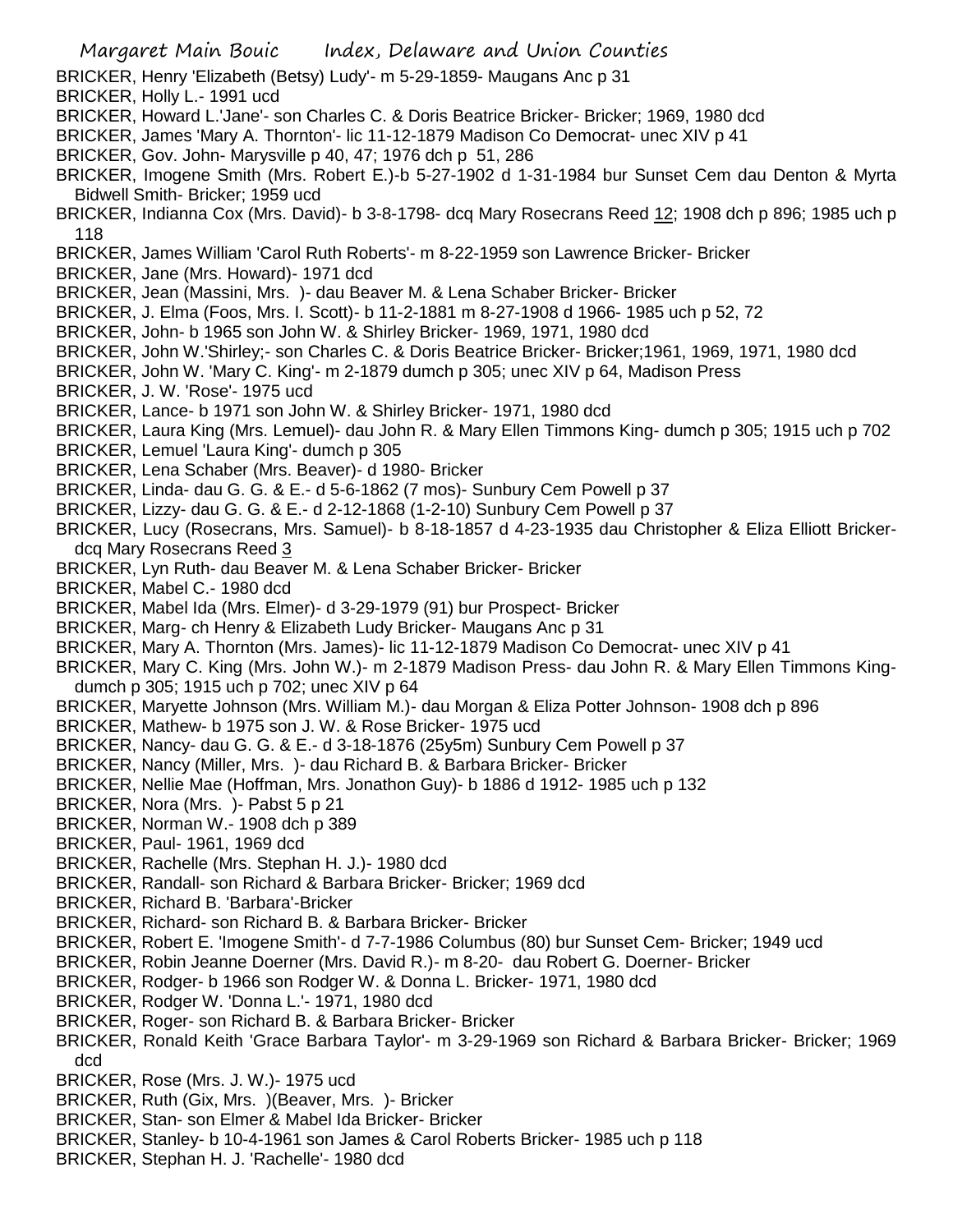BRICKER, Henry 'Elizabeth (Betsy) Ludy'- m 5-29-1859- Maugans Anc p 31

BRICKER, Holly L.- 1991 ucd

BRICKER, Howard L.'Jane'- son Charles C. & Doris Beatrice Bricker- Bricker; 1969, 1980 dcd

BRICKER, James 'Mary A. Thornton'- lic 11-12-1879 Madison Co Democrat- unec XIV p 41

BRICKER, Gov. John- Marysville p 40, 47; 1976 dch p 51, 286

BRICKER, Imogene Smith (Mrs. Robert E.)-b 5-27-1902 d 1-31-1984 bur Sunset Cem dau Denton & Myrta Bidwell Smith- Bricker; 1959 ucd

BRICKER, Indianna Cox (Mrs. David)- b 3-8-1798- dcq Mary Rosecrans Reed 12; 1908 dch p 896; 1985 uch p 118

BRICKER, James William 'Carol Ruth Roberts'- m 8-22-1959 son Lawrence Bricker- Bricker

BRICKER, Jane (Mrs. Howard)- 1971 dcd

BRICKER, Jean (Massini, Mrs. )- dau Beaver M. & Lena Schaber Bricker- Bricker

BRICKER, J. Elma (Foos, Mrs. I. Scott)- b 11-2-1881 m 8-27-1908 d 1966- 1985 uch p 52, 72

BRICKER, John- b 1965 son John W. & Shirley Bricker- 1969, 1971, 1980 dcd

BRICKER, John W.'Shirley;- son Charles C. & Doris Beatrice Bricker- Bricker;1961, 1969, 1971, 1980 dcd

BRICKER, John W. 'Mary C. King'- m 2-1879 dumch p 305; unec XIV p 64, Madison Press

BRICKER, J. W. 'Rose'- 1975 ucd

BRICKER, Lance- b 1971 son John W. & Shirley Bricker- 1971, 1980 dcd

BRICKER, Laura King (Mrs. Lemuel)- dau John R. & Mary Ellen Timmons King- dumch p 305; 1915 uch p 702

BRICKER, Lemuel 'Laura King'- dumch p 305

BRICKER, Lena Schaber (Mrs. Beaver)- d 1980- Bricker

BRICKER, Linda- dau G. G. & E.- d 5-6-1862 (7 mos)- Sunbury Cem Powell p 37

BRICKER, Lizzy- dau G. G. & E.- d 2-12-1868 (1-2-10) Sunbury Cem Powell p 37

BRICKER, Lucy (Rosecrans, Mrs. Samuel)- b 8-18-1857 d 4-23-1935 dau Christopher & Eliza Elliott Bricker- dcq Mary Rosecrans Reed 3

BRICKER, Lyn Ruth- dau Beaver M. & Lena Schaber Bricker- Bricker

BRICKER, Mabel C.- 1980 dcd

BRICKER, Mabel Ida (Mrs. Elmer)- d 3-29-1979 (91) bur Prospect- Bricker

BRICKER, Marg- ch Henry & Elizabeth Ludy Bricker- Maugans Anc p 31

BRICKER, Mary A. Thornton (Mrs. James)- lic 11-12-1879 Madison Co Democrat- unec XIV p 41

BRICKER, Mary C. King (Mrs. John W.)- m 2-1879 Madison Press- dau John R. & Mary Ellen Timmons King- dumch p 305; 1915 uch p 702; unec XIV p 64

BRICKER, Maryette Johnson (Mrs. William M.)- dau Morgan & Eliza Potter Johnson- 1908 dch p 896

BRICKER, Mathew- b 1975 son J. W. & Rose Bricker- 1975 ucd

BRICKER, Nancy- dau G. G. & E.- d 3-18-1876 (25y5m) Sunbury Cem Powell p 37

BRICKER, Nancy (Miller, Mrs. )- dau Richard B. & Barbara Bricker- Bricker

BRICKER, Nellie Mae (Hoffman, Mrs. Jonathon Guy)- b 1886 d 1912- 1985 uch p 132

BRICKER, Nora (Mrs. )- Pabst 5 p 21

BRICKER, Norman W.- 1908 dch p 389

BRICKER, Paul- 1961, 1969 dcd

BRICKER, Rachelle (Mrs. Stephan H. J.)- 1980 dcd

BRICKER, Randall- son Richard & Barbara Bricker- Bricker; 1969 dcd

BRICKER, Richard B. 'Barbara'-Bricker

BRICKER, Richard- son Richard B. & Barbara Bricker- Bricker

BRICKER, Robert E. 'Imogene Smith'- d 7-7-1986 Columbus (80) bur Sunset Cem- Bricker; 1949 ucd

BRICKER, Robin Jeanne Doerner (Mrs. David R.)- m 8-20- dau Robert G. Doerner- Bricker

BRICKER, Rodger- b 1966 son Rodger W. & Donna L. Bricker- 1971, 1980 dcd

BRICKER, Rodger W. 'Donna L.'- 1971, 1980 dcd

BRICKER, Roger- son Richard B. & Barbara Bricker- Bricker

BRICKER, Ronald Keith 'Grace Barbara Taylor'- m 3-29-1969 son Richard & Barbara Bricker- Bricker; 1969 dcd

BRICKER, Rose (Mrs. J. W.)- 1975 ucd

BRICKER, Ruth (Gix, Mrs. )(Beaver, Mrs. )- Bricker

BRICKER, Stan- son Elmer & Mabel Ida Bricker- Bricker

BRICKER, Stanley- b 10-4-1961 son James & Carol Roberts Bricker- 1985 uch p 118

BRICKER, Stephan H. J. 'Rachelle'- 1980 dcd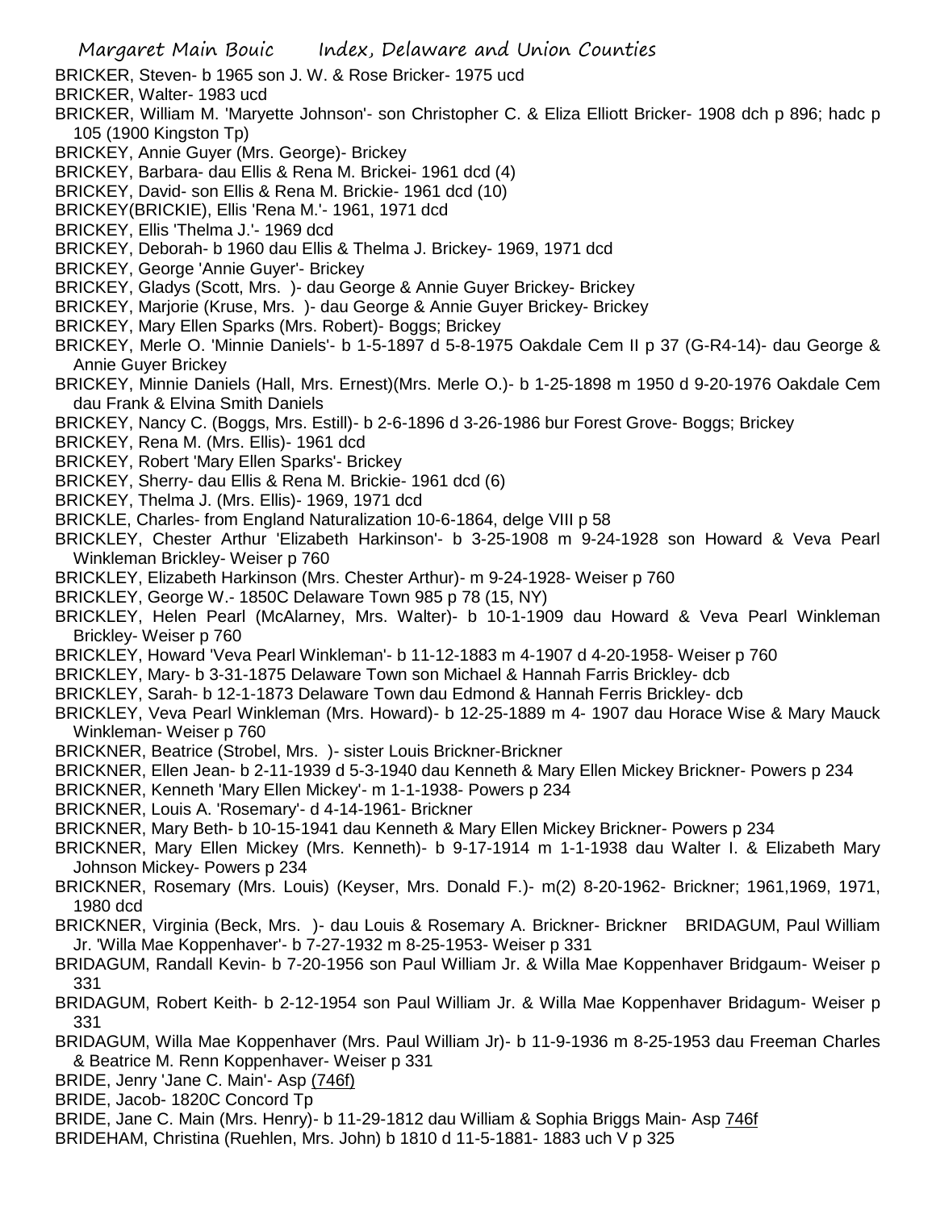BRICKER, Steven- b 1965 son J. W. & Rose Bricker- 1975 ucd

BRICKER, Walter- 1983 ucd

BRICKER, William M. 'Maryette Johnson'- son Christopher C. & Eliza Elliott Bricker- 1908 dch p 896; hadc p 105 (1900 Kingston Tp)

BRICKEY, Annie Guyer (Mrs. George)- Brickey

BRICKEY, Barbara- dau Ellis & Rena M. Brickei- 1961 dcd (4)

BRICKEY, David- son Ellis & Rena M. Brickie- 1961 dcd (10)

BRICKEY(BRICKIE), Ellis 'Rena M.'- 1961, 1971 dcd

BRICKEY, Ellis 'Thelma J.'- 1969 dcd

BRICKEY, Deborah- b 1960 dau Ellis & Thelma J. Brickey- 1969, 1971 dcd

BRICKEY, George 'Annie Guyer'- Brickey

BRICKEY, Gladys (Scott, Mrs. )- dau George & Annie Guyer Brickey- Brickey

BRICKEY, Marjorie (Kruse, Mrs. )- dau George & Annie Guyer Brickey- Brickey

BRICKEY, Mary Ellen Sparks (Mrs. Robert)- Boggs; Brickey

BRICKEY, Merle O. 'Minnie Daniels'- b 1-5-1897 d 5-8-1975 Oakdale Cem II p 37 (G-R4-14)- dau George & Annie Guyer Brickey

BRICKEY, Minnie Daniels (Hall, Mrs. Ernest)(Mrs. Merle O.)- b 1-25-1898 m 1950 d 9-20-1976 Oakdale Cem dau Frank & Elvina Smith Daniels

BRICKEY, Nancy C. (Boggs, Mrs. Estill)- b 2-6-1896 d 3-26-1986 bur Forest Grove- Boggs; Brickey

BRICKEY, Rena M. (Mrs. Ellis)- 1961 dcd

BRICKEY, Robert 'Mary Ellen Sparks'- Brickey

BRICKEY, Sherry- dau Ellis & Rena M. Brickie- 1961 dcd (6)

BRICKEY, Thelma J. (Mrs. Ellis)- 1969, 1971 dcd

BRICKLE, Charles- from England Naturalization 10-6-1864, delge VIII p 58

BRICKLEY, Chester Arthur 'Elizabeth Harkinson'- b 3-25-1908 m 9-24-1928 son Howard & Veva Pearl Winkleman Brickley- Weiser p 760

BRICKLEY, Elizabeth Harkinson (Mrs. Chester Arthur)- m 9-24-1928- Weiser p 760

BRICKLEY, George W.- 1850C Delaware Town 985 p 78 (15, NY)

BRICKLEY, Helen Pearl (McAlarney, Mrs. Walter)- b 10-1-1909 dau Howard & Veva Pearl Winkleman Brickley- Weiser p 760

BRICKLEY, Howard 'Veva Pearl Winkleman'- b 11-12-1883 m 4-1907 d 4-20-1958- Weiser p 760

BRICKLEY, Mary- b 3-31-1875 Delaware Town son Michael & Hannah Farris Brickley- dcb

BRICKLEY, Sarah- b 12-1-1873 Delaware Town dau Edmond & Hannah Ferris Brickley- dcb

BRICKLEY, Veva Pearl Winkleman (Mrs. Howard)- b 12-25-1889 m 4- 1907 dau Horace Wise & Mary Mauck Winkleman- Weiser p 760

BRICKNER, Beatrice (Strobel, Mrs. )- sister Louis Brickner-Brickner

BRICKNER, Ellen Jean- b 2-11-1939 d 5-3-1940 dau Kenneth & Mary Ellen Mickey Brickner- Powers p 234

BRICKNER, Kenneth 'Mary Ellen Mickey'- m 1-1-1938- Powers p 234

BRICKNER, Louis A. 'Rosemary'- d 4-14-1961- Brickner

BRICKNER, Mary Beth- b 10-15-1941 dau Kenneth & Mary Ellen Mickey Brickner- Powers p 234

BRICKNER, Mary Ellen Mickey (Mrs. Kenneth)- b 9-17-1914 m 1-1-1938 dau Walter I. & Elizabeth Mary Johnson Mickey- Powers p 234

BRICKNER, Rosemary (Mrs. Louis) (Keyser, Mrs. Donald F.)- m(2) 8-20-1962- Brickner; 1961,1969, 1971, 1980 dcd

BRICKNER, Virginia (Beck, Mrs. )- dau Louis & Rosemary A. Brickner- Brickner

BRIDAGUM, Paul William Jr. 'Willa Mae Koppenhaver'- b 7-27-1932 m 8-25-1953- Weiser p 331

BRIDAGUM, Randall Kevin- b 7-20-1956 son Paul William Jr. & Willa Mae Koppenhaver Bridgaum- Weiser p 331

BRIDAGUM, Robert Keith- b 2-12-1954 son Paul William Jr. & Willa Mae Koppenhaver Bridagum- Weiser p 331

BRIDAGUM, Willa Mae Koppenhaver (Mrs. Paul William Jr)- b 11-9-1936 m 8-25-1953 dau Freeman Charles & Beatrice M. Renn Koppenhaver- Weiser p 331

BRIDE, Jenry 'Jane C. Main'- Asp (746f)

BRIDE, Jacob- 1820C Concord Tp

BRIDE, Jane C. Main (Mrs. Henry)- b 11-29-1812 dau William & Sophia Briggs Main- Asp 746f

BRIDEHAM, Christina (Ruehlen, Mrs. John) b 1810 d 11-5-1881- 1883 uch V p 325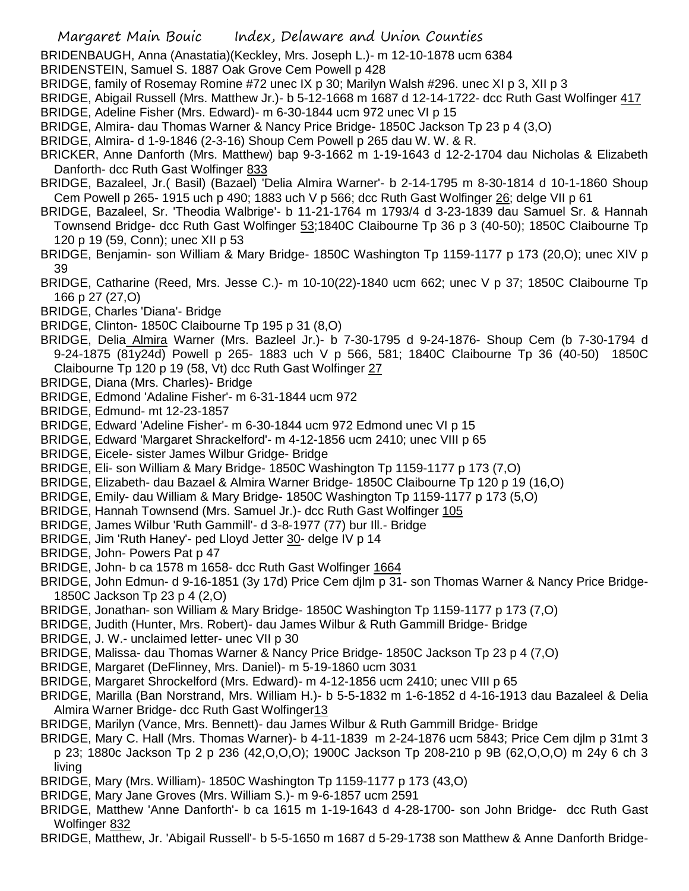BRIDENBAUGH, Anna (Anastatia)(Keckley, Mrs. Joseph L.)- m 12-10-1878 ucm 6384

BRIDENSTEIN, Samuel S. 1887 Oak Grove Cem Powell p 428

BRIDGE, family of Rosemay Romine #72 unec IX p 30; Marilyn Walsh #296. unec XI p 3, XII p 3

BRIDGE, Abigail Russell (Mrs. Matthew Jr.)- b 5-12-1668 m 1687 d 12-14-1722- dcc Ruth Gast Wolfinger 417

BRIDGE, Adeline Fisher (Mrs. Edward)- m 6-30-1844 ucm 972 unec VI p 15

BRIDGE, Almira- dau Thomas Warner & Nancy Price Bridge- 1850C Jackson Tp 23 p 4 (3,O)

BRIDGE, Almira- d 1-9-1846 (2-3-16) Shoup Cem Powell p 265 dau W. W. & R.

BRICKER, Anne Danforth (Mrs. Matthew) bap 9-3-1662 m 1-19-1643 d 12-2-1704 dau Nicholas & Elizabeth Danforth- dcc Ruth Gast Wolfinger 833

BRIDGE, Bazaleel, Jr.( Basil) (Bazael) 'Delia Almira Warner'- b 2-14-1795 m 8-30-1814 d 10-1-1860 Shoup Cem Powell p 265- 1915 uch p 490; 1883 uch V p 566; dcc Ruth Gast Wolfinger 26; delge VII p 61

BRIDGE, Bazaleel, Sr. 'Theodia Walbrige'- b 11-21-1764 m 1793/4 d 3-23-1839 dau Samuel Sr. & Hannah Townsend Bridge- dcc Ruth Gast Wolfinger 53;1840C Claibourne Tp 36 p 3 (40-50); 1850C Claibourne Tp 120 p 19 (59, Conn); unec XII p 53

BRIDGE, Benjamin- son William & Mary Bridge- 1850C Washington Tp 1159-1177 p 173 (20,O); unec XIV p 39

BRIDGE, Catharine (Reed, Mrs. Jesse C.)- m 10-10(22)-1840 ucm 662; unec V p 37; 1850C Claibourne Tp 166 p 27 (27,O)

BRIDGE, Charles 'Diana'- Bridge

BRIDGE, Clinton- 1850C Claibourne Tp 195 p 31 (8,O)

BRIDGE, Delia Almira Warner (Mrs. Bazleel Jr.)- b 7-30-1795 d 9-24-1876- Shoup Cem (b 7-30-1794 d 9-24-1875 (81y24d) Powell p 265- 1883 uch V p 566, 581; 1840C Claibourne Tp 36 (40-50) 1850C Claibourne Tp 120 p 19 (58, Vt) dcc Ruth Gast Wolfinger 27

BRIDGE, Diana (Mrs. Charles)- Bridge

BRIDGE, Edmond 'Adaline Fisher'- m 6-31-1844 ucm 972

BRIDGE, Edmund- mt 12-23-1857

BRIDGE, Edward 'Adeline Fisher'- m 6-30-1844 ucm 972 Edmond unec VI p 15

BRIDGE, Edward 'Margaret Shrackelford'- m 4-12-1856 ucm 2410; unec VIII p 65

BRIDGE, Eicele- sister James Wilbur Gridge- Bridge

BRIDGE, Eli- son William & Mary Bridge- 1850C Washington Tp 1159-1177 p 173 (7,O)

BRIDGE, Elizabeth- dau Bazael & Almira Warner Bridge- 1850C Claibourne Tp 120 p 19 (16,O)

BRIDGE, Emily- dau William & Mary Bridge- 1850C Washington Tp 1159-1177 p 173 (5,O)

BRIDGE, Hannah Townsend (Mrs. Samuel Jr.)- dcc Ruth Gast Wolfinger 105

BRIDGE, James Wilbur 'Ruth Gammill'- d 3-8-1977 (77) bur Ill.- Bridge

BRIDGE, Jim 'Ruth Haney'- ped Lloyd Jetter 30- delge IV p 14

BRIDGE, John- Powers Pat p 47

BRIDGE, John- b ca 1578 m 1658- dcc Ruth Gast Wolfinger 1664

BRIDGE, John Edmun- d 9-16-1851 (3y 17d) Price Cem djlm p 31- son Thomas Warner & Nancy Price Bridge- 1850C Jackson Tp 23 p 4 (2,O)

BRIDGE, Jonathan- son William & Mary Bridge- 1850C Washington Tp 1159-1177 p 173 (7,O)

BRIDGE, Judith (Hunter, Mrs. Robert)- dau James Wilbur & Ruth Gammill Bridge- Bridge

BRIDGE, J. W.- unclaimed letter- unec VII p 30

BRIDGE, Malissa- dau Thomas Warner & Nancy Price Bridge- 1850C Jackson Tp 23 p 4 (7,O)

BRIDGE, Margaret (DeFlinney, Mrs. Daniel)- m 5-19-1860 ucm 3031

BRIDGE, Margaret Shrockelford (Mrs. Edward)- m 4-12-1856 ucm 2410; unec VIII p 65

BRIDGE, Marilla (Ban Norstrand, Mrs. William H.)- b 5-5-1832 m 1-6-1852 d 4-16-1913 dau Bazaleel & Delia Almira Warner Bridge- dcc Ruth Gast Wolfinger13

BRIDGE, Marilyn (Vance, Mrs. Bennett)- dau James Wilbur & Ruth Gammill Bridge- Bridge

BRIDGE, Mary C. Hall (Mrs. Thomas Warner)- b 4-11-1839 m 2-24-1876 ucm 5843; Price Cem djlm p 31mt 3 p 23; 1880c Jackson Tp 2 p 236 (42,O,O,O); 1900C Jackson Tp 208-210 p 9B (62,O,O,O) m 24y 6 ch 3 living

BRIDGE, Mary (Mrs. William)- 1850C Washington Tp 1159-1177 p 173 (43,O)

BRIDGE, Mary Jane Groves (Mrs. William S.)- m 9-6-1857 ucm 2591

BRIDGE, Matthew 'Anne Danforth'- b ca 1615 m 1-19-1643 d 4-28-1700- son John Bridge- dcc Ruth Gast Wolfinger 832

BRIDGE, Matthew, Jr. 'Abigail Russell'- b 5-5-1650 m 1687 d 5-29-1738 son Matthew & Anne Danforth Bridge-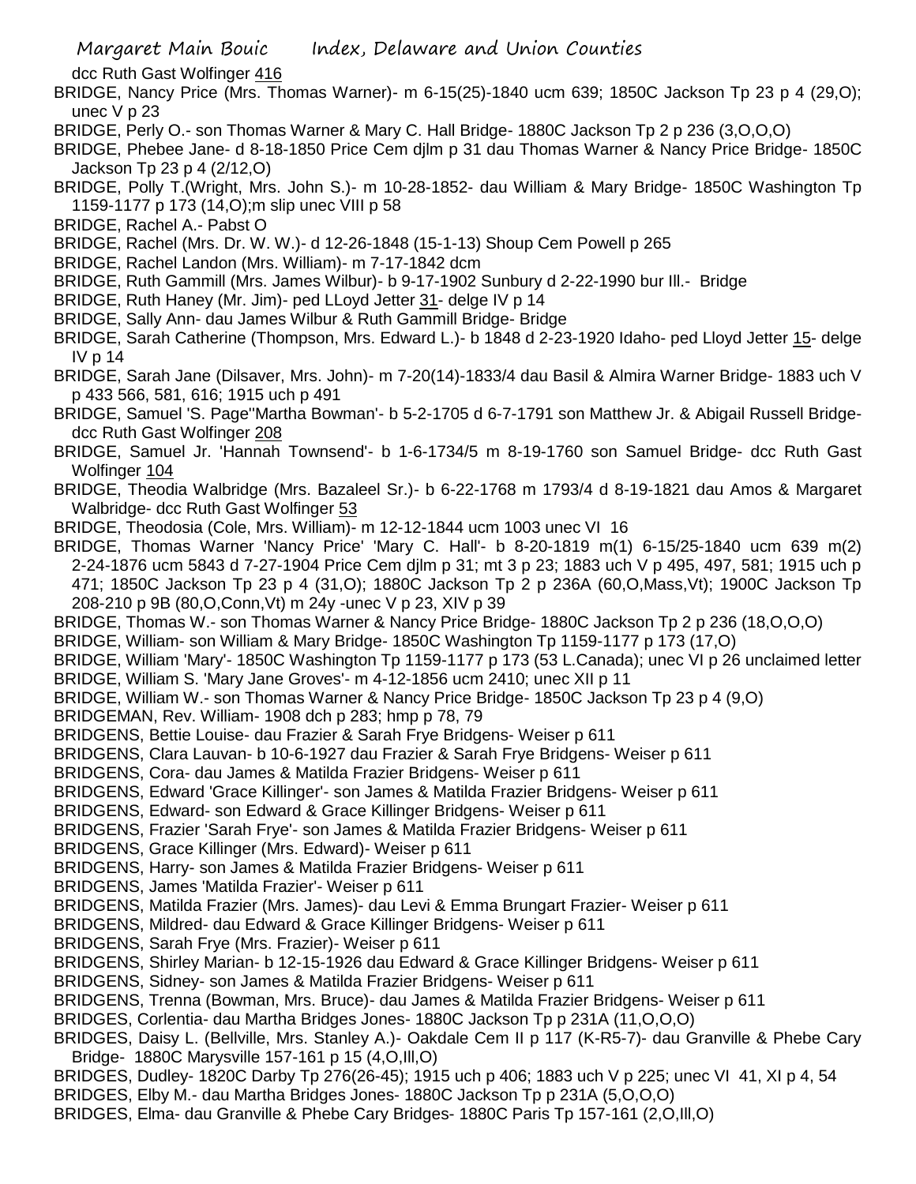dcc Ruth Gast Wolfinger 416

BRIDGE, Nancy Price (Mrs. Thomas Warner)- m 6-15(25)-1840 ucm 639; 1850C Jackson Tp 23 p 4 (29,O); unec V p 23

BRIDGE, Perly O.- son Thomas Warner & Mary C. Hall Bridge- 1880C Jackson Tp 2 p 236 (3,O,O,O)

BRIDGE, Phebee Jane- d 8-18-1850 Price Cem djlm p 31 dau Thomas Warner & Nancy Price Bridge- 1850C Jackson Tp 23 p 4 (2/12,O)

BRIDGE, Polly T.(Wright, Mrs. John S.)- m 10-28-1852- dau William & Mary Bridge- 1850C Washington Tp 1159-1177 p 173 (14,O);m slip unec VIII p 58

BRIDGE, Rachel A.- Pabst O

BRIDGE, Rachel (Mrs. Dr. W. W.)- d 12-26-1848 (15-1-13) Shoup Cem Powell p 265

BRIDGE, Rachel Landon (Mrs. William)- m 7-17-1842 dcm

BRIDGE, Ruth Gammill (Mrs. James Wilbur)- b 9-17-1902 Sunbury d 2-22-1990 bur Ill.- Bridge

BRIDGE, Ruth Haney (Mr. Jim)- ped LLoyd Jetter 31- delge IV p 14

BRIDGE, Sally Ann- dau James Wilbur & Ruth Gammill Bridge- Bridge

BRIDGE, Sarah Catherine (Thompson, Mrs. Edward L.)- b 1848 d 2-23-1920 Idaho- ped Lloyd Jetter 15- delge IV p 14

BRIDGE, Sarah Jane (Dilsaver, Mrs. John)- m 7-20(14)-1833/4 dau Basil & Almira Warner Bridge- 1883 uch V p 433 566, 581, 616; 1915 uch p 491

BRIDGE, Samuel 'S. Page''Martha Bowman'- b 5-2-1705 d 6-7-1791 son Matthew Jr. & Abigail Russell Bridge- dcc Ruth Gast Wolfinger 208

BRIDGE, Samuel Jr. 'Hannah Townsend'- b 1-6-1734/5 m 8-19-1760 son Samuel Bridge- dcc Ruth Gast Wolfinger 104

BRIDGE, Theodia Walbridge (Mrs. Bazaleel Sr.)- b 6-22-1768 m 1793/4 d 8-19-1821 dau Amos & Margaret Walbridge- dcc Ruth Gast Wolfinger 53

BRIDGE, Theodosia (Cole, Mrs. William)- m 12-12-1844 ucm 1003 unec VI 16

BRIDGE, Thomas Warner 'Nancy Price' 'Mary C. Hall'- b 8-20-1819 m(1) 6-15/25-1840 ucm 639 m(2) 2-24-1876 ucm 5843 d 7-27-1904 Price Cem djlm p 31; mt 3 p 23; 1883 uch V p 495, 497, 581; 1915 uch p 471; 1850C Jackson Tp 23 p 4 (31,O); 1880C Jackson Tp 2 p 236A (60,O,Mass,Vt); 1900C Jackson Tp 208-210 p 9B (80,O,Conn,Vt) m 24y -unec V p 23, XIV p 39

BRIDGE, Thomas W.- son Thomas Warner & Nancy Price Bridge- 1880C Jackson Tp 2 p 236 (18,O,O,O)

BRIDGE, William- son William & Mary Bridge- 1850C Washington Tp 1159-1177 p 173 (17,O)

BRIDGE, William 'Mary'- 1850C Washington Tp 1159-1177 p 173 (53 L.Canada); unec VI p 26 unclaimed letter

BRIDGE, William S. 'Mary Jane Groves'- m 4-12-1856 ucm 2410; unec XII p 11

BRIDGE, William W.- son Thomas Warner & Nancy Price Bridge- 1850C Jackson Tp 23 p 4 (9,O)

BRIDGEMAN, Rev. William- 1908 dch p 283; hmp p 78, 79

BRIDGENS, Bettie Louise- dau Frazier & Sarah Frye Bridgens- Weiser p 611

BRIDGENS, Clara Lauvan- b 10-6-1927 dau Frazier & Sarah Frye Bridgens- Weiser p 611

BRIDGENS, Cora- dau James & Matilda Frazier Bridgens- Weiser p 611

BRIDGENS, Edward 'Grace Killinger'- son James & Matilda Frazier Bridgens- Weiser p 611

BRIDGENS, Edward- son Edward & Grace Killinger Bridgens- Weiser p 611

BRIDGENS, Frazier 'Sarah Frye'- son James & Matilda Frazier Bridgens- Weiser p 611

BRIDGENS, Grace Killinger (Mrs. Edward)- Weiser p 611

BRIDGENS, Harry- son James & Matilda Frazier Bridgens- Weiser p 611

BRIDGENS, James 'Matilda Frazier'- Weiser p 611

BRIDGENS, Matilda Frazier (Mrs. James)- dau Levi & Emma Brungart Frazier- Weiser p 611

BRIDGENS, Mildred- dau Edward & Grace Killinger Bridgens- Weiser p 611

BRIDGENS, Sarah Frye (Mrs. Frazier)- Weiser p 611

BRIDGENS, Shirley Marian- b 12-15-1926 dau Edward & Grace Killinger Bridgens- Weiser p 611

BRIDGENS, Sidney- son James & Matilda Frazier Bridgens- Weiser p 611

BRIDGENS, Trenna (Bowman, Mrs. Bruce)- dau James & Matilda Frazier Bridgens- Weiser p 611

BRIDGES, Corlentia- dau Martha Bridges Jones- 1880C Jackson Tp p 231A (11,O,O,O)

BRIDGES, Daisy L. (Bellville, Mrs. Stanley A.)- Oakdale Cem II p 117 (K-R5-7)- dau Granville & Phebe Cary Bridge- 1880C Marysville 157-161 p 15 (4,O,Ill,O)

BRIDGES, Dudley- 1820C Darby Tp 276(26-45); 1915 uch p 406; 1883 uch V p 225; unec VI 41, XI p 4, 54

BRIDGES, Elby M.- dau Martha Bridges Jones- 1880C Jackson Tp p 231A (5,O,O,O)

BRIDGES, Elma- dau Granville & Phebe Cary Bridges- 1880C Paris Tp 157-161 (2,O,Ill,O)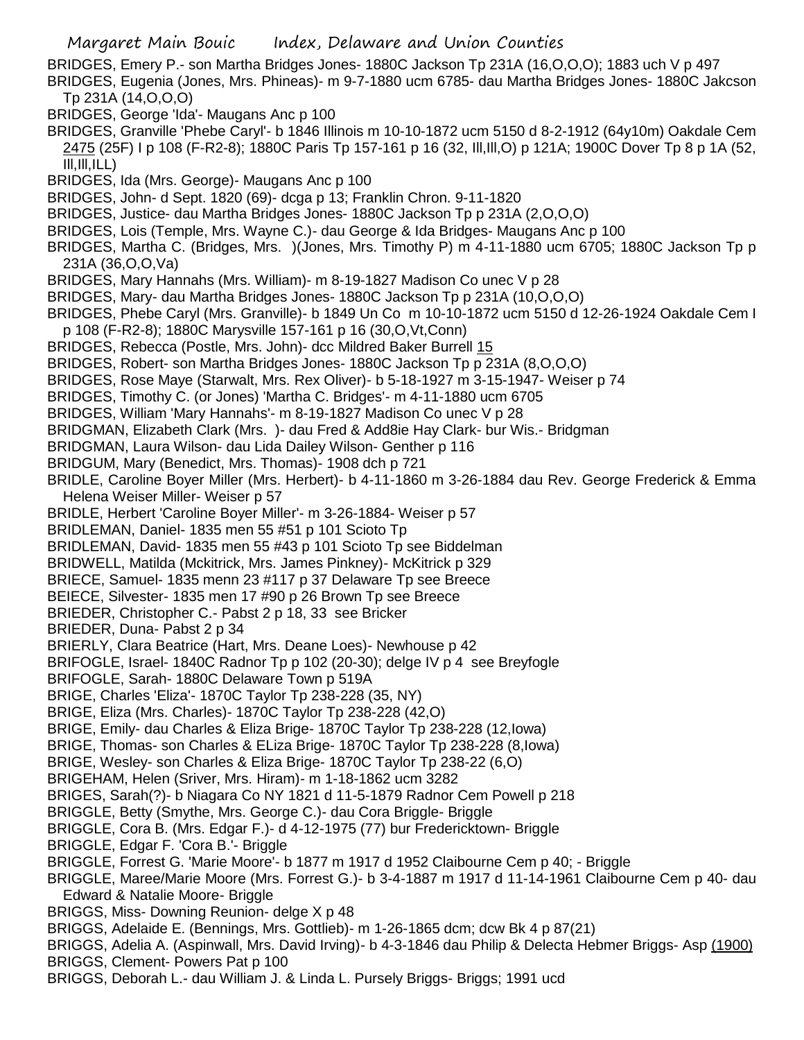BRIDGES, Emery P.- son Martha Bridges Jones- 1880C Jackson Tp 231A (16,O,O,O); 1883 uch V p 497
BRIDGES, Eugenia (Jones, Mrs. Phineas)- m 9-7-1880 ucm 6785- dau Martha Bridges Jones- 1880C Jakcson Tp 231A (14,O,O,O)
BRIDGES, George 'Ida'- Maugans Anc p 100
BRIDGES, Granville 'Phebe Caryl'- b 1846 Illinois m 10-10-1872 ucm 5150 d 8-2-1912 (64y10m) Oakdale Cem 2475 (25F) I p 108 (F-R2-8); 1880C Paris Tp 157-161 p 16 (32, Ill,Ill,O) p 121A; 1900C Dover Tp 8 p 1A (52, Ill,Ill,ILL)
BRIDGES, Ida (Mrs. George)- Maugans Anc p 100
BRIDGES, John- d Sept. 1820 (69)- dcga p 13; Franklin Chron. 9-11-1820
BRIDGES, Justice- dau Martha Bridges Jones- 1880C Jackson Tp p 231A (2,O,O,O)
BRIDGES, Lois (Temple, Mrs. Wayne C.)- dau George & Ida Bridges- Maugans Anc p 100
BRIDGES, Martha C. (Bridges, Mrs. )(Jones, Mrs. Timothy P) m 4-11-1880 ucm 6705; 1880C Jackson Tp p 231A (36,O,O,Va)
BRIDGES, Mary Hannahs (Mrs. William)- m 8-19-1827 Madison Co unec V p 28
BRIDGES, Mary- dau Martha Bridges Jones- 1880C Jackson Tp p 231A (10,O,O,O)
BRIDGES, Phebe Caryl (Mrs. Granville)- b 1849 Un Co m 10-10-1872 ucm 5150 d 12-26-1924 Oakdale Cem I p 108 (F-R2-8); 1880C Marysville 157-161 p 16 (30,O,Vt,Conn)
BRIDGES, Rebecca (Postle, Mrs. John)- dcc Mildred Baker Burrell 15
BRIDGES, Robert- son Martha Bridges Jones- 1880C Jackson Tp p 231A (8,O,O,O)
BRIDGES, Rose Maye (Starwalt, Mrs. Rex Oliver)- b 5-18-1927 m 3-15-1947- Weiser p 74
BRIDGES, Timothy C. (or Jones) 'Martha C. Bridges'- m 4-11-1880 ucm 6705
BRIDGES, William 'Mary Hannahs'- m 8-19-1827 Madison Co unec V p 28
BRIDGMAN, Elizabeth Clark (Mrs. )- dau Fred & Add8ie Hay Clark- bur Wis.- Bridgman
BRIDGMAN, Laura Wilson- dau Lida Dailey Wilson- Genther p 116
BRIDGUM, Mary (Benedict, Mrs. Thomas)- 1908 dch p 721
BRIDLE, Caroline Boyer Miller (Mrs. Herbert)- b 4-11-1860 m 3-26-1884 dau Rev. George Frederick & Emma Helena Weiser Miller- Weiser p 57
BRIDLE, Herbert 'Caroline Boyer Miller'- m 3-26-1884- Weiser p 57
BRIDLEMAN, Daniel- 1835 men 55 #51 p 101 Scioto Tp
BRIDLEMAN, David- 1835 men 55 #43 p 101 Scioto Tp see Biddelman
BRIDWELL, Matilda (Mckitrick, Mrs. James Pinkney)- McKitrick p 329
BRIECE, Samuel- 1835 menn 23 #117 p 37 Delaware Tp see Breece
BEIECE, Silvester- 1835 men 17 #90 p 26 Brown Tp see Breece
BRIEDER, Christopher C.- Pabst 2 p 18, 33 see Bricker
BRIEDER, Duna- Pabst 2 p 34
BRIERLY, Clara Beatrice (Hart, Mrs. Deane Loes)- Newhouse p 42
BRIFOGLE, Israel- 1840C Radnor Tp p 102 (20-30); delge IV p 4 see Breyfogle
BRIFOGLE, Sarah- 1880C Delaware Town p 519A
BRIGE, Charles 'Eliza'- 1870C Taylor Tp 238-228 (35, NY)
BRIGE, Eliza (Mrs. Charles)- 1870C Taylor Tp 238-228 (42,O)
BRIGE, Emily- dau Charles & Eliza Brige- 1870C Taylor Tp 238-228 (12,Iowa)
BRIGE, Thomas- son Charles & ELiza Brige- 1870C Taylor Tp 238-228 (8,Iowa)
BRIGE, Wesley- son Charles & Eliza Brige- 1870C Taylor Tp 238-22 (6,O)
BRIGEHAM, Helen (Sriver, Mrs. Hiram)- m 1-18-1862 ucm 3282
BRIGES, Sarah(?)- b Niagara Co NY 1821 d 11-5-1879 Radnor Cem Powell p 218
BRIGGLE, Betty (Smythe, Mrs. George C.)- dau Cora Briggle- Briggle
BRIGGLE, Cora B. (Mrs. Edgar F.)- d 4-12-1975 (77) bur Fredericktown- Briggle
BRIGGLE, Edgar F. 'Cora B.'- Briggle
BRIGGLE, Forrest G. 'Marie Moore'- b 1877 m 1917 d 1952 Claibourne Cem p 40; - Briggle
BRIGGLE, Maree/Marie Moore (Mrs. Forrest G.)- b 3-4-1887 m 1917 d 11-14-1961 Claibourne Cem p 40- dau Edward & Natalie Moore- Briggle
BRIGGS, Miss- Downing Reunion- delge X p 48
BRIGGS, Adelaide E. (Bennings, Mrs. Gottlieb)- m 1-26-1865 dcm; dcw Bk 4 p 87(21)
BRIGGS, Adelia A. (Aspinwall, Mrs. David Irving)- b 4-3-1846 dau Philip & Delecta Hebmer Briggs- Asp (1900)
BRIGGS, Clement- Powers Pat p 100
BRIGGS, Deborah L.- dau William J. & Linda L. Pursely Briggs- Briggs; 1991 ucd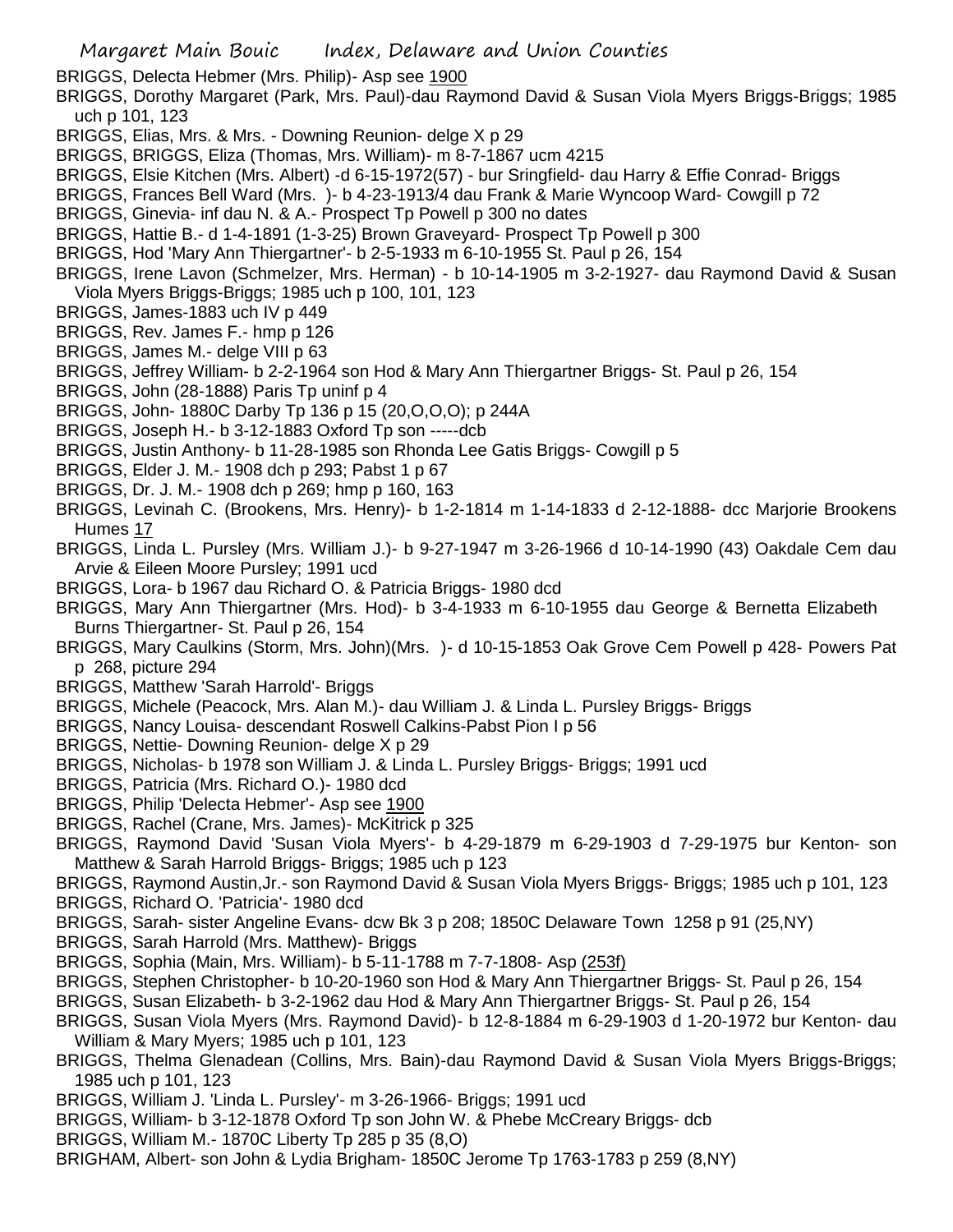BRIGGS, Delecta Hebmer (Mrs. Philip)- Asp see 1900

BRIGGS, Dorothy Margaret (Park, Mrs. Paul)-dau Raymond David & Susan Viola Myers Briggs-Briggs; 1985 uch p 101, 123

BRIGGS, Elias, Mrs. & Mrs. - Downing Reunion- delge X p 29

BRIGGS, BRIGGS, Eliza (Thomas, Mrs. William)- m 8-7-1867 ucm 4215

BRIGGS, Elsie Kitchen (Mrs. Albert) -d 6-15-1972(57) - bur Sringfield- dau Harry & Effie Conrad- Briggs

BRIGGS, Frances Bell Ward (Mrs. )- b 4-23-1913/4 dau Frank & Marie Wyncoop Ward- Cowgill p 72

BRIGGS, Ginevia- inf dau N. & A.- Prospect Tp Powell p 300 no dates

BRIGGS, Hattie B.- d 1-4-1891 (1-3-25) Brown Graveyard- Prospect Tp Powell p 300

BRIGGS, Hod 'Mary Ann Thiergartner'- b 2-5-1933 m 6-10-1955 St. Paul p 26, 154

BRIGGS, Irene Lavon (Schmelzer, Mrs. Herman) - b 10-14-1905 m 3-2-1927- dau Raymond David & Susan Viola Myers Briggs-Briggs; 1985 uch p 100, 101, 123

BRIGGS, James-1883 uch IV p 449

BRIGGS, Rev. James F.- hmp p 126

BRIGGS, James M.- delge VIII p 63

BRIGGS, Jeffrey William- b 2-2-1964 son Hod & Mary Ann Thiergartner Briggs- St. Paul p 26, 154

BRIGGS, John (28-1888) Paris Tp uninf p 4

BRIGGS, John- 1880C Darby Tp 136 p 15 (20,O,O,O); p 244A

BRIGGS, Joseph H.- b 3-12-1883 Oxford Tp son -----dcb

BRIGGS, Justin Anthony- b 11-28-1985 son Rhonda Lee Gatis Briggs- Cowgill p 5

BRIGGS, Elder J. M.- 1908 dch p 293; Pabst 1 p 67

BRIGGS, Dr. J. M.- 1908 dch p 269; hmp p 160, 163

BRIGGS, Levinah C. (Brookens, Mrs. Henry)- b 1-2-1814 m 1-14-1833 d 2-12-1888- dcc Marjorie Brookens Humes 17

BRIGGS, Linda L. Pursley (Mrs. William J.)- b 9-27-1947 m 3-26-1966 d 10-14-1990 (43) Oakdale Cem dau Arvie & Eileen Moore Pursley; 1991 ucd

BRIGGS, Lora- b 1967 dau Richard O. & Patricia Briggs- 1980 dcd

BRIGGS, Mary Ann Thiergartner (Mrs. Hod)- b 3-4-1933 m 6-10-1955 dau George & Bernetta Elizabeth Burns Thiergartner- St. Paul p 26, 154

BRIGGS, Mary Caulkins (Storm, Mrs. John)(Mrs. )- d 10-15-1853 Oak Grove Cem Powell p 428- Powers Pat p 268, picture 294

BRIGGS, Matthew 'Sarah Harrold'- Briggs

BRIGGS, Michele (Peacock, Mrs. Alan M.)- dau William J. & Linda L. Pursley Briggs- Briggs

BRIGGS, Nancy Louisa- descendant Roswell Calkins-Pabst Pion I p 56

BRIGGS, Nettie- Downing Reunion- delge X p 29

BRIGGS, Nicholas- b 1978 son William J. & Linda L. Pursley Briggs- Briggs; 1991 ucd

BRIGGS, Patricia (Mrs. Richard O.)- 1980 dcd

BRIGGS, Philip 'Delecta Hebmer'- Asp see 1900

BRIGGS, Rachel (Crane, Mrs. James)- McKitrick p 325

BRIGGS, Raymond David 'Susan Viola Myers'- b 4-29-1879 m 6-29-1903 d 7-29-1975 bur Kenton- son Matthew & Sarah Harrold Briggs- Briggs; 1985 uch p 123

BRIGGS, Raymond Austin,Jr.- son Raymond David & Susan Viola Myers Briggs- Briggs; 1985 uch p 101, 123

BRIGGS, Richard O. 'Patricia'- 1980 dcd

BRIGGS, Sarah- sister Angeline Evans- dcw Bk 3 p 208; 1850C Delaware Town 1258 p 91 (25,NY)

BRIGGS, Sarah Harrold (Mrs. Matthew)- Briggs

BRIGGS, Sophia (Main, Mrs. William)- b 5-11-1788 m 7-7-1808- Asp (253f)

BRIGGS, Stephen Christopher- b 10-20-1960 son Hod & Mary Ann Thiergartner Briggs- St. Paul p 26, 154

BRIGGS, Susan Elizabeth- b 3-2-1962 dau Hod & Mary Ann Thiergartner Briggs- St. Paul p 26, 154

BRIGGS, Susan Viola Myers (Mrs. Raymond David)- b 12-8-1884 m 6-29-1903 d 1-20-1972 bur Kenton- dau William & Mary Myers; 1985 uch p 101, 123

BRIGGS, Thelma Glenadean (Collins, Mrs. Bain)-dau Raymond David & Susan Viola Myers Briggs-Briggs; 1985 uch p 101, 123

BRIGGS, William J. 'Linda L. Pursley'- m 3-26-1966- Briggs; 1991 ucd

BRIGGS, William- b 3-12-1878 Oxford Tp son John W. & Phebe McCreary Briggs- dcb

BRIGGS, William M.- 1870C Liberty Tp 285 p 35 (8,O)

BRIGHAM, Albert- son John & Lydia Brigham- 1850C Jerome Tp 1763-1783 p 259 (8,NY)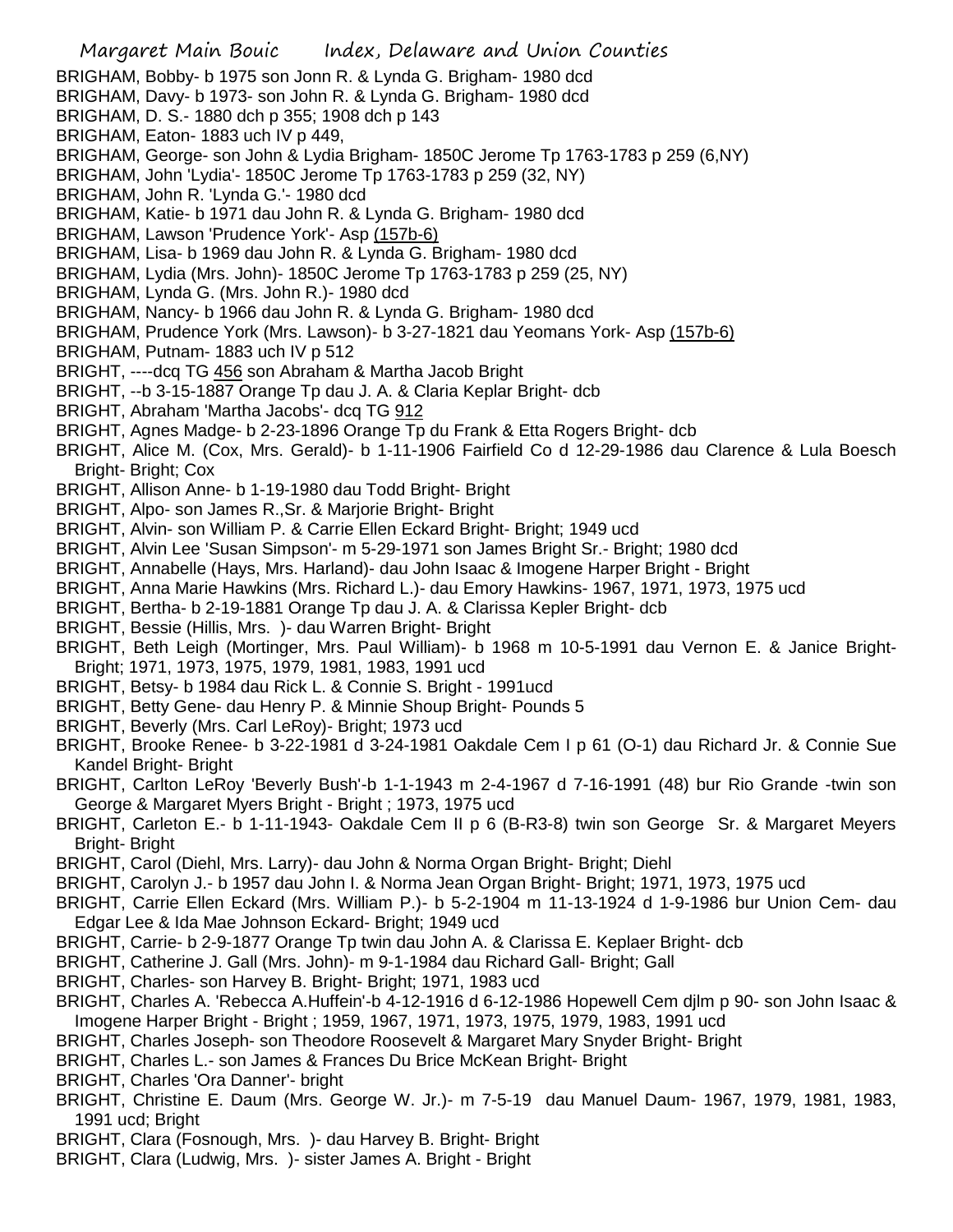BRIGHAM, Bobby- b 1975 son Jonn R. & Lynda G. Brigham- 1980 dcd
BRIGHAM, Davy- b 1973- son John R. & Lynda G. Brigham- 1980 dcd
BRIGHAM, D. S.- 1880 dch p 355; 1908 dch p 143
BRIGHAM, Eaton- 1883 uch IV p 449,
BRIGHAM, George- son John & Lydia Brigham- 1850C Jerome Tp 1763-1783 p 259 (6,NY)
BRIGHAM, John 'Lydia'- 1850C Jerome Tp 1763-1783 p 259 (32, NY)
BRIGHAM, John R. 'Lynda G.'- 1980 dcd
BRIGHAM, Katie- b 1971 dau John R. & Lynda G. Brigham- 1980 dcd
BRIGHAM, Lawson 'Prudence York'- Asp (157b-6)
BRIGHAM, Lisa- b 1969 dau John R. & Lynda G. Brigham- 1980 dcd
BRIGHAM, Lydia (Mrs. John)- 1850C Jerome Tp 1763-1783 p 259 (25, NY)
BRIGHAM, Lynda G. (Mrs. John R.)- 1980 dcd
BRIGHAM, Nancy- b 1966 dau John R. & Lynda G. Brigham- 1980 dcd
BRIGHAM, Prudence York (Mrs. Lawson)- b 3-27-1821 dau Yeomans York- Asp (157b-6)
BRIGHAM, Putnam- 1883 uch IV p 512
BRIGHT, ----dcq TG 456 son Abraham & Martha Jacob Bright
BRIGHT, --b 3-15-1887 Orange Tp dau J. A. & Claria Keplar Bright- dcb
BRIGHT, Abraham 'Martha Jacobs'- dcq TG 912
BRIGHT, Agnes Madge- b 2-23-1896 Orange Tp du Frank & Etta Rogers Bright- dcb
BRIGHT, Alice M. (Cox, Mrs. Gerald)- b 1-11-1906 Fairfield Co d 12-29-1986 dau Clarence & Lula Boesch Bright- Bright; Cox
BRIGHT, Allison Anne- b 1-19-1980 dau Todd Bright- Bright
BRIGHT, Alpo- son James R.,Sr. & Marjorie Bright- Bright
BRIGHT, Alvin- son William P. & Carrie Ellen Eckard Bright- Bright; 1949 ucd
BRIGHT, Alvin Lee 'Susan Simpson'- m 5-29-1971 son James Bright Sr.- Bright; 1980 dcd
BRIGHT, Annabelle (Hays, Mrs. Harland)- dau John Isaac & Imogene Harper Bright - Bright
BRIGHT, Anna Marie Hawkins (Mrs. Richard L.)- dau Emory Hawkins- 1967, 1971, 1973, 1975 ucd
BRIGHT, Bertha- b 2-19-1881 Orange Tp dau J. A. & Clarissa Kepler Bright- dcb
BRIGHT, Bessie (Hillis, Mrs. )- dau Warren Bright- Bright
BRIGHT, Beth Leigh (Mortinger, Mrs. Paul William)- b 1968 m 10-5-1991 dau Vernon E. & Janice Bright- Bright; 1971, 1973, 1975, 1979, 1981, 1983, 1991 ucd
BRIGHT, Betsy- b 1984 dau Rick L. & Connie S. Bright - 1991ucd
BRIGHT, Betty Gene- dau Henry P. & Minnie Shoup Bright- Pounds 5
BRIGHT, Beverly (Mrs. Carl LeRoy)- Bright; 1973 ucd
BRIGHT, Brooke Renee- b 3-22-1981 d 3-24-1981 Oakdale Cem I p 61 (O-1) dau Richard Jr. & Connie Sue Kandel Bright- Bright
BRIGHT, Carlton LeRoy 'Beverly Bush'-b 1-1-1943 m 2-4-1967 d 7-16-1991 (48) bur Rio Grande -twin son George & Margaret Myers Bright - Bright ; 1973, 1975 ucd
BRIGHT, Carleton E.- b 1-11-1943- Oakdale Cem II p 6 (B-R3-8) twin son George Sr. & Margaret Meyers Bright- Bright
BRIGHT, Carol (Diehl, Mrs. Larry)- dau John & Norma Organ Bright- Bright; Diehl
BRIGHT, Carolyn J.- b 1957 dau John I. & Norma Jean Organ Bright- Bright; 1971, 1973, 1975 ucd
BRIGHT, Carrie Ellen Eckard (Mrs. William P.)- b 5-2-1904 m 11-13-1924 d 1-9-1986 bur Union Cem- dau Edgar Lee & Ida Mae Johnson Eckard- Bright; 1949 ucd
BRIGHT, Carrie- b 2-9-1877 Orange Tp twin dau John A. & Clarissa E. Keplaer Bright- dcb
BRIGHT, Catherine J. Gall (Mrs. John)- m 9-1-1984 dau Richard Gall- Bright; Gall
BRIGHT, Charles- son Harvey B. Bright- Bright; 1971, 1983 ucd
BRIGHT, Charles A. 'Rebecca A.Huffein'-b 4-12-1916 d 6-12-1986 Hopewell Cem djlm p 90- son John Isaac & Imogene Harper Bright - Bright ; 1959, 1967, 1971, 1973, 1975, 1979, 1983, 1991 ucd
BRIGHT, Charles Joseph- son Theodore Roosevelt & Margaret Mary Snyder Bright- Bright
BRIGHT, Charles L.- son James & Frances Du Brice McKean Bright- Bright
BRIGHT, Charles 'Ora Danner'- bright
BRIGHT, Christine E. Daum (Mrs. George W. Jr.)- m 7-5-19 dau Manuel Daum- 1967, 1979, 1981, 1983, 1991 ucd; Bright
BRIGHT, Clara (Fosnough, Mrs. )- dau Harvey B. Bright- Bright
BRIGHT, Clara (Ludwig, Mrs. )- sister James A. Bright - Bright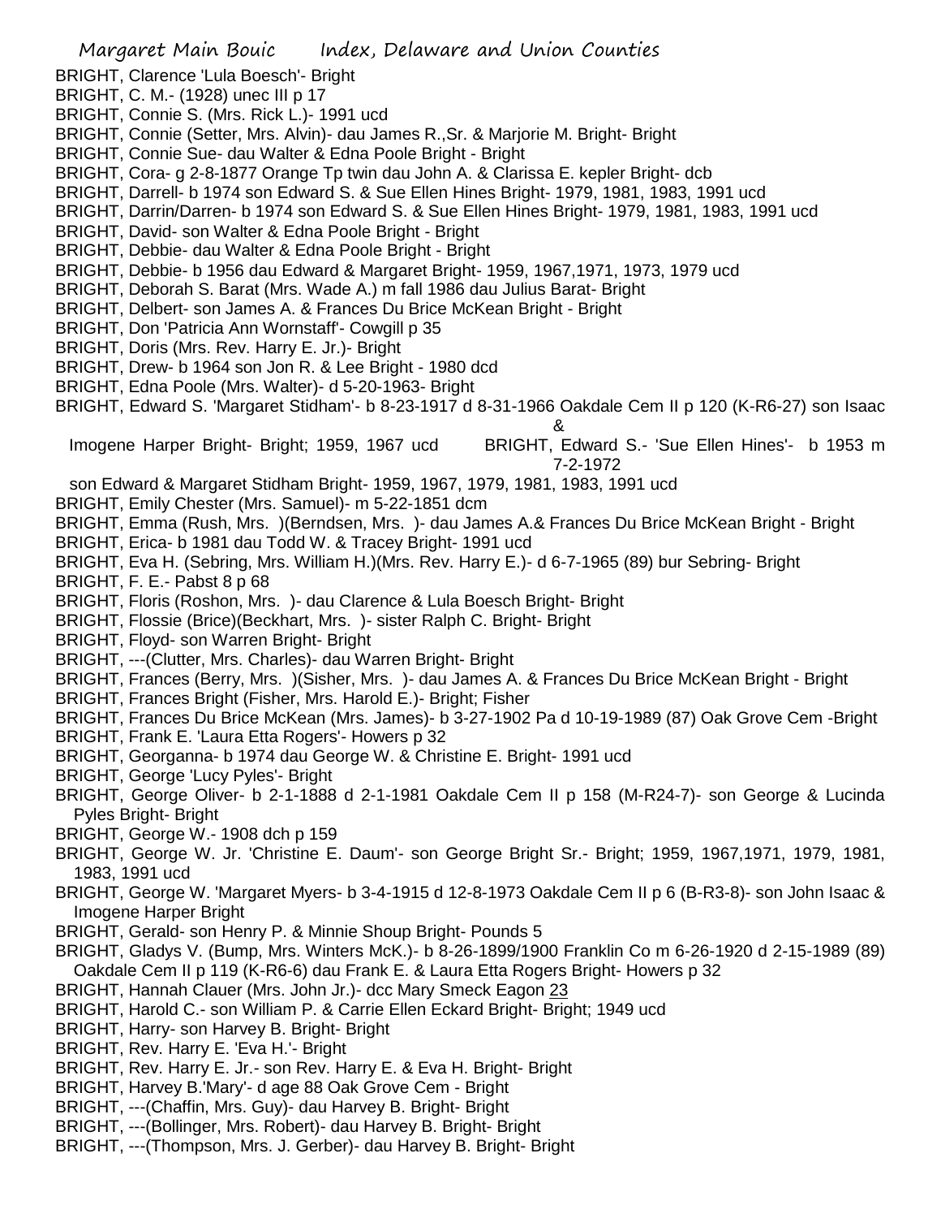BRIGHT, Clarence 'Lula Boesch'- Bright
BRIGHT, C. M.- (1928) unec III p 17
BRIGHT, Connie S. (Mrs. Rick L.)- 1991 ucd
BRIGHT, Connie (Setter, Mrs. Alvin)- dau James R.,Sr. & Marjorie M. Bright- Bright
BRIGHT, Connie Sue- dau Walter & Edna Poole Bright - Bright
BRIGHT, Cora- g 2-8-1877 Orange Tp twin dau John A. & Clarissa E. kepler Bright- dcb
BRIGHT, Darrell- b 1974 son Edward S. & Sue Ellen Hines Bright- 1979, 1981, 1983, 1991 ucd
BRIGHT, Darrin/Darren- b 1974 son Edward S. & Sue Ellen Hines Bright- 1979, 1981, 1983, 1991 ucd
BRIGHT, David- son Walter & Edna Poole Bright - Bright
BRIGHT, Debbie- dau Walter & Edna Poole Bright - Bright
BRIGHT, Debbie- b 1956 dau Edward & Margaret Bright- 1959, 1967,1971, 1973, 1979 ucd
BRIGHT, Deborah S. Barat (Mrs. Wade A.) m fall 1986 dau Julius Barat- Bright
BRIGHT, Delbert- son James A. & Frances Du Brice McKean Bright - Bright
BRIGHT, Don 'Patricia Ann Wornstaff'- Cowgill p 35
BRIGHT, Doris (Mrs. Rev. Harry E. Jr.)- Bright
BRIGHT, Drew- b 1964 son Jon R. & Lee Bright - 1980 dcd
BRIGHT, Edna Poole (Mrs. Walter)- d 5-20-1963- Bright
BRIGHT, Edward S. 'Margaret Stidham'- b 8-23-1917 d 8-31-1966 Oakdale Cem II p 120 (K-R6-27) son Isaac & Imogene Harper Bright- Bright; 1959, 1967 ucd
BRIGHT, Edward S.- 'Sue Ellen Hines'- b 1953 m 7-2-1972 son Edward & Margaret Stidham Bright- 1959, 1967, 1979, 1981, 1983, 1991 ucd
BRIGHT, Emily Chester (Mrs. Samuel)- m 5-22-1851 dcm
BRIGHT, Emma (Rush, Mrs. )(Berndsen, Mrs. )- dau James A.& Frances Du Brice McKean Bright - Bright
BRIGHT, Erica- b 1981 dau Todd W. & Tracey Bright- 1991 ucd
BRIGHT, Eva H. (Sebring, Mrs. William H.)(Mrs. Rev. Harry E.)- d 6-7-1965 (89) bur Sebring- Bright
BRIGHT, F. E.- Pabst 8 p 68
BRIGHT, Floris (Roshon, Mrs. )- dau Clarence & Lula Boesch Bright- Bright
BRIGHT, Flossie (Brice)(Beckhart, Mrs. )- sister Ralph C. Bright- Bright
BRIGHT, Floyd- son Warren Bright- Bright
BRIGHT, ---(Clutter, Mrs. Charles)- dau Warren Bright- Bright
BRIGHT, Frances (Berry, Mrs. )(Sisher, Mrs. )- dau James A. & Frances Du Brice McKean Bright - Bright
BRIGHT, Frances Bright (Fisher, Mrs. Harold E.)- Bright; Fisher
BRIGHT, Frances Du Brice McKean (Mrs. James)- b 3-27-1902 Pa d 10-19-1989 (87) Oak Grove Cem -Bright
BRIGHT, Frank E. 'Laura Etta Rogers'- Howers p 32
BRIGHT, Georganna- b 1974 dau George W. & Christine E. Bright- 1991 ucd
BRIGHT, George 'Lucy Pyles'- Bright
BRIGHT, George Oliver- b 2-1-1888 d 2-1-1981 Oakdale Cem II p 158 (M-R24-7)- son George & Lucinda Pyles Bright- Bright
BRIGHT, George W.- 1908 dch p 159
BRIGHT, George W. Jr. 'Christine E. Daum'- son George Bright Sr.- Bright; 1959, 1967,1971, 1979, 1981, 1983, 1991 ucd
BRIGHT, George W. 'Margaret Myers- b 3-4-1915 d 12-8-1973 Oakdale Cem II p 6 (B-R3-8)- son John Isaac & Imogene Harper Bright
BRIGHT, Gerald- son Henry P. & Minnie Shoup Bright- Pounds 5
BRIGHT, Gladys V. (Bump, Mrs. Winters McK.)- b 8-26-1899/1900 Franklin Co m 6-26-1920 d 2-15-1989 (89) Oakdale Cem II p 119 (K-R6-6) dau Frank E. & Laura Etta Rogers Bright- Howers p 32
BRIGHT, Hannah Clauer (Mrs. John Jr.)- dcc Mary Smeck Eagon 23
BRIGHT, Harold C.- son William P. & Carrie Ellen Eckard Bright- Bright; 1949 ucd
BRIGHT, Harry- son Harvey B. Bright- Bright
BRIGHT, Rev. Harry E. 'Eva H.'- Bright
BRIGHT, Rev. Harry E. Jr.- son Rev. Harry E. & Eva H. Bright- Bright
BRIGHT, Harvey B.'Mary'- d age 88 Oak Grove Cem - Bright
BRIGHT, ---(Chaffin, Mrs. Guy)- dau Harvey B. Bright- Bright
BRIGHT, ---(Bollinger, Mrs. Robert)- dau Harvey B. Bright- Bright
BRIGHT, ---(Thompson, Mrs. J. Gerber)- dau Harvey B. Bright- Bright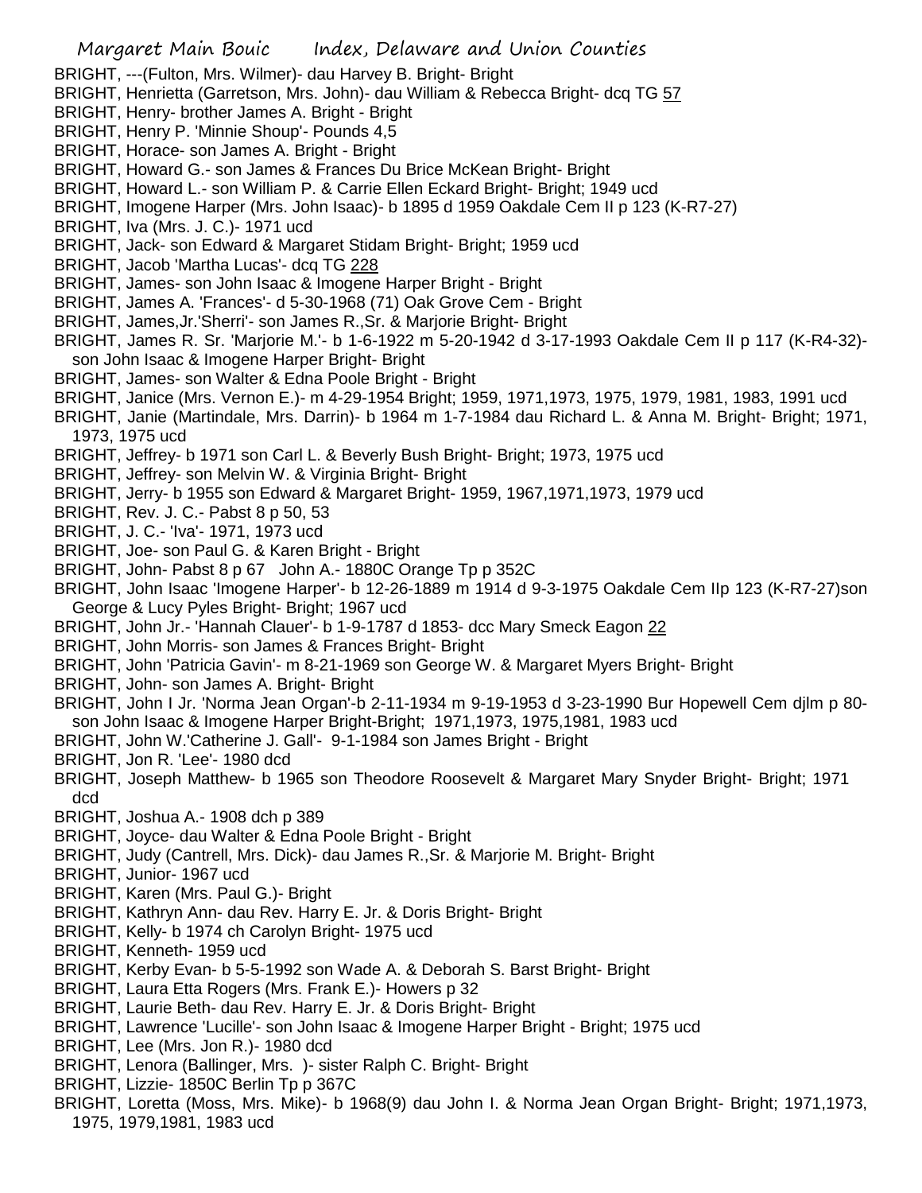BRIGHT, ---(Fulton, Mrs. Wilmer)- dau Harvey B. Bright- Bright
BRIGHT, Henrietta (Garretson, Mrs. John)- dau William & Rebecca Bright- dcq TG 57
BRIGHT, Henry- brother James A. Bright - Bright
BRIGHT, Henry P. 'Minnie Shoup'- Pounds 4,5
BRIGHT, Horace- son James A. Bright - Bright
BRIGHT, Howard G.- son James & Frances Du Brice McKean Bright- Bright
BRIGHT, Howard L.- son William P. & Carrie Ellen Eckard Bright- Bright; 1949 ucd
BRIGHT, Imogene Harper (Mrs. John Isaac)- b 1895 d 1959 Oakdale Cem II p 123 (K-R7-27)
BRIGHT, Iva (Mrs. J. C.)- 1971 ucd
BRIGHT, Jack- son Edward & Margaret Stidam Bright- Bright; 1959 ucd
BRIGHT, Jacob 'Martha Lucas'- dcq TG 228
BRIGHT, James- son John Isaac & Imogene Harper Bright - Bright
BRIGHT, James A. 'Frances'- d 5-30-1968 (71) Oak Grove Cem - Bright
BRIGHT, James,Jr.'Sherri'- son James R.,Sr. & Marjorie Bright- Bright
BRIGHT, James R. Sr. 'Marjorie M.'- b 1-6-1922 m 5-20-1942 d 3-17-1993 Oakdale Cem II p 117 (K-R4-32)- son John Isaac & Imogene Harper Bright- Bright
BRIGHT, James- son Walter & Edna Poole Bright - Bright
BRIGHT, Janice (Mrs. Vernon E.)- m 4-29-1954 Bright; 1959, 1971,1973, 1975, 1979, 1981, 1983, 1991 ucd
BRIGHT, Janie (Martindale, Mrs. Darrin)- b 1964 m 1-7-1984 dau Richard L. & Anna M. Bright- Bright; 1971, 1973, 1975 ucd
BRIGHT, Jeffrey- b 1971 son Carl L. & Beverly Bush Bright- Bright; 1973, 1975 ucd
BRIGHT, Jeffrey- son Melvin W. & Virginia Bright- Bright
BRIGHT, Jerry- b 1955 son Edward & Margaret Bright- 1959, 1967,1971,1973, 1979 ucd
BRIGHT, Rev. J. C.- Pabst 8 p 50, 53
BRIGHT, J. C.- 'Iva'- 1971, 1973 ucd
BRIGHT, Joe- son Paul G. & Karen Bright - Bright
BRIGHT, John- Pabst 8 p 67 John A.- 1880C Orange Tp p 352C
BRIGHT, John Isaac 'Imogene Harper'- b 12-26-1889 m 1914 d 9-3-1975 Oakdale Cem IIp 123 (K-R7-27)son George & Lucy Pyles Bright- Bright; 1967 ucd
BRIGHT, John Jr.- 'Hannah Clauer'- b 1-9-1787 d 1853- dcc Mary Smeck Eagon 22
BRIGHT, John Morris- son James & Frances Bright- Bright
BRIGHT, John 'Patricia Gavin'- m 8-21-1969 son George W. & Margaret Myers Bright- Bright
BRIGHT, John- son James A. Bright- Bright
BRIGHT, John I Jr. 'Norma Jean Organ'-b 2-11-1934 m 9-19-1953 d 3-23-1990 Bur Hopewell Cem djlm p 80- son John Isaac & Imogene Harper Bright-Bright; 1971,1973, 1975,1981, 1983 ucd
BRIGHT, John W.'Catherine J. Gall'- 9-1-1984 son James Bright - Bright
BRIGHT, Jon R. 'Lee'- 1980 dcd
BRIGHT, Joseph Matthew- b 1965 son Theodore Roosevelt & Margaret Mary Snyder Bright- Bright; 1971 dcd
BRIGHT, Joshua A.- 1908 dch p 389
BRIGHT, Joyce- dau Walter & Edna Poole Bright - Bright
BRIGHT, Judy (Cantrell, Mrs. Dick)- dau James R.,Sr. & Marjorie M. Bright- Bright
BRIGHT, Junior- 1967 ucd
BRIGHT, Karen (Mrs. Paul G.)- Bright
BRIGHT, Kathryn Ann- dau Rev. Harry E. Jr. & Doris Bright- Bright
BRIGHT, Kelly- b 1974 ch Carolyn Bright- 1975 ucd
BRIGHT, Kenneth- 1959 ucd
BRIGHT, Kerby Evan- b 5-5-1992 son Wade A. & Deborah S. Barst Bright- Bright
BRIGHT, Laura Etta Rogers (Mrs. Frank E.)- Howers p 32
BRIGHT, Laurie Beth- dau Rev. Harry E. Jr. & Doris Bright- Bright
BRIGHT, Lawrence 'Lucille'- son John Isaac & Imogene Harper Bright - Bright; 1975 ucd
BRIGHT, Lee (Mrs. Jon R.)- 1980 dcd
BRIGHT, Lenora (Ballinger, Mrs. )- sister Ralph C. Bright- Bright
BRIGHT, Lizzie- 1850C Berlin Tp p 367C
BRIGHT, Loretta (Moss, Mrs. Mike)- b 1968(9) dau John I. & Norma Jean Organ Bright- Bright; 1971,1973, 1975, 1979,1981, 1983 ucd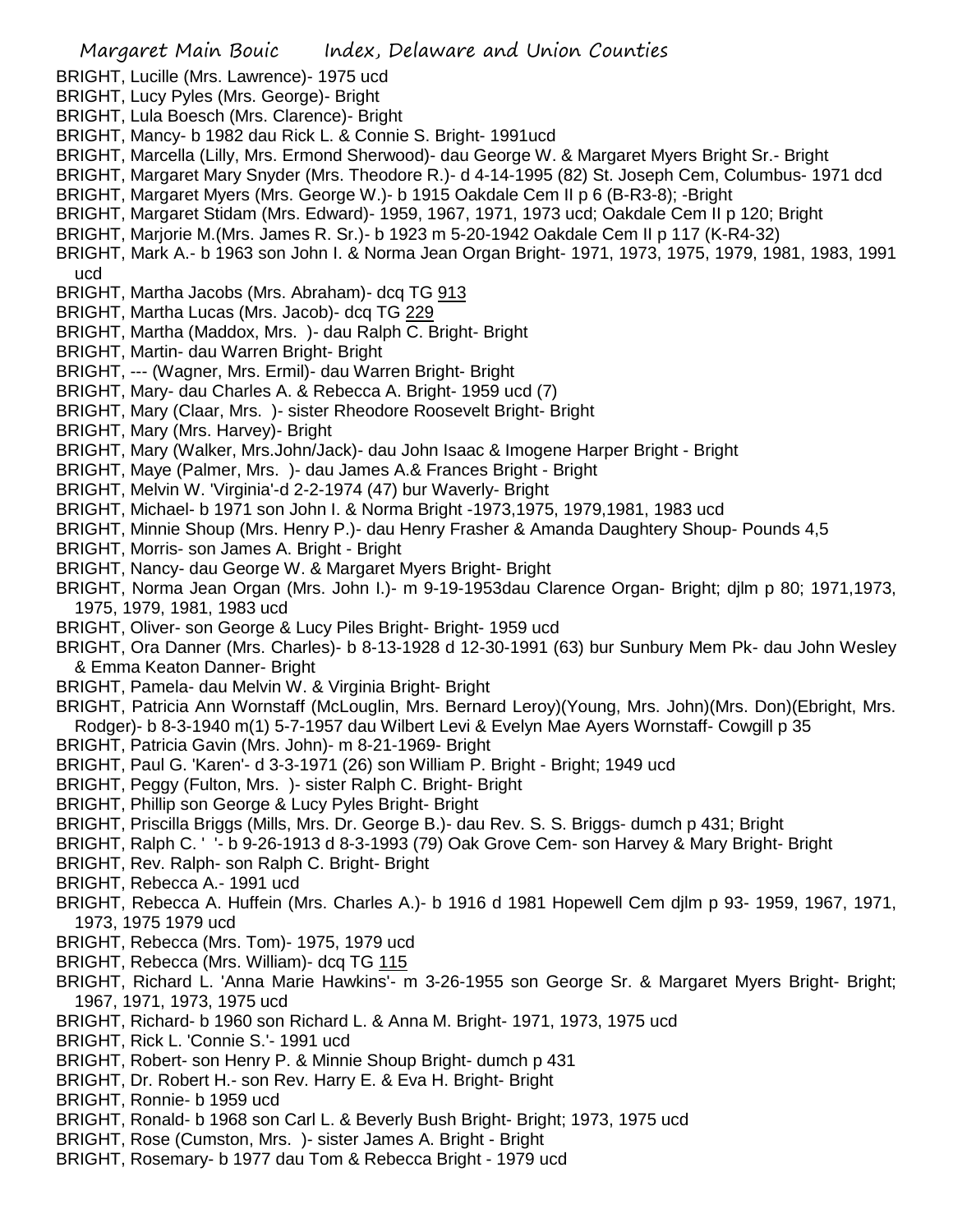BRIGHT, Lucille (Mrs. Lawrence)- 1975 ucd
BRIGHT, Lucy Pyles (Mrs. George)- Bright
BRIGHT, Lula Boesch (Mrs. Clarence)- Bright
BRIGHT, Mancy- b 1982 dau Rick L. & Connie S. Bright- 1991ucd
BRIGHT, Marcella (Lilly, Mrs. Ermond Sherwood)- dau George W. & Margaret Myers Bright Sr.- Bright
BRIGHT, Margaret Mary Snyder (Mrs. Theodore R.)- d 4-14-1995 (82) St. Joseph Cem, Columbus- 1971 dcd
BRIGHT, Margaret Myers (Mrs. George W.)- b 1915 Oakdale Cem II p 6 (B-R3-8); -Bright
BRIGHT, Margaret Stidam (Mrs. Edward)- 1959, 1967, 1971, 1973 ucd; Oakdale Cem II p 120; Bright
BRIGHT, Marjorie M.(Mrs. James R. Sr.)- b 1923 m 5-20-1942 Oakdale Cem II p 117 (K-R4-32)
BRIGHT, Mark A.- b 1963 son John I. & Norma Jean Organ Bright- 1971, 1973, 1975, 1979, 1981, 1983, 1991 ucd
BRIGHT, Martha Jacobs (Mrs. Abraham)- dcq TG 913
BRIGHT, Martha Lucas (Mrs. Jacob)- dcq TG 229
BRIGHT, Martha (Maddox, Mrs. )- dau Ralph C. Bright- Bright
BRIGHT, Martin- dau Warren Bright- Bright
BRIGHT, --- (Wagner, Mrs. Ermil)- dau Warren Bright- Bright
BRIGHT, Mary- dau Charles A. & Rebecca A. Bright- 1959 ucd (7)
BRIGHT, Mary (Claar, Mrs. )- sister Rheodore Roosevelt Bright- Bright
BRIGHT, Mary (Mrs. Harvey)- Bright
BRIGHT, Mary (Walker, Mrs.John/Jack)- dau John Isaac & Imogene Harper Bright - Bright
BRIGHT, Maye (Palmer, Mrs. )- dau James A.& Frances Bright - Bright
BRIGHT, Melvin W. 'Virginia'-d 2-2-1974 (47) bur Waverly- Bright
BRIGHT, Michael- b 1971 son John I. & Norma Bright -1973,1975, 1979,1981, 1983 ucd
BRIGHT, Minnie Shoup (Mrs. Henry P.)- dau Henry Frasher & Amanda Daughtery Shoup- Pounds 4,5
BRIGHT, Morris- son James A. Bright - Bright
BRIGHT, Nancy- dau George W. & Margaret Myers Bright- Bright
BRIGHT, Norma Jean Organ (Mrs. John I.)- m 9-19-1953dau Clarence Organ- Bright; djlm p 80; 1971,1973, 1975, 1979, 1981, 1983 ucd
BRIGHT, Oliver- son George & Lucy Piles Bright- Bright- 1959 ucd
BRIGHT, Ora Danner (Mrs. Charles)- b 8-13-1928 d 12-30-1991 (63) bur Sunbury Mem Pk- dau John Wesley & Emma Keaton Danner- Bright
BRIGHT, Pamela- dau Melvin W. & Virginia Bright- Bright
BRIGHT, Patricia Ann Wornstaff (McLouglin, Mrs. Bernard Leroy)(Young, Mrs. John)(Mrs. Don)(Ebright, Mrs. Rodger)- b 8-3-1940 m(1) 5-7-1957 dau Wilbert Levi & Evelyn Mae Ayers Wornstaff- Cowgill p 35
BRIGHT, Patricia Gavin (Mrs. John)- m 8-21-1969- Bright
BRIGHT, Paul G. 'Karen'- d 3-3-1971 (26) son William P. Bright - Bright; 1949 ucd
BRIGHT, Peggy (Fulton, Mrs. )- sister Ralph C. Bright- Bright
BRIGHT, Phillip son George & Lucy Pyles Bright- Bright
BRIGHT, Priscilla Briggs (Mills, Mrs. Dr. George B.)- dau Rev. S. S. Briggs- dumch p 431; Bright
BRIGHT, Ralph C. ' '- b 9-26-1913 d 8-3-1993 (79) Oak Grove Cem- son Harvey & Mary Bright- Bright
BRIGHT, Rev. Ralph- son Ralph C. Bright- Bright
BRIGHT, Rebecca A.- 1991 ucd
BRIGHT, Rebecca A. Huffein (Mrs. Charles A.)- b 1916 d 1981 Hopewell Cem djlm p 93- 1959, 1967, 1971, 1973, 1975 1979 ucd
BRIGHT, Rebecca (Mrs. Tom)- 1975, 1979 ucd
BRIGHT, Rebecca (Mrs. William)- dcq TG 115
BRIGHT, Richard L. 'Anna Marie Hawkins'- m 3-26-1955 son George Sr. & Margaret Myers Bright- Bright; 1967, 1971, 1973, 1975 ucd
BRIGHT, Richard- b 1960 son Richard L. & Anna M. Bright- 1971, 1973, 1975 ucd
BRIGHT, Rick L. 'Connie S.'- 1991 ucd
BRIGHT, Robert- son Henry P. & Minnie Shoup Bright- dumch p 431
BRIGHT, Dr. Robert H.- son Rev. Harry E. & Eva H. Bright- Bright
BRIGHT, Ronnie- b 1959 ucd
BRIGHT, Ronald- b 1968 son Carl L. & Beverly Bush Bright- Bright; 1973, 1975 ucd
BRIGHT, Rose (Cumston, Mrs. )- sister James A. Bright - Bright
BRIGHT, Rosemary- b 1977 dau Tom & Rebecca Bright - 1979 ucd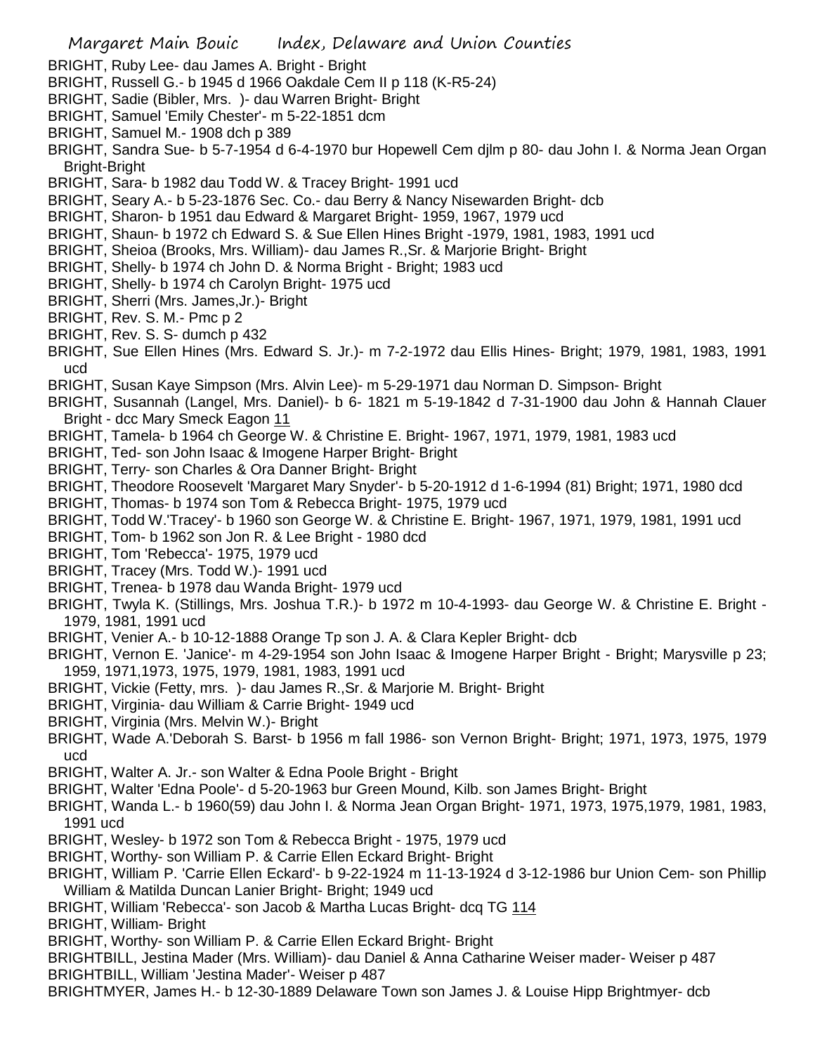BRIGHT, Ruby Lee- dau James A. Bright - Bright
BRIGHT, Russell G.- b 1945 d 1966 Oakdale Cem II p 118 (K-R5-24)
BRIGHT, Sadie (Bibler, Mrs. )- dau Warren Bright- Bright
BRIGHT, Samuel 'Emily Chester'- m 5-22-1851 dcm
BRIGHT, Samuel M.- 1908 dch p 389
BRIGHT, Sandra Sue- b 5-7-1954 d 6-4-1970 bur Hopewell Cem djlm p 80- dau John I. & Norma Jean Organ Bright-Bright
BRIGHT, Sara- b 1982 dau Todd W. & Tracey Bright- 1991 ucd
BRIGHT, Seary A.- b 5-23-1876 Sec. Co.- dau Berry & Nancy Nisewarden Bright- dcb
BRIGHT, Sharon- b 1951 dau Edward & Margaret Bright- 1959, 1967, 1979 ucd
BRIGHT, Shaun- b 1972 ch Edward S. & Sue Ellen Hines Bright -1979, 1981, 1983, 1991 ucd
BRIGHT, Sheioa (Brooks, Mrs. William)- dau James R.,Sr. & Marjorie Bright- Bright
BRIGHT, Shelly- b 1974 ch John D. & Norma Bright - Bright; 1983 ucd
BRIGHT, Shelly- b 1974 ch Carolyn Bright- 1975 ucd
BRIGHT, Sherri (Mrs. James,Jr.)- Bright
BRIGHT, Rev. S. M.- Pmc p 2
BRIGHT, Rev. S. S- dumch p 432
BRIGHT, Sue Ellen Hines (Mrs. Edward S. Jr.)- m 7-2-1972 dau Ellis Hines- Bright; 1979, 1981, 1983, 1991 ucd
BRIGHT, Susan Kaye Simpson (Mrs. Alvin Lee)- m 5-29-1971 dau Norman D. Simpson- Bright
BRIGHT, Susannah (Langel, Mrs. Daniel)- b 6- 1821 m 5-19-1842 d 7-31-1900 dau John & Hannah Clauer Bright - dcc Mary Smeck Eagon 11
BRIGHT, Tamela- b 1964 ch George W. & Christine E. Bright- 1967, 1971, 1979, 1981, 1983 ucd
BRIGHT, Ted- son John Isaac & Imogene Harper Bright- Bright
BRIGHT, Terry- son Charles & Ora Danner Bright- Bright
BRIGHT, Theodore Roosevelt 'Margaret Mary Snyder'- b 5-20-1912 d 1-6-1994 (81) Bright; 1971, 1980 dcd
BRIGHT, Thomas- b 1974 son Tom & Rebecca Bright- 1975, 1979 ucd
BRIGHT, Todd W.'Tracey'- b 1960 son George W. & Christine E. Bright- 1967, 1971, 1979, 1981, 1991 ucd
BRIGHT, Tom- b 1962 son Jon R. & Lee Bright - 1980 dcd
BRIGHT, Tom 'Rebecca'- 1975, 1979 ucd
BRIGHT, Tracey (Mrs. Todd W.)- 1991 ucd
BRIGHT, Trenea- b 1978 dau Wanda Bright- 1979 ucd
BRIGHT, Twyla K. (Stillings, Mrs. Joshua T.R.)- b 1972 m 10-4-1993- dau George W. & Christine E. Bright - 1979, 1981, 1991 ucd
BRIGHT, Venier A.- b 10-12-1888 Orange Tp son J. A. & Clara Kepler Bright- dcb
BRIGHT, Vernon E. 'Janice'- m 4-29-1954 son John Isaac & Imogene Harper Bright - Bright; Marysville p 23; 1959, 1971,1973, 1975, 1979, 1981, 1983, 1991 ucd
BRIGHT, Vickie (Fetty, mrs. )- dau James R.,Sr. & Marjorie M. Bright- Bright
BRIGHT, Virginia- dau William & Carrie Bright- 1949 ucd
BRIGHT, Virginia (Mrs. Melvin W.)- Bright
BRIGHT, Wade A.'Deborah S. Barst- b 1956 m fall 1986- son Vernon Bright- Bright; 1971, 1973, 1975, 1979 ucd
BRIGHT, Walter A. Jr.- son Walter & Edna Poole Bright - Bright
BRIGHT, Walter 'Edna Poole'- d 5-20-1963 bur Green Mound, Kilb. son James Bright- Bright
BRIGHT, Wanda L.- b 1960(59) dau John I. & Norma Jean Organ Bright- 1971, 1973, 1975,1979, 1981, 1983, 1991 ucd
BRIGHT, Wesley- b 1972 son Tom & Rebecca Bright - 1975, 1979 ucd
BRIGHT, Worthy- son William P. & Carrie Ellen Eckard Bright- Bright
BRIGHT, William P. 'Carrie Ellen Eckard'- b 9-22-1924 m 11-13-1924 d 3-12-1986 bur Union Cem- son Phillip William & Matilda Duncan Lanier Bright- Bright; 1949 ucd
BRIGHT, William 'Rebecca'- son Jacob & Martha Lucas Bright- dcq TG 114
BRIGHT, William- Bright
BRIGHT, Worthy- son William P. & Carrie Ellen Eckard Bright- Bright
BRIGHTBILL, Jestina Mader (Mrs. William)- dau Daniel & Anna Catharine Weiser mader- Weiser p 487
BRIGHTBILL, William 'Jestina Mader'- Weiser p 487
BRIGHTMYER, James H.- b 12-30-1889 Delaware Town son James J. & Louise Hipp Brightmyer- dcb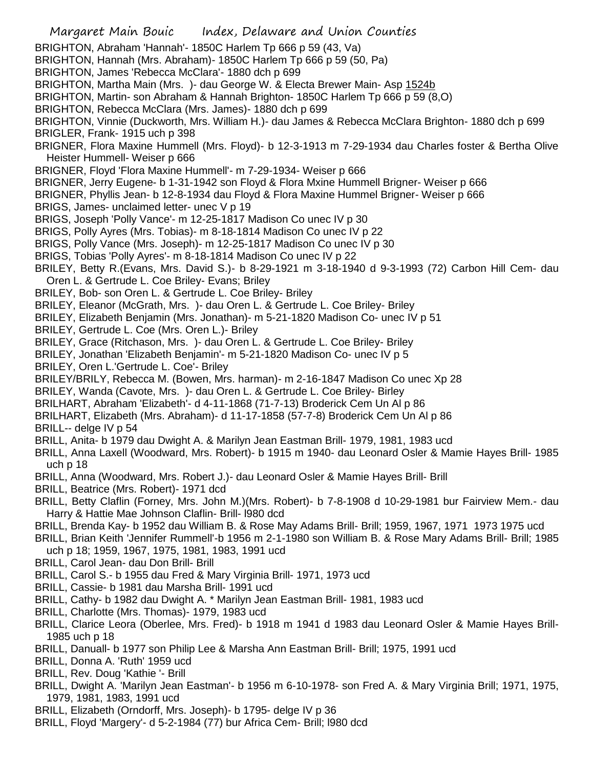BRIGHTON, Abraham 'Hannah'- 1850C Harlem Tp 666 p 59 (43, Va)
BRIGHTON, Hannah (Mrs. Abraham)- 1850C Harlem Tp 666 p 59 (50, Pa)
BRIGHTON, James 'Rebecca McClara'- 1880 dch p 699
BRIGHTON, Martha Main (Mrs. )- dau George W. & Electa Brewer Main- Asp 1524b
BRIGHTON, Martin- son Abraham & Hannah Brighton- 1850C Harlem Tp 666 p 59 (8,O)
BRIGHTON, Rebecca McClara (Mrs. James)- 1880 dch p 699
BRIGHTON, Vinnie (Duckworth, Mrs. William H.)- dau James & Rebecca McClara Brighton- 1880 dch p 699
BRIGLER, Frank- 1915 uch p 398
BRIGNER, Flora Maxine Hummell (Mrs. Floyd)- b 12-3-1913 m 7-29-1934 dau Charles foster & Bertha Olive Heister Hummell- Weiser p 666
BRIGNER, Floyd 'Flora Maxine Hummell'- m 7-29-1934- Weiser p 666
BRIGNER, Jerry Eugene- b 1-31-1942 son Floyd & Flora Mxine Hummell Brigner- Weiser p 666
BRIGNER, Phyllis Jean- b 12-8-1934 dau Floyd & Flora Maxine Hummel Brigner- Weiser p 666
BRIGS, James- unclaimed letter- unec V p 19
BRIGS, Joseph 'Polly Vance'- m 12-25-1817 Madison Co unec IV p 30
BRIGS, Polly Ayres (Mrs. Tobias)- m 8-18-1814 Madison Co unec IV p 22
BRIGS, Polly Vance (Mrs. Joseph)- m 12-25-1817 Madison Co unec IV p 30
BRIGS, Tobias 'Polly Ayres'- m 8-18-1814 Madison Co unec IV p 22
BRILEY, Betty R.(Evans, Mrs. David S.)- b 8-29-1921 m 3-18-1940 d 9-3-1993 (72) Carbon Hill Cem- dau Oren L. & Gertrude L. Coe Briley- Evans; Briley
BRILEY, Bob- son Oren L. & Gertrude L. Coe Briley- Briley
BRILEY, Eleanor (McGrath, Mrs. )- dau Oren L. & Gertrude L. Coe Briley- Briley
BRILEY, Elizabeth Benjamin (Mrs. Jonathan)- m 5-21-1820 Madison Co- unec IV p 51
BRILEY, Gertrude L. Coe (Mrs. Oren L.)- Briley
BRILEY, Grace (Ritchason, Mrs. )- dau Oren L. & Gertrude L. Coe Briley- Briley
BRILEY, Jonathan 'Elizabeth Benjamin'- m 5-21-1820 Madison Co- unec IV p 5
BRILEY, Oren L.'Gertrude L. Coe'- Briley
BRILEY/BRILY, Rebecca M. (Bowen, Mrs. harman)- m 2-16-1847 Madison Co unec Xp 28
BRILEY, Wanda (Cavote, Mrs. )- dau Oren L. & Gertrude L. Coe Briley- Birley
BRILHART, Abraham 'Elizabeth'- d 4-11-1868 (71-7-13) Broderick Cem Un Al p 86
BRILHART, Elizabeth (Mrs. Abraham)- d 11-17-1858 (57-7-8) Broderick Cem Un Al p 86
BRILL-- delge IV p 54
BRILL, Anita- b 1979 dau Dwight A. & Marilyn Jean Eastman Brill- 1979, 1981, 1983 ucd
BRILL, Anna Laxell (Woodward, Mrs. Robert)- b 1915 m 1940- dau Leonard Osler & Mamie Hayes Brill- 1985 uch p 18
BRILL, Anna (Woodward, Mrs. Robert J.)- dau Leonard Osler & Mamie Hayes Brill- Brill
BRILL, Beatrice (Mrs. Robert)- 1971 dcd
BRILL, Betty Claflin (Forney, Mrs. John M.)(Mrs. Robert)- b 7-8-1908 d 10-29-1981 bur Fairview Mem.- dau Harry & Hattie Mae Johnson Claflin- Brill- l980 dcd
BRILL, Brenda Kay- b 1952 dau William B. & Rose May Adams Brill- Brill; 1959, 1967, 1971 1973 1975 ucd
BRILL, Brian Keith 'Jennifer Rummell'-b 1956 m 2-1-1980 son William B. & Rose Mary Adams Brill- Brill; 1985 uch p 18; 1959, 1967, 1975, 1981, 1983, 1991 ucd
BRILL, Carol Jean- dau Don Brill- Brill
BRILL, Carol S.- b 1955 dau Fred & Mary Virginia Brill- 1971, 1973 ucd
BRILL, Cassie- b 1981 dau Marsha Brill- 1991 ucd
BRILL, Cathy- b 1982 dau Dwight A. * Marilyn Jean Eastman Brill- 1981, 1983 ucd
BRILL, Charlotte (Mrs. Thomas)- 1979, 1983 ucd
BRILL, Clarice Leora (Oberlee, Mrs. Fred)- b 1918 m 1941 d 1983 dau Leonard Osler & Mamie Hayes Brill- 1985 uch p 18
BRILL, Danuall- b 1977 son Philip Lee & Marsha Ann Eastman Brill- Brill; 1975, 1991 ucd
BRILL, Donna A. 'Ruth' 1959 ucd
BRILL, Rev. Doug 'Kathie '- Brill
BRILL, Dwight A. 'Marilyn Jean Eastman'- b 1956 m 6-10-1978- son Fred A. & Mary Virginia Brill; 1971, 1975, 1979, 1981, 1983, 1991 ucd
BRILL, Elizabeth (Orndorff, Mrs. Joseph)- b 1795- delge IV p 36
BRILL, Floyd 'Margery'- d 5-2-1984 (77) bur Africa Cem- Brill; l980 dcd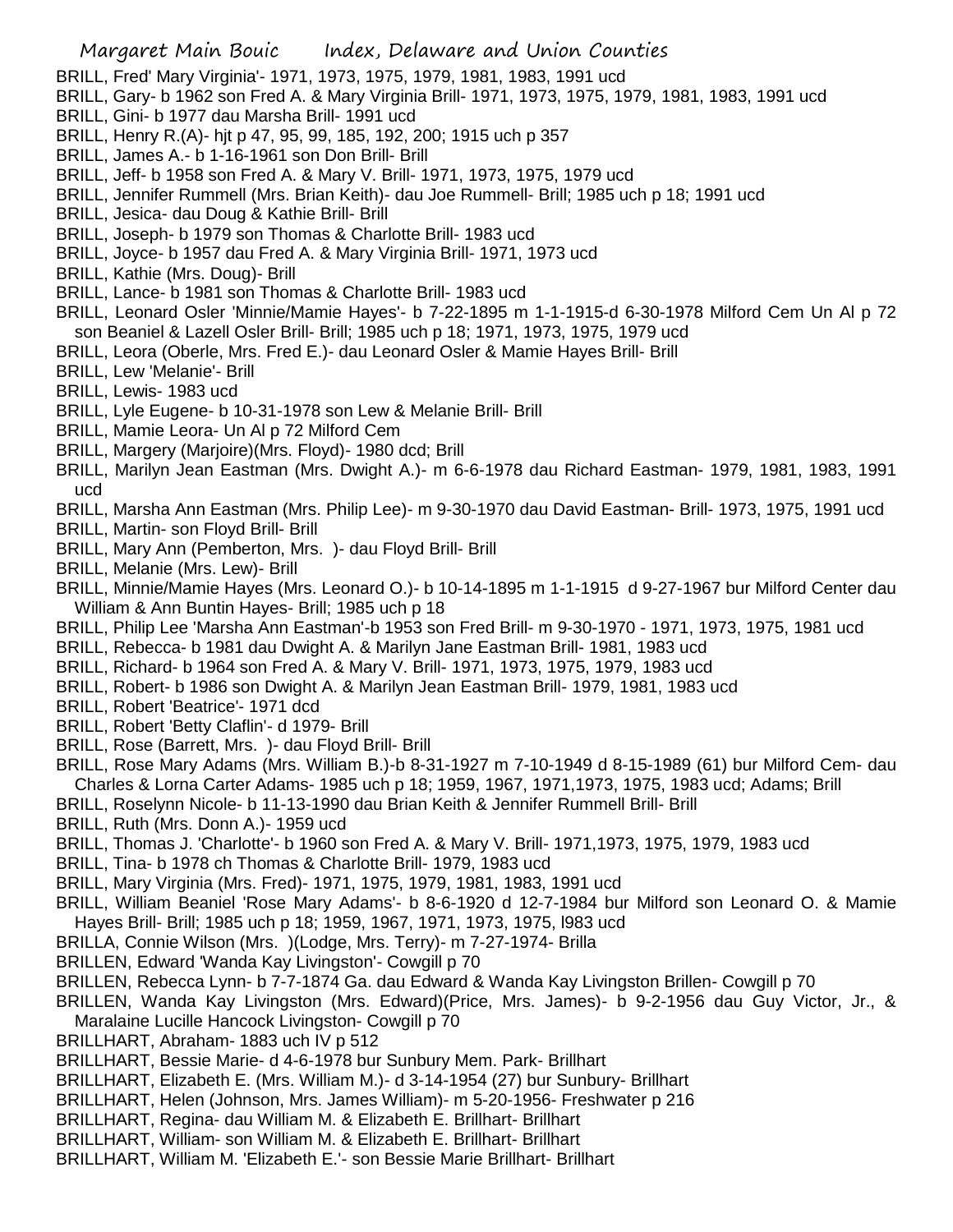BRILL, Fred' Mary Virginia'- 1971, 1973, 1975, 1979, 1981, 1983, 1991 ucd

BRILL, Gary- b 1962 son Fred A. & Mary Virginia Brill- 1971, 1973, 1975, 1979, 1981, 1983, 1991 ucd

BRILL, Gini- b 1977 dau Marsha Brill- 1991 ucd

BRILL, Henry R.(A)- hjt p 47, 95, 99, 185, 192, 200; 1915 uch p 357

BRILL, James A.- b 1-16-1961 son Don Brill- Brill

BRILL, Jeff- b 1958 son Fred A. & Mary V. Brill- 1971, 1973, 1975, 1979 ucd

BRILL, Jennifer Rummell (Mrs. Brian Keith)- dau Joe Rummell- Brill; 1985 uch p 18; 1991 ucd

BRILL, Jesica- dau Doug & Kathie Brill- Brill

BRILL, Joseph- b 1979 son Thomas & Charlotte Brill- 1983 ucd

BRILL, Joyce- b 1957 dau Fred A. & Mary Virginia Brill- 1971, 1973 ucd

BRILL, Kathie (Mrs. Doug)- Brill

BRILL, Lance- b 1981 son Thomas & Charlotte Brill- 1983 ucd

BRILL, Leonard Osler 'Minnie/Mamie Hayes'- b 7-22-1895 m 1-1-1915-d 6-30-1978 Milford Cem Un Al p 72 son Beaniel & Lazell Osler Brill- Brill; 1985 uch p 18; 1971, 1973, 1975, 1979 ucd

BRILL, Leora (Oberle, Mrs. Fred E.)- dau Leonard Osler & Mamie Hayes Brill- Brill

BRILL, Lew 'Melanie'- Brill

BRILL, Lewis- 1983 ucd

BRILL, Lyle Eugene- b 10-31-1978 son Lew & Melanie Brill- Brill

BRILL, Mamie Leora- Un Al p 72 Milford Cem

BRILL, Margery (Marjoire)(Mrs. Floyd)- 1980 dcd; Brill

BRILL, Marilyn Jean Eastman (Mrs. Dwight A.)- m 6-6-1978 dau Richard Eastman- 1979, 1981, 1983, 1991 ucd

BRILL, Marsha Ann Eastman (Mrs. Philip Lee)- m 9-30-1970 dau David Eastman- Brill- 1973, 1975, 1991 ucd

BRILL, Martin- son Floyd Brill- Brill

BRILL, Mary Ann (Pemberton, Mrs. )- dau Floyd Brill- Brill

BRILL, Melanie (Mrs. Lew)- Brill

BRILL, Minnie/Mamie Hayes (Mrs. Leonard O.)- b 10-14-1895 m 1-1-1915 d 9-27-1967 bur Milford Center dau William & Ann Buntin Hayes- Brill; 1985 uch p 18

BRILL, Philip Lee 'Marsha Ann Eastman'-b 1953 son Fred Brill- m 9-30-1970 - 1971, 1973, 1975, 1981 ucd

BRILL, Rebecca- b 1981 dau Dwight A. & Marilyn Jane Eastman Brill- 1981, 1983 ucd

BRILL, Richard- b 1964 son Fred A. & Mary V. Brill- 1971, 1973, 1975, 1979, 1983 ucd

BRILL, Robert- b 1986 son Dwight A. & Marilyn Jean Eastman Brill- 1979, 1981, 1983 ucd

BRILL, Robert 'Beatrice'- 1971 dcd

BRILL, Robert 'Betty Claflin'- d 1979- Brill

BRILL, Rose (Barrett, Mrs. )- dau Floyd Brill- Brill

BRILL, Rose Mary Adams (Mrs. William B.)-b 8-31-1927 m 7-10-1949 d 8-15-1989 (61) bur Milford Cem- dau Charles & Lorna Carter Adams- 1985 uch p 18; 1959, 1967, 1971,1973, 1975, 1983 ucd; Adams; Brill

BRILL, Roselynn Nicole- b 11-13-1990 dau Brian Keith & Jennifer Rummell Brill- Brill

BRILL, Ruth (Mrs. Donn A.)- 1959 ucd

BRILL, Thomas J. 'Charlotte'- b 1960 son Fred A. & Mary V. Brill- 1971,1973, 1975, 1979, 1983 ucd

BRILL, Tina- b 1978 ch Thomas & Charlotte Brill- 1979, 1983 ucd

BRILL, Mary Virginia (Mrs. Fred)- 1971, 1975, 1979, 1981, 1983, 1991 ucd

BRILL, William Beaniel 'Rose Mary Adams'- b 8-6-1920 d 12-7-1984 bur Milford son Leonard O. & Mamie Hayes Brill- Brill; 1985 uch p 18; 1959, 1967, 1971, 1973, 1975, l983 ucd

BRILLA, Connie Wilson (Mrs. )(Lodge, Mrs. Terry)- m 7-27-1974- Brilla

BRILLEN, Edward 'Wanda Kay Livingston'- Cowgill p 70

BRILLEN, Rebecca Lynn- b 7-7-1874 Ga. dau Edward & Wanda Kay Livingston Brillen- Cowgill p 70

BRILLEN, Wanda Kay Livingston (Mrs. Edward)(Price, Mrs. James)- b 9-2-1956 dau Guy Victor, Jr., & Maralaine Lucille Hancock Livingston- Cowgill p 70

BRILLHART, Abraham- 1883 uch IV p 512

BRILLHART, Bessie Marie- d 4-6-1978 bur Sunbury Mem. Park- Brillhart

BRILLHART, Elizabeth E. (Mrs. William M.)- d 3-14-1954 (27) bur Sunbury- Brillhart

BRILLHART, Helen (Johnson, Mrs. James William)- m 5-20-1956- Freshwater p 216

BRILLHART, Regina- dau William M. & Elizabeth E. Brillhart- Brillhart

BRILLHART, William- son William M. & Elizabeth E. Brillhart- Brillhart

BRILLHART, William M. 'Elizabeth E.'- son Bessie Marie Brillhart- Brillhart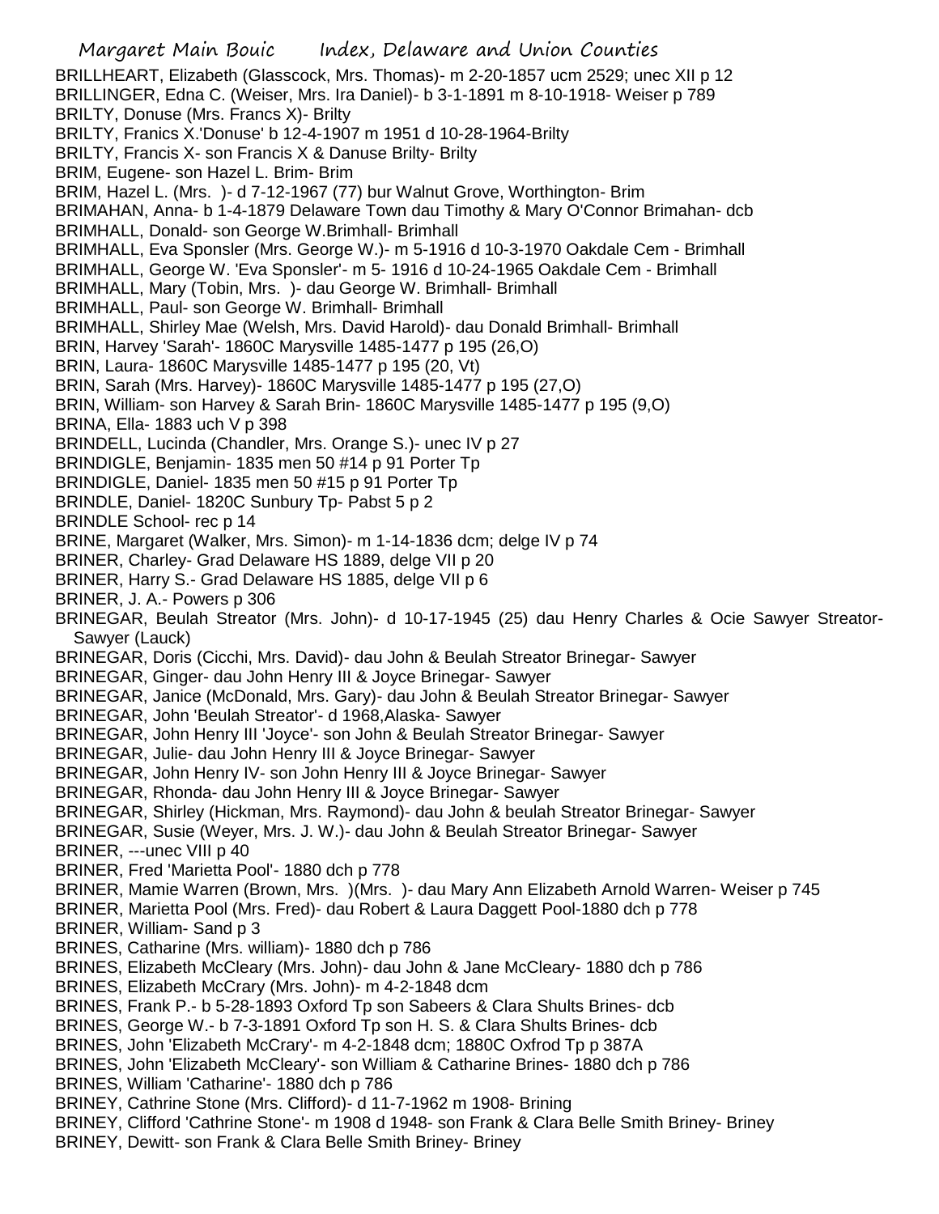BRILLHEART, Elizabeth (Glasscock, Mrs. Thomas)- m 2-20-1857 ucm 2529; unec XII p 12
BRILLINGER, Edna C. (Weiser, Mrs. Ira Daniel)- b 3-1-1891 m 8-10-1918- Weiser p 789
BRILTY, Donuse (Mrs. Francs X)- Brilty
BRILTY, Franics X.'Donuse' b 12-4-1907 m 1951 d 10-28-1964-Brilty
BRILTY, Francis X- son Francis X & Danuse Brilty- Brilty
BRIM, Eugene- son Hazel L. Brim- Brim
BRIM, Hazel L. (Mrs. )- d 7-12-1967 (77) bur Walnut Grove, Worthington- Brim
BRIMAHAN, Anna- b 1-4-1879 Delaware Town dau Timothy & Mary O'Connor Brimahan- dcb
BRIMHALL, Donald- son George W.Brimhall- Brimhall
BRIMHALL, Eva Sponsler (Mrs. George W.)- m 5-1916 d 10-3-1970 Oakdale Cem - Brimhall
BRIMHALL, George W. 'Eva Sponsler'- m 5- 1916 d 10-24-1965 Oakdale Cem - Brimhall
BRIMHALL, Mary (Tobin, Mrs. )- dau George W. Brimhall- Brimhall
BRIMHALL, Paul- son George W. Brimhall- Brimhall
BRIMHALL, Shirley Mae (Welsh, Mrs. David Harold)- dau Donald Brimhall- Brimhall
BRIN, Harvey 'Sarah'- 1860C Marysville 1485-1477 p 195 (26,O)
BRIN, Laura- 1860C Marysville 1485-1477 p 195 (20, Vt)
BRIN, Sarah (Mrs. Harvey)- 1860C Marysville 1485-1477 p 195 (27,O)
BRIN, William- son Harvey & Sarah Brin- 1860C Marysville 1485-1477 p 195 (9,O)
BRINA, Ella- 1883 uch V p 398
BRINDELL, Lucinda (Chandler, Mrs. Orange S.)- unec IV p 27
BRINDIGLE, Benjamin- 1835 men 50 #14 p 91 Porter Tp
BRINDIGLE, Daniel- 1835 men 50 #15 p 91 Porter Tp
BRINDLE, Daniel- 1820C Sunbury Tp- Pabst 5 p 2
BRINDLE School- rec p 14
BRINE, Margaret (Walker, Mrs. Simon)- m 1-14-1836 dcm; delge IV p 74
BRINER, Charley- Grad Delaware HS 1889, delge VII p 20
BRINER, Harry S.- Grad Delaware HS 1885, delge VII p 6
BRINER, J. A.- Powers p 306
BRINEGAR, Beulah Streator (Mrs. John)- d 10-17-1945 (25) dau Henry Charles & Ocie Sawyer Streator-Sawyer (Lauck)
BRINEGAR, Doris (Cicchi, Mrs. David)- dau John & Beulah Streator Brinegar- Sawyer
BRINEGAR, Ginger- dau John Henry III & Joyce Brinegar- Sawyer
BRINEGAR, Janice (McDonald, Mrs. Gary)- dau John & Beulah Streator Brinegar- Sawyer
BRINEGAR, John 'Beulah Streator'- d 1968,Alaska- Sawyer
BRINEGAR, John Henry III 'Joyce'- son John & Beulah Streator Brinegar- Sawyer
BRINEGAR, Julie- dau John Henry III & Joyce Brinegar- Sawyer
BRINEGAR, John Henry IV- son John Henry III & Joyce Brinegar- Sawyer
BRINEGAR, Rhonda- dau John Henry III & Joyce Brinegar- Sawyer
BRINEGAR, Shirley (Hickman, Mrs. Raymond)- dau John & beulah Streator Brinegar- Sawyer
BRINEGAR, Susie (Weyer, Mrs. J. W.)- dau John & Beulah Streator Brinegar- Sawyer
BRINER, ---unec VIII p 40
BRINER, Fred 'Marietta Pool'- 1880 dch p 778
BRINER, Mamie Warren (Brown, Mrs. )(Mrs. )- dau Mary Ann Elizabeth Arnold Warren- Weiser p 745
BRINER, Marietta Pool (Mrs. Fred)- dau Robert & Laura Daggett Pool-1880 dch p 778
BRINER, William- Sand p 3
BRINES, Catharine (Mrs. william)- 1880 dch p 786
BRINES, Elizabeth McCleary (Mrs. John)- dau John & Jane McCleary- 1880 dch p 786
BRINES, Elizabeth McCrary (Mrs. John)- m 4-2-1848 dcm
BRINES, Frank P.- b 5-28-1893 Oxford Tp son Sabeers & Clara Shults Brines- dcb
BRINES, George W.- b 7-3-1891 Oxford Tp son H. S. & Clara Shults Brines- dcb
BRINES, John 'Elizabeth McCrary'- m 4-2-1848 dcm; 1880C Oxfrod Tp p 387A
BRINES, John 'Elizabeth McCleary'- son William & Catharine Brines- 1880 dch p 786
BRINES, William 'Catharine'- 1880 dch p 786
BRINEY, Cathrine Stone (Mrs. Clifford)- d 11-7-1962 m 1908- Brining
BRINEY, Clifford 'Cathrine Stone'- m 1908 d 1948- son Frank & Clara Belle Smith Briney- Briney
BRINEY, Dewitt- son Frank & Clara Belle Smith Briney- Briney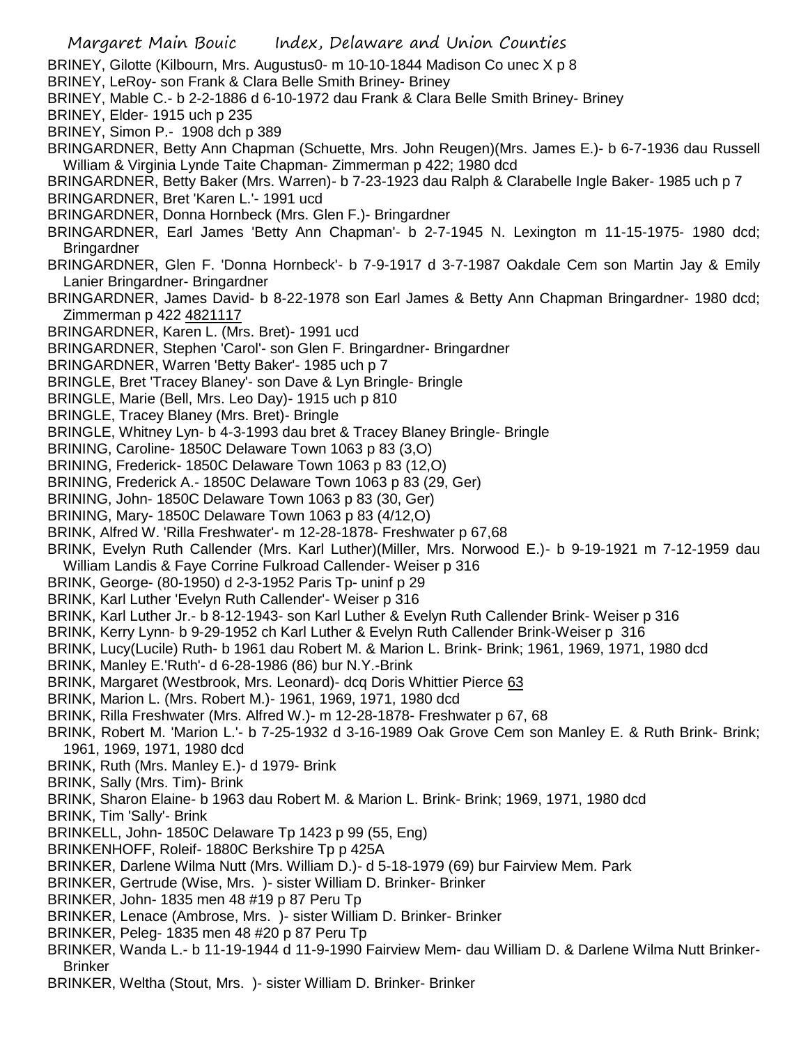BRINEY, Gilotte (Kilbourn, Mrs. Augustus0- m 10-10-1844 Madison Co unec X p 8

BRINEY, LeRoy- son Frank & Clara Belle Smith Briney- Briney

BRINEY, Mable C.- b 2-2-1886 d 6-10-1972 dau Frank & Clara Belle Smith Briney- Briney

BRINEY, Elder- 1915 uch p 235

BRINEY, Simon P.- 1908 dch p 389

BRINGARDNER, Betty Ann Chapman (Schuette, Mrs. John Reugen)(Mrs. James E.)- b 6-7-1936 dau Russell William & Virginia Lynde Taite Chapman- Zimmerman p 422; 1980 dcd

BRINGARDNER, Betty Baker (Mrs. Warren)- b 7-23-1923 dau Ralph & Clarabelle Ingle Baker- 1985 uch p 7

BRINGARDNER, Bret 'Karen L.'- 1991 ucd

BRINGARDNER, Donna Hornbeck (Mrs. Glen F.)- Bringardner

BRINGARDNER, Earl James 'Betty Ann Chapman'- b 2-7-1945 N. Lexington m 11-15-1975- 1980 dcd; Bringardner

BRINGARDNER, Glen F. 'Donna Hornbeck'- b 7-9-1917 d 3-7-1987 Oakdale Cem son Martin Jay & Emily Lanier Bringardner- Bringardner

BRINGARDNER, James David- b 8-22-1978 son Earl James & Betty Ann Chapman Bringardner- 1980 dcd; Zimmerman p 422 4821117

BRINGARDNER, Karen L. (Mrs. Bret)- 1991 ucd

BRINGARDNER, Stephen 'Carol'- son Glen F. Bringardner- Bringardner

BRINGARDNER, Warren 'Betty Baker'- 1985 uch p 7

BRINGLE, Bret 'Tracey Blaney'- son Dave & Lyn Bringle- Bringle

BRINGLE, Marie (Bell, Mrs. Leo Day)- 1915 uch p 810

BRINGLE, Tracey Blaney (Mrs. Bret)- Bringle

BRINGLE, Whitney Lyn- b 4-3-1993 dau bret & Tracey Blaney Bringle- Bringle

BRINING, Caroline- 1850C Delaware Town 1063 p 83 (3,O)

BRINING, Frederick- 1850C Delaware Town 1063 p 83 (12,O)

BRINING, Frederick A.- 1850C Delaware Town 1063 p 83 (29, Ger)

BRINING, John- 1850C Delaware Town 1063 p 83 (30, Ger)

BRINING, Mary- 1850C Delaware Town 1063 p 83 (4/12,O)

BRINK, Alfred W. 'Rilla Freshwater'- m 12-28-1878- Freshwater p 67,68

BRINK, Evelyn Ruth Callender (Mrs. Karl Luther)(Miller, Mrs. Norwood E.)- b 9-19-1921 m 7-12-1959 dau William Landis & Faye Corrine Fulkroad Callender- Weiser p 316

BRINK, George- (80-1950) d 2-3-1952 Paris Tp- uninf p 29

BRINK, Karl Luther 'Evelyn Ruth Callender'- Weiser p 316

BRINK, Karl Luther Jr.- b 8-12-1943- son Karl Luther & Evelyn Ruth Callender Brink- Weiser p 316

BRINK, Kerry Lynn- b 9-29-1952 ch Karl Luther & Evelyn Ruth Callender Brink-Weiser p 316

BRINK, Lucy(Lucile) Ruth- b 1961 dau Robert M. & Marion L. Brink- Brink; 1961, 1969, 1971, 1980 dcd

BRINK, Manley E.'Ruth'- d 6-28-1986 (86) bur N.Y.-Brink

BRINK, Margaret (Westbrook, Mrs. Leonard)- dcq Doris Whittier Pierce 63

BRINK, Marion L. (Mrs. Robert M.)- 1961, 1969, 1971, 1980 dcd

BRINK, Rilla Freshwater (Mrs. Alfred W.)- m 12-28-1878- Freshwater p 67, 68

BRINK, Robert M. 'Marion L.'- b 7-25-1932 d 3-16-1989 Oak Grove Cem son Manley E. & Ruth Brink- Brink; 1961, 1969, 1971, 1980 dcd

BRINK, Ruth (Mrs. Manley E.)- d 1979- Brink

BRINK, Sally (Mrs. Tim)- Brink

BRINK, Sharon Elaine- b 1963 dau Robert M. & Marion L. Brink- Brink; 1969, 1971, 1980 dcd

BRINK, Tim 'Sally'- Brink

BRINKELL, John- 1850C Delaware Tp 1423 p 99 (55, Eng)

BRINKENHOFF, Roleif- 1880C Berkshire Tp p 425A

BRINKER, Darlene Wilma Nutt (Mrs. William D.)- d 5-18-1979 (69) bur Fairview Mem. Park

BRINKER, Gertrude (Wise, Mrs. )- sister William D. Brinker- Brinker

BRINKER, John- 1835 men 48 #19 p 87 Peru Tp

BRINKER, Lenace (Ambrose, Mrs. )- sister William D. Brinker- Brinker

BRINKER, Peleg- 1835 men 48 #20 p 87 Peru Tp

BRINKER, Wanda L.- b 11-19-1944 d 11-9-1990 Fairview Mem- dau William D. & Darlene Wilma Nutt Brinker- Brinker

BRINKER, Weltha (Stout, Mrs. )- sister William D. Brinker- Brinker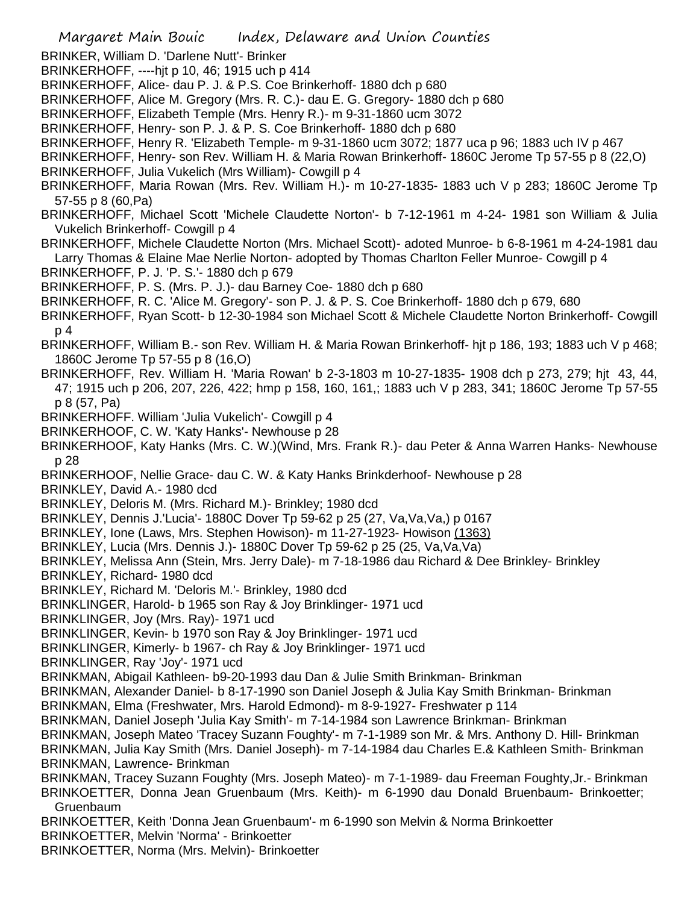BRINKER, William D. 'Darlene Nutt'- Brinker

BRINKERHOFF, ----hjt p 10, 46; 1915 uch p 414

BRINKERHOFF, Alice- dau P. J. & P.S. Coe Brinkerhoff- 1880 dch p 680

BRINKERHOFF, Alice M. Gregory (Mrs. R. C.)- dau E. G. Gregory- 1880 dch p 680

BRINKERHOFF, Elizabeth Temple (Mrs. Henry R.)- m 9-31-1860 ucm 3072

BRINKERHOFF, Henry- son P. J. & P. S. Coe Brinkerhoff- 1880 dch p 680

BRINKERHOFF, Henry R. 'Elizabeth Temple- m 9-31-1860 ucm 3072; 1877 uca p 96; 1883 uch IV p 467

BRINKERHOFF, Henry- son Rev. William H. & Maria Rowan Brinkerhoff- 1860C Jerome Tp 57-55 p 8 (22,O)

BRINKERHOFF, Julia Vukelich (Mrs William)- Cowgill p 4

BRINKERHOFF, Maria Rowan (Mrs. Rev. William H.)- m 10-27-1835- 1883 uch V p 283; 1860C Jerome Tp 57-55 p 8 (60,Pa)

BRINKERHOFF, Michael Scott 'Michele Claudette Norton'- b 7-12-1961 m 4-24- 1981 son William & Julia Vukelich Brinkerhoff- Cowgill p 4

BRINKERHOFF, Michele Claudette Norton (Mrs. Michael Scott)- adoted Munroe- b 6-8-1961 m 4-24-1981 dau Larry Thomas & Elaine Mae Nerlie Norton- adopted by Thomas Charlton Feller Munroe- Cowgill p 4

BRINKERHOFF, P. J. 'P. S.'- 1880 dch p 679

BRINKERHOFF, P. S. (Mrs. P. J.)- dau Barney Coe- 1880 dch p 680

BRINKERHOFF, R. C. 'Alice M. Gregory'- son P. J. & P. S. Coe Brinkerhoff- 1880 dch p 679, 680

BRINKERHOFF, Ryan Scott- b 12-30-1984 son Michael Scott & Michele Claudette Norton Brinkerhoff- Cowgill p 4

BRINKERHOFF, William B.- son Rev. William H. & Maria Rowan Brinkerhoff- hjt p 186, 193; 1883 uch V p 468; 1860C Jerome Tp 57-55 p 8 (16,O)

BRINKERHOFF, Rev. William H. 'Maria Rowan' b 2-3-1803 m 10-27-1835- 1908 dch p 273, 279; hjt 43, 44, 47; 1915 uch p 206, 207, 226, 422; hmp p 158, 160, 161,; 1883 uch V p 283, 341; 1860C Jerome Tp 57-55 p 8 (57, Pa)

BRINKERHOFF. William 'Julia Vukelich'- Cowgill p 4

BRINKERHOOF, C. W. 'Katy Hanks'- Newhouse p 28

BRINKERHOOF, Katy Hanks (Mrs. C. W.)(Wind, Mrs. Frank R.)- dau Peter & Anna Warren Hanks- Newhouse p 28

BRINKERHOOF, Nellie Grace- dau C. W. & Katy Hanks Brinkderhoof- Newhouse p 28

BRINKLEY, David A.- 1980 dcd

BRINKLEY, Deloris M. (Mrs. Richard M.)- Brinkley; 1980 dcd

BRINKLEY, Dennis J.'Lucia'- 1880C Dover Tp 59-62 p 25 (27, Va,Va,Va,) p 0167

BRINKLEY, Ione (Laws, Mrs. Stephen Howison)- m 11-27-1923- Howison (1363)

BRINKLEY, Lucia (Mrs. Dennis J.)- 1880C Dover Tp 59-62 p 25 (25, Va,Va,Va)

BRINKLEY, Melissa Ann (Stein, Mrs. Jerry Dale)- m 7-18-1986 dau Richard & Dee Brinkley- Brinkley

BRINKLEY, Richard- 1980 dcd

BRINKLEY, Richard M. 'Deloris M.'- Brinkley, 1980 dcd

BRINKLINGER, Harold- b 1965 son Ray & Joy Brinklinger- 1971 ucd

BRINKLINGER, Joy (Mrs. Ray)- 1971 ucd

BRINKLINGER, Kevin- b 1970 son Ray & Joy Brinklinger- 1971 ucd

BRINKLINGER, Kimerly- b 1967- ch Ray & Joy Brinklinger- 1971 ucd

BRINKLINGER, Ray 'Joy'- 1971 ucd

BRINKMAN, Abigail Kathleen- b9-20-1993 dau Dan & Julie Smith Brinkman- Brinkman

BRINKMAN, Alexander Daniel- b 8-17-1990 son Daniel Joseph & Julia Kay Smith Brinkman- Brinkman

BRINKMAN, Elma (Freshwater, Mrs. Harold Edmond)- m 8-9-1927- Freshwater p 114

BRINKMAN, Daniel Joseph 'Julia Kay Smith'- m 7-14-1984 son Lawrence Brinkman- Brinkman

BRINKMAN, Joseph Mateo 'Tracey Suzann Foughty'- m 7-1-1989 son Mr. & Mrs. Anthony D. Hill- Brinkman

BRINKMAN, Julia Kay Smith (Mrs. Daniel Joseph)- m 7-14-1984 dau Charles E.& Kathleen Smith- Brinkman

BRINKMAN, Lawrence- Brinkman

BRINKMAN, Tracey Suzann Foughty (Mrs. Joseph Mateo)- m 7-1-1989- dau Freeman Foughty,Jr.- Brinkman

BRINKOETTER, Donna Jean Gruenbaum (Mrs. Keith)- m 6-1990 dau Donald Bruenbaum- Brinkoetter; Gruenbaum

BRINKOETTER, Keith 'Donna Jean Gruenbaum'- m 6-1990 son Melvin & Norma Brinkoetter

BRINKOETTER, Melvin 'Norma' - Brinkoetter

BRINKOETTER, Norma (Mrs. Melvin)- Brinkoetter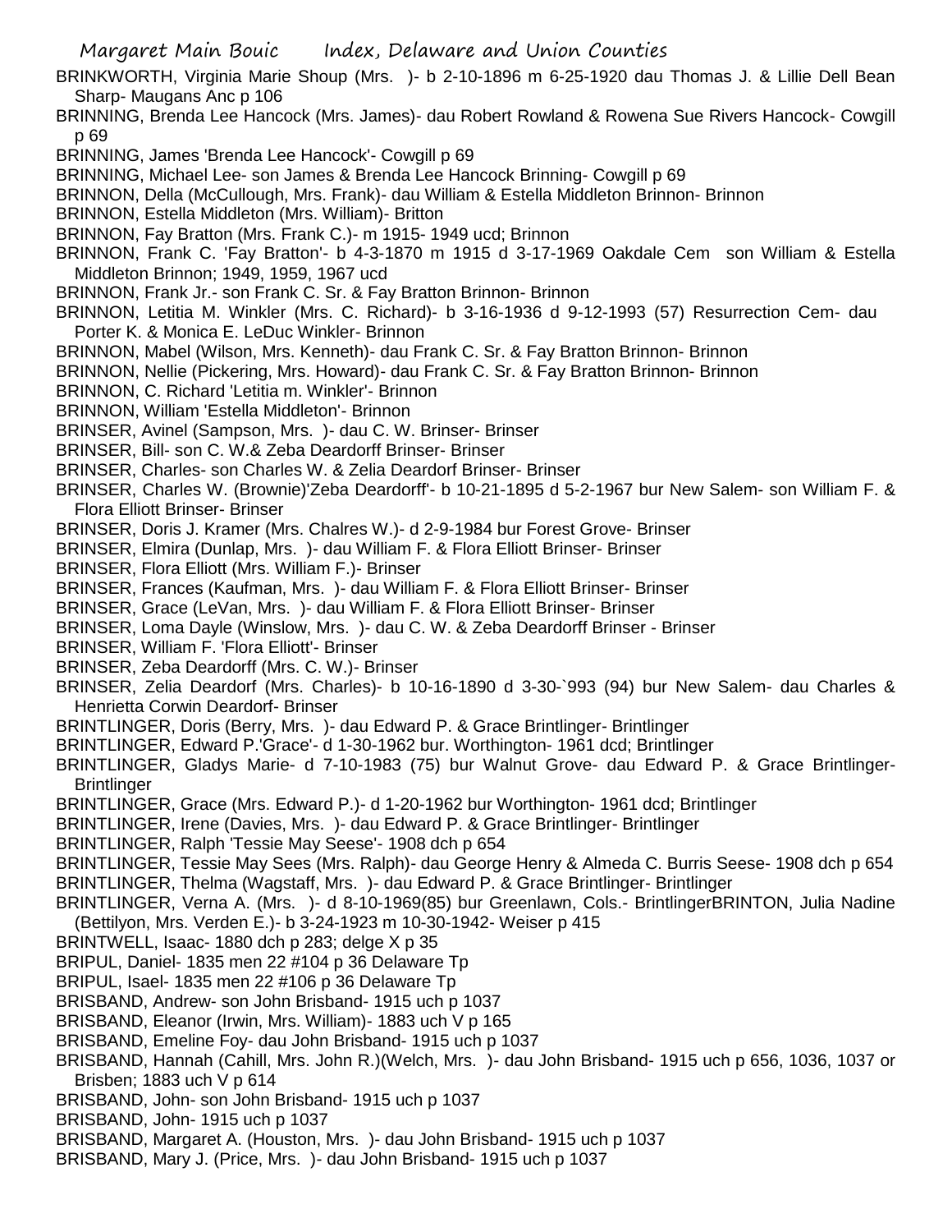BRINKWORTH, Virginia Marie Shoup (Mrs. )- b 2-10-1896 m 6-25-1920 dau Thomas J. & Lillie Dell Bean Sharp- Maugans Anc p 106

BRINNING, Brenda Lee Hancock (Mrs. James)- dau Robert Rowland & Rowena Sue Rivers Hancock- Cowgill p 69

BRINNING, James 'Brenda Lee Hancock'- Cowgill p 69

BRINNING, Michael Lee- son James & Brenda Lee Hancock Brinning- Cowgill p 69

BRINNON, Della (McCullough, Mrs. Frank)- dau William & Estella Middleton Brinnon- Brinnon

BRINNON, Estella Middleton (Mrs. William)- Britton

BRINNON, Fay Bratton (Mrs. Frank C.)- m 1915- 1949 ucd; Brinnon

BRINNON, Frank C. 'Fay Bratton'- b 4-3-1870 m 1915 d 3-17-1969 Oakdale Cem son William & Estella Middleton Brinnon; 1949, 1959, 1967 ucd

BRINNON, Frank Jr.- son Frank C. Sr. & Fay Bratton Brinnon- Brinnon

BRINNON, Letitia M. Winkler (Mrs. C. Richard)- b 3-16-1936 d 9-12-1993 (57) Resurrection Cem- dau Porter K. & Monica E. LeDuc Winkler- Brinnon

BRINNON, Mabel (Wilson, Mrs. Kenneth)- dau Frank C. Sr. & Fay Bratton Brinnon- Brinnon

BRINNON, Nellie (Pickering, Mrs. Howard)- dau Frank C. Sr. & Fay Bratton Brinnon- Brinnon

BRINNON, C. Richard 'Letitia m. Winkler'- Brinnon

BRINNON, William 'Estella Middleton'- Brinnon

BRINSER, Avinel (Sampson, Mrs. )- dau C. W. Brinser- Brinser

BRINSER, Bill- son C. W.& Zeba Deardorff Brinser- Brinser

BRINSER, Charles- son Charles W. & Zelia Deardorf Brinser- Brinser

BRINSER, Charles W. (Brownie)'Zeba Deardorff'- b 10-21-1895 d 5-2-1967 bur New Salem- son William F. & Flora Elliott Brinser- Brinser

BRINSER, Doris J. Kramer (Mrs. Chalres W.)- d 2-9-1984 bur Forest Grove- Brinser

BRINSER, Elmira (Dunlap, Mrs. )- dau William F. & Flora Elliott Brinser- Brinser

BRINSER, Flora Elliott (Mrs. William F.)- Brinser

BRINSER, Frances (Kaufman, Mrs. )- dau William F. & Flora Elliott Brinser- Brinser

BRINSER, Grace (LeVan, Mrs. )- dau William F. & Flora Elliott Brinser- Brinser

BRINSER, Loma Dayle (Winslow, Mrs. )- dau C. W. & Zeba Deardorff Brinser - Brinser

BRINSER, William F. 'Flora Elliott'- Brinser

BRINSER, Zeba Deardorff (Mrs. C. W.)- Brinser

BRINSER, Zelia Deardorf (Mrs. Charles)- b 10-16-1890 d 3-30-`993 (94) bur New Salem- dau Charles & Henrietta Corwin Deardorf- Brinser

BRINTLINGER, Doris (Berry, Mrs. )- dau Edward P. & Grace Brintlinger- Brintlinger

BRINTLINGER, Edward P.'Grace'- d 1-30-1962 bur. Worthington- 1961 dcd; Brintlinger

BRINTLINGER, Gladys Marie- d 7-10-1983 (75) bur Walnut Grove- dau Edward P. & Grace Brintlinger- Brintlinger

BRINTLINGER, Grace (Mrs. Edward P.)- d 1-20-1962 bur Worthington- 1961 dcd; Brintlinger

BRINTLINGER, Irene (Davies, Mrs. )- dau Edward P. & Grace Brintlinger- Brintlinger

BRINTLINGER, Ralph 'Tessie May Seese'- 1908 dch p 654

BRINTLINGER, Tessie May Sees (Mrs. Ralph)- dau George Henry & Almeda C. Burris Seese- 1908 dch p 654

BRINTLINGER, Thelma (Wagstaff, Mrs. )- dau Edward P. & Grace Brintlinger- Brintlinger

BRINTLINGER, Verna A. (Mrs. )- d 8-10-1969(85) bur Greenlawn, Cols.- BrintlingerBRINTON, Julia Nadine (Bettilyon, Mrs. Verden E.)- b 3-24-1923 m 10-30-1942- Weiser p 415

BRINTWELL, Isaac- 1880 dch p 283; delge X p 35

BRIPUL, Daniel- 1835 men 22 #104 p 36 Delaware Tp

BRIPUL, Isael- 1835 men 22 #106 p 36 Delaware Tp

BRISBAND, Andrew- son John Brisband- 1915 uch p 1037

BRISBAND, Eleanor (Irwin, Mrs. William)- 1883 uch V p 165

BRISBAND, Emeline Foy- dau John Brisband- 1915 uch p 1037

BRISBAND, Hannah (Cahill, Mrs. John R.)(Welch, Mrs. )- dau John Brisband- 1915 uch p 656, 1036, 1037 or Brisben; 1883 uch V p 614

BRISBAND, John- son John Brisband- 1915 uch p 1037

BRISBAND, John- 1915 uch p 1037

BRISBAND, Margaret A. (Houston, Mrs. )- dau John Brisband- 1915 uch p 1037

BRISBAND, Mary J. (Price, Mrs. )- dau John Brisband- 1915 uch p 1037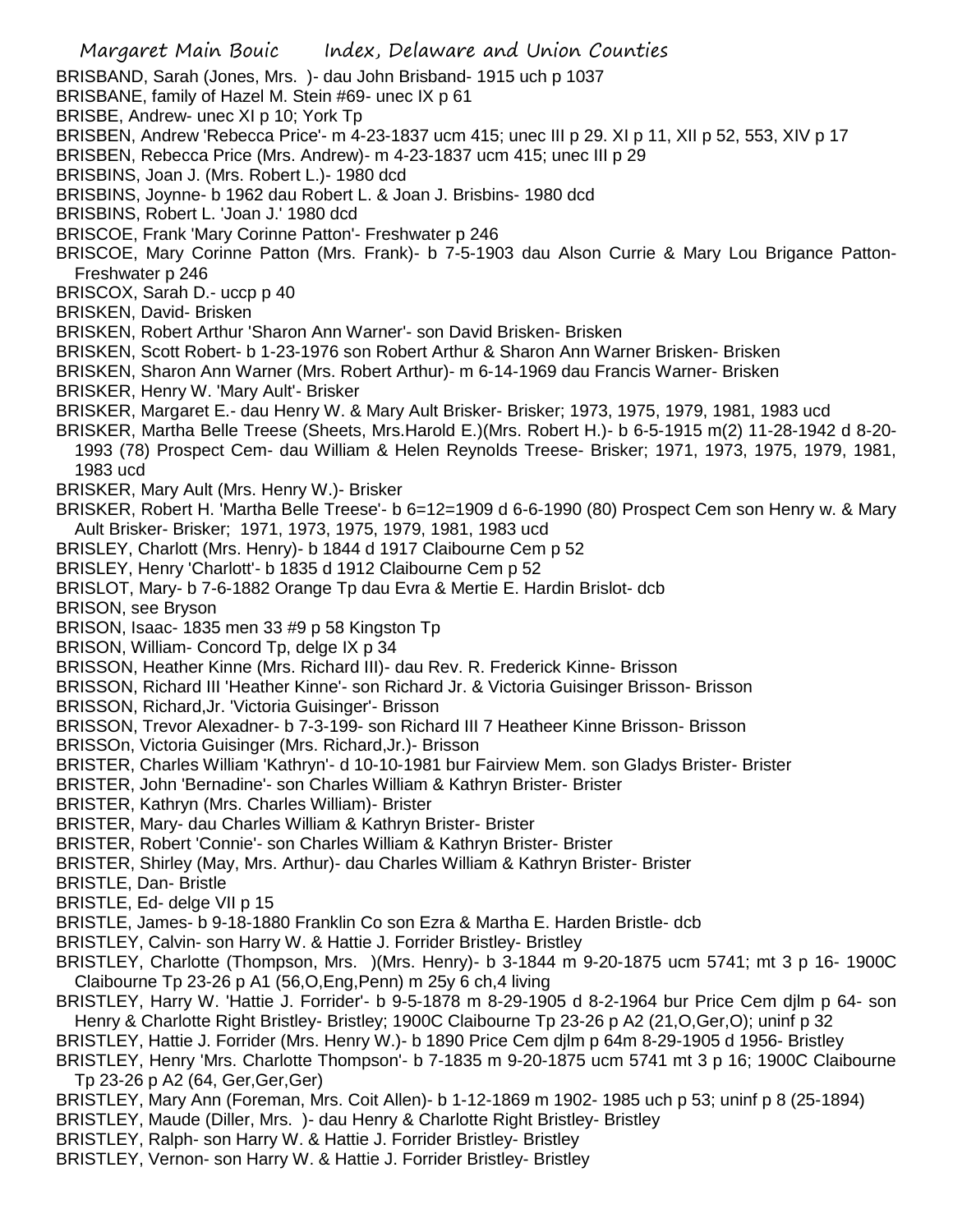BRISBAND, Sarah (Jones, Mrs. )- dau John Brisband- 1915 uch p 1037
BRISBANE, family of Hazel M. Stein #69- unec IX p 61
BRISBE, Andrew- unec XI p 10; York Tp
BRISBEN, Andrew 'Rebecca Price'- m 4-23-1837 ucm 415; unec III p 29. XI p 11, XII p 52, 553, XIV p 17
BRISBEN, Rebecca Price (Mrs. Andrew)- m 4-23-1837 ucm 415; unec III p 29
BRISBINS, Joan J. (Mrs. Robert L.)- 1980 dcd
BRISBINS, Joynne- b 1962 dau Robert L. & Joan J. Brisbins- 1980 dcd
BRISBINS, Robert L. 'Joan J.' 1980 dcd
BRISCOE, Frank 'Mary Corinne Patton'- Freshwater p 246
BRISCOE, Mary Corinne Patton (Mrs. Frank)- b 7-5-1903 dau Alson Currie & Mary Lou Brigance Patton- Freshwater p 246
BRISCOX, Sarah D.- uccp p 40
BRISKEN, David- Brisken
BRISKEN, Robert Arthur 'Sharon Ann Warner'- son David Brisken- Brisken
BRISKEN, Scott Robert- b 1-23-1976 son Robert Arthur & Sharon Ann Warner Brisken- Brisken
BRISKEN, Sharon Ann Warner (Mrs. Robert Arthur)- m 6-14-1969 dau Francis Warner- Brisken
BRISKER, Henry W. 'Mary Ault'- Brisker
BRISKER, Margaret E.- dau Henry W. & Mary Ault Brisker- Brisker; 1973, 1975, 1979, 1981, 1983 ucd
BRISKER, Martha Belle Treese (Sheets, Mrs.Harold E.)(Mrs. Robert H.)- b 6-5-1915 m(2) 11-28-1942 d 8-20-1993 (78) Prospect Cem- dau William & Helen Reynolds Treese- Brisker; 1971, 1973, 1975, 1979, 1981, 1983 ucd
BRISKER, Mary Ault (Mrs. Henry W.)- Brisker
BRISKER, Robert H. 'Martha Belle Treese'- b 6=12=1909 d 6-6-1990 (80) Prospect Cem son Henry w. & Mary Ault Brisker- Brisker; 1971, 1973, 1975, 1979, 1981, 1983 ucd
BRISLEY, Charlott (Mrs. Henry)- b 1844 d 1917 Claibourne Cem p 52
BRISLEY, Henry 'Charlott'- b 1835 d 1912 Claibourne Cem p 52
BRISLOT, Mary- b 7-6-1882 Orange Tp dau Evra & Mertie E. Hardin Brislot- dcb
BRISON, see Bryson
BRISON, Isaac- 1835 men 33 #9 p 58 Kingston Tp
BRISON, William- Concord Tp, delge IX p 34
BRISSON, Heather Kinne (Mrs. Richard III)- dau Rev. R. Frederick Kinne- Brisson
BRISSON, Richard III 'Heather Kinne'- son Richard Jr. & Victoria Guisinger Brisson- Brisson
BRISSON, Richard,Jr. 'Victoria Guisinger'- Brisson
BRISSON, Trevor Alexadner- b 7-3-199- son Richard III 7 Heatheer Kinne Brisson- Brisson
BRISSOn, Victoria Guisinger (Mrs. Richard,Jr.)- Brisson
BRISTER, Charles William 'Kathryn'- d 10-10-1981 bur Fairview Mem. son Gladys Brister- Brister
BRISTER, John 'Bernadine'- son Charles William & Kathryn Brister- Brister
BRISTER, Kathryn (Mrs. Charles William)- Brister
BRISTER, Mary- dau Charles William & Kathryn Brister- Brister
BRISTER, Robert 'Connie'- son Charles William & Kathryn Brister- Brister
BRISTER, Shirley (May, Mrs. Arthur)- dau Charles William & Kathryn Brister- Brister
BRISTLE, Dan- Bristle
BRISTLE, Ed- delge VII p 15
BRISTLE, James- b 9-18-1880 Franklin Co son Ezra & Martha E. Harden Bristle- dcb
BRISTLEY, Calvin- son Harry W. & Hattie J. Forrider Bristley- Bristley
BRISTLEY, Charlotte (Thompson, Mrs. )(Mrs. Henry)- b 3-1844 m 9-20-1875 ucm 5741; mt 3 p 16- 1900C Claibourne Tp 23-26 p A1 (56,O,Eng,Penn) m 25y 6 ch,4 living
BRISTLEY, Harry W. 'Hattie J. Forrider'- b 9-5-1878 m 8-29-1905 d 8-2-1964 bur Price Cem djlm p 64- son Henry & Charlotte Right Bristley- Bristley; 1900C Claibourne Tp 23-26 p A2 (21,O,Ger,O); uninf p 32
BRISTLEY, Hattie J. Forrider (Mrs. Henry W.)- b 1890 Price Cem djlm p 64m 8-29-1905 d 1956- Bristley
BRISTLEY, Henry 'Mrs. Charlotte Thompson'- b 7-1835 m 9-20-1875 ucm 5741 mt 3 p 16; 1900C Claibourne Tp 23-26 p A2 (64, Ger,Ger,Ger)
BRISTLEY, Mary Ann (Foreman, Mrs. Coit Allen)- b 1-12-1869 m 1902- 1985 uch p 53; uninf p 8 (25-1894)
BRISTLEY, Maude (Diller, Mrs. )- dau Henry & Charlotte Right Bristley- Bristley
BRISTLEY, Ralph- son Harry W. & Hattie J. Forrider Bristley- Bristley
BRISTLEY, Vernon- son Harry W. & Hattie J. Forrider Bristley- Bristley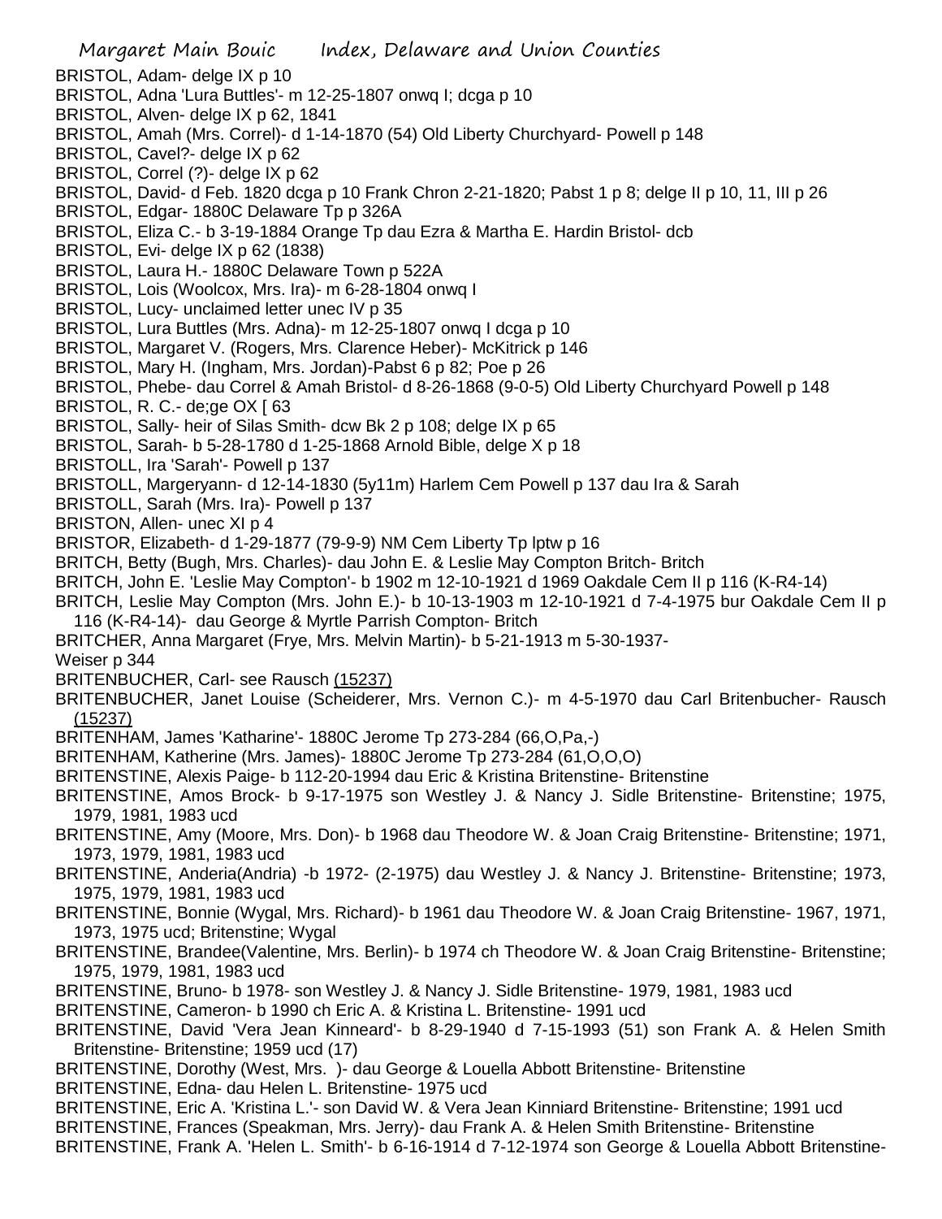BRISTOL, Adam- delge IX p 10

BRISTOL, Adna 'Lura Buttles'- m 12-25-1807 onwq I; dcga p 10

BRISTOL, Alven- delge IX p 62, 1841

BRISTOL, Amah (Mrs. Correl)- d 1-14-1870 (54) Old Liberty Churchyard- Powell p 148

BRISTOL, Cavel?- delge IX p 62

BRISTOL, Correl (?)- delge IX p 62

BRISTOL, David- d Feb. 1820 dcga p 10 Frank Chron 2-21-1820; Pabst 1 p 8; delge II p 10, 11, III p 26

BRISTOL, Edgar- 1880C Delaware Tp p 326A

BRISTOL, Eliza C.- b 3-19-1884 Orange Tp dau Ezra & Martha E. Hardin Bristol- dcb

BRISTOL, Evi- delge IX p 62 (1838)

BRISTOL, Laura H.- 1880C Delaware Town p 522A

BRISTOL, Lois (Woolcox, Mrs. Ira)- m 6-28-1804 onwq I

BRISTOL, Lucy- unclaimed letter unec IV p 35

BRISTOL, Lura Buttles (Mrs. Adna)- m 12-25-1807 onwq I dcga p 10

BRISTOL, Margaret V. (Rogers, Mrs. Clarence Heber)- McKitrick p 146

BRISTOL, Mary H. (Ingham, Mrs. Jordan)-Pabst 6 p 82; Poe p 26

BRISTOL, Phebe- dau Correl & Amah Bristol- d 8-26-1868 (9-0-5) Old Liberty Churchyard Powell p 148

BRISTOL, R. C.- de;ge OX [ 63

BRISTOL, Sally- heir of Silas Smith- dcw Bk 2 p 108; delge IX p 65

BRISTOL, Sarah- b 5-28-1780 d 1-25-1868 Arnold Bible, delge X p 18

BRISTOLL, Ira 'Sarah'- Powell p 137

BRISTOLL, Margeryann- d 12-14-1830 (5y11m) Harlem Cem Powell p 137 dau Ira & Sarah

BRISTOLL, Sarah (Mrs. Ira)- Powell p 137

BRISTON, Allen- unec XI p 4

BRISTOR, Elizabeth- d 1-29-1877 (79-9-9) NM Cem Liberty Tp lptw p 16

BRITCH, Betty (Bugh, Mrs. Charles)- dau John E. & Leslie May Compton Britch- Britch

BRITCH, John E. 'Leslie May Compton'- b 1902 m 12-10-1921 d 1969 Oakdale Cem II p 116 (K-R4-14)

BRITCH, Leslie May Compton (Mrs. John E.)- b 10-13-1903 m 12-10-1921 d 7-4-1975 bur Oakdale Cem II p 116 (K-R4-14)- dau George & Myrtle Parrish Compton- Britch

BRITCHER, Anna Margaret (Frye, Mrs. Melvin Martin)- b 5-21-1913 m 5-30-1937-
Weiser p 344

BRITENBUCHER, Carl- see Rausch (15237)

BRITENBUCHER, Janet Louise (Scheiderer, Mrs. Vernon C.)- m 4-5-1970 dau Carl Britenbucher- Rausch (15237)

BRITENHAM, James 'Katharine'- 1880C Jerome Tp 273-284 (66,O,Pa,-)

BRITENHAM, Katherine (Mrs. James)- 1880C Jerome Tp 273-284 (61,O,O,O)

BRITENSTINE, Alexis Paige- b 112-20-1994 dau Eric & Kristina Britenstine- Britenstine

BRITENSTINE, Amos Brock- b 9-17-1975 son Westley J. & Nancy J. Sidle Britenstine- Britenstine; 1975, 1979, 1981, 1983 ucd

BRITENSTINE, Amy (Moore, Mrs. Don)- b 1968 dau Theodore W. & Joan Craig Britenstine- Britenstine; 1971, 1973, 1979, 1981, 1983 ucd

BRITENSTINE, Anderia(Andria) -b 1972- (2-1975) dau Westley J. & Nancy J. Britenstine- Britenstine; 1973, 1975, 1979, 1981, 1983 ucd

BRITENSTINE, Bonnie (Wygal, Mrs. Richard)- b 1961 dau Theodore W. & Joan Craig Britenstine- 1967, 1971, 1973, 1975 ucd; Britenstine; Wygal

BRITENSTINE, Brandee(Valentine, Mrs. Berlin)- b 1974 ch Theodore W. & Joan Craig Britenstine- Britenstine; 1975, 1979, 1981, 1983 ucd

BRITENSTINE, Bruno- b 1978- son Westley J. & Nancy J. Sidle Britenstine- 1979, 1981, 1983 ucd

BRITENSTINE, Cameron- b 1990 ch Eric A. & Kristina L. Britenstine- 1991 ucd

BRITENSTINE, David 'Vera Jean Kinneard'- b 8-29-1940 d 7-15-1993 (51) son Frank A. & Helen Smith Britenstine- Britenstine; 1959 ucd (17)

BRITENSTINE, Dorothy (West, Mrs. )- dau George & Louella Abbott Britenstine- Britenstine

BRITENSTINE, Edna- dau Helen L. Britenstine- 1975 ucd

BRITENSTINE, Eric A. 'Kristina L.'- son David W. & Vera Jean Kinniard Britenstine- Britenstine; 1991 ucd

BRITENSTINE, Frances (Speakman, Mrs. Jerry)- dau Frank A. & Helen Smith Britenstine- Britenstine

BRITENSTINE, Frank A. 'Helen L. Smith'- b 6-16-1914 d 7-12-1974 son George & Louella Abbott Britenstine-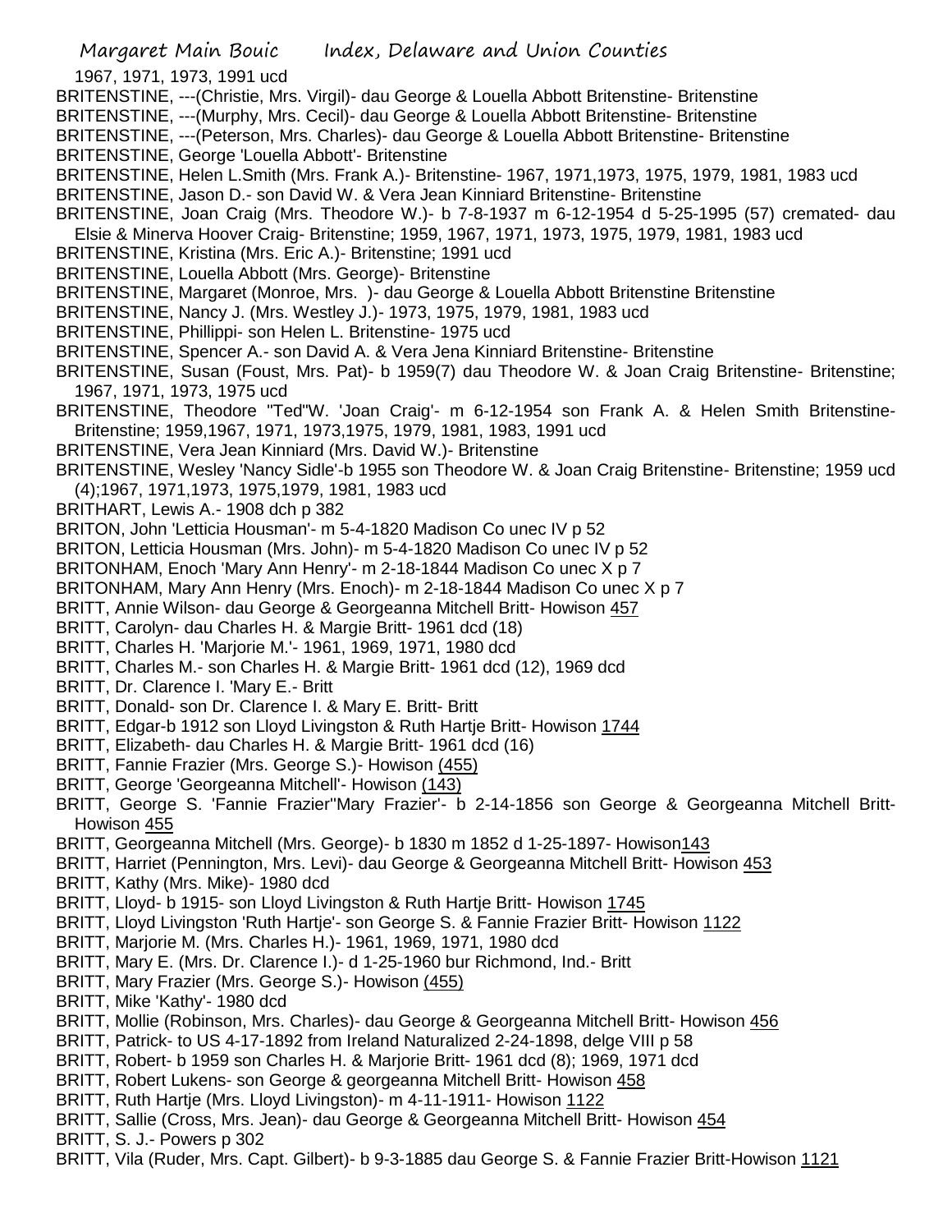1967, 1971, 1973, 1991 ucd

BRITENSTINE, ---(Christie, Mrs. Virgil)- dau George & Louella Abbott Britenstine- Britenstine

BRITENSTINE, ---(Murphy, Mrs. Cecil)- dau George & Louella Abbott Britenstine- Britenstine

BRITENSTINE, ---(Peterson, Mrs. Charles)- dau George & Louella Abbott Britenstine- Britenstine

BRITENSTINE, George 'Louella Abbott'- Britenstine

BRITENSTINE, Helen L.Smith (Mrs. Frank A.)- Britenstine- 1967, 1971,1973, 1975, 1979, 1981, 1983 ucd

BRITENSTINE, Jason D.- son David W. & Vera Jean Kinniard Britenstine- Britenstine

BRITENSTINE, Joan Craig (Mrs. Theodore W.)- b 7-8-1937 m 6-12-1954 d 5-25-1995 (57) cremated- dau Elsie & Minerva Hoover Craig- Britenstine; 1959, 1967, 1971, 1973, 1975, 1979, 1981, 1983 ucd

BRITENSTINE, Kristina (Mrs. Eric A.)- Britenstine; 1991 ucd

BRITENSTINE, Louella Abbott (Mrs. George)- Britenstine

BRITENSTINE, Margaret (Monroe, Mrs. )- dau George & Louella Abbott Britenstine Britenstine

BRITENSTINE, Nancy J. (Mrs. Westley J.)- 1973, 1975, 1979, 1981, 1983 ucd

BRITENSTINE, Phillippi- son Helen L. Britenstine- 1975 ucd

BRITENSTINE, Spencer A.- son David A. & Vera Jena Kinniard Britenstine- Britenstine

BRITENSTINE, Susan (Foust, Mrs. Pat)- b 1959(7) dau Theodore W. & Joan Craig Britenstine- Britenstine; 1967, 1971, 1973, 1975 ucd

BRITENSTINE, Theodore "Ted"W. 'Joan Craig'- m 6-12-1954 son Frank A. & Helen Smith Britenstine- Britenstine; 1959,1967, 1971, 1973,1975, 1979, 1981, 1983, 1991 ucd

BRITENSTINE, Vera Jean Kinniard (Mrs. David W.)- Britenstine

BRITENSTINE, Wesley 'Nancy Sidle'-b 1955 son Theodore W. & Joan Craig Britenstine- Britenstine; 1959 ucd (4);1967, 1971,1973, 1975,1979, 1981, 1983 ucd

BRITHART, Lewis A.- 1908 dch p 382

BRITON, John 'Letticia Housman'- m 5-4-1820 Madison Co unec IV p 52

BRITON, Letticia Housman (Mrs. John)- m 5-4-1820 Madison Co unec IV p 52

BRITONHAM, Enoch 'Mary Ann Henry'- m 2-18-1844 Madison Co unec X p 7

BRITONHAM, Mary Ann Henry (Mrs. Enoch)- m 2-18-1844 Madison Co unec X p 7

BRITT, Annie Wilson- dau George & Georgeanna Mitchell Britt- Howison 457

BRITT, Carolyn- dau Charles H. & Margie Britt- 1961 dcd (18)

BRITT, Charles H. 'Marjorie M.'- 1961, 1969, 1971, 1980 dcd

BRITT, Charles M.- son Charles H. & Margie Britt- 1961 dcd (12), 1969 dcd

BRITT, Dr. Clarence I. 'Mary E.- Britt

BRITT, Donald- son Dr. Clarence I. & Mary E. Britt- Britt

BRITT, Edgar-b 1912 son Lloyd Livingston & Ruth Hartje Britt- Howison 1744

BRITT, Elizabeth- dau Charles H. & Margie Britt- 1961 dcd (16)

BRITT, Fannie Frazier (Mrs. George S.)- Howison (455)

BRITT, George 'Georgeanna Mitchell'- Howison (143)

BRITT, George S. 'Fannie Frazier''Mary Frazier'- b 2-14-1856 son George & Georgeanna Mitchell Britt- Howison 455

BRITT, Georgeanna Mitchell (Mrs. George)- b 1830 m 1852 d 1-25-1897- Howison143

BRITT, Harriet (Pennington, Mrs. Levi)- dau George & Georgeanna Mitchell Britt- Howison 453

BRITT, Kathy (Mrs. Mike)- 1980 dcd

BRITT, Lloyd- b 1915- son Lloyd Livingston & Ruth Hartje Britt- Howison 1745

BRITT, Lloyd Livingston 'Ruth Hartje'- son George S. & Fannie Frazier Britt- Howison 1122

BRITT, Marjorie M. (Mrs. Charles H.)- 1961, 1969, 1971, 1980 dcd

BRITT, Mary E. (Mrs. Dr. Clarence I.)- d 1-25-1960 bur Richmond, Ind.- Britt

BRITT, Mary Frazier (Mrs. George S.)- Howison (455)

BRITT, Mike 'Kathy'- 1980 dcd

BRITT, Mollie (Robinson, Mrs. Charles)- dau George & Georgeanna Mitchell Britt- Howison 456

BRITT, Patrick- to US 4-17-1892 from Ireland Naturalized 2-24-1898, delge VIII p 58

BRITT, Robert- b 1959 son Charles H. & Marjorie Britt- 1961 dcd (8); 1969, 1971 dcd

BRITT, Robert Lukens- son George & georgeanna Mitchell Britt- Howison 458

BRITT, Ruth Hartje (Mrs. Lloyd Livingston)- m 4-11-1911- Howison 1122

BRITT, Sallie (Cross, Mrs. Jean)- dau George & Georgeanna Mitchell Britt- Howison 454

BRITT, S. J.- Powers p 302

BRITT, Vila (Ruder, Mrs. Capt. Gilbert)- b 9-3-1885 dau George S. & Fannie Frazier Britt-Howison 1121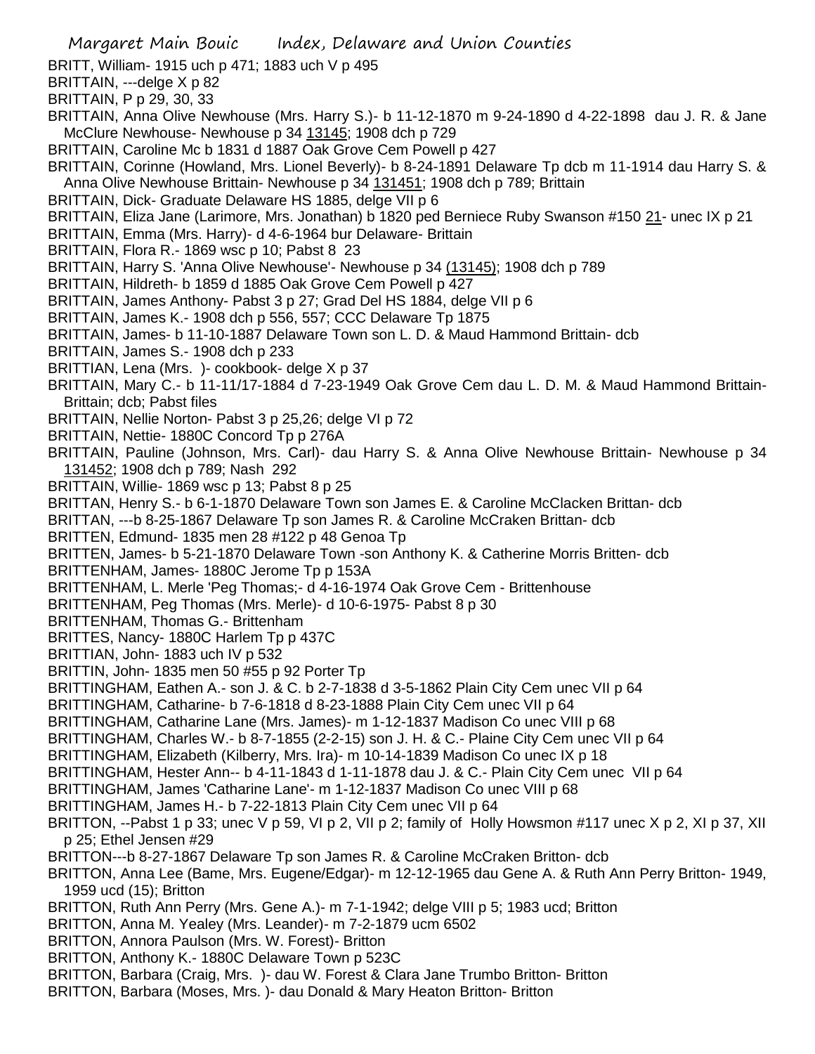BRITT, William- 1915 uch p 471; 1883 uch V p 495
BRITTAIN, ---delge X p 82
BRITTAIN, P p 29, 30, 33
BRITTAIN, Anna Olive Newhouse (Mrs. Harry S.)- b 11-12-1870 m 9-24-1890 d 4-22-1898 dau J. R. & Jane McClure Newhouse- Newhouse p 34 13145; 1908 dch p 729
BRITTAIN, Caroline Mc b 1831 d 1887 Oak Grove Cem Powell p 427
BRITTAIN, Corinne (Howland, Mrs. Lionel Beverly)- b 8-24-1891 Delaware Tp dcb m 11-1914 dau Harry S. & Anna Olive Newhouse Brittain- Newhouse p 34 131451; 1908 dch p 789; Brittain
BRITTAIN, Dick- Graduate Delaware HS 1885, delge VII p 6
BRITTAIN, Eliza Jane (Larimore, Mrs. Jonathan) b 1820 ped Berniece Ruby Swanson #150 21- unec IX p 21
BRITTAIN, Emma (Mrs. Harry)- d 4-6-1964 bur Delaware- Brittain
BRITTAIN, Flora R.- 1869 wsc p 10; Pabst 8 23
BRITTAIN, Harry S. 'Anna Olive Newhouse'- Newhouse p 34 (13145); 1908 dch p 789
BRITTAIN, Hildreth- b 1859 d 1885 Oak Grove Cem Powell p 427
BRITTAIN, James Anthony- Pabst 3 p 27; Grad Del HS 1884, delge VII p 6
BRITTAIN, James K.- 1908 dch p 556, 557; CCC Delaware Tp 1875
BRITTAIN, James- b 11-10-1887 Delaware Town son L. D. & Maud Hammond Brittain- dcb
BRITTAIN, James S.- 1908 dch p 233
BRITTIAN, Lena (Mrs. )- cookbook- delge X p 37
BRITTAIN, Mary C.- b 11-11/17-1884 d 7-23-1949 Oak Grove Cem dau L. D. M. & Maud Hammond Brittain- Brittain; dcb; Pabst files
BRITTAIN, Nellie Norton- Pabst 3 p 25,26; delge VI p 72
BRITTAIN, Nettie- 1880C Concord Tp p 276A
BRITTAIN, Pauline (Johnson, Mrs. Carl)- dau Harry S. & Anna Olive Newhouse Brittain- Newhouse p 34 131452; 1908 dch p 789; Nash 292
BRITTAIN, Willie- 1869 wsc p 13; Pabst 8 p 25
BRITTAN, Henry S.- b 6-1-1870 Delaware Town son James E. & Caroline McClacken Brittan- dcb
BRITTAN, ---b 8-25-1867 Delaware Tp son James R. & Caroline McCraken Brittan- dcb
BRITTEN, Edmund- 1835 men 28 #122 p 48 Genoa Tp
BRITTEN, James- b 5-21-1870 Delaware Town -son Anthony K. & Catherine Morris Britten- dcb
BRITTENHAM, James- 1880C Jerome Tp p 153A
BRITTENHAM, L. Merle 'Peg Thomas;- d 4-16-1974 Oak Grove Cem - Brittenhouse
BRITTENHAM, Peg Thomas (Mrs. Merle)- d 10-6-1975- Pabst 8 p 30
BRITTENHAM, Thomas G.- Brittenham
BRITTES, Nancy- 1880C Harlem Tp p 437C
BRITTIAN, John- 1883 uch IV p 532
BRITTIN, John- 1835 men 50 #55 p 92 Porter Tp
BRITTINGHAM, Eathen A.- son J. & C. b 2-7-1838 d 3-5-1862 Plain City Cem unec VII p 64
BRITTINGHAM, Catharine- b 7-6-1818 d 8-23-1888 Plain City Cem unec VII p 64
BRITTINGHAM, Catharine Lane (Mrs. James)- m 1-12-1837 Madison Co unec VIII p 68
BRITTINGHAM, Charles W.- b 8-7-1855 (2-2-15) son J. H. & C.- Plaine City Cem unec VII p 64
BRITTINGHAM, Elizabeth (Kilberry, Mrs. Ira)- m 10-14-1839 Madison Co unec IX p 18
BRITTINGHAM, Hester Ann-- b 4-11-1843 d 1-11-1878 dau J. & C.- Plain City Cem unec VII p 64
BRITTINGHAM, James 'Catharine Lane'- m 1-12-1837 Madison Co unec VIII p 68
BRITTINGHAM, James H.- b 7-22-1813 Plain City Cem unec VII p 64
BRITTON, --Pabst 1 p 33; unec V p 59, VI p 2, VII p 2; family of Holly Howsmon #117 unec X p 2, XI p 37, XII p 25; Ethel Jensen #29
BRITTON---b 8-27-1867 Delaware Tp son James R. & Caroline McCraken Britton- dcb
BRITTON, Anna Lee (Bame, Mrs. Eugene/Edgar)- m 12-12-1965 dau Gene A. & Ruth Ann Perry Britton- 1949, 1959 ucd (15); Britton
BRITTON, Ruth Ann Perry (Mrs. Gene A.)- m 7-1-1942; delge VIII p 5; 1983 ucd; Britton
BRITTON, Anna M. Yealey (Mrs. Leander)- m 7-2-1879 ucm 6502
BRITTON, Annora Paulson (Mrs. W. Forest)- Britton
BRITTON, Anthony K.- 1880C Delaware Town p 523C
BRITTON, Barbara (Craig, Mrs. )- dau W. Forest & Clara Jane Trumbo Britton- Britton
BRITTON, Barbara (Moses, Mrs. )- dau Donald & Mary Heaton Britton- Britton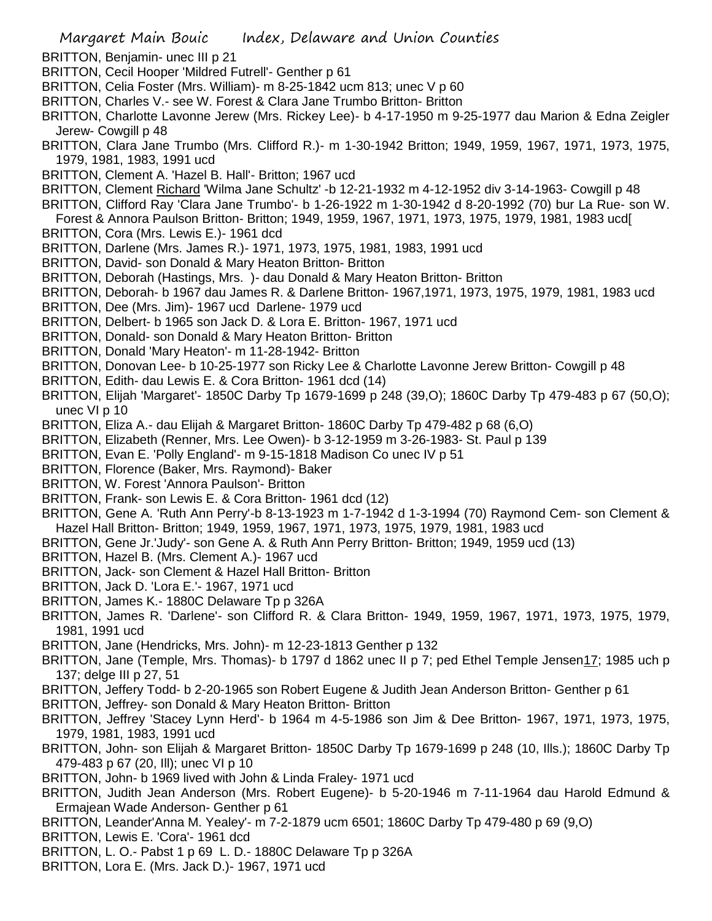BRITTON, Benjamin- unec III p 21

BRITTON, Cecil Hooper 'Mildred Futrell'- Genther p 61

BRITTON, Celia Foster (Mrs. William)- m 8-25-1842 ucm 813; unec V p 60

BRITTON, Charles V.- see W. Forest & Clara Jane Trumbo Britton- Britton

BRITTON, Charlotte Lavonne Jerew (Mrs. Rickey Lee)- b 4-17-1950 m 9-25-1977 dau Marion & Edna Zeigler Jerew- Cowgill p 48

BRITTON, Clara Jane Trumbo (Mrs. Clifford R.)- m 1-30-1942 Britton; 1949, 1959, 1967, 1971, 1973, 1975, 1979, 1981, 1983, 1991 ucd

BRITTON, Clement A. 'Hazel B. Hall'- Britton; 1967 ucd

BRITTON, Clement Richard 'Wilma Jane Schultz' -b 12-21-1932 m 4-12-1952 div 3-14-1963- Cowgill p 48

BRITTON, Clifford Ray 'Clara Jane Trumbo'- b 1-26-1922 m 1-30-1942 d 8-20-1992 (70) bur La Rue- son W. Forest & Annora Paulson Britton- Britton; 1949, 1959, 1967, 1971, 1973, 1975, 1979, 1981, 1983 ucd[

BRITTON, Cora (Mrs. Lewis E.)- 1961 dcd

BRITTON, Darlene (Mrs. James R.)- 1971, 1973, 1975, 1981, 1983, 1991 ucd

BRITTON, David- son Donald & Mary Heaton Britton- Britton

BRITTON, Deborah (Hastings, Mrs. )- dau Donald & Mary Heaton Britton- Britton

BRITTON, Deborah- b 1967 dau James R. & Darlene Britton- 1967,1971, 1973, 1975, 1979, 1981, 1983 ucd

BRITTON, Dee (Mrs. Jim)- 1967 ucd Darlene- 1979 ucd

BRITTON, Delbert- b 1965 son Jack D. & Lora E. Britton- 1967, 1971 ucd

BRITTON, Donald- son Donald & Mary Heaton Britton- Britton

BRITTON, Donald 'Mary Heaton'- m 11-28-1942- Britton

BRITTON, Donovan Lee- b 10-25-1977 son Ricky Lee & Charlotte Lavonne Jerew Britton- Cowgill p 48

BRITTON, Edith- dau Lewis E. & Cora Britton- 1961 dcd (14)

BRITTON, Elijah 'Margaret'- 1850C Darby Tp 1679-1699 p 248 (39,O); 1860C Darby Tp 479-483 p 67 (50,O); unec VI p 10

BRITTON, Eliza A.- dau Elijah & Margaret Britton- 1860C Darby Tp 479-482 p 68 (6,O)

BRITTON, Elizabeth (Renner, Mrs. Lee Owen)- b 3-12-1959 m 3-26-1983- St. Paul p 139

BRITTON, Evan E. 'Polly England'- m 9-15-1818 Madison Co unec IV p 51

BRITTON, Florence (Baker, Mrs. Raymond)- Baker

BRITTON, W. Forest 'Annora Paulson'- Britton

BRITTON, Frank- son Lewis E. & Cora Britton- 1961 dcd (12)

BRITTON, Gene A. 'Ruth Ann Perry'-b 8-13-1923 m 1-7-1942 d 1-3-1994 (70) Raymond Cem- son Clement & Hazel Hall Britton- Britton; 1949, 1959, 1967, 1971, 1973, 1975, 1979, 1981, 1983 ucd

BRITTON, Gene Jr.'Judy'- son Gene A. & Ruth Ann Perry Britton- Britton; 1949, 1959 ucd (13)

BRITTON, Hazel B. (Mrs. Clement A.)- 1967 ucd

BRITTON, Jack- son Clement & Hazel Hall Britton- Britton

BRITTON, Jack D. 'Lora E.'- 1967, 1971 ucd

BRITTON, James K.- 1880C Delaware Tp p 326A

BRITTON, James R. 'Darlene'- son Clifford R. & Clara Britton- 1949, 1959, 1967, 1971, 1973, 1975, 1979, 1981, 1991 ucd

BRITTON, Jane (Hendricks, Mrs. John)- m 12-23-1813 Genther p 132

BRITTON, Jane (Temple, Mrs. Thomas)- b 1797 d 1862 unec II p 7; ped Ethel Temple Jensen17; 1985 uch p 137; delge III p 27, 51

BRITTON, Jeffery Todd- b 2-20-1965 son Robert Eugene & Judith Jean Anderson Britton- Genther p 61

BRITTON, Jeffrey- son Donald & Mary Heaton Britton- Britton

BRITTON, Jeffrey 'Stacey Lynn Herd'- b 1964 m 4-5-1986 son Jim & Dee Britton- 1967, 1971, 1973, 1975, 1979, 1981, 1983, 1991 ucd

BRITTON, John- son Elijah & Margaret Britton- 1850C Darby Tp 1679-1699 p 248 (10, Ills.); 1860C Darby Tp 479-483 p 67 (20, Ill); unec VI p 10

BRITTON, John- b 1969 lived with John & Linda Fraley- 1971 ucd

BRITTON, Judith Jean Anderson (Mrs. Robert Eugene)- b 5-20-1946 m 7-11-1964 dau Harold Edmund & Ermajean Wade Anderson- Genther p 61

BRITTON, Leander'Anna M. Yealey'- m 7-2-1879 ucm 6501; 1860C Darby Tp 479-480 p 69 (9,O)

BRITTON, Lewis E. 'Cora'- 1961 dcd

BRITTON, L. O.- Pabst 1 p 69 L. D.- 1880C Delaware Tp p 326A

BRITTON, Lora E. (Mrs. Jack D.)- 1967, 1971 ucd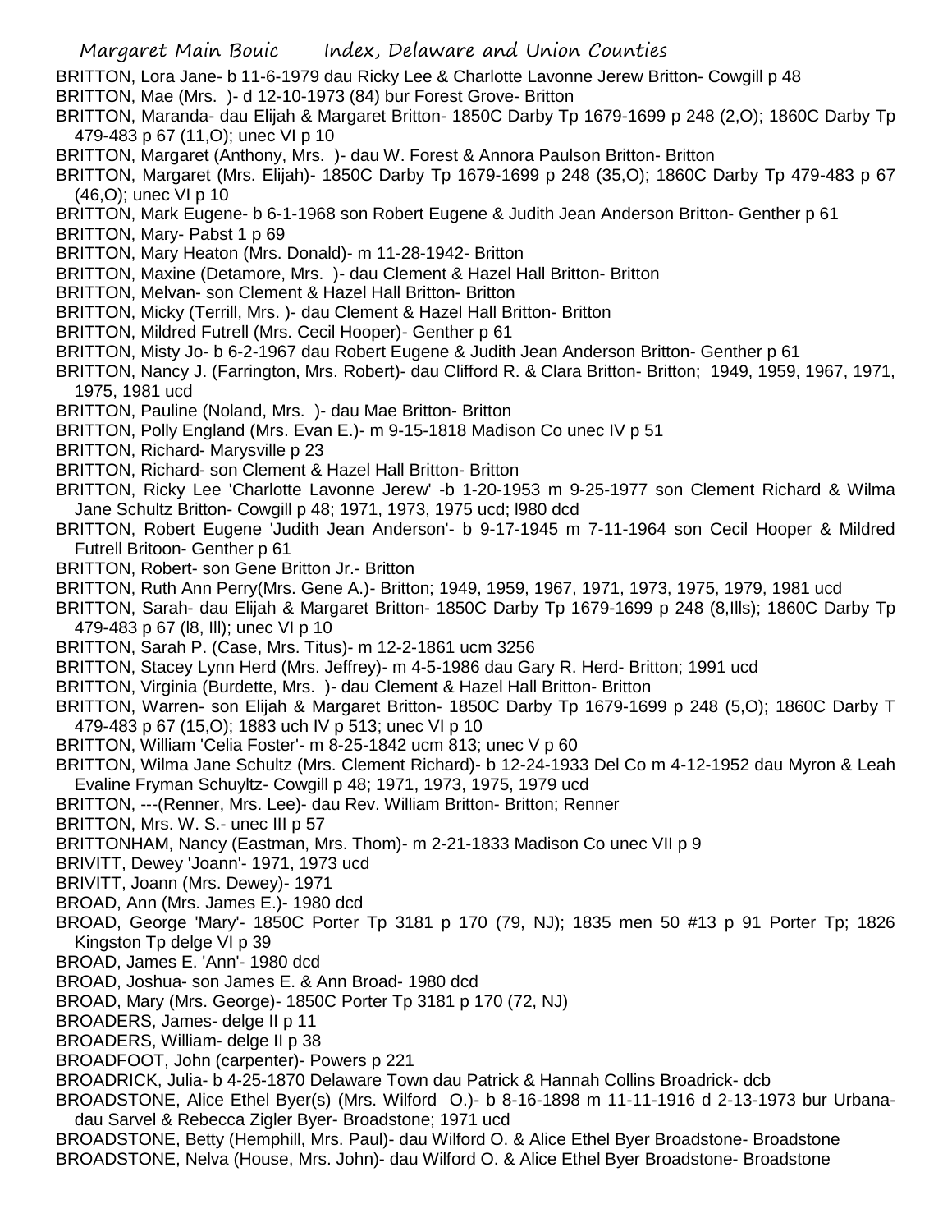BRITTON, Lora Jane- b 11-6-1979 dau Ricky Lee & Charlotte Lavonne Jerew Britton- Cowgill p 48

BRITTON, Mae (Mrs. )- d 12-10-1973 (84) bur Forest Grove- Britton

BRITTON, Maranda- dau Elijah & Margaret Britton- 1850C Darby Tp 1679-1699 p 248 (2,O); 1860C Darby Tp 479-483 p 67 (11,O); unec VI p 10

BRITTON, Margaret (Anthony, Mrs. )- dau W. Forest & Annora Paulson Britton- Britton

BRITTON, Margaret (Mrs. Elijah)- 1850C Darby Tp 1679-1699 p 248 (35,O); 1860C Darby Tp 479-483 p 67 (46,O); unec VI p 10

BRITTON, Mark Eugene- b 6-1-1968 son Robert Eugene & Judith Jean Anderson Britton- Genther p 61

BRITTON, Mary- Pabst 1 p 69

BRITTON, Mary Heaton (Mrs. Donald)- m 11-28-1942- Britton

BRITTON, Maxine (Detamore, Mrs. )- dau Clement & Hazel Hall Britton- Britton

BRITTON, Melvan- son Clement & Hazel Hall Britton- Britton

BRITTON, Micky (Terrill, Mrs. )- dau Clement & Hazel Hall Britton- Britton

BRITTON, Mildred Futrell (Mrs. Cecil Hooper)- Genther p 61

BRITTON, Misty Jo- b 6-2-1967 dau Robert Eugene & Judith Jean Anderson Britton- Genther p 61

BRITTON, Nancy J. (Farrington, Mrs. Robert)- dau Clifford R. & Clara Britton- Britton; 1949, 1959, 1967, 1971, 1975, 1981 ucd

BRITTON, Pauline (Noland, Mrs. )- dau Mae Britton- Britton

BRITTON, Polly England (Mrs. Evan E.)- m 9-15-1818 Madison Co unec IV p 51

BRITTON, Richard- Marysville p 23

BRITTON, Richard- son Clement & Hazel Hall Britton- Britton

BRITTON, Ricky Lee 'Charlotte Lavonne Jerew' -b 1-20-1953 m 9-25-1977 son Clement Richard & Wilma Jane Schultz Britton- Cowgill p 48; 1971, 1973, 1975 ucd; l980 dcd

BRITTON, Robert Eugene 'Judith Jean Anderson'- b 9-17-1945 m 7-11-1964 son Cecil Hooper & Mildred Futrell Britoon- Genther p 61

BRITTON, Robert- son Gene Britton Jr.- Britton

BRITTON, Ruth Ann Perry(Mrs. Gene A.)- Britton; 1949, 1959, 1967, 1971, 1973, 1975, 1979, 1981 ucd

BRITTON, Sarah- dau Elijah & Margaret Britton- 1850C Darby Tp 1679-1699 p 248 (8,Ills); 1860C Darby Tp 479-483 p 67 (l8, Ill); unec VI p 10

BRITTON, Sarah P. (Case, Mrs. Titus)- m 12-2-1861 ucm 3256

BRITTON, Stacey Lynn Herd (Mrs. Jeffrey)- m 4-5-1986 dau Gary R. Herd- Britton; 1991 ucd

BRITTON, Virginia (Burdette, Mrs. )- dau Clement & Hazel Hall Britton- Britton

BRITTON, Warren- son Elijah & Margaret Britton- 1850C Darby Tp 1679-1699 p 248 (5,O); 1860C Darby T 479-483 p 67 (15,O); 1883 uch IV p 513; unec VI p 10

BRITTON, William 'Celia Foster'- m 8-25-1842 ucm 813; unec V p 60

BRITTON, Wilma Jane Schultz (Mrs. Clement Richard)- b 12-24-1933 Del Co m 4-12-1952 dau Myron & Leah Evaline Fryman Schuyltz- Cowgill p 48; 1971, 1973, 1975, 1979 ucd

BRITTON, ---(Renner, Mrs. Lee)- dau Rev. William Britton- Britton; Renner

BRITTON, Mrs. W. S.- unec III p 57

BRITTONHAM, Nancy (Eastman, Mrs. Thom)- m 2-21-1833 Madison Co unec VII p 9

BRIVITT, Dewey 'Joann'- 1971, 1973 ucd

BRIVITT, Joann (Mrs. Dewey)- 1971

BROAD, Ann (Mrs. James E.)- 1980 dcd

BROAD, George 'Mary'- 1850C Porter Tp 3181 p 170 (79, NJ); 1835 men 50 #13 p 91 Porter Tp; 1826 Kingston Tp delge VI p 39

BROAD, James E. 'Ann'- 1980 dcd

BROAD, Joshua- son James E. & Ann Broad- 1980 dcd

BROAD, Mary (Mrs. George)- 1850C Porter Tp 3181 p 170 (72, NJ)

BROADERS, James- delge II p 11

BROADERS, William- delge II p 38

BROADFOOT, John (carpenter)- Powers p 221

BROADRICK, Julia- b 4-25-1870 Delaware Town dau Patrick & Hannah Collins Broadrick- dcb

BROADSTONE, Alice Ethel Byer(s) (Mrs. Wilford O.)- b 8-16-1898 m 11-11-1916 d 2-13-1973 bur Urbana- dau Sarvel & Rebecca Zigler Byer- Broadstone; 1971 ucd

BROADSTONE, Betty (Hemphill, Mrs. Paul)- dau Wilford O. & Alice Ethel Byer Broadstone- Broadstone

BROADSTONE, Nelva (House, Mrs. John)- dau Wilford O. & Alice Ethel Byer Broadstone- Broadstone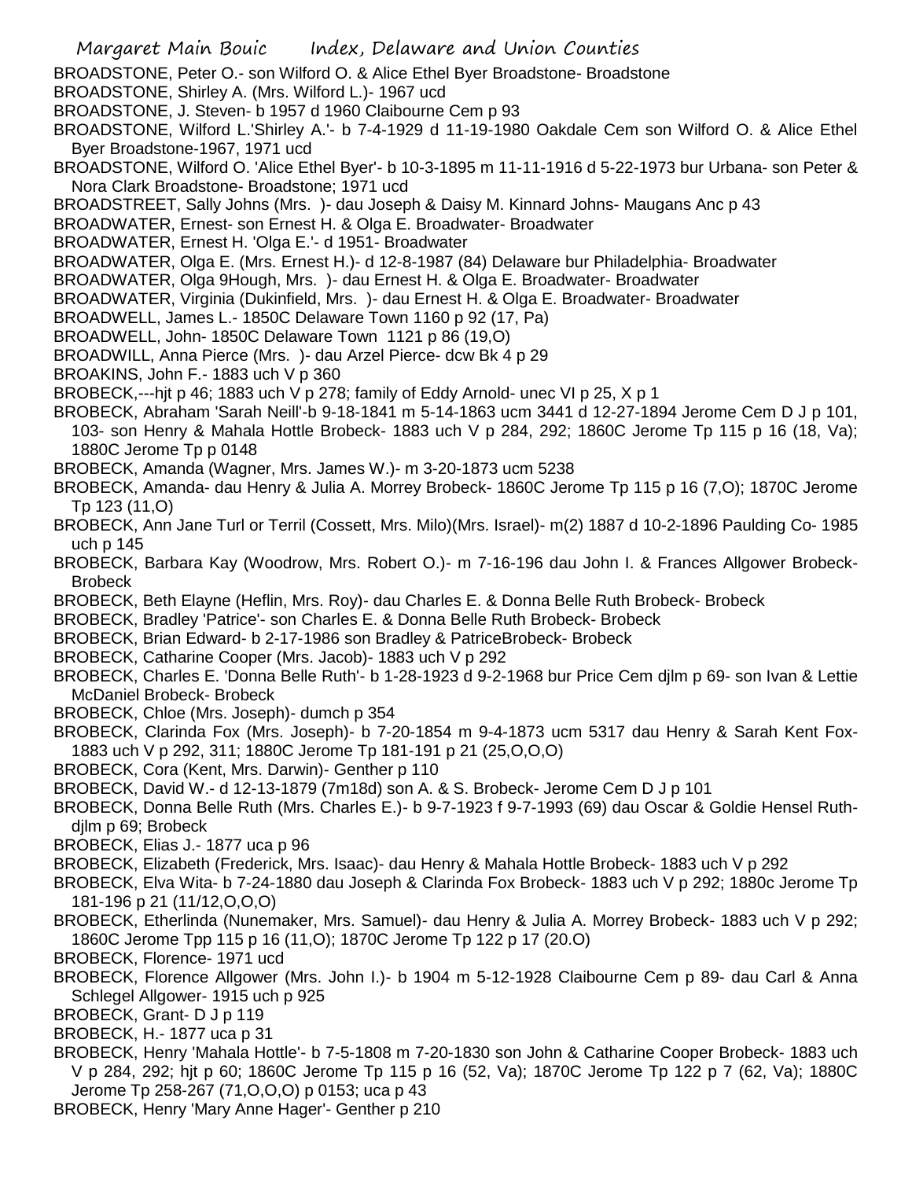BROADSTONE, Peter O.- son Wilford O. & Alice Ethel Byer Broadstone- Broadstone

BROADSTONE, Shirley A. (Mrs. Wilford L.)- 1967 ucd

BROADSTONE, J. Steven- b 1957 d 1960 Claibourne Cem p 93

BROADSTONE, Wilford L.'Shirley A.'- b 7-4-1929 d 11-19-1980 Oakdale Cem son Wilford O. & Alice Ethel Byer Broadstone-1967, 1971 ucd

BROADSTONE, Wilford O. 'Alice Ethel Byer'- b 10-3-1895 m 11-11-1916 d 5-22-1973 bur Urbana- son Peter & Nora Clark Broadstone- Broadstone; 1971 ucd

BROADSTREET, Sally Johns (Mrs. )- dau Joseph & Daisy M. Kinnard Johns- Maugans Anc p 43

BROADWATER, Ernest- son Ernest H. & Olga E. Broadwater- Broadwater

BROADWATER, Ernest H. 'Olga E.'- d 1951- Broadwater

BROADWATER, Olga E. (Mrs. Ernest H.)- d 12-8-1987 (84) Delaware bur Philadelphia- Broadwater

BROADWATER, Olga 9Hough, Mrs. )- dau Ernest H. & Olga E. Broadwater- Broadwater

BROADWATER, Virginia (Dukinfield, Mrs. )- dau Ernest H. & Olga E. Broadwater- Broadwater

BROADWELL, James L.- 1850C Delaware Town 1160 p 92 (17, Pa)

BROADWELL, John- 1850C Delaware Town 1121 p 86 (19,O)

BROADWILL, Anna Pierce (Mrs. )- dau Arzel Pierce- dcw Bk 4 p 29

BROAKINS, John F.- 1883 uch V p 360

BROBECK,---hjt p 46; 1883 uch V p 278; family of Eddy Arnold- unec VI p 25, X p 1

BROBECK, Abraham 'Sarah Neill'-b 9-18-1841 m 5-14-1863 ucm 3441 d 12-27-1894 Jerome Cem D J p 101, 103- son Henry & Mahala Hottle Brobeck- 1883 uch V p 284, 292; 1860C Jerome Tp 115 p 16 (18, Va); 1880C Jerome Tp p 0148

BROBECK, Amanda (Wagner, Mrs. James W.)- m 3-20-1873 ucm 5238

BROBECK, Amanda- dau Henry & Julia A. Morrey Brobeck- 1860C Jerome Tp 115 p 16 (7,O); 1870C Jerome Tp 123 (11,O)

BROBECK, Ann Jane Turl or Terril (Cossett, Mrs. Milo)(Mrs. Israel)- m(2) 1887 d 10-2-1896 Paulding Co- 1985 uch p 145

BROBECK, Barbara Kay (Woodrow, Mrs. Robert O.)- m 7-16-196 dau John I. & Frances Allgower Brobeck- Brobeck

BROBECK, Beth Elayne (Heflin, Mrs. Roy)- dau Charles E. & Donna Belle Ruth Brobeck- Brobeck

BROBECK, Bradley 'Patrice'- son Charles E. & Donna Belle Ruth Brobeck- Brobeck

BROBECK, Brian Edward- b 2-17-1986 son Bradley & PatriceBrobeck- Brobeck

BROBECK, Catharine Cooper (Mrs. Jacob)- 1883 uch V p 292

BROBECK, Charles E. 'Donna Belle Ruth'- b 1-28-1923 d 9-2-1968 bur Price Cem djlm p 69- son Ivan & Lettie McDaniel Brobeck- Brobeck

BROBECK, Chloe (Mrs. Joseph)- dumch p 354

BROBECK, Clarinda Fox (Mrs. Joseph)- b 7-20-1854 m 9-4-1873 ucm 5317 dau Henry & Sarah Kent Fox- 1883 uch V p 292, 311; 1880C Jerome Tp 181-191 p 21 (25,O,O,O)

BROBECK, Cora (Kent, Mrs. Darwin)- Genther p 110

BROBECK, David W.- d 12-13-1879 (7m18d) son A. & S. Brobeck- Jerome Cem D J p 101

BROBECK, Donna Belle Ruth (Mrs. Charles E.)- b 9-7-1923 f 9-7-1993 (69) dau Oscar & Goldie Hensel Ruth- djlm p 69; Brobeck

BROBECK, Elias J.- 1877 uca p 96

BROBECK, Elizabeth (Frederick, Mrs. Isaac)- dau Henry & Mahala Hottle Brobeck- 1883 uch V p 292

BROBECK, Elva Wita- b 7-24-1880 dau Joseph & Clarinda Fox Brobeck- 1883 uch V p 292; 1880c Jerome Tp 181-196 p 21 (11/12,O,O,O)

BROBECK, Etherlinda (Nunemaker, Mrs. Samuel)- dau Henry & Julia A. Morrey Brobeck- 1883 uch V p 292; 1860C Jerome Tpp 115 p 16 (11,O); 1870C Jerome Tp 122 p 17 (20.O)

BROBECK, Florence- 1971 ucd

BROBECK, Florence Allgower (Mrs. John I.)- b 1904 m 5-12-1928 Claibourne Cem p 89- dau Carl & Anna Schlegel Allgower- 1915 uch p 925

BROBECK, Grant- D J p 119

BROBECK, H.- 1877 uca p 31

BROBECK, Henry 'Mahala Hottle'- b 7-5-1808 m 7-20-1830 son John & Catharine Cooper Brobeck- 1883 uch V p 284, 292; hjt p 60; 1860C Jerome Tp 115 p 16 (52, Va); 1870C Jerome Tp 122 p 7 (62, Va); 1880C Jerome Tp 258-267 (71,O,O,O) p 0153; uca p 43

BROBECK, Henry 'Mary Anne Hager'- Genther p 210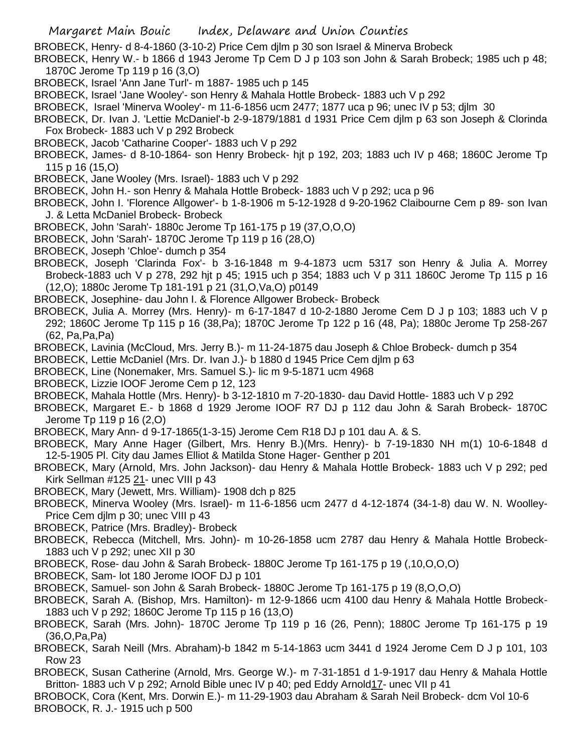BROBECK, Henry- d 8-4-1860 (3-10-2) Price Cem djlm p 30 son Israel & Minerva Brobeck

BROBECK, Henry W.- b 1866 d 1943 Jerome Tp Cem D J p 103 son John & Sarah Brobeck; 1985 uch p 48; 1870C Jerome Tp 119 p 16 (3,O)

BROBECK, Israel 'Ann Jane Turl'- m 1887- 1985 uch p 145

BROBECK, Israel 'Jane Wooley'- son Henry & Mahala Hottle Brobeck- 1883 uch V p 292

BROBECK, Israel 'Minerva Wooley'- m 11-6-1856 ucm 2477; 1877 uca p 96; unec IV p 53; djlm 30

BROBECK, Dr. Ivan J. 'Lettie McDaniel'-b 2-9-1879/1881 d 1931 Price Cem djlm p 63 son Joseph & Clorinda Fox Brobeck- 1883 uch V p 292 Brobeck

BROBECK, Jacob 'Catharine Cooper'- 1883 uch V p 292

BROBECK, James- d 8-10-1864- son Henry Brobeck- hjt p 192, 203; 1883 uch IV p 468; 1860C Jerome Tp 115 p 16 (15,O)

BROBECK, Jane Wooley (Mrs. Israel)- 1883 uch V p 292

BROBECK, John H.- son Henry & Mahala Hottle Brobeck- 1883 uch V p 292; uca p 96

BROBECK, John I. 'Florence Allgower'- b 1-8-1906 m 5-12-1928 d 9-20-1962 Claibourne Cem p 89- son Ivan J. & Letta McDaniel Brobeck- Brobeck

BROBECK, John 'Sarah'- 1880c Jerome Tp 161-175 p 19 (37,O,O,O)

BROBECK, John 'Sarah'- 1870C Jerome Tp 119 p 16 (28,O)

BROBECK, Joseph 'Chloe'- dumch p 354

BROBECK, Joseph 'Clarinda Fox'- b 3-16-1848 m 9-4-1873 ucm 5317 son Henry & Julia A. Morrey Brobeck-1883 uch V p 278, 292 hjt p 45; 1915 uch p 354; 1883 uch V p 311 1860C Jerome Tp 115 p 16 (12,O); 1880c Jerome Tp 181-191 p 21 (31,O,Va,O) p0149

BROBECK, Josephine- dau John I. & Florence Allgower Brobeck- Brobeck

BROBECK, Julia A. Morrey (Mrs. Henry)- m 6-17-1847 d 10-2-1880 Jerome Cem D J p 103; 1883 uch V p 292; 1860C Jerome Tp 115 p 16 (38,Pa); 1870C Jerome Tp 122 p 16 (48, Pa); 1880c Jerome Tp 258-267 (62, Pa,Pa,Pa)

BROBECK, Lavinia (McCloud, Mrs. Jerry B.)- m 11-24-1875 dau Joseph & Chloe Brobeck- dumch p 354

BROBECK, Lettie McDaniel (Mrs. Dr. Ivan J.)- b 1880 d 1945 Price Cem djlm p 63

BROBECK, Line (Nonemaker, Mrs. Samuel S.)- lic m 9-5-1871 ucm 4968

BROBECK, Lizzie IOOF Jerome Cem p 12, 123

BROBECK, Mahala Hottle (Mrs. Henry)- b 3-12-1810 m 7-20-1830- dau David Hottle- 1883 uch V p 292

BROBECK, Margaret E.- b 1868 d 1929 Jerome IOOF R7 DJ p 112 dau John & Sarah Brobeck- 1870C Jerome Tp 119 p 16 (2,O)

BROBECK, Mary Ann- d 9-17-1865(1-3-15) Jerome Cem R18 DJ p 101 dau A. & S.

BROBECK, Mary Anne Hager (Gilbert, Mrs. Henry B.)(Mrs. Henry)- b 7-19-1830 NH m(1) 10-6-1848 d 12-5-1905 Pl. City dau James Elliot & Matilda Stone Hager- Genther p 201

BROBECK, Mary (Arnold, Mrs. John Jackson)- dau Henry & Mahala Hottle Brobeck- 1883 uch V p 292; ped Kirk Sellman #125 21- unec VIII p 43

BROBECK, Mary (Jewett, Mrs. William)- 1908 dch p 825

BROBECK, Minerva Wooley (Mrs. Israel)- m 11-6-1856 ucm 2477 d 4-12-1874 (34-1-8) dau W. N. Woolley- Price Cem djlm p 30; unec VIII p 43

BROBECK, Patrice (Mrs. Bradley)- Brobeck

BROBECK, Rebecca (Mitchell, Mrs. John)- m 10-26-1858 ucm 2787 dau Henry & Mahala Hottle Brobeck- 1883 uch V p 292; unec XII p 30

BROBECK, Rose- dau John & Sarah Brobeck- 1880C Jerome Tp 161-175 p 19 (,10,O,O,O)

BROBECK, Sam- lot 180 Jerome IOOF DJ p 101

BROBECK, Samuel- son John & Sarah Brobeck- 1880C Jerome Tp 161-175 p 19 (8,O,O,O)

BROBECK, Sarah A. (Bishop, Mrs. Hamilton)- m 12-9-1866 ucm 4100 dau Henry & Mahala Hottle Brobeck- 1883 uch V p 292; 1860C Jerome Tp 115 p 16 (13,O)

BROBECK, Sarah (Mrs. John)- 1870C Jerome Tp 119 p 16 (26, Penn); 1880C Jerome Tp 161-175 p 19 (36,O,Pa,Pa)

BROBECK, Sarah Neill (Mrs. Abraham)-b 1842 m 5-14-1863 ucm 3441 d 1924 Jerome Cem D J p 101, 103 Row 23

BROBECK, Susan Catherine (Arnold, Mrs. George W.)- m 7-31-1851 d 1-9-1917 dau Henry & Mahala Hottle Britton- 1883 uch V p 292; Arnold Bible unec IV p 40; ped Eddy Arnold17- unec VII p 41

BROBOCK, Cora (Kent, Mrs. Dorwin E.)- m 11-29-1903 dau Abraham & Sarah Neil Brobeck- dcm Vol 10-6

BROBOCK, R. J.- 1915 uch p 500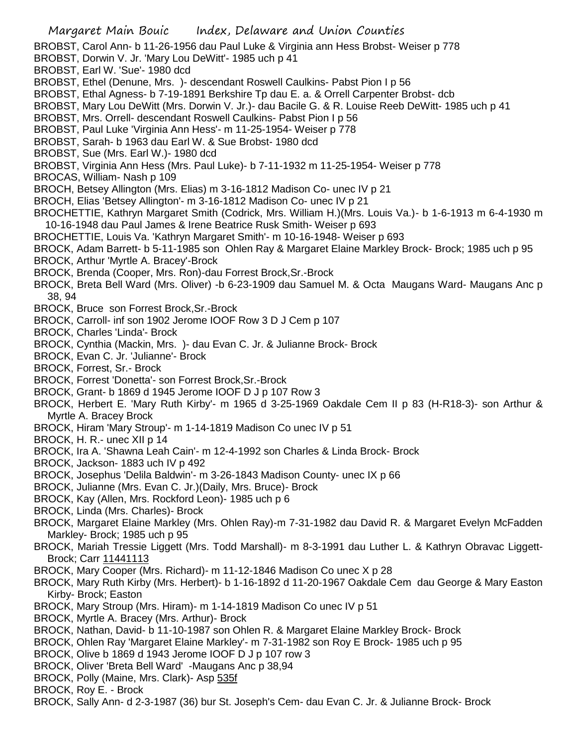BROBST, Carol Ann- b 11-26-1956 dau Paul Luke & Virginia ann Hess Brobst- Weiser p 778

BROBST, Dorwin V. Jr. 'Mary Lou DeWitt'- 1985 uch p 41

BROBST, Earl W. 'Sue'- 1980 dcd

BROBST, Ethel (Denune, Mrs. )- descendant Roswell Caulkins- Pabst Pion I p 56

BROBST, Ethal Agness- b 7-19-1891 Berkshire Tp dau E. a. & Orrell Carpenter Brobst- dcb

BROBST, Mary Lou DeWitt (Mrs. Dorwin V. Jr.)- dau Bacile G. & R. Louise Reeb DeWitt- 1985 uch p 41

BROBST, Mrs. Orrell- descendant Roswell Caulkins- Pabst Pion I p 56

BROBST, Paul Luke 'Virginia Ann Hess'- m 11-25-1954- Weiser p 778

BROBST, Sarah- b 1963 dau Earl W. & Sue Brobst- 1980 dcd

BROBST, Sue (Mrs. Earl W.)- 1980 dcd

BROBST, Virginia Ann Hess (Mrs. Paul Luke)- b 7-11-1932 m 11-25-1954- Weiser p 778

BROCAS, William- Nash p 109

BROCH, Betsey Allington (Mrs. Elias) m 3-16-1812 Madison Co- unec IV p 21

BROCH, Elias 'Betsey Allington'- m 3-16-1812 Madison Co- unec IV p 21

BROCHETTIE, Kathryn Margaret Smith (Codrick, Mrs. William H.)(Mrs. Louis Va.)- b 1-6-1913 m 6-4-1930 m 10-16-1948 dau Paul James & Irene Beatrice Rusk Smith- Weiser p 693

BROCHETTIE, Louis Va. 'Kathryn Margaret Smith'- m 10-16-1948- Weiser p 693

BROCK, Adam Barrett- b 5-11-1985 son Ohlen Ray & Margaret Elaine Markley Brock- Brock; 1985 uch p 95

BROCK, Arthur 'Myrtle A. Bracey'-Brock

BROCK, Brenda (Cooper, Mrs. Ron)-dau Forrest Brock,Sr.-Brock

BROCK, Breta Bell Ward (Mrs. Oliver) -b 6-23-1909 dau Samuel M. & Octa Maugans Ward- Maugans Anc p 38, 94

BROCK, Bruce son Forrest Brock,Sr.-Brock

BROCK, Carroll- inf son 1902 Jerome IOOF Row 3 D J Cem p 107

BROCK, Charles 'Linda'- Brock

BROCK, Cynthia (Mackin, Mrs. )- dau Evan C. Jr. & Julianne Brock- Brock

BROCK, Evan C. Jr. 'Julianne'- Brock

BROCK, Forrest, Sr.- Brock

BROCK, Forrest 'Donetta'- son Forrest Brock,Sr.-Brock

BROCK, Grant- b 1869 d 1945 Jerome IOOF D J p 107 Row 3

BROCK, Herbert E. 'Mary Ruth Kirby'- m 1965 d 3-25-1969 Oakdale Cem II p 83 (H-R18-3)- son Arthur & Myrtle A. Bracey Brock

BROCK, Hiram 'Mary Stroup'- m 1-14-1819 Madison Co unec IV p 51

BROCK, H. R.- unec XII p 14

BROCK, Ira A. 'Shawna Leah Cain'- m 12-4-1992 son Charles & Linda Brock- Brock

BROCK, Jackson- 1883 uch IV p 492

BROCK, Josephus 'Delila Baldwin'- m 3-26-1843 Madison County- unec IX p 66

BROCK, Julianne (Mrs. Evan C. Jr.)(Daily, Mrs. Bruce)- Brock

BROCK, Kay (Allen, Mrs. Rockford Leon)- 1985 uch p 6

BROCK, Linda (Mrs. Charles)- Brock

BROCK, Margaret Elaine Markley (Mrs. Ohlen Ray)-m 7-31-1982 dau David R. & Margaret Evelyn McFadden Markley- Brock; 1985 uch p 95

BROCK, Mariah Tressie Liggett (Mrs. Todd Marshall)- m 8-3-1991 dau Luther L. & Kathryn Obravac Liggett- Brock; Carr 11441113

BROCK, Mary Cooper (Mrs. Richard)- m 11-12-1846 Madison Co unec X p 28

BROCK, Mary Ruth Kirby (Mrs. Herbert)- b 1-16-1892 d 11-20-1967 Oakdale Cem dau George & Mary Easton Kirby- Brock; Easton

BROCK, Mary Stroup (Mrs. Hiram)- m 1-14-1819 Madison Co unec IV p 51

BROCK, Myrtle A. Bracey (Mrs. Arthur)- Brock

BROCK, Nathan, David- b 11-10-1987 son Ohlen R. & Margaret Elaine Markley Brock- Brock

BROCK, Ohlen Ray 'Margaret Elaine Markley'- m 7-31-1982 son Roy E Brock- 1985 uch p 95

BROCK, Olive b 1869 d 1943 Jerome IOOF D J p 107 row 3

BROCK, Oliver 'Breta Bell Ward' -Maugans Anc p 38,94

BROCK, Polly (Maine, Mrs. Clark)- Asp 535f

BROCK, Roy E. - Brock

BROCK, Sally Ann- d 2-3-1987 (36) bur St. Joseph's Cem- dau Evan C. Jr. & Julianne Brock- Brock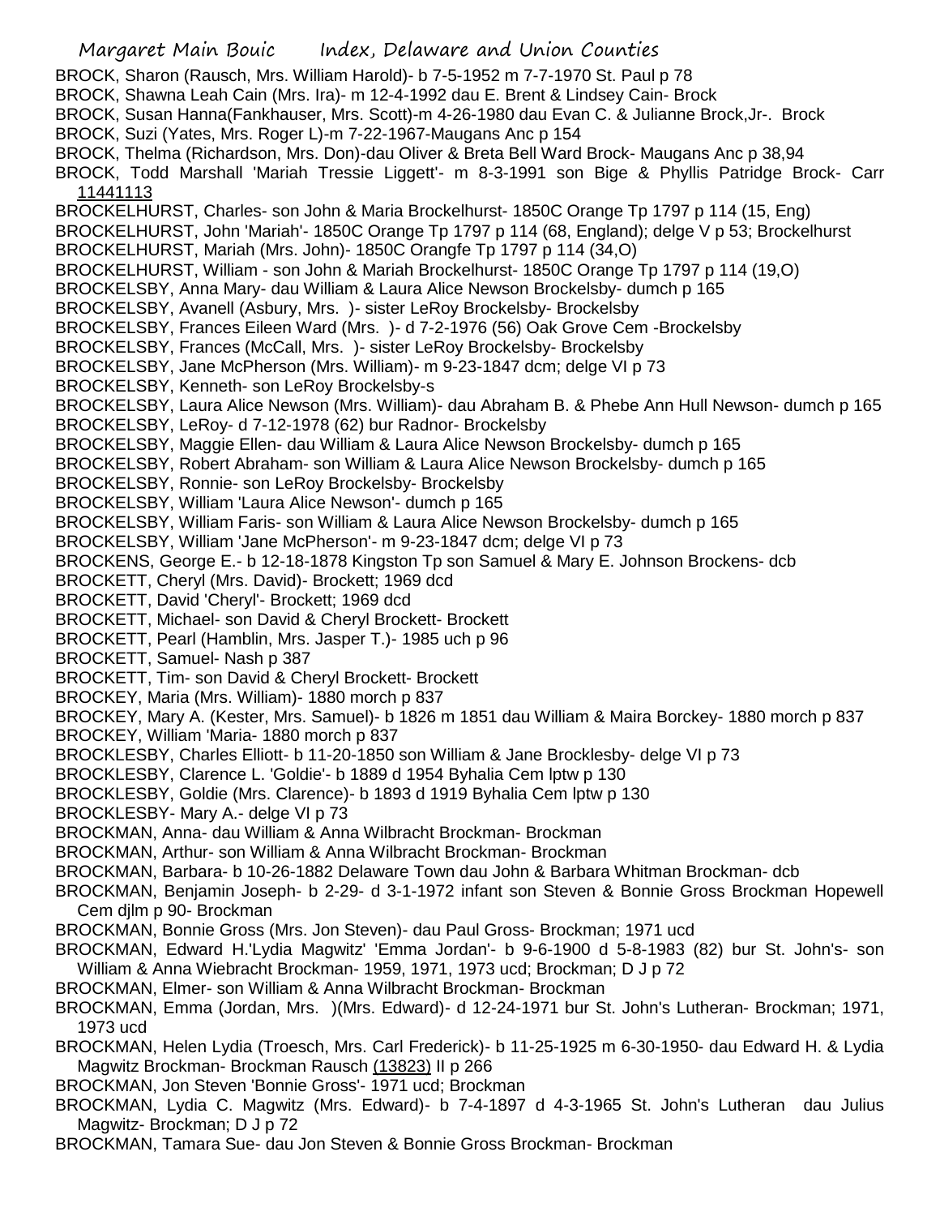BROCK, Sharon (Rausch, Mrs. William Harold)- b 7-5-1952 m 7-7-1970 St. Paul p 78
BROCK, Shawna Leah Cain (Mrs. Ira)- m 12-4-1992 dau E. Brent & Lindsey Cain- Brock
BROCK, Susan Hanna(Fankhauser, Mrs. Scott)-m 4-26-1980 dau Evan C. & Julianne Brock,Jr-. Brock
BROCK, Suzi (Yates, Mrs. Roger L)-m 7-22-1967-Maugans Anc p 154
BROCK, Thelma (Richardson, Mrs. Don)-dau Oliver & Breta Bell Ward Brock- Maugans Anc p 38,94
BROCK, Todd Marshall 'Mariah Tressie Liggett'- m 8-3-1991 son Bige & Phyllis Patridge Brock- Carr 11441113
BROCKELHURST, Charles- son John & Maria Brockelhurst- 1850C Orange Tp 1797 p 114 (15, Eng)
BROCKELHURST, John 'Mariah'- 1850C Orange Tp 1797 p 114 (68, England); delge V p 53; Brockelhurst
BROCKELHURST, Mariah (Mrs. John)- 1850C Orangfe Tp 1797 p 114 (34,O)
BROCKELHURST, William - son John & Mariah Brockelhurst- 1850C Orange Tp 1797 p 114 (19,O)
BROCKELSBY, Anna Mary- dau William & Laura Alice Newson Brockelsby- dumch p 165
BROCKELSBY, Avanell (Asbury, Mrs. )- sister LeRoy Brockelsby- Brockelsby
BROCKELSBY, Frances Eileen Ward (Mrs. )- d 7-2-1976 (56) Oak Grove Cem -Brockelsby
BROCKELSBY, Frances (McCall, Mrs. )- sister LeRoy Brockelsby- Brockelsby
BROCKELSBY, Jane McPherson (Mrs. William)- m 9-23-1847 dcm; delge VI p 73
BROCKELSBY, Kenneth- son LeRoy Brockelsby-s
BROCKELSBY, Laura Alice Newson (Mrs. William)- dau Abraham B. & Phebe Ann Hull Newson- dumch p 165
BROCKELSBY, LeRoy- d 7-12-1978 (62) bur Radnor- Brockelsby
BROCKELSBY, Maggie Ellen- dau William & Laura Alice Newson Brockelsby- dumch p 165
BROCKELSBY, Robert Abraham- son William & Laura Alice Newson Brockelsby- dumch p 165
BROCKELSBY, Ronnie- son LeRoy Brockelsby- Brockelsby
BROCKELSBY, William 'Laura Alice Newson'- dumch p 165
BROCKELSBY, William Faris- son William & Laura Alice Newson Brockelsby- dumch p 165
BROCKELSBY, William 'Jane McPherson'- m 9-23-1847 dcm; delge VI p 73
BROCKENS, George E.- b 12-18-1878 Kingston Tp son Samuel & Mary E. Johnson Brockens- dcb
BROCKETT, Cheryl (Mrs. David)- Brockett; 1969 dcd
BROCKETT, David 'Cheryl'- Brockett; 1969 dcd
BROCKETT, Michael- son David & Cheryl Brockett- Brockett
BROCKETT, Pearl (Hamblin, Mrs. Jasper T.)- 1985 uch p 96
BROCKETT, Samuel- Nash p 387
BROCKETT, Tim- son David & Cheryl Brockett- Brockett
BROCKEY, Maria (Mrs. William)- 1880 morch p 837
BROCKEY, Mary A. (Kester, Mrs. Samuel)- b 1826 m 1851 dau William & Maira Borckey- 1880 morch p 837
BROCKEY, William 'Maria- 1880 morch p 837
BROCKLESBY, Charles Elliott- b 11-20-1850 son William & Jane Brocklesby- delge VI p 73
BROCKLESBY, Clarence L. 'Goldie'- b 1889 d 1954 Byhalia Cem lptw p 130
BROCKLESBY, Goldie (Mrs. Clarence)- b 1893 d 1919 Byhalia Cem lptw p 130
BROCKLESBY- Mary A.- delge VI p 73
BROCKMAN, Anna- dau William & Anna Wilbracht Brockman- Brockman
BROCKMAN, Arthur- son William & Anna Wilbracht Brockman- Brockman
BROCKMAN, Barbara- b 10-26-1882 Delaware Town dau John & Barbara Whitman Brockman- dcb
BROCKMAN, Benjamin Joseph- b 2-29- d 3-1-1972 infant son Steven & Bonnie Gross Brockman Hopewell Cem djlm p 90- Brockman
BROCKMAN, Bonnie Gross (Mrs. Jon Steven)- dau Paul Gross- Brockman; 1971 ucd
BROCKMAN, Edward H.'Lydia Magwitz' 'Emma Jordan'- b 9-6-1900 d 5-8-1983 (82) bur St. John's- son William & Anna Wiebracht Brockman- 1959, 1971, 1973 ucd; Brockman; D J p 72
BROCKMAN, Elmer- son William & Anna Wilbracht Brockman- Brockman
BROCKMAN, Emma (Jordan, Mrs. )(Mrs. Edward)- d 12-24-1971 bur St. John's Lutheran- Brockman; 1971, 1973 ucd
BROCKMAN, Helen Lydia (Troesch, Mrs. Carl Frederick)- b 11-25-1925 m 6-30-1950- dau Edward H. & Lydia Magwitz Brockman- Brockman Rausch (13823) II p 266
BROCKMAN, Jon Steven 'Bonnie Gross'- 1971 ucd; Brockman
BROCKMAN, Lydia C. Magwitz (Mrs. Edward)- b 7-4-1897 d 4-3-1965 St. John's Lutheran dau Julius Magwitz- Brockman; D J p 72
BROCKMAN, Tamara Sue- dau Jon Steven & Bonnie Gross Brockman- Brockman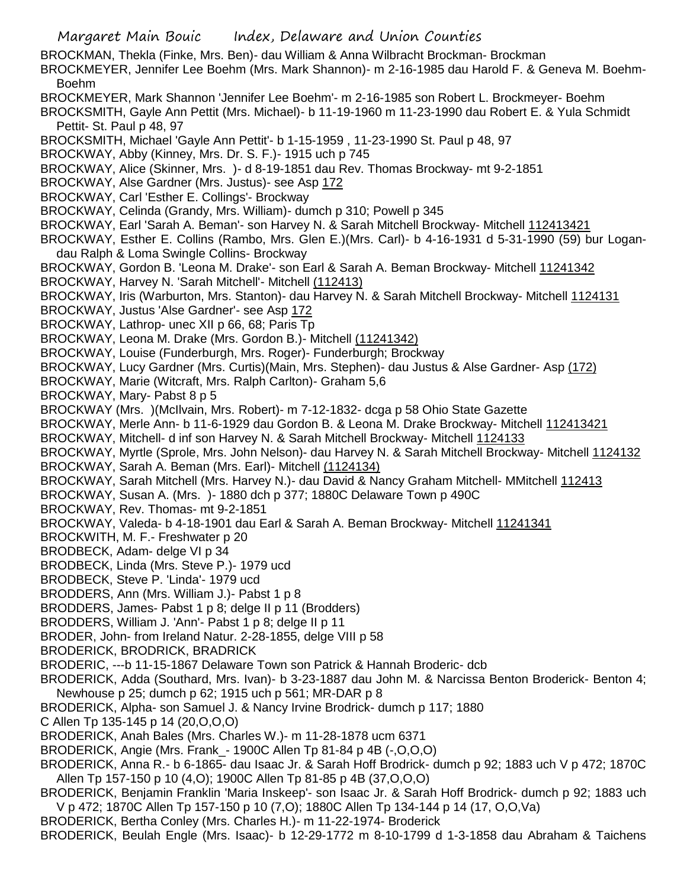BROCKMAN, Thekla (Finke, Mrs. Ben)- dau William & Anna Wilbracht Brockman- Brockman

BROCKMEYER, Jennifer Lee Boehm (Mrs. Mark Shannon)- m 2-16-1985 dau Harold F. & Geneva M. Boehm- Boehm

BROCKMEYER, Mark Shannon 'Jennifer Lee Boehm'- m 2-16-1985 son Robert L. Brockmeyer- Boehm

BROCKSMITH, Gayle Ann Pettit (Mrs. Michael)- b 11-19-1960 m 11-23-1990 dau Robert E. & Yula Schmidt Pettit- St. Paul p 48, 97

BROCKSMITH, Michael 'Gayle Ann Pettit'- b 1-15-1959 , 11-23-1990 St. Paul p 48, 97

BROCKWAY, Abby (Kinney, Mrs. Dr. S. F.)- 1915 uch p 745

BROCKWAY, Alice (Skinner, Mrs. )- d 8-19-1851 dau Rev. Thomas Brockway- mt 9-2-1851

BROCKWAY, Alse Gardner (Mrs. Justus)- see Asp 172

BROCKWAY, Carl 'Esther E. Collings'- Brockway

BROCKWAY, Celinda (Grandy, Mrs. William)- dumch p 310; Powell p 345

BROCKWAY, Earl 'Sarah A. Beman'- son Harvey N. & Sarah Mitchell Brockway- Mitchell 112413421

BROCKWAY, Esther E. Collins (Rambo, Mrs. Glen E.)(Mrs. Carl)- b 4-16-1931 d 5-31-1990 (59) bur Logan- dau Ralph & Loma Swingle Collins- Brockway

BROCKWAY, Gordon B. 'Leona M. Drake'- son Earl & Sarah A. Beman Brockway- Mitchell 11241342

BROCKWAY, Harvey N. 'Sarah Mitchell'- Mitchell (112413)

BROCKWAY, Iris (Warburton, Mrs. Stanton)- dau Harvey N. & Sarah Mitchell Brockway- Mitchell 1124131

BROCKWAY, Justus 'Alse Gardner'- see Asp 172

BROCKWAY, Lathrop- unec XII p 66, 68; Paris Tp

BROCKWAY, Leona M. Drake (Mrs. Gordon B.)- Mitchell (11241342)

BROCKWAY, Louise (Funderburgh, Mrs. Roger)- Funderburgh; Brockway

BROCKWAY, Lucy Gardner (Mrs. Curtis)(Main, Mrs. Stephen)- dau Justus & Alse Gardner- Asp (172)

BROCKWAY, Marie (Witcraft, Mrs. Ralph Carlton)- Graham 5,6

BROCKWAY, Mary- Pabst 8 p 5

BROCKWAY (Mrs. )(McIlvain, Mrs. Robert)- m 7-12-1832- dcga p 58 Ohio State Gazette

BROCKWAY, Merle Ann- b 11-6-1929 dau Gordon B. & Leona M. Drake Brockway- Mitchell 112413421

BROCKWAY, Mitchell- d inf son Harvey N. & Sarah Mitchell Brockway- Mitchell 1124133

BROCKWAY, Myrtle (Sprole, Mrs. John Nelson)- dau Harvey N. & Sarah Mitchell Brockway- Mitchell 1124132

BROCKWAY, Sarah A. Beman (Mrs. Earl)- Mitchell (1124134)

BROCKWAY, Sarah Mitchell (Mrs. Harvey N.)- dau David & Nancy Graham Mitchell- MMitchell 112413

BROCKWAY, Susan A. (Mrs. )- 1880 dch p 377; 1880C Delaware Town p 490C

BROCKWAY, Rev. Thomas- mt 9-2-1851

BROCKWAY, Valeda- b 4-18-1901 dau Earl & Sarah A. Beman Brockway- Mitchell 11241341

BROCKWITH, M. F.- Freshwater p 20

BRODBECK, Adam- delge VI p 34

BRODBECK, Linda (Mrs. Steve P.)- 1979 ucd

BRODBECK, Steve P. 'Linda'- 1979 ucd

BRODDERS, Ann (Mrs. William J.)- Pabst 1 p 8

BRODDERS, James- Pabst 1 p 8; delge II p 11 (Brodders)

BRODDERS, William J. 'Ann'- Pabst 1 p 8; delge II p 11

BRODER, John- from Ireland Natur. 2-28-1855, delge VIII p 58

BRODERICK, BRODRICK, BRADRICK

BRODERIC, ---b 11-15-1867 Delaware Town son Patrick & Hannah Broderic- dcb

BRODERICK, Adda (Southard, Mrs. Ivan)- b 3-23-1887 dau John M. & Narcissa Benton Broderick- Benton 4; Newhouse p 25; dumch p 62; 1915 uch p 561; MR-DAR p 8

BRODERICK, Alpha- son Samuel J. & Nancy Irvine Brodrick- dumch p 117; 1880 C Allen Tp 135-145 p 14 (20,O,O,O)

BRODERICK, Anah Bales (Mrs. Charles W.)- m 11-28-1878 ucm 6371

BRODERICK, Angie (Mrs. Frank_- 1900C Allen Tp 81-84 p 4B (-,O,O,O)

BRODERICK, Anna R.- b 6-1865- dau Isaac Jr. & Sarah Hoff Brodrick- dumch p 92; 1883 uch V p 472; 1870C Allen Tp 157-150 p 10 (4,O); 1900C Allen Tp 81-85 p 4B (37,O,O,O)

BRODERICK, Benjamin Franklin 'Maria Inskeep'- son Isaac Jr. & Sarah Hoff Brodrick- dumch p 92; 1883 uch V p 472; 1870C Allen Tp 157-150 p 10 (7,O); 1880C Allen Tp 134-144 p 14 (17, O,O,Va)

BRODERICK, Bertha Conley (Mrs. Charles H.)- m 11-22-1974- Broderick

BRODERICK, Beulah Engle (Mrs. Isaac)- b 12-29-1772 m 8-10-1799 d 1-3-1858 dau Abraham & Taichens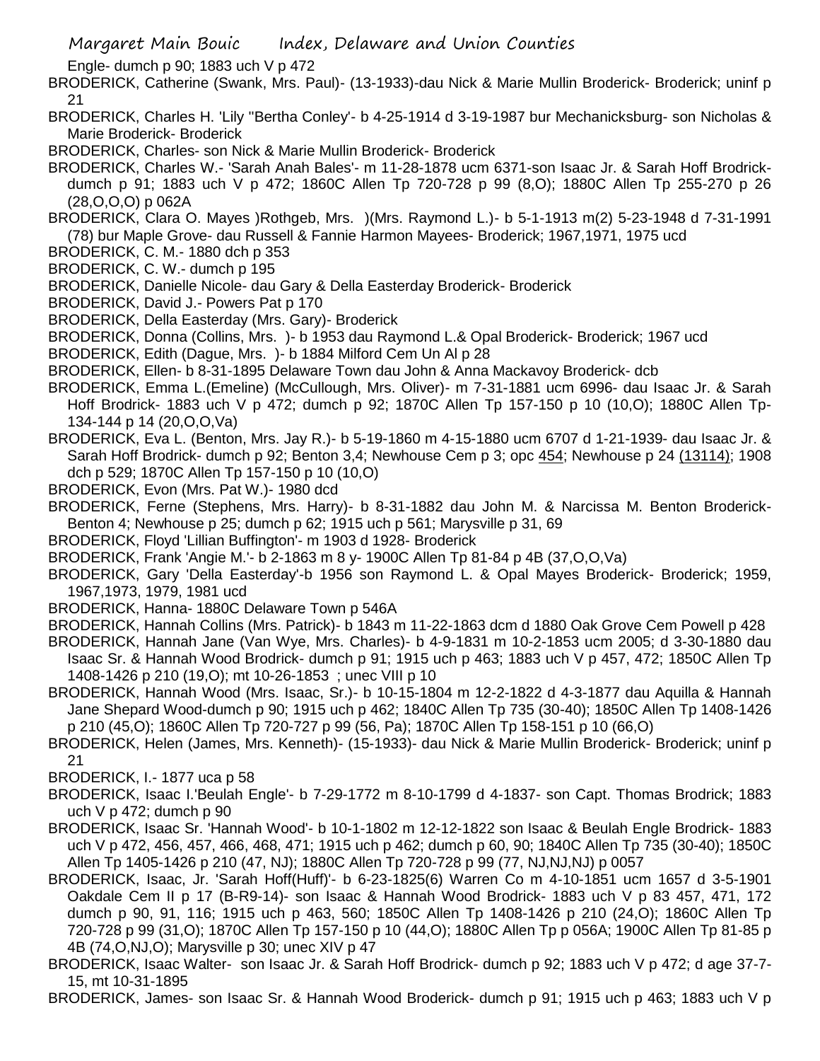Engle- dumch p 90; 1883 uch V p 472

BRODERICK, Catherine (Swank, Mrs. Paul)- (13-1933)-dau Nick & Marie Mullin Broderick- Broderick; uninf p 21

BRODERICK, Charles H. 'Lily ''Bertha Conley'- b 4-25-1914 d 3-19-1987 bur Mechanicsburg- son Nicholas & Marie Broderick- Broderick

BRODERICK, Charles- son Nick & Marie Mullin Broderick- Broderick

BRODERICK, Charles W.- 'Sarah Anah Bales'- m 11-28-1878 ucm 6371-son Isaac Jr. & Sarah Hoff Brodrick- dumch p 91; 1883 uch V p 472; 1860C Allen Tp 720-728 p 99 (8,O); 1880C Allen Tp 255-270 p 26 (28,O,O,O) p 062A

BRODERICK, Clara O. Mayes )Rothgeb, Mrs. )(Mrs. Raymond L.)- b 5-1-1913 m(2) 5-23-1948 d 7-31-1991 (78) bur Maple Grove- dau Russell & Fannie Harmon Mayees- Broderick; 1967,1971, 1975 ucd

BRODERICK, C. M.- 1880 dch p 353

BRODERICK, C. W.- dumch p 195

BRODERICK, Danielle Nicole- dau Gary & Della Easterday Broderick- Broderick

BRODERICK, David J.- Powers Pat p 170

BRODERICK, Della Easterday (Mrs. Gary)- Broderick

BRODERICK, Donna (Collins, Mrs. )- b 1953 dau Raymond L.& Opal Broderick- Broderick; 1967 ucd

BRODERICK, Edith (Dague, Mrs. )- b 1884 Milford Cem Un Al p 28

BRODERICK, Ellen- b 8-31-1895 Delaware Town dau John & Anna Mackavoy Broderick- dcb

BRODERICK, Emma L.(Emeline) (McCullough, Mrs. Oliver)- m 7-31-1881 ucm 6996- dau Isaac Jr. & Sarah Hoff Brodrick- 1883 uch V p 472; dumch p 92; 1870C Allen Tp 157-150 p 10 (10,O); 1880C Allen Tp-134-144 p 14 (20,O,O,Va)

BRODERICK, Eva L. (Benton, Mrs. Jay R.)- b 5-19-1860 m 4-15-1880 ucm 6707 d 1-21-1939- dau Isaac Jr. & Sarah Hoff Brodrick- dumch p 92; Benton 3,4; Newhouse Cem p 3; opc 454; Newhouse p 24 (13114); 1908 dch p 529; 1870C Allen Tp 157-150 p 10 (10,O)

BRODERICK, Evon (Mrs. Pat W.)- 1980 dcd

BRODERICK, Ferne (Stephens, Mrs. Harry)- b 8-31-1882 dau John M. & Narcissa M. Benton Broderick- Benton 4; Newhouse p 25; dumch p 62; 1915 uch p 561; Marysville p 31, 69

BRODERICK, Floyd 'Lillian Buffington'- m 1903 d 1928- Broderick

BRODERICK, Frank 'Angie M.'- b 2-1863 m 8 y- 1900C Allen Tp 81-84 p 4B (37,O,O,Va)

BRODERICK, Gary 'Della Easterday'-b 1956 son Raymond L. & Opal Mayes Broderick- Broderick; 1959, 1967,1973, 1979, 1981 ucd

BRODERICK, Hanna- 1880C Delaware Town p 546A

BRODERICK, Hannah Collins (Mrs. Patrick)- b 1843 m 11-22-1863 dcm d 1880 Oak Grove Cem Powell p 428

BRODERICK, Hannah Jane (Van Wye, Mrs. Charles)- b 4-9-1831 m 10-2-1853 ucm 2005; d 3-30-1880 dau Isaac Sr. & Hannah Wood Brodrick- dumch p 91; 1915 uch p 463; 1883 uch V p 457, 472; 1850C Allen Tp 1408-1426 p 210 (19,O); mt 10-26-1853 ; unec VIII p 10

BRODERICK, Hannah Wood (Mrs. Isaac, Sr.)- b 10-15-1804 m 12-2-1822 d 4-3-1877 dau Aquilla & Hannah Jane Shepard Wood-dumch p 90; 1915 uch p 462; 1840C Allen Tp 735 (30-40); 1850C Allen Tp 1408-1426 p 210 (45,O); 1860C Allen Tp 720-727 p 99 (56, Pa); 1870C Allen Tp 158-151 p 10 (66,O)

BRODERICK, Helen (James, Mrs. Kenneth)- (15-1933)- dau Nick & Marie Mullin Broderick- Broderick; uninf p 21

BRODERICK, I.- 1877 uca p 58

BRODERICK, Isaac I.'Beulah Engle'- b 7-29-1772 m 8-10-1799 d 4-1837- son Capt. Thomas Brodrick; 1883 uch V p 472; dumch p 90

BRODERICK, Isaac Sr. 'Hannah Wood'- b 10-1-1802 m 12-12-1822 son Isaac & Beulah Engle Brodrick- 1883 uch V p 472, 456, 457, 466, 468, 471; 1915 uch p 462; dumch p 60, 90; 1840C Allen Tp 735 (30-40); 1850C Allen Tp 1405-1426 p 210 (47, NJ); 1880C Allen Tp 720-728 p 99 (77, NJ,NJ,NJ) p 0057

BRODERICK, Isaac, Jr. 'Sarah Hoff(Huff)'- b 6-23-1825(6) Warren Co m 4-10-1851 ucm 1657 d 3-5-1901 Oakdale Cem II p 17 (B-R9-14)- son Isaac & Hannah Wood Brodrick- 1883 uch V p 83 457, 471, 172 dumch p 90, 91, 116; 1915 uch p 463, 560; 1850C Allen Tp 1408-1426 p 210 (24,O); 1860C Allen Tp 720-728 p 99 (31,O); 1870C Allen Tp 157-150 p 10 (44,O); 1880C Allen Tp p 056A; 1900C Allen Tp 81-85 p 4B (74,O,NJ,O); Marysville p 30; unec XIV p 47

BRODERICK, Isaac Walter- son Isaac Jr. & Sarah Hoff Brodrick- dumch p 92; 1883 uch V p 472; d age 37-7-15, mt 10-31-1895

BRODERICK, James- son Isaac Sr. & Hannah Wood Broderick- dumch p 91; 1915 uch p 463; 1883 uch V p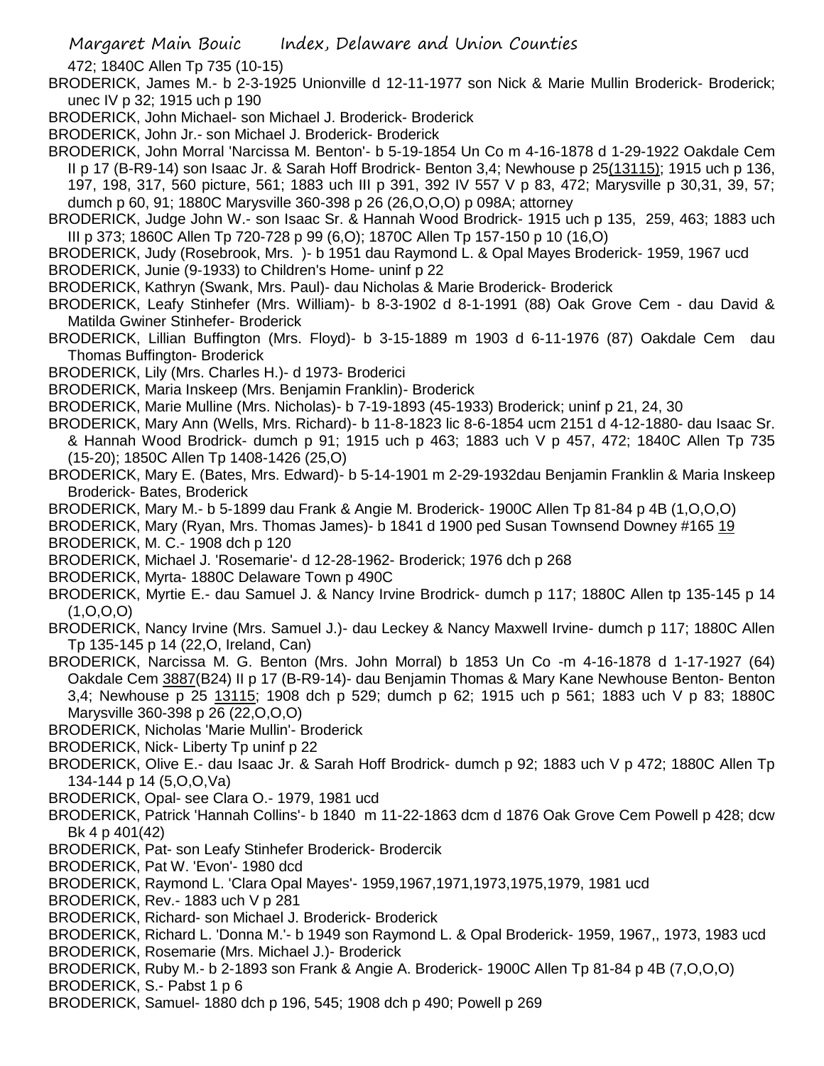472; 1840C Allen Tp 735 (10-15)

BRODERICK, James M.- b 2-3-1925 Unionville d 12-11-1977 son Nick & Marie Mullin Broderick- Broderick; unec IV p 32; 1915 uch p 190

BRODERICK, John Michael- son Michael J. Broderick- Broderick

BRODERICK, John Jr.- son Michael J. Broderick- Broderick

BRODERICK, John Morral 'Narcissa M. Benton'- b 5-19-1854 Un Co m 4-16-1878 d 1-29-1922 Oakdale Cem II p 17 (B-R9-14) son Isaac Jr. & Sarah Hoff Brodrick- Benton 3,4; Newhouse p 25(13115); 1915 uch p 136, 197, 198, 317, 560 picture, 561; 1883 uch III p 391, 392 IV 557 V p 83, 472; Marysville p 30,31, 39, 57; dumch p 60, 91; 1880C Marysville 360-398 p 26 (26,O,O,O) p 098A; attorney

BRODERICK, Judge John W.- son Isaac Sr. & Hannah Wood Brodrick- 1915 uch p 135, 259, 463; 1883 uch III p 373; 1860C Allen Tp 720-728 p 99 (6,O); 1870C Allen Tp 157-150 p 10 (16,O)

BRODERICK, Judy (Rosebrook, Mrs. )- b 1951 dau Raymond L. & Opal Mayes Broderick- 1959, 1967 ucd

BRODERICK, Junie (9-1933) to Children's Home- uninf p 22

BRODERICK, Kathryn (Swank, Mrs. Paul)- dau Nicholas & Marie Broderick- Broderick

BRODERICK, Leafy Stinhefer (Mrs. William)- b 8-3-1902 d 8-1-1991 (88) Oak Grove Cem - dau David & Matilda Gwiner Stinhefer- Broderick

BRODERICK, Lillian Buffington (Mrs. Floyd)- b 3-15-1889 m 1903 d 6-11-1976 (87) Oakdale Cem dau Thomas Buffington- Broderick

BRODERICK, Lily (Mrs. Charles H.)- d 1973- Broderici

BRODERICK, Maria Inskeep (Mrs. Benjamin Franklin)- Broderick

BRODERICK, Marie Mulline (Mrs. Nicholas)- b 7-19-1893 (45-1933) Broderick; uninf p 21, 24, 30

BRODERICK, Mary Ann (Wells, Mrs. Richard)- b 11-8-1823 lic 8-6-1854 ucm 2151 d 4-12-1880- dau Isaac Sr. & Hannah Wood Brodrick- dumch p 91; 1915 uch p 463; 1883 uch V p 457, 472; 1840C Allen Tp 735 (15-20); 1850C Allen Tp 1408-1426 (25,O)

BRODERICK, Mary E. (Bates, Mrs. Edward)- b 5-14-1901 m 2-29-1932dau Benjamin Franklin & Maria Inskeep Broderick- Bates, Broderick

BRODERICK, Mary M.- b 5-1899 dau Frank & Angie M. Broderick- 1900C Allen Tp 81-84 p 4B (1,O,O,O)

BRODERICK, Mary (Ryan, Mrs. Thomas James)- b 1841 d 1900 ped Susan Townsend Downey #165 19

BRODERICK, M. C.- 1908 dch p 120

BRODERICK, Michael J. 'Rosemarie'- d 12-28-1962- Broderick; 1976 dch p 268

BRODERICK, Myrta- 1880C Delaware Town p 490C

BRODERICK, Myrtie E.- dau Samuel J. & Nancy Irvine Brodrick- dumch p 117; 1880C Allen tp 135-145 p 14 (1,O,O,O)

BRODERICK, Nancy Irvine (Mrs. Samuel J.)- dau Leckey & Nancy Maxwell Irvine- dumch p 117; 1880C Allen Tp 135-145 p 14 (22,O, Ireland, Can)

BRODERICK, Narcissa M. G. Benton (Mrs. John Morral) b 1853 Un Co -m 4-16-1878 d 1-17-1927 (64) Oakdale Cem 3887(B24) II p 17 (B-R9-14)- dau Benjamin Thomas & Mary Kane Newhouse Benton- Benton 3,4; Newhouse p 25 13115; 1908 dch p 529; dumch p 62; 1915 uch p 561; 1883 uch V p 83; 1880C Marysville 360-398 p 26 (22,O,O,O)

BRODERICK, Nicholas 'Marie Mullin'- Broderick

BRODERICK, Nick- Liberty Tp uninf p 22

BRODERICK, Olive E.- dau Isaac Jr. & Sarah Hoff Brodrick- dumch p 92; 1883 uch V p 472; 1880C Allen Tp 134-144 p 14 (5,O,O,Va)

BRODERICK, Opal- see Clara O.- 1979, 1981 ucd

BRODERICK, Patrick 'Hannah Collins'- b 1840 m 11-22-1863 dcm d 1876 Oak Grove Cem Powell p 428; dcw Bk 4 p 401(42)

BRODERICK, Pat- son Leafy Stinhefer Broderick- Brodercik

BRODERICK, Pat W. 'Evon'- 1980 dcd

BRODERICK, Raymond L. 'Clara Opal Mayes'- 1959,1967,1971,1973,1975,1979, 1981 ucd

BRODERICK, Rev.- 1883 uch V p 281

BRODERICK, Richard- son Michael J. Broderick- Broderick

BRODERICK, Richard L. 'Donna M.'- b 1949 son Raymond L. & Opal Broderick- 1959, 1967,, 1973, 1983 ucd

BRODERICK, Rosemarie (Mrs. Michael J.)- Broderick

BRODERICK, Ruby M.- b 2-1893 son Frank & Angie A. Broderick- 1900C Allen Tp 81-84 p 4B (7,O,O,O)

BRODERICK, S.- Pabst 1 p 6

BRODERICK, Samuel- 1880 dch p 196, 545; 1908 dch p 490; Powell p 269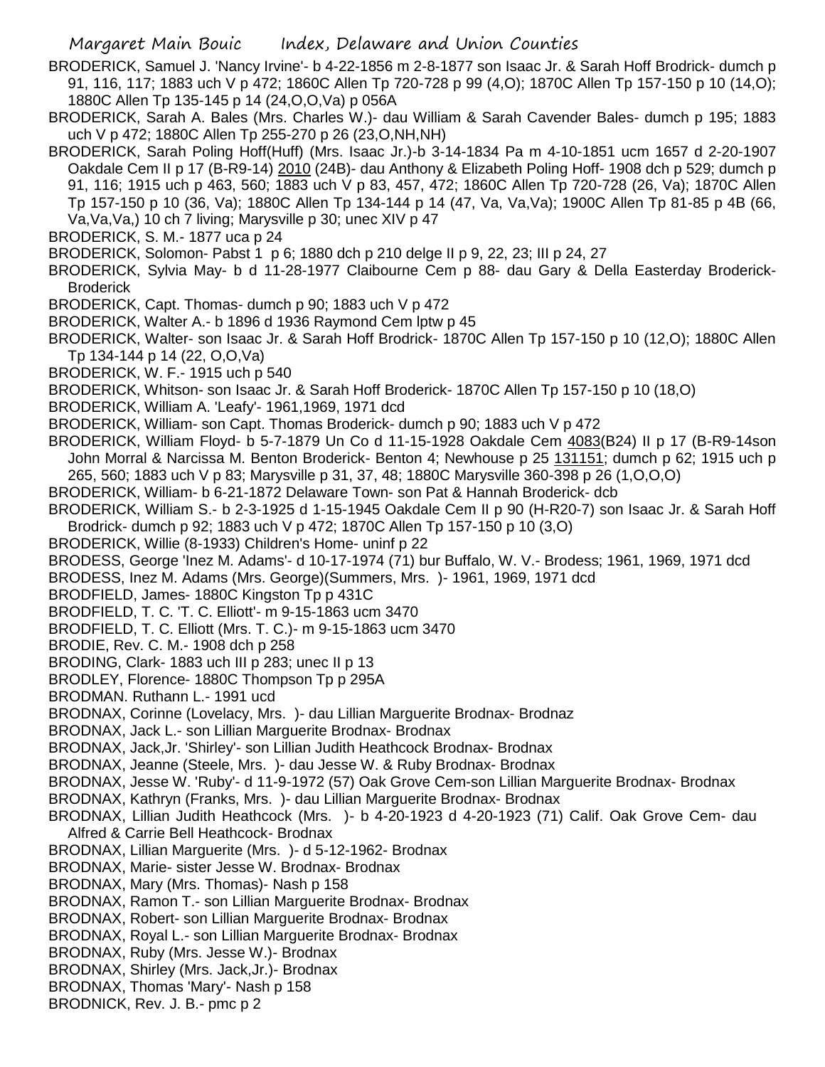BRODERICK, Samuel J. 'Nancy Irvine'- b 4-22-1856 m 2-8-1877 son Isaac Jr. & Sarah Hoff Brodrick- dumch p 91, 116, 117; 1883 uch V p 472; 1860C Allen Tp 720-728 p 99 (4,O); 1870C Allen Tp 157-150 p 10 (14,O); 1880C Allen Tp 135-145 p 14 (24,O,O,Va) p 056A

BRODERICK, Sarah A. Bales (Mrs. Charles W.)- dau William & Sarah Cavender Bales- dumch p 195; 1883 uch V p 472; 1880C Allen Tp 255-270 p 26 (23,O,NH,NH)

BRODERICK, Sarah Poling Hoff(Huff) (Mrs. Isaac Jr.)-b 3-14-1834 Pa m 4-10-1851 ucm 1657 d 2-20-1907 Oakdale Cem II p 17 (B-R9-14) 2010 (24B)- dau Anthony & Elizabeth Poling Hoff- 1908 dch p 529; dumch p 91, 116; 1915 uch p 463, 560; 1883 uch V p 83, 457, 472; 1860C Allen Tp 720-728 (26, Va); 1870C Allen Tp 157-150 p 10 (36, Va); 1880C Allen Tp 134-144 p 14 (47, Va, Va,Va); 1900C Allen Tp 81-85 p 4B (66, Va,Va,Va,) 10 ch 7 living; Marysville p 30; unec XIV p 47

BRODERICK, S. M.- 1877 uca p 24

BRODERICK, Solomon- Pabst 1 p 6; 1880 dch p 210 delge II p 9, 22, 23; III p 24, 27

BRODERICK, Sylvia May- b d 11-28-1977 Claibourne Cem p 88- dau Gary & Della Easterday Broderick-Broderick

BRODERICK, Capt. Thomas- dumch p 90; 1883 uch V p 472

BRODERICK, Walter A.- b 1896 d 1936 Raymond Cem lptw p 45

BRODERICK, Walter- son Isaac Jr. & Sarah Hoff Brodrick- 1870C Allen Tp 157-150 p 10 (12,O); 1880C Allen Tp 134-144 p 14 (22, O,O,Va)

BRODERICK, W. F.- 1915 uch p 540

BRODERICK, Whitson- son Isaac Jr. & Sarah Hoff Broderick- 1870C Allen Tp 157-150 p 10 (18,O)

BRODERICK, William A. 'Leafy'- 1961,1969, 1971 dcd

BRODERICK, William- son Capt. Thomas Broderick- dumch p 90; 1883 uch V p 472

BRODERICK, William Floyd- b 5-7-1879 Un Co d 11-15-1928 Oakdale Cem 4083(B24) II p 17 (B-R9-14son John Morral & Narcissa M. Benton Broderick- Benton 4; Newhouse p 25 131151; dumch p 62; 1915 uch p 265, 560; 1883 uch V p 83; Marysville p 31, 37, 48; 1880C Marysville 360-398 p 26 (1,O,O,O)

BRODERICK, William- b 6-21-1872 Delaware Town- son Pat & Hannah Broderick- dcb

BRODERICK, William S.- b 2-3-1925 d 1-15-1945 Oakdale Cem II p 90 (H-R20-7) son Isaac Jr. & Sarah Hoff Brodrick- dumch p 92; 1883 uch V p 472; 1870C Allen Tp 157-150 p 10 (3,O)

BRODERICK, Willie (8-1933) Children's Home- uninf p 22

BRODESS, George 'Inez M. Adams'- d 10-17-1974 (71) bur Buffalo, W. V.- Brodess; 1961, 1969, 1971 dcd

BRODESS, Inez M. Adams (Mrs. George)(Summers, Mrs. )- 1961, 1969, 1971 dcd

BRODFIELD, James- 1880C Kingston Tp p 431C

BRODFIELD, T. C. 'T. C. Elliott'- m 9-15-1863 ucm 3470

BRODFIELD, T. C. Elliott (Mrs. T. C.)- m 9-15-1863 ucm 3470

BRODIE, Rev. C. M.- 1908 dch p 258

BRODING, Clark- 1883 uch III p 283; unec II p 13

BRODLEY, Florence- 1880C Thompson Tp p 295A

BRODMAN. Ruthann L.- 1991 ucd

BRODNAX, Corinne (Lovelacy, Mrs. )- dau Lillian Marguerite Brodnax- Brodnaz

BRODNAX, Jack L.- son Lillian Marguerite Brodnax- Brodnax

BRODNAX, Jack,Jr. 'Shirley'- son Lillian Judith Heathcock Brodnax- Brodnax

BRODNAX, Jeanne (Steele, Mrs. )- dau Jesse W. & Ruby Brodnax- Brodnax

BRODNAX, Jesse W. 'Ruby'- d 11-9-1972 (57) Oak Grove Cem-son Lillian Marguerite Brodnax- Brodnax

BRODNAX, Kathryn (Franks, Mrs. )- dau Lillian Marguerite Brodnax- Brodnax

BRODNAX, Lillian Judith Heathcock (Mrs. )- b 4-20-1923 d 4-20-1923 (71) Calif. Oak Grove Cem- dau Alfred & Carrie Bell Heathcock- Brodnax

BRODNAX, Lillian Marguerite (Mrs. )- d 5-12-1962- Brodnax

BRODNAX, Marie- sister Jesse W. Brodnax- Brodnax

BRODNAX, Mary (Mrs. Thomas)- Nash p 158

BRODNAX, Ramon T.- son Lillian Marguerite Brodnax- Brodnax

BRODNAX, Robert- son Lillian Marguerite Brodnax- Brodnax

BRODNAX, Royal L.- son Lillian Marguerite Brodnax- Brodnax

BRODNAX, Ruby (Mrs. Jesse W.)- Brodnax

BRODNAX, Shirley (Mrs. Jack,Jr.)- Brodnax

BRODNAX, Thomas 'Mary'- Nash p 158

BRODNICK, Rev. J. B.- pmc p 2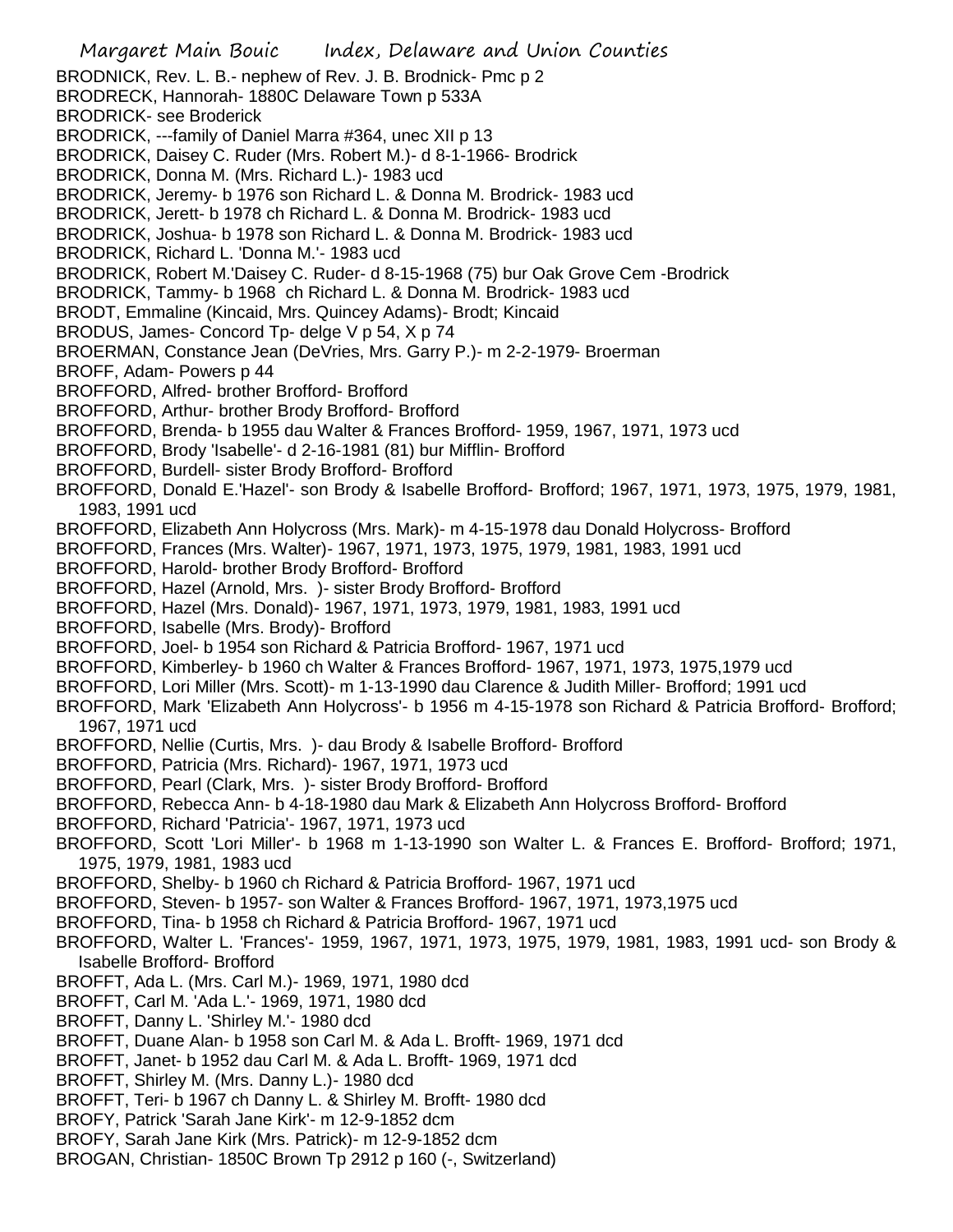BRODNICK, Rev. L. B.- nephew of Rev. J. B. Brodnick- Pmc p 2
BRODRECK, Hannorah- 1880C Delaware Town p 533A
BRODRICK- see Broderick
BRODRICK, ---family of Daniel Marra #364, unec XII p 13
BRODRICK, Daisey C. Ruder (Mrs. Robert M.)- d 8-1-1966- Brodrick
BRODRICK, Donna M. (Mrs. Richard L.)- 1983 ucd
BRODRICK, Jeremy- b 1976 son Richard L. & Donna M. Brodrick- 1983 ucd
BRODRICK, Jerett- b 1978 ch Richard L. & Donna M. Brodrick- 1983 ucd
BRODRICK, Joshua- b 1978 son Richard L. & Donna M. Brodrick- 1983 ucd
BRODRICK, Richard L. 'Donna M.'- 1983 ucd
BRODRICK, Robert M.'Daisey C. Ruder- d 8-15-1968 (75) bur Oak Grove Cem -Brodrick
BRODRICK, Tammy- b 1968 ch Richard L. & Donna M. Brodrick- 1983 ucd
BRODT, Emmaline (Kincaid, Mrs. Quincey Adams)- Brodt; Kincaid
BRODUS, James- Concord Tp- delge V p 54, X p 74
BROERMAN, Constance Jean (DeVries, Mrs. Garry P.)- m 2-2-1979- Broerman
BROFF, Adam- Powers p 44
BROFFORD, Alfred- brother Brofford- Brofford
BROFFORD, Arthur- brother Brody Brofford- Brofford
BROFFORD, Brenda- b 1955 dau Walter & Frances Brofford- 1959, 1967, 1971, 1973 ucd
BROFFORD, Brody 'Isabelle'- d 2-16-1981 (81) bur Mifflin- Brofford
BROFFORD, Burdell- sister Brody Brofford- Brofford
BROFFORD, Donald E.'Hazel'- son Brody & Isabelle Brofford- Brofford; 1967, 1971, 1973, 1975, 1979, 1981, 1983, 1991 ucd
BROFFORD, Elizabeth Ann Holycross (Mrs. Mark)- m 4-15-1978 dau Donald Holycross- Brofford
BROFFORD, Frances (Mrs. Walter)- 1967, 1971, 1973, 1975, 1979, 1981, 1983, 1991 ucd
BROFFORD, Harold- brother Brody Brofford- Brofford
BROFFORD, Hazel (Arnold, Mrs. )- sister Brody Brofford- Brofford
BROFFORD, Hazel (Mrs. Donald)- 1967, 1971, 1973, 1979, 1981, 1983, 1991 ucd
BROFFORD, Isabelle (Mrs. Brody)- Brofford
BROFFORD, Joel- b 1954 son Richard & Patricia Brofford- 1967, 1971 ucd
BROFFORD, Kimberley- b 1960 ch Walter & Frances Brofford- 1967, 1971, 1973, 1975,1979 ucd
BROFFORD, Lori Miller (Mrs. Scott)- m 1-13-1990 dau Clarence & Judith Miller- Brofford; 1991 ucd
BROFFORD, Mark 'Elizabeth Ann Holycross'- b 1956 m 4-15-1978 son Richard & Patricia Brofford- Brofford; 1967, 1971 ucd
BROFFORD, Nellie (Curtis, Mrs. )- dau Brody & Isabelle Brofford- Brofford
BROFFORD, Patricia (Mrs. Richard)- 1967, 1971, 1973 ucd
BROFFORD, Pearl (Clark, Mrs. )- sister Brody Brofford- Brofford
BROFFORD, Rebecca Ann- b 4-18-1980 dau Mark & Elizabeth Ann Holycross Brofford- Brofford
BROFFORD, Richard 'Patricia'- 1967, 1971, 1973 ucd
BROFFORD, Scott 'Lori Miller'- b 1968 m 1-13-1990 son Walter L. & Frances E. Brofford- Brofford; 1971, 1975, 1979, 1981, 1983 ucd
BROFFORD, Shelby- b 1960 ch Richard & Patricia Brofford- 1967, 1971 ucd
BROFFORD, Steven- b 1957- son Walter & Frances Brofford- 1967, 1971, 1973,1975 ucd
BROFFORD, Tina- b 1958 ch Richard & Patricia Brofford- 1967, 1971 ucd
BROFFORD, Walter L. 'Frances'- 1959, 1967, 1971, 1973, 1975, 1979, 1981, 1983, 1991 ucd- son Brody & Isabelle Brofford- Brofford
BROFFT, Ada L. (Mrs. Carl M.)- 1969, 1971, 1980 dcd
BROFFT, Carl M. 'Ada L.'- 1969, 1971, 1980 dcd
BROFFT, Danny L. 'Shirley M.'- 1980 dcd
BROFFT, Duane Alan- b 1958 son Carl M. & Ada L. Brofft- 1969, 1971 dcd
BROFFT, Janet- b 1952 dau Carl M. & Ada L. Brofft- 1969, 1971 dcd
BROFFT, Shirley M. (Mrs. Danny L.)- 1980 dcd
BROFFT, Teri- b 1967 ch Danny L. & Shirley M. Brofft- 1980 dcd
BROFY, Patrick 'Sarah Jane Kirk'- m 12-9-1852 dcm
BROFY, Sarah Jane Kirk (Mrs. Patrick)- m 12-9-1852 dcm
BROGAN, Christian- 1850C Brown Tp 2912 p 160 (-, Switzerland)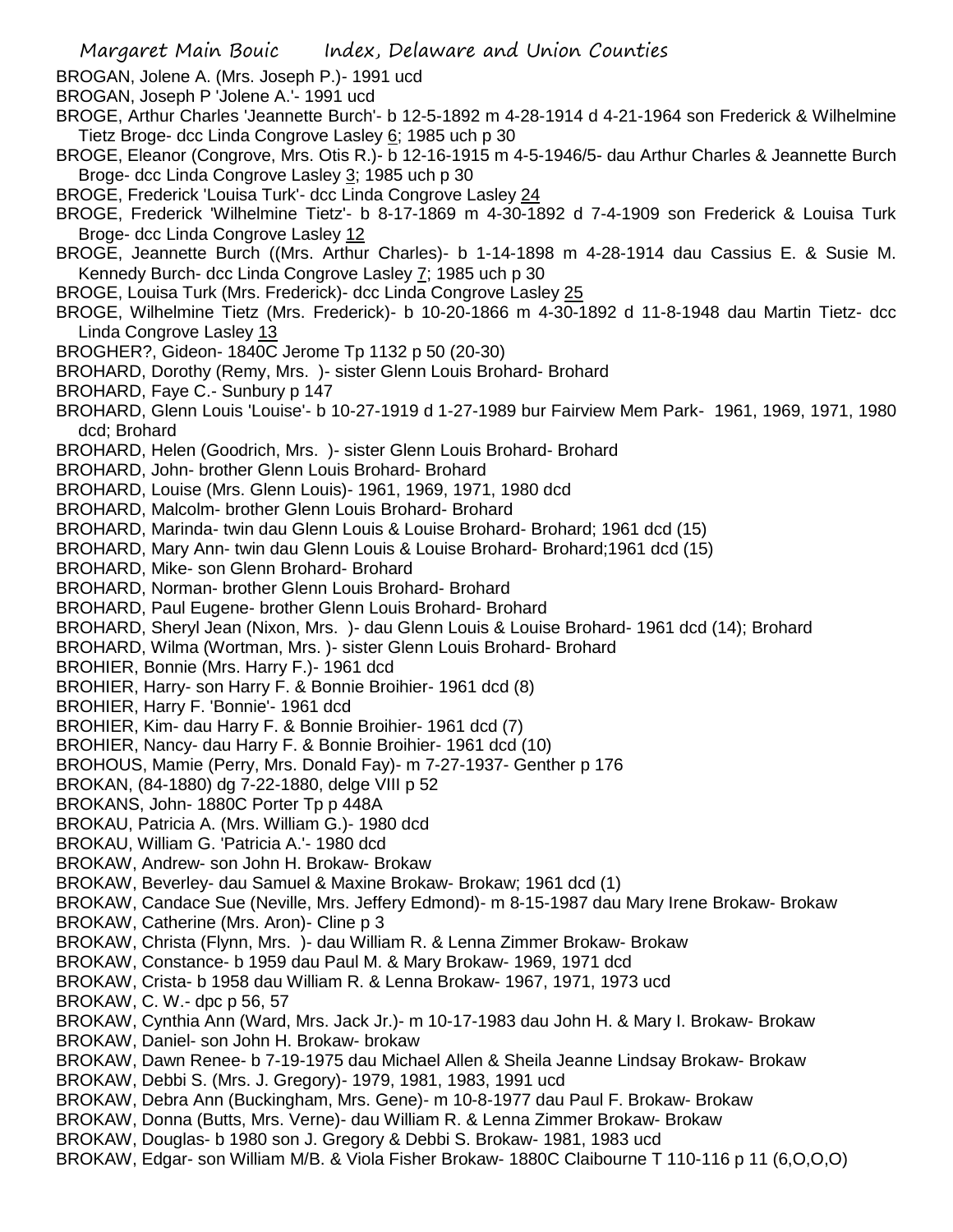BROGAN, Jolene A. (Mrs. Joseph P.)- 1991 ucd

BROGAN, Joseph P 'Jolene A.'- 1991 ucd

BROGE, Arthur Charles 'Jeannette Burch'- b 12-5-1892 m 4-28-1914 d 4-21-1964 son Frederick & Wilhelmine Tietz Broge- dcc Linda Congrove Lasley 6; 1985 uch p 30

BROGE, Eleanor (Congrove, Mrs. Otis R.)- b 12-16-1915 m 4-5-1946/5- dau Arthur Charles & Jeannette Burch Broge- dcc Linda Congrove Lasley 3; 1985 uch p 30

BROGE, Frederick 'Louisa Turk'- dcc Linda Congrove Lasley 24

BROGE, Frederick 'Wilhelmine Tietz'- b 8-17-1869 m 4-30-1892 d 7-4-1909 son Frederick & Louisa Turk Broge- dcc Linda Congrove Lasley 12

BROGE, Jeannette Burch ((Mrs. Arthur Charles)- b 1-14-1898 m 4-28-1914 dau Cassius E. & Susie M. Kennedy Burch- dcc Linda Congrove Lasley 7; 1985 uch p 30

BROGE, Louisa Turk (Mrs. Frederick)- dcc Linda Congrove Lasley 25

BROGE, Wilhelmine Tietz (Mrs. Frederick)- b 10-20-1866 m 4-30-1892 d 11-8-1948 dau Martin Tietz- dcc Linda Congrove Lasley 13

BROGHER?, Gideon- 1840C Jerome Tp 1132 p 50 (20-30)

BROHARD, Dorothy (Remy, Mrs. )- sister Glenn Louis Brohard- Brohard

BROHARD, Faye C.- Sunbury p 147

BROHARD, Glenn Louis 'Louise'- b 10-27-1919 d 1-27-1989 bur Fairview Mem Park- 1961, 1969, 1971, 1980 dcd; Brohard

BROHARD, Helen (Goodrich, Mrs. )- sister Glenn Louis Brohard- Brohard

BROHARD, John- brother Glenn Louis Brohard- Brohard

BROHARD, Louise (Mrs. Glenn Louis)- 1961, 1969, 1971, 1980 dcd

BROHARD, Malcolm- brother Glenn Louis Brohard- Brohard

BROHARD, Marinda- twin dau Glenn Louis & Louise Brohard- Brohard; 1961 dcd (15)

BROHARD, Mary Ann- twin dau Glenn Louis & Louise Brohard- Brohard;1961 dcd (15)

BROHARD, Mike- son Glenn Brohard- Brohard

BROHARD, Norman- brother Glenn Louis Brohard- Brohard

BROHARD, Paul Eugene- brother Glenn Louis Brohard- Brohard

BROHARD, Sheryl Jean (Nixon, Mrs. )- dau Glenn Louis & Louise Brohard- 1961 dcd (14); Brohard

BROHARD, Wilma (Wortman, Mrs. )- sister Glenn Louis Brohard- Brohard

BROHIER, Bonnie (Mrs. Harry F.)- 1961 dcd

BROHIER, Harry- son Harry F. & Bonnie Broihier- 1961 dcd (8)

BROHIER, Harry F. 'Bonnie'- 1961 dcd

BROHIER, Kim- dau Harry F. & Bonnie Broihier- 1961 dcd (7)

BROHIER, Nancy- dau Harry F. & Bonnie Broihier- 1961 dcd (10)

BROHOUS, Mamie (Perry, Mrs. Donald Fay)- m 7-27-1937- Genther p 176

BROKAN, (84-1880) dg 7-22-1880, delge VIII p 52

BROKANS, John- 1880C Porter Tp p 448A

BROKAU, Patricia A. (Mrs. William G.)- 1980 dcd

BROKAU, William G. 'Patricia A.'- 1980 dcd

BROKAW, Andrew- son John H. Brokaw- Brokaw

BROKAW, Beverley- dau Samuel & Maxine Brokaw- Brokaw; 1961 dcd (1)

BROKAW, Candace Sue (Neville, Mrs. Jeffery Edmond)- m 8-15-1987 dau Mary Irene Brokaw- Brokaw

BROKAW, Catherine (Mrs. Aron)- Cline p 3

BROKAW, Christa (Flynn, Mrs. )- dau William R. & Lenna Zimmer Brokaw- Brokaw

BROKAW, Constance- b 1959 dau Paul M. & Mary Brokaw- 1969, 1971 dcd

BROKAW, Crista- b 1958 dau William R. & Lenna Brokaw- 1967, 1971, 1973 ucd

BROKAW, C. W.- dpc p 56, 57

BROKAW, Cynthia Ann (Ward, Mrs. Jack Jr.)- m 10-17-1983 dau John H. & Mary I. Brokaw- Brokaw

BROKAW, Daniel- son John H. Brokaw- brokaw

BROKAW, Dawn Renee- b 7-19-1975 dau Michael Allen & Sheila Jeanne Lindsay Brokaw- Brokaw

BROKAW, Debbi S. (Mrs. J. Gregory)- 1979, 1981, 1983, 1991 ucd

BROKAW, Debra Ann (Buckingham, Mrs. Gene)- m 10-8-1977 dau Paul F. Brokaw- Brokaw

BROKAW, Donna (Butts, Mrs. Verne)- dau William R. & Lenna Zimmer Brokaw- Brokaw

BROKAW, Douglas- b 1980 son J. Gregory & Debbi S. Brokaw- 1981, 1983 ucd

BROKAW, Edgar- son William M/B. & Viola Fisher Brokaw- 1880C Claibourne T 110-116 p 11 (6,O,O,O)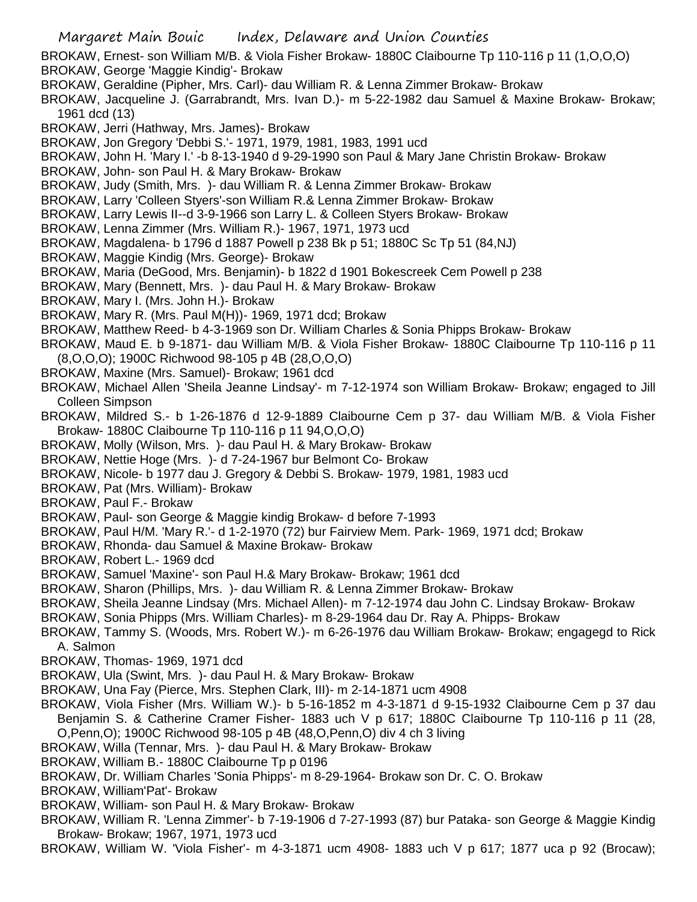BROKAW, Ernest- son William M/B. & Viola Fisher Brokaw- 1880C Claibourne Tp 110-116 p 11 (1,O,O,O)
BROKAW, George 'Maggie Kindig'- Brokaw
BROKAW, Geraldine (Pipher, Mrs. Carl)- dau William R. & Lenna Zimmer Brokaw- Brokaw
BROKAW, Jacqueline J. (Garrabrandt, Mrs. Ivan D.)- m 5-22-1982 dau Samuel & Maxine Brokaw- Brokaw; 1961 dcd (13)
BROKAW, Jerri (Hathway, Mrs. James)- Brokaw
BROKAW, Jon Gregory 'Debbi S.'- 1971, 1979, 1981, 1983, 1991 ucd
BROKAW, John H. 'Mary I.' -b 8-13-1940 d 9-29-1990 son Paul & Mary Jane Christin Brokaw- Brokaw
BROKAW, John- son Paul H. & Mary Brokaw- Brokaw
BROKAW, Judy (Smith, Mrs. )- dau William R. & Lenna Zimmer Brokaw- Brokaw
BROKAW, Larry 'Colleen Styers'-son William R.& Lenna Zimmer Brokaw- Brokaw
BROKAW, Larry Lewis II--d 3-9-1966 son Larry L. & Colleen Styers Brokaw- Brokaw
BROKAW, Lenna Zimmer (Mrs. William R.)- 1967, 1971, 1973 ucd
BROKAW, Magdalena- b 1796 d 1887 Powell p 238 Bk p 51; 1880C Sc Tp 51 (84,NJ)
BROKAW, Maggie Kindig (Mrs. George)- Brokaw
BROKAW, Maria (DeGood, Mrs. Benjamin)- b 1822 d 1901 Bokescreek Cem Powell p 238
BROKAW, Mary (Bennett, Mrs. )- dau Paul H. & Mary Brokaw- Brokaw
BROKAW, Mary I. (Mrs. John H.)- Brokaw
BROKAW, Mary R. (Mrs. Paul M(H))- 1969, 1971 dcd; Brokaw
BROKAW, Matthew Reed- b 4-3-1969 son Dr. William Charles & Sonia Phipps Brokaw- Brokaw
BROKAW, Maud E. b 9-1871- dau William M/B. & Viola Fisher Brokaw- 1880C Claibourne Tp 110-116 p 11 (8,O,O,O); 1900C Richwood 98-105 p 4B (28,O,O,O)
BROKAW, Maxine (Mrs. Samuel)- Brokaw; 1961 dcd
BROKAW, Michael Allen 'Sheila Jeanne Lindsay'- m 7-12-1974 son William Brokaw- Brokaw; engaged to Jill Colleen Simpson
BROKAW, Mildred S.- b 1-26-1876 d 12-9-1889 Claibourne Cem p 37- dau William M/B. & Viola Fisher Brokaw- 1880C Claibourne Tp 110-116 p 11 94,O,O,O)
BROKAW, Molly (Wilson, Mrs. )- dau Paul H. & Mary Brokaw- Brokaw
BROKAW, Nettie Hoge (Mrs. )- d 7-24-1967 bur Belmont Co- Brokaw
BROKAW, Nicole- b 1977 dau J. Gregory & Debbi S. Brokaw- 1979, 1981, 1983 ucd
BROKAW, Pat (Mrs. William)- Brokaw
BROKAW, Paul F.- Brokaw
BROKAW, Paul- son George & Maggie kindig Brokaw- d before 7-1993
BROKAW, Paul H/M. 'Mary R.'- d 1-2-1970 (72) bur Fairview Mem. Park- 1969, 1971 dcd; Brokaw
BROKAW, Rhonda- dau Samuel & Maxine Brokaw- Brokaw
BROKAW, Robert L.- 1969 dcd
BROKAW, Samuel 'Maxine'- son Paul H.& Mary Brokaw- Brokaw; 1961 dcd
BROKAW, Sharon (Phillips, Mrs. )- dau William R. & Lenna Zimmer Brokaw- Brokaw
BROKAW, Sheila Jeanne Lindsay (Mrs. Michael Allen)- m 7-12-1974 dau John C. Lindsay Brokaw- Brokaw
BROKAW, Sonia Phipps (Mrs. William Charles)- m 8-29-1964 dau Dr. Ray A. Phipps- Brokaw
BROKAW, Tammy S. (Woods, Mrs. Robert W.)- m 6-26-1976 dau William Brokaw- Brokaw; engagegd to Rick A. Salmon
BROKAW, Thomas- 1969, 1971 dcd
BROKAW, Ula (Swint, Mrs. )- dau Paul H. & Mary Brokaw- Brokaw
BROKAW, Una Fay (Pierce, Mrs. Stephen Clark, III)- m 2-14-1871 ucm 4908
BROKAW, Viola Fisher (Mrs. William W.)- b 5-16-1852 m 4-3-1871 d 9-15-1932 Claibourne Cem p 37 dau Benjamin S. & Catherine Cramer Fisher- 1883 uch V p 617; 1880C Claibourne Tp 110-116 p 11 (28, O,Penn,O); 1900C Richwood 98-105 p 4B (48,O,Penn,O) div 4 ch 3 living
BROKAW, Willa (Tennar, Mrs. )- dau Paul H. & Mary Brokaw- Brokaw
BROKAW, William B.- 1880C Claibourne Tp p 0196
BROKAW, Dr. William Charles 'Sonia Phipps'- m 8-29-1964- Brokaw son Dr. C. O. Brokaw
BROKAW, William'Pat'- Brokaw
BROKAW, William- son Paul H. & Mary Brokaw- Brokaw
BROKAW, William R. 'Lenna Zimmer'- b 7-19-1906 d 7-27-1993 (87) bur Pataka- son George & Maggie Kindig Brokaw- Brokaw; 1967, 1971, 1973 ucd
BROKAW, William W. 'Viola Fisher'- m 4-3-1871 ucm 4908- 1883 uch V p 617; 1877 uca p 92 (Brocaw);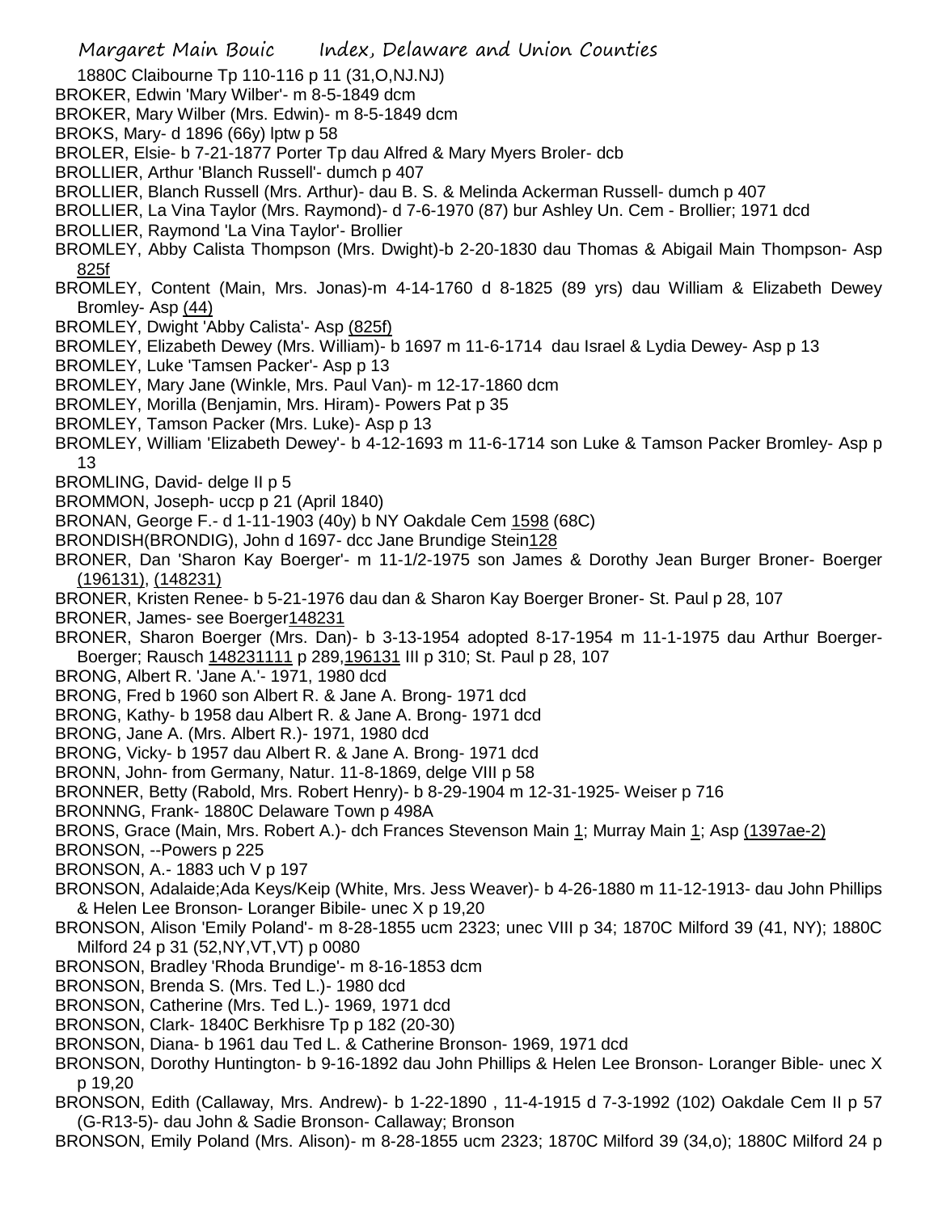1880C Claibourne Tp 110-116 p 11 (31,O,NJ.NJ)

BROKER, Edwin 'Mary Wilber'- m 8-5-1849 dcm

BROKER, Mary Wilber (Mrs. Edwin)- m 8-5-1849 dcm

BROKS, Mary- d 1896 (66y) lptw p 58

BROLER, Elsie- b 7-21-1877 Porter Tp dau Alfred & Mary Myers Broler- dcb

BROLLIER, Arthur 'Blanch Russell'- dumch p 407

BROLLIER, Blanch Russell (Mrs. Arthur)- dau B. S. & Melinda Ackerman Russell- dumch p 407

BROLLIER, La Vina Taylor (Mrs. Raymond)- d 7-6-1970 (87) bur Ashley Un. Cem - Brollier; 1971 dcd

BROLLIER, Raymond 'La Vina Taylor'- Brollier

BROMLEY, Abby Calista Thompson (Mrs. Dwight)-b 2-20-1830 dau Thomas & Abigail Main Thompson- Asp 825f

BROMLEY, Content (Main, Mrs. Jonas)-m 4-14-1760 d 8-1825 (89 yrs) dau William & Elizabeth Dewey Bromley- Asp (44)

BROMLEY, Dwight 'Abby Calista'- Asp (825f)

BROMLEY, Elizabeth Dewey (Mrs. William)- b 1697 m 11-6-1714 dau Israel & Lydia Dewey- Asp p 13

BROMLEY, Luke 'Tamsen Packer'- Asp p 13

BROMLEY, Mary Jane (Winkle, Mrs. Paul Van)- m 12-17-1860 dcm

BROMLEY, Morilla (Benjamin, Mrs. Hiram)- Powers Pat p 35

BROMLEY, Tamson Packer (Mrs. Luke)- Asp p 13

BROMLEY, William 'Elizabeth Dewey'- b 4-12-1693 m 11-6-1714 son Luke & Tamson Packer Bromley- Asp p 13

BROMLING, David- delge II p 5

BROMMON, Joseph- uccp p 21 (April 1840)

BRONAN, George F.- d 1-11-1903 (40y) b NY Oakdale Cem 1598 (68C)

BRONDISH(BRONDIG), John d 1697- dcc Jane Brundige Stein128

BRONER, Dan 'Sharon Kay Boerger'- m 11-1/2-1975 son James & Dorothy Jean Burger Broner- Boerger (196131), (148231)

BRONER, Kristen Renee- b 5-21-1976 dau dan & Sharon Kay Boerger Broner- St. Paul p 28, 107

BRONER, James- see Boerger148231

BRONER, Sharon Boerger (Mrs. Dan)- b 3-13-1954 adopted 8-17-1954 m 11-1-1975 dau Arthur Boerger- Boerger; Rausch 148231111 p 289,196131 III p 310; St. Paul p 28, 107

BRONG, Albert R. 'Jane A.'- 1971, 1980 dcd

BRONG, Fred b 1960 son Albert R. & Jane A. Brong- 1971 dcd

BRONG, Kathy- b 1958 dau Albert R. & Jane A. Brong- 1971 dcd

BRONG, Jane A. (Mrs. Albert R.)- 1971, 1980 dcd

BRONG, Vicky- b 1957 dau Albert R. & Jane A. Brong- 1971 dcd

BRONN, John- from Germany, Natur. 11-8-1869, delge VIII p 58

BRONNER, Betty (Rabold, Mrs. Robert Henry)- b 8-29-1904 m 12-31-1925- Weiser p 716

BRONNNG, Frank- 1880C Delaware Town p 498A

BRONS, Grace (Main, Mrs. Robert A.)- dch Frances Stevenson Main 1; Murray Main 1; Asp (1397ae-2)

BRONSON, --Powers p 225

BRONSON, A.- 1883 uch V p 197

BRONSON, Adalaide;Ada Keys/Keip (White, Mrs. Jess Weaver)- b 4-26-1880 m 11-12-1913- dau John Phillips & Helen Lee Bronson- Loranger Bibile- unec X p 19,20

BRONSON, Alison 'Emily Poland'- m 8-28-1855 ucm 2323; unec VIII p 34; 1870C Milford 39 (41, NY); 1880C Milford 24 p 31 (52,NY,VT,VT) p 0080

BRONSON, Bradley 'Rhoda Brundige'- m 8-16-1853 dcm

BRONSON, Brenda S. (Mrs. Ted L.)- 1980 dcd

BRONSON, Catherine (Mrs. Ted L.)- 1969, 1971 dcd

BRONSON, Clark- 1840C Berkhisre Tp p 182 (20-30)

BRONSON, Diana- b 1961 dau Ted L. & Catherine Bronson- 1969, 1971 dcd

BRONSON, Dorothy Huntington- b 9-16-1892 dau John Phillips & Helen Lee Bronson- Loranger Bible- unec X p 19,20

BRONSON, Edith (Callaway, Mrs. Andrew)- b 1-22-1890 , 11-4-1915 d 7-3-1992 (102) Oakdale Cem II p 57 (G-R13-5)- dau John & Sadie Bronson- Callaway; Bronson

BRONSON, Emily Poland (Mrs. Alison)- m 8-28-1855 ucm 2323; 1870C Milford 39 (34,o); 1880C Milford 24 p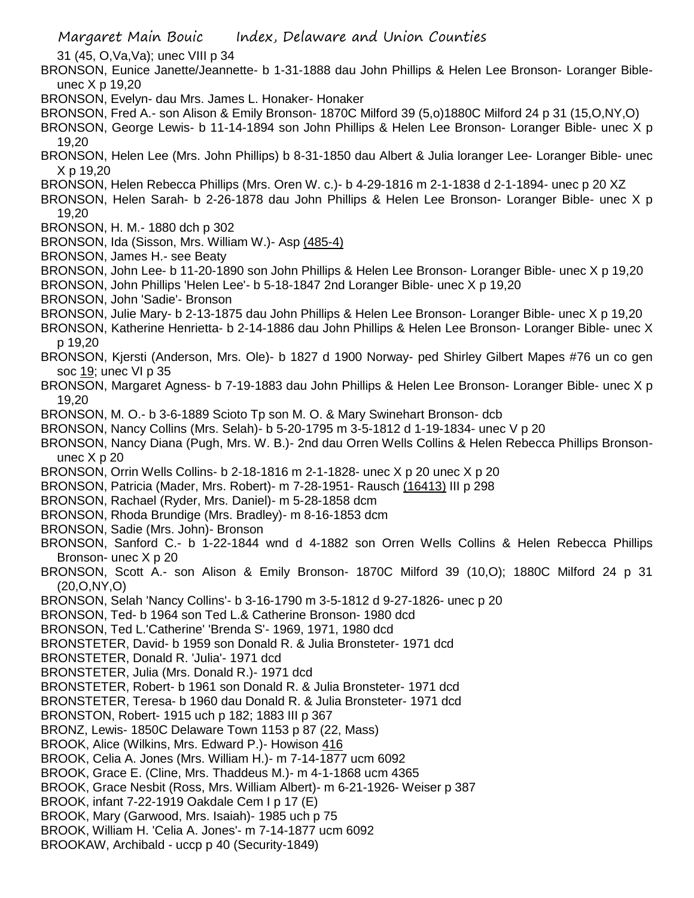31 (45, O,Va,Va); unec VIII p 34

BRONSON, Eunice Janette/Jeannette- b 1-31-1888 dau John Phillips & Helen Lee Bronson- Loranger Bible- unec X p 19,20

BRONSON, Evelyn- dau Mrs. James L. Honaker- Honaker

BRONSON, Fred A.- son Alison & Emily Bronson- 1870C Milford 39 (5,o)1880C Milford 24 p 31 (15,O,NY,O)

BRONSON, George Lewis- b 11-14-1894 son John Phillips & Helen Lee Bronson- Loranger Bible- unec X p 19,20

BRONSON, Helen Lee (Mrs. John Phillips) b 8-31-1850 dau Albert & Julia loranger Lee- Loranger Bible- unec X p 19,20

BRONSON, Helen Rebecca Phillips (Mrs. Oren W. c.)- b 4-29-1816 m 2-1-1838 d 2-1-1894- unec p 20 XZ

BRONSON, Helen Sarah- b 2-26-1878 dau John Phillips & Helen Lee Bronson- Loranger Bible- unec X p 19,20

BRONSON, H. M.- 1880 dch p 302

BRONSON, Ida (Sisson, Mrs. William W.)- Asp (485-4)

BRONSON, James H.- see Beaty

BRONSON, John Lee- b 11-20-1890 son John Phillips & Helen Lee Bronson- Loranger Bible- unec X p 19,20

BRONSON, John Phillips 'Helen Lee'- b 5-18-1847 2nd Loranger Bible- unec X p 19,20

BRONSON, John 'Sadie'- Bronson

BRONSON, Julie Mary- b 2-13-1875 dau John Phillips & Helen Lee Bronson- Loranger Bible- unec X p 19,20

BRONSON, Katherine Henrietta- b 2-14-1886 dau John Phillips & Helen Lee Bronson- Loranger Bible- unec X p 19,20

BRONSON, Kjersti (Anderson, Mrs. Ole)- b 1827 d 1900 Norway- ped Shirley Gilbert Mapes #76 un co gen soc 19; unec VI p 35

BRONSON, Margaret Agness- b 7-19-1883 dau John Phillips & Helen Lee Bronson- Loranger Bible- unec X p 19,20

BRONSON, M. O.- b 3-6-1889 Scioto Tp son M. O. & Mary Swinehart Bronson- dcb

BRONSON, Nancy Collins (Mrs. Selah)- b 5-20-1795 m 3-5-1812 d 1-19-1834- unec V p 20

BRONSON, Nancy Diana (Pugh, Mrs. W. B.)- 2nd dau Orren Wells Collins & Helen Rebecca Phillips Bronson- unec X p 20

BRONSON, Orrin Wells Collins- b 2-18-1816 m 2-1-1828- unec X p 20 unec X p 20

BRONSON, Patricia (Mader, Mrs. Robert)- m 7-28-1951- Rausch (16413) III p 298

BRONSON, Rachael (Ryder, Mrs. Daniel)- m 5-28-1858 dcm

BRONSON, Rhoda Brundige (Mrs. Bradley)- m 8-16-1853 dcm

BRONSON, Sadie (Mrs. John)- Bronson

BRONSON, Sanford C.- b 1-22-1844 wnd d 4-1882 son Orren Wells Collins & Helen Rebecca Phillips Bronson- unec X p 20

BRONSON, Scott A.- son Alison & Emily Bronson- 1870C Milford 39 (10,O); 1880C Milford 24 p 31 (20,O,NY,O)

BRONSON, Selah 'Nancy Collins'- b 3-16-1790 m 3-5-1812 d 9-27-1826- unec p 20

BRONSON, Ted- b 1964 son Ted L.& Catherine Bronson- 1980 dcd

BRONSON, Ted L.'Catherine' 'Brenda S'- 1969, 1971, 1980 dcd

BRONSTETER, David- b 1959 son Donald R. & Julia Bronsteter- 1971 dcd

BRONSTETER, Donald R. 'Julia'- 1971 dcd

BRONSTETER, Julia (Mrs. Donald R.)- 1971 dcd

BRONSTETER, Robert- b 1961 son Donald R. & Julia Bronsteter- 1971 dcd

BRONSTETER, Teresa- b 1960 dau Donald R. & Julia Bronsteter- 1971 dcd

BRONSTON, Robert- 1915 uch p 182; 1883 III p 367

BRONZ, Lewis- 1850C Delaware Town 1153 p 87 (22, Mass)

BROOK, Alice (Wilkins, Mrs. Edward P.)- Howison 416

BROOK, Celia A. Jones (Mrs. William H.)- m 7-14-1877 ucm 6092

BROOK, Grace E. (Cline, Mrs. Thaddeus M.)- m 4-1-1868 ucm 4365

BROOK, Grace Nesbit (Ross, Mrs. William Albert)- m 6-21-1926- Weiser p 387

BROOK, infant 7-22-1919 Oakdale Cem I p 17 (E)

BROOK, Mary (Garwood, Mrs. Isaiah)- 1985 uch p 75

BROOK, William H. 'Celia A. Jones'- m 7-14-1877 ucm 6092

BROOKAW, Archibald - uccp p 40 (Security-1849)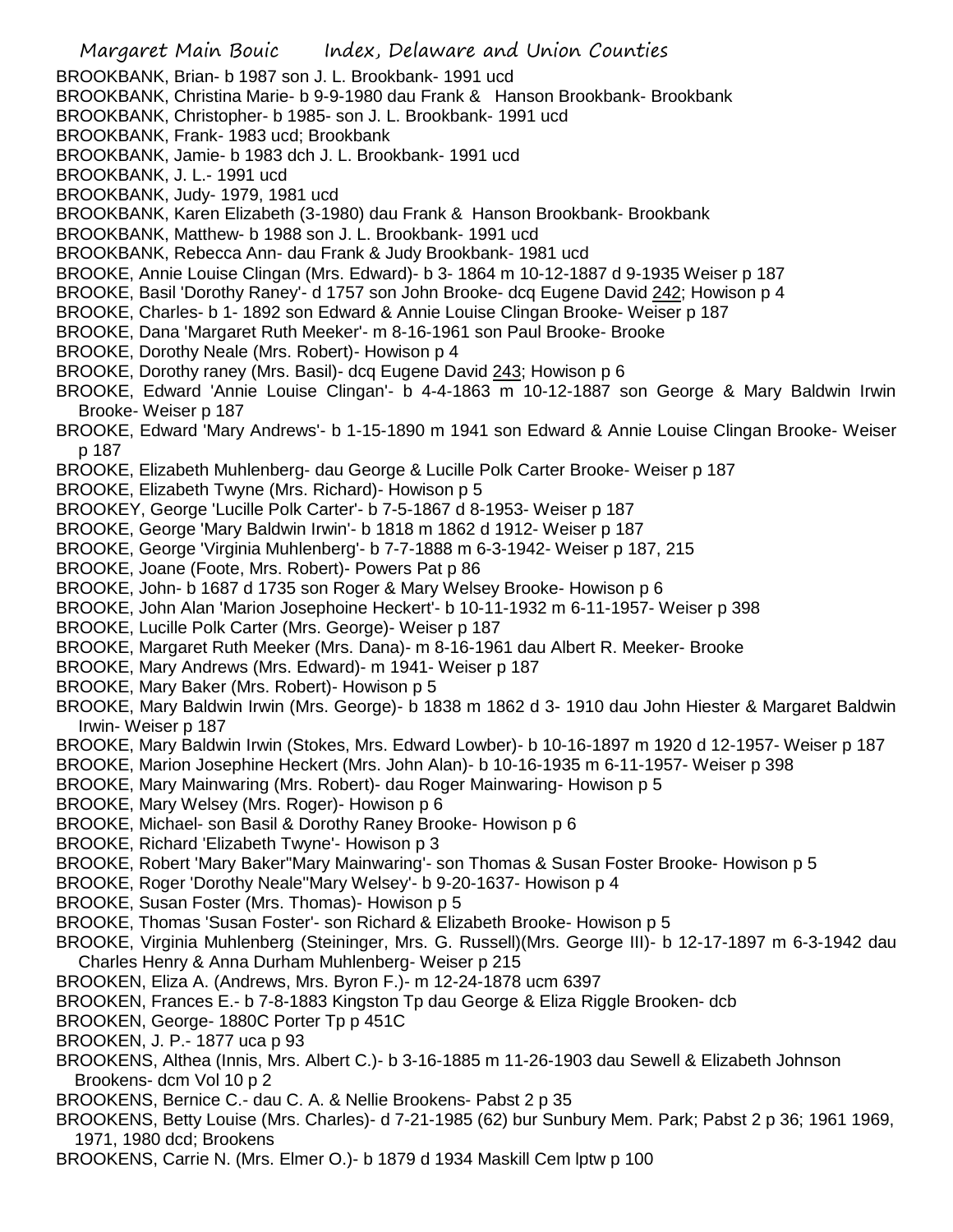BROOKBANK, Brian- b 1987 son J. L. Brookbank- 1991 ucd
BROOKBANK, Christina Marie- b 9-9-1980 dau Frank & Hanson Brookbank- Brookbank
BROOKBANK, Christopher- b 1985- son J. L. Brookbank- 1991 ucd
BROOKBANK, Frank- 1983 ucd; Brookbank
BROOKBANK, Jamie- b 1983 dch J. L. Brookbank- 1991 ucd
BROOKBANK, J. L.- 1991 ucd
BROOKBANK, Judy- 1979, 1981 ucd
BROOKBANK, Karen Elizabeth (3-1980) dau Frank & Hanson Brookbank- Brookbank
BROOKBANK, Matthew- b 1988 son J. L. Brookbank- 1991 ucd
BROOKBANK, Rebecca Ann- dau Frank & Judy Brookbank- 1981 ucd
BROOKE, Annie Louise Clingan (Mrs. Edward)- b 3- 1864 m 10-12-1887 d 9-1935 Weiser p 187
BROOKE, Basil 'Dorothy Raney'- d 1757 son John Brooke- dcq Eugene David 242; Howison p 4
BROOKE, Charles- b 1- 1892 son Edward & Annie Louise Clingan Brooke- Weiser p 187
BROOKE, Dana 'Margaret Ruth Meeker'- m 8-16-1961 son Paul Brooke- Brooke
BROOKE, Dorothy Neale (Mrs. Robert)- Howison p 4
BROOKE, Dorothy raney (Mrs. Basil)- dcq Eugene David 243; Howison p 6
BROOKE, Edward 'Annie Louise Clingan'- b 4-4-1863 m 10-12-1887 son George & Mary Baldwin Irwin Brooke- Weiser p 187
BROOKE, Edward 'Mary Andrews'- b 1-15-1890 m 1941 son Edward & Annie Louise Clingan Brooke- Weiser p 187
BROOKE, Elizabeth Muhlenberg- dau George & Lucille Polk Carter Brooke- Weiser p 187
BROOKE, Elizabeth Twyne (Mrs. Richard)- Howison p 5
BROOKEY, George 'Lucille Polk Carter'- b 7-5-1867 d 8-1953- Weiser p 187
BROOKE, George 'Mary Baldwin Irwin'- b 1818 m 1862 d 1912- Weiser p 187
BROOKE, George 'Virginia Muhlenberg'- b 7-7-1888 m 6-3-1942- Weiser p 187, 215
BROOKE, Joane (Foote, Mrs. Robert)- Powers Pat p 86
BROOKE, John- b 1687 d 1735 son Roger & Mary Welsey Brooke- Howison p 6
BROOKE, John Alan 'Marion Josephoine Heckert'- b 10-11-1932 m 6-11-1957- Weiser p 398
BROOKE, Lucille Polk Carter (Mrs. George)- Weiser p 187
BROOKE, Margaret Ruth Meeker (Mrs. Dana)- m 8-16-1961 dau Albert R. Meeker- Brooke
BROOKE, Mary Andrews (Mrs. Edward)- m 1941- Weiser p 187
BROOKE, Mary Baker (Mrs. Robert)- Howison p 5
BROOKE, Mary Baldwin Irwin (Mrs. George)- b 1838 m 1862 d 3- 1910 dau John Hiester & Margaret Baldwin Irwin- Weiser p 187
BROOKE, Mary Baldwin Irwin (Stokes, Mrs. Edward Lowber)- b 10-16-1897 m 1920 d 12-1957- Weiser p 187
BROOKE, Marion Josephine Heckert (Mrs. John Alan)- b 10-16-1935 m 6-11-1957- Weiser p 398
BROOKE, Mary Mainwaring (Mrs. Robert)- dau Roger Mainwaring- Howison p 5
BROOKE, Mary Welsey (Mrs. Roger)- Howison p 6
BROOKE, Michael- son Basil & Dorothy Raney Brooke- Howison p 6
BROOKE, Richard 'Elizabeth Twyne'- Howison p 3
BROOKE, Robert 'Mary Baker''Mary Mainwaring'- son Thomas & Susan Foster Brooke- Howison p 5
BROOKE, Roger 'Dorothy Neale''Mary Welsey'- b 9-20-1637- Howison p 4
BROOKE, Susan Foster (Mrs. Thomas)- Howison p 5
BROOKE, Thomas 'Susan Foster'- son Richard & Elizabeth Brooke- Howison p 5
BROOKE, Virginia Muhlenberg (Steininger, Mrs. G. Russell)(Mrs. George III)- b 12-17-1897 m 6-3-1942 dau Charles Henry & Anna Durham Muhlenberg- Weiser p 215
BROOKEN, Eliza A. (Andrews, Mrs. Byron F.)- m 12-24-1878 ucm 6397
BROOKEN, Frances E.- b 7-8-1883 Kingston Tp dau George & Eliza Riggle Brooken- dcb
BROOKEN, George- 1880C Porter Tp p 451C
BROOKEN, J. P.- 1877 uca p 93
BROOKENS, Althea (Innis, Mrs. Albert C.)- b 3-16-1885 m 11-26-1903 dau Sewell & Elizabeth Johnson Brookens- dcm Vol 10 p 2
BROOKENS, Bernice C.- dau C. A. & Nellie Brookens- Pabst 2 p 35
BROOKENS, Betty Louise (Mrs. Charles)- d 7-21-1985 (62) bur Sunbury Mem. Park; Pabst 2 p 36; 1961 1969, 1971, 1980 dcd; Brookens
BROOKENS, Carrie N. (Mrs. Elmer O.)- b 1879 d 1934 Maskill Cem lptw p 100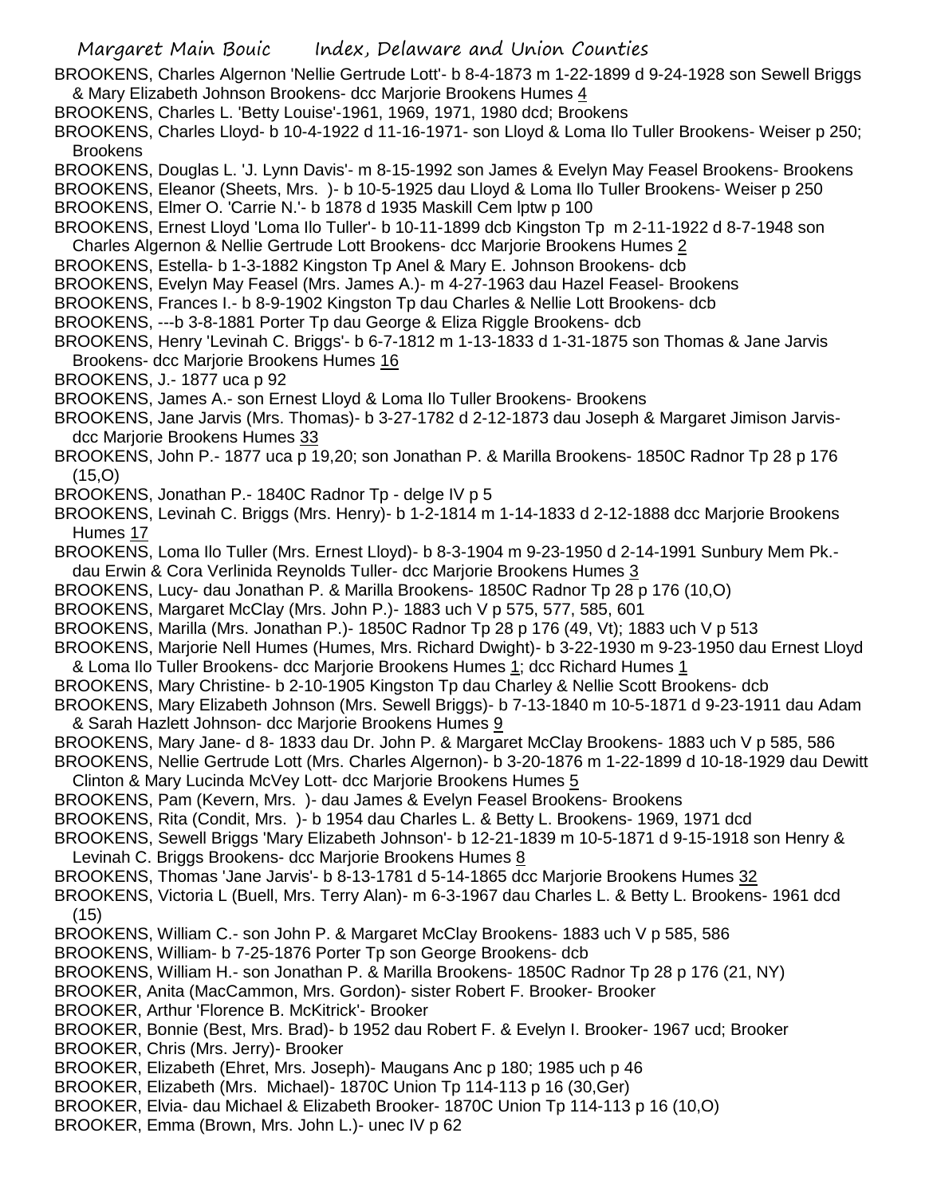BROOKENS, Charles Algernon 'Nellie Gertrude Lott'- b 8-4-1873 m 1-22-1899 d 9-24-1928 son Sewell Briggs & Mary Elizabeth Johnson Brookens- dcc Marjorie Brookens Humes 4

BROOKENS, Charles L. 'Betty Louise'-1961, 1969, 1971, 1980 dcd; Brookens

BROOKENS, Charles Lloyd- b 10-4-1922 d 11-16-1971- son Lloyd & Loma Ilo Tuller Brookens- Weiser p 250; Brookens

BROOKENS, Douglas L. 'J. Lynn Davis'- m 8-15-1992 son James & Evelyn May Feasel Brookens- Brookens

BROOKENS, Eleanor (Sheets, Mrs. )- b 10-5-1925 dau Lloyd & Loma Ilo Tuller Brookens- Weiser p 250

BROOKENS, Elmer O. 'Carrie N.'- b 1878 d 1935 Maskill Cem lptw p 100

BROOKENS, Ernest Lloyd 'Loma Ilo Tuller'- b 10-11-1899 dcb Kingston Tp m 2-11-1922 d 8-7-1948 son Charles Algernon & Nellie Gertrude Lott Brookens- dcc Marjorie Brookens Humes 2

BROOKENS, Estella- b 1-3-1882 Kingston Tp Anel & Mary E. Johnson Brookens- dcb

BROOKENS, Evelyn May Feasel (Mrs. James A.)- m 4-27-1963 dau Hazel Feasel- Brookens

BROOKENS, Frances I.- b 8-9-1902 Kingston Tp dau Charles & Nellie Lott Brookens- dcb

BROOKENS, ---b 3-8-1881 Porter Tp dau George & Eliza Riggle Brookens- dcb

BROOKENS, Henry 'Levinah C. Briggs'- b 6-7-1812 m 1-13-1833 d 1-31-1875 son Thomas & Jane Jarvis Brookens- dcc Marjorie Brookens Humes 16

BROOKENS, J.- 1877 uca p 92

BROOKENS, James A.- son Ernest Lloyd & Loma Ilo Tuller Brookens- Brookens

BROOKENS, Jane Jarvis (Mrs. Thomas)- b 3-27-1782 d 2-12-1873 dau Joseph & Margaret Jimison Jarvis- dcc Marjorie Brookens Humes 33

BROOKENS, John P.- 1877 uca p 19,20; son Jonathan P. & Marilla Brookens- 1850C Radnor Tp 28 p 176 (15,O)

BROOKENS, Jonathan P.- 1840C Radnor Tp - delge IV p 5

BROOKENS, Levinah C. Briggs (Mrs. Henry)- b 1-2-1814 m 1-14-1833 d 2-12-1888 dcc Marjorie Brookens Humes 17

BROOKENS, Loma Ilo Tuller (Mrs. Ernest Lloyd)- b 8-3-1904 m 9-23-1950 d 2-14-1991 Sunbury Mem Pk.- dau Erwin & Cora Verlinida Reynolds Tuller- dcc Marjorie Brookens Humes 3

BROOKENS, Lucy- dau Jonathan P. & Marilla Brookens- 1850C Radnor Tp 28 p 176 (10,O)

BROOKENS, Margaret McClay (Mrs. John P.)- 1883 uch V p 575, 577, 585, 601

BROOKENS, Marilla (Mrs. Jonathan P.)- 1850C Radnor Tp 28 p 176 (49, Vt); 1883 uch V p 513

BROOKENS, Marjorie Nell Humes (Humes, Mrs. Richard Dwight)- b 3-22-1930 m 9-23-1950 dau Ernest Lloyd & Loma Ilo Tuller Brookens- dcc Marjorie Brookens Humes 1; dcc Richard Humes 1

BROOKENS, Mary Christine- b 2-10-1905 Kingston Tp dau Charley & Nellie Scott Brookens- dcb

BROOKENS, Mary Elizabeth Johnson (Mrs. Sewell Briggs)- b 7-13-1840 m 10-5-1871 d 9-23-1911 dau Adam & Sarah Hazlett Johnson- dcc Marjorie Brookens Humes 9

BROOKENS, Mary Jane- d 8- 1833 dau Dr. John P. & Margaret McClay Brookens- 1883 uch V p 585, 586

BROOKENS, Nellie Gertrude Lott (Mrs. Charles Algernon)- b 3-20-1876 m 1-22-1899 d 10-18-1929 dau Dewitt Clinton & Mary Lucinda McVey Lott- dcc Marjorie Brookens Humes 5

BROOKENS, Pam (Kevern, Mrs. )- dau James & Evelyn Feasel Brookens- Brookens

BROOKENS, Rita (Condit, Mrs. )- b 1954 dau Charles L. & Betty L. Brookens- 1969, 1971 dcd

BROOKENS, Sewell Briggs 'Mary Elizabeth Johnson'- b 12-21-1839 m 10-5-1871 d 9-15-1918 son Henry & Levinah C. Briggs Brookens- dcc Marjorie Brookens Humes 8

BROOKENS, Thomas 'Jane Jarvis'- b 8-13-1781 d 5-14-1865 dcc Marjorie Brookens Humes 32

BROOKENS, Victoria L (Buell, Mrs. Terry Alan)- m 6-3-1967 dau Charles L. & Betty L. Brookens- 1961 dcd (15)

BROOKENS, William C.- son John P. & Margaret McClay Brookens- 1883 uch V p 585, 586

BROOKENS, William- b 7-25-1876 Porter Tp son George Brookens- dcb

BROOKENS, William H.- son Jonathan P. & Marilla Brookens- 1850C Radnor Tp 28 p 176 (21, NY)

BROOKER, Anita (MacCammon, Mrs. Gordon)- sister Robert F. Brooker- Brooker

BROOKER, Arthur 'Florence B. McKitrick'- Brooker

BROOKER, Bonnie (Best, Mrs. Brad)- b 1952 dau Robert F. & Evelyn I. Brooker- 1967 ucd; Brooker

BROOKER, Chris (Mrs. Jerry)- Brooker

BROOKER, Elizabeth (Ehret, Mrs. Joseph)- Maugans Anc p 180; 1985 uch p 46

BROOKER, Elizabeth (Mrs. Michael)- 1870C Union Tp 114-113 p 16 (30,Ger)

BROOKER, Elvia- dau Michael & Elizabeth Brooker- 1870C Union Tp 114-113 p 16 (10,O)

BROOKER, Emma (Brown, Mrs. John L.)- unec IV p 62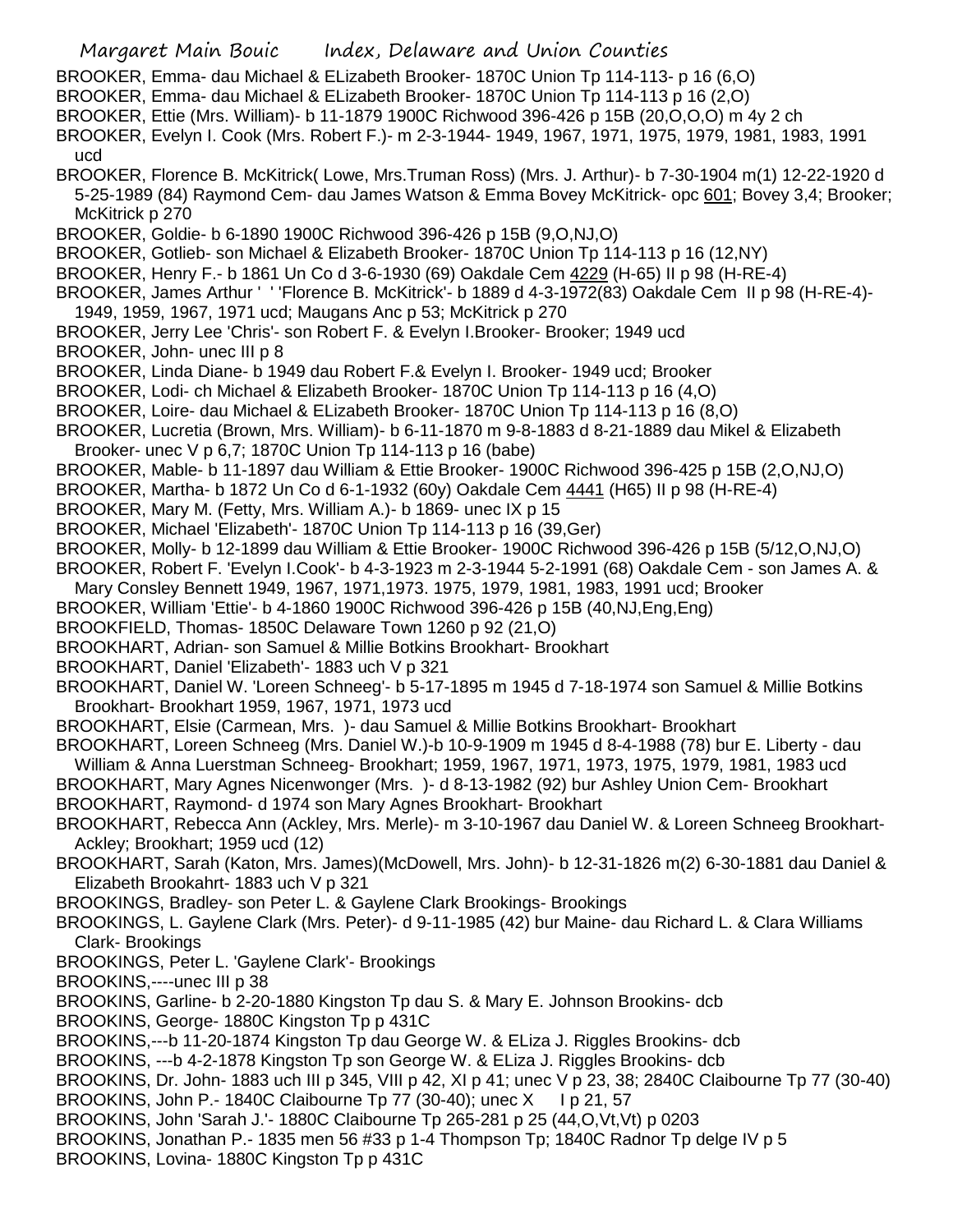BROOKER, Emma- dau Michael & ELizabeth Brooker- 1870C Union Tp 114-113- p 16 (6,O)
BROOKER, Emma- dau Michael & ELizabeth Brooker- 1870C Union Tp 114-113 p 16 (2,O)
BROOKER, Ettie (Mrs. William)- b 11-1879 1900C Richwood 396-426 p 15B (20,O,O,O) m 4y 2 ch
BROOKER, Evelyn I. Cook (Mrs. Robert F.)- m 2-3-1944- 1949, 1967, 1971, 1975, 1979, 1981, 1983, 1991 ucd
BROOKER, Florence B. McKitrick( Lowe, Mrs.Truman Ross) (Mrs. J. Arthur)- b 7-30-1904 m(1) 12-22-1920 d 5-25-1989 (84) Raymond Cem- dau James Watson & Emma Bovey McKitrick- opc 601; Bovey 3,4; Brooker; McKitrick p 270
BROOKER, Goldie- b 6-1890 1900C Richwood 396-426 p 15B (9,O,NJ,O)
BROOKER, Gotlieb- son Michael & Elizabeth Brooker- 1870C Union Tp 114-113 p 16 (12,NY)
BROOKER, Henry F.- b 1861 Un Co d 3-6-1930 (69) Oakdale Cem 4229 (H-65) II p 98 (H-RE-4)
BROOKER, James Arthur ' ' 'Florence B. McKitrick'- b 1889 d 4-3-1972(83) Oakdale Cem II p 98 (H-RE-4)- 1949, 1959, 1967, 1971 ucd; Maugans Anc p 53; McKitrick p 270
BROOKER, Jerry Lee 'Chris'- son Robert F. & Evelyn I.Brooker- Brooker; 1949 ucd
BROOKER, John- unec III p 8
BROOKER, Linda Diane- b 1949 dau Robert F.& Evelyn I. Brooker- 1949 ucd; Brooker
BROOKER, Lodi- ch Michael & Elizabeth Brooker- 1870C Union Tp 114-113 p 16 (4,O)
BROOKER, Loire- dau Michael & ELizabeth Brooker- 1870C Union Tp 114-113 p 16 (8,O)
BROOKER, Lucretia (Brown, Mrs. William)- b 6-11-1870 m 9-8-1883 d 8-21-1889 dau Mikel & Elizabeth Brooker- unec V p 6,7; 1870C Union Tp 114-113 p 16 (babe)
BROOKER, Mable- b 11-1897 dau William & Ettie Brooker- 1900C Richwood 396-425 p 15B (2,O,NJ,O)
BROOKER, Martha- b 1872 Un Co d 6-1-1932 (60y) Oakdale Cem 4441 (H65) II p 98 (H-RE-4)
BROOKER, Mary M. (Fetty, Mrs. William A.)- b 1869- unec IX p 15
BROOKER, Michael 'Elizabeth'- 1870C Union Tp 114-113 p 16 (39,Ger)
BROOKER, Molly- b 12-1899 dau William & Ettie Brooker- 1900C Richwood 396-426 p 15B (5/12,O,NJ,O)
BROOKER, Robert F. 'Evelyn I.Cook'- b 4-3-1923 m 2-3-1944 5-2-1991 (68) Oakdale Cem - son James A. & Mary Consley Bennett 1949, 1967, 1971,1973. 1975, 1979, 1981, 1983, 1991 ucd; Brooker
BROOKER, William 'Ettie'- b 4-1860 1900C Richwood 396-426 p 15B (40,NJ,Eng,Eng)
BROOKFIELD, Thomas- 1850C Delaware Town 1260 p 92 (21,O)
BROOKHART, Adrian- son Samuel & Millie Botkins Brookhart- Brookhart
BROOKHART, Daniel 'Elizabeth'- 1883 uch V p 321
BROOKHART, Daniel W. 'Loreen Schneeg'- b 5-17-1895 m 1945 d 7-18-1974 son Samuel & Millie Botkins Brookhart- Brookhart 1959, 1967, 1971, 1973 ucd
BROOKHART, Elsie (Carmean, Mrs. )- dau Samuel & Millie Botkins Brookhart- Brookhart
BROOKHART, Loreen Schneeg (Mrs. Daniel W.)-b 10-9-1909 m 1945 d 8-4-1988 (78) bur E. Liberty - dau William & Anna Luerstman Schneeg- Brookhart; 1959, 1967, 1971, 1973, 1975, 1979, 1981, 1983 ucd
BROOKHART, Mary Agnes Nicenwonger (Mrs. )- d 8-13-1982 (92) bur Ashley Union Cem- Brookhart
BROOKHART, Raymond- d 1974 son Mary Agnes Brookhart- Brookhart
BROOKHART, Rebecca Ann (Ackley, Mrs. Merle)- m 3-10-1967 dau Daniel W. & Loreen Schneeg Brookhart- Ackley; Brookhart; 1959 ucd (12)
BROOKHART, Sarah (Katon, Mrs. James)(McDowell, Mrs. John)- b 12-31-1826 m(2) 6-30-1881 dau Daniel & Elizabeth Brookahrt- 1883 uch V p 321
BROOKINGS, Bradley- son Peter L. & Gaylene Clark Brookings- Brookings
BROOKINGS, L. Gaylene Clark (Mrs. Peter)- d 9-11-1985 (42) bur Maine- dau Richard L. & Clara Williams Clark- Brookings
BROOKINGS, Peter L. 'Gaylene Clark'- Brookings
BROOKINS,----unec III p 38
BROOKINS, Garline- b 2-20-1880 Kingston Tp dau S. & Mary E. Johnson Brookins- dcb
BROOKINS, George- 1880C Kingston Tp p 431C
BROOKINS,---b 11-20-1874 Kingston Tp dau George W. & ELiza J. Riggles Brookins- dcb
BROOKINS, ---b 4-2-1878 Kingston Tp son George W. & ELiza J. Riggles Brookins- dcb
BROOKINS, Dr. John- 1883 uch III p 345, VIII p 42, XI p 41; unec V p 23, 38; 2840C Claibourne Tp 77 (30-40)
BROOKINS, John P.- 1840C Claibourne Tp 77 (30-40); unec X I p 21, 57
BROOKINS, John 'Sarah J.'- 1880C Claibourne Tp 265-281 p 25 (44,O,Vt,Vt) p 0203
BROOKINS, Jonathan P.- 1835 men 56 #33 p 1-4 Thompson Tp; 1840C Radnor Tp delge IV p 5
BROOKINS, Lovina- 1880C Kingston Tp p 431C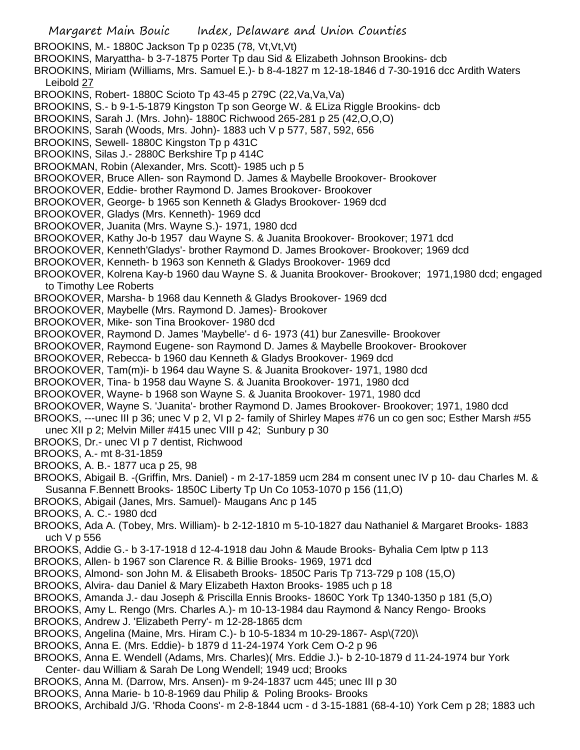BROOKINS, M.- 1880C Jackson Tp p 0235 (78, Vt,Vt,Vt)
BROOKINS, Maryattha- b 3-7-1875 Porter Tp dau Sid & Elizabeth Johnson Brookins- dcb
BROOKINS, Miriam (Williams, Mrs. Samuel E.)- b 8-4-1827 m 12-18-1846 d 7-30-1916 dcc Ardith Waters Leibold 27
BROOKINS, Robert- 1880C Scioto Tp 43-45 p 279C (22,Va,Va,Va)
BROOKINS, S.- b 9-1-5-1879 Kingston Tp son George W. & ELiza Riggle Brookins- dcb
BROOKINS, Sarah J. (Mrs. John)- 1880C Richwood 265-281 p 25 (42,O,O,O)
BROOKINS, Sarah (Woods, Mrs. John)- 1883 uch V p 577, 587, 592, 656
BROOKINS, Sewell- 1880C Kingston Tp p 431C
BROOKINS, Silas J.- 2880C Berkshire Tp p 414C
BROOKMAN, Robin (Alexander, Mrs. Scott)- 1985 uch p 5
BROOKOVER, Bruce Allen- son Raymond D. James & Maybelle Brookover- Brookover
BROOKOVER, Eddie- brother Raymond D. James Brookover- Brookover
BROOKOVER, George- b 1965 son Kenneth & Gladys Brookover- 1969 dcd
BROOKOVER, Gladys (Mrs. Kenneth)- 1969 dcd
BROOKOVER, Juanita (Mrs. Wayne S.)- 1971, 1980 dcd
BROOKOVER, Kathy Jo-b 1957 dau Wayne S. & Juanita Brookover- Brookover; 1971 dcd
BROOKOVER, Kenneth'Gladys'- brother Raymond D. James Brookover- Brookover; 1969 dcd
BROOKOVER, Kenneth- b 1963 son Kenneth & Gladys Brookover- 1969 dcd
BROOKOVER, Kolrena Kay-b 1960 dau Wayne S. & Juanita Brookover- Brookover; 1971,1980 dcd; engaged to Timothy Lee Roberts
BROOKOVER, Marsha- b 1968 dau Kenneth & Gladys Brookover- 1969 dcd
BROOKOVER, Maybelle (Mrs. Raymond D. James)- Brookover
BROOKOVER, Mike- son Tina Brookover- 1980 dcd
BROOKOVER, Raymond D. James 'Maybelle'- d 6- 1973 (41) bur Zanesville- Brookover
BROOKOVER, Raymond Eugene- son Raymond D. James & Maybelle Brookover- Brookover
BROOKOVER, Rebecca- b 1960 dau Kenneth & Gladys Brookover- 1969 dcd
BROOKOVER, Tam(m)i- b 1964 dau Wayne S. & Juanita Brookover- 1971, 1980 dcd
BROOKOVER, Tina- b 1958 dau Wayne S. & Juanita Brookover- 1971, 1980 dcd
BROOKOVER, Wayne- b 1968 son Wayne S. & Juanita Brookover- 1971, 1980 dcd
BROOKOVER, Wayne S. 'Juanita'- brother Raymond D. James Brookover- Brookover; 1971, 1980 dcd
BROOKS, ---unec III p 36; unec V p 2, VI p 2- family of Shirley Mapes #76 un co gen soc; Esther Marsh #55 unec XII p 2; Melvin Miller #415 unec VIII p 42; Sunbury p 30
BROOKS, Dr.- unec VI p 7 dentist, Richwood
BROOKS, A.- mt 8-31-1859
BROOKS, A. B.- 1877 uca p 25, 98
BROOKS, Abigail B. -(Griffin, Mrs. Daniel) - m 2-17-1859 ucm 284 m consent unec IV p 10- dau Charles M. & Susanna F.Bennett Brooks- 1850C Liberty Tp Un Co 1053-1070 p 156 (11,O)
BROOKS, Abigail (Janes, Mrs. Samuel)- Maugans Anc p 145
BROOKS, A. C.- 1980 dcd
BROOKS, Ada A. (Tobey, Mrs. William)- b 2-12-1810 m 5-10-1827 dau Nathaniel & Margaret Brooks- 1883 uch V p 556
BROOKS, Addie G.- b 3-17-1918 d 12-4-1918 dau John & Maude Brooks- Byhalia Cem lptw p 113
BROOKS, Allen- b 1967 son Clarence R. & Billie Brooks- 1969, 1971 dcd
BROOKS, Almond- son John M. & Elisabeth Brooks- 1850C Paris Tp 713-729 p 108 (15,O)
BROOKS, Alvira- dau Daniel & Mary Elizabeth Haxton Brooks- 1985 uch p 18
BROOKS, Amanda J.- dau Joseph & Priscilla Ennis Brooks- 1860C York Tp 1340-1350 p 181 (5,O)
BROOKS, Amy L. Rengo (Mrs. Charles A.)- m 10-13-1984 dau Raymond & Nancy Rengo- Brooks
BROOKS, Andrew J. 'Elizabeth Perry'- m 12-28-1865 dcm
BROOKS, Angelina (Maine, Mrs. Hiram C.)- b 10-5-1834 m 10-29-1867- Asp\(720)\
BROOKS, Anna E. (Mrs. Eddie)- b 1879 d 11-24-1974 York Cem O-2 p 96
BROOKS, Anna E. Wendell (Adams, Mrs. Charles)( Mrs. Eddie J.)- b 2-10-1879 d 11-24-1974 bur York Center- dau William & Sarah De Long Wendell; 1949 ucd; Brooks
BROOKS, Anna M. (Darrow, Mrs. Ansen)- m 9-24-1837 ucm 445; unec III p 30
BROOKS, Anna Marie- b 10-8-1969 dau Philip & Poling Brooks- Brooks
BROOKS, Archibald J/G. 'Rhoda Coons'- m 2-8-1844 ucm - d 3-15-1881 (68-4-10) York Cem p 28; 1883 uch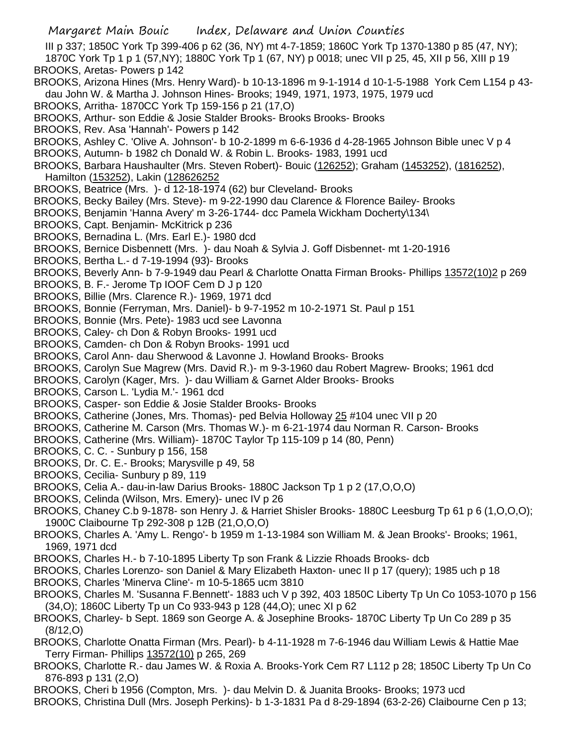III p 337; 1850C York Tp 399-406 p 62 (36, NY) mt 4-7-1859; 1860C York Tp 1370-1380 p 85 (47, NY); 1870C York Tp 1 p 1 (57,NY); 1880C York Tp 1 (67, NY) p 0018; unec VII p 25, 45, XII p 56, XIII p 19

BROOKS, Aretas- Powers p 142

BROOKS, Arizona Hines (Mrs. Henry Ward)- b 10-13-1896 m 9-1-1914 d 10-1-5-1988 York Cem L154 p 43- dau John W. & Martha J. Johnson Hines- Brooks; 1949, 1971, 1973, 1975, 1979 ucd

BROOKS, Arritha- 1870CC York Tp 159-156 p 21 (17,O)

BROOKS, Arthur- son Eddie & Josie Stalder Brooks- Brooks Brooks- Brooks

BROOKS, Rev. Asa 'Hannah'- Powers p 142

BROOKS, Ashley C. 'Olive A. Johnson'- b 10-2-1899 m 6-6-1936 d 4-28-1965 Johnson Bible unec V p 4

BROOKS, Autumn- b 1982 ch Donald W. & Robin L. Brooks- 1983, 1991 ucd

BROOKS, Barbara Haushaulter (Mrs. Steven Robert)- Bouic (126252); Graham (1453252), (1816252), Hamilton (153252), Lakin (128626252

BROOKS, Beatrice (Mrs. )- d 12-18-1974 (62) bur Cleveland- Brooks

BROOKS, Becky Bailey (Mrs. Steve)- m 9-22-1990 dau Clarence & Florence Bailey- Brooks

BROOKS, Benjamin 'Hanna Avery' m 3-26-1744- dcc Pamela Wickham Docherty\134\

BROOKS, Capt. Benjamin- McKitrick p 236

BROOKS, Bernadina L. (Mrs. Earl E.)- 1980 dcd

BROOKS, Bernice Disbennett (Mrs. )- dau Noah & Sylvia J. Goff Disbennet- mt 1-20-1916

BROOKS, Bertha L.- d 7-19-1994 (93)- Brooks

BROOKS, Beverly Ann- b 7-9-1949 dau Pearl & Charlotte Onatta Firman Brooks- Phillips 13572(10)2 p 269

BROOKS, B. F.- Jerome Tp IOOF Cem D J p 120

BROOKS, Billie (Mrs. Clarence R.)- 1969, 1971 dcd

BROOKS, Bonnie (Ferryman, Mrs. Daniel)- b 9-7-1952 m 10-2-1971 St. Paul p 151

BROOKS, Bonnie (Mrs. Pete)- 1983 ucd see Lavonna

BROOKS, Caley- ch Don & Robyn Brooks- 1991 ucd

BROOKS, Camden- ch Don & Robyn Brooks- 1991 ucd

BROOKS, Carol Ann- dau Sherwood & Lavonne J. Howland Brooks- Brooks

BROOKS, Carolyn Sue Magrew (Mrs. David R.)- m 9-3-1960 dau Robert Magrew- Brooks; 1961 dcd

BROOKS, Carolyn (Kager, Mrs. )- dau William & Garnet Alder Brooks- Brooks

BROOKS, Carson L. 'Lydia M.'- 1961 dcd

BROOKS, Casper- son Eddie & Josie Stalder Brooks- Brooks

BROOKS, Catherine (Jones, Mrs. Thomas)- ped Belvia Holloway 25 #104 unec VII p 20

BROOKS, Catherine M. Carson (Mrs. Thomas W.)- m 6-21-1974 dau Norman R. Carson- Brooks

BROOKS, Catherine (Mrs. William)- 1870C Taylor Tp 115-109 p 14 (80, Penn)

BROOKS, C. C. - Sunbury p 156, 158

BROOKS, Dr. C. E.- Brooks; Marysville p 49, 58

BROOKS, Cecilia- Sunbury p 89, 119

BROOKS, Celia A.- dau-in-law Darius Brooks- 1880C Jackson Tp 1 p 2 (17,O,O,O)

BROOKS, Celinda (Wilson, Mrs. Emery)- unec IV p 26

BROOKS, Chaney C.b 9-1878- son Henry J. & Harriet Shisler Brooks- 1880C Leesburg Tp 61 p 6 (1,O,O,O); 1900C Claibourne Tp 292-308 p 12B (21,O,O,O)

BROOKS, Charles A. 'Amy L. Rengo'- b 1959 m 1-13-1984 son William M. & Jean Brooks'- Brooks; 1961, 1969, 1971 dcd

BROOKS, Charles H.- b 7-10-1895 Liberty Tp son Frank & Lizzie Rhoads Brooks- dcb

BROOKS, Charles Lorenzo- son Daniel & Mary Elizabeth Haxton- unec II p 17 (query); 1985 uch p 18

BROOKS, Charles 'Minerva Cline'- m 10-5-1865 ucm 3810

BROOKS, Charles M. 'Susanna F.Bennett'- 1883 uch V p 392, 403 1850C Liberty Tp Un Co 1053-1070 p 156 (34,O); 1860C Liberty Tp un Co 933-943 p 128 (44,O); unec XI p 62

BROOKS, Charley- b Sept. 1869 son George A. & Josephine Brooks- 1870C Liberty Tp Un Co 289 p 35 (8/12,O)

BROOKS, Charlotte Onatta Firman (Mrs. Pearl)- b 4-11-1928 m 7-6-1946 dau William Lewis & Hattie Mae Terry Firman- Phillips 13572(10) p 265, 269

BROOKS, Charlotte R.- dau James W. & Roxia A. Brooks-York Cem R7 L112 p 28; 1850C Liberty Tp Un Co 876-893 p 131 (2,O)

BROOKS, Cheri b 1956 (Compton, Mrs. )- dau Melvin D. & Juanita Brooks- Brooks; 1973 ucd

BROOKS, Christina Dull (Mrs. Joseph Perkins)- b 1-3-1831 Pa d 8-29-1894 (63-2-26) Claibourne Cen p 13;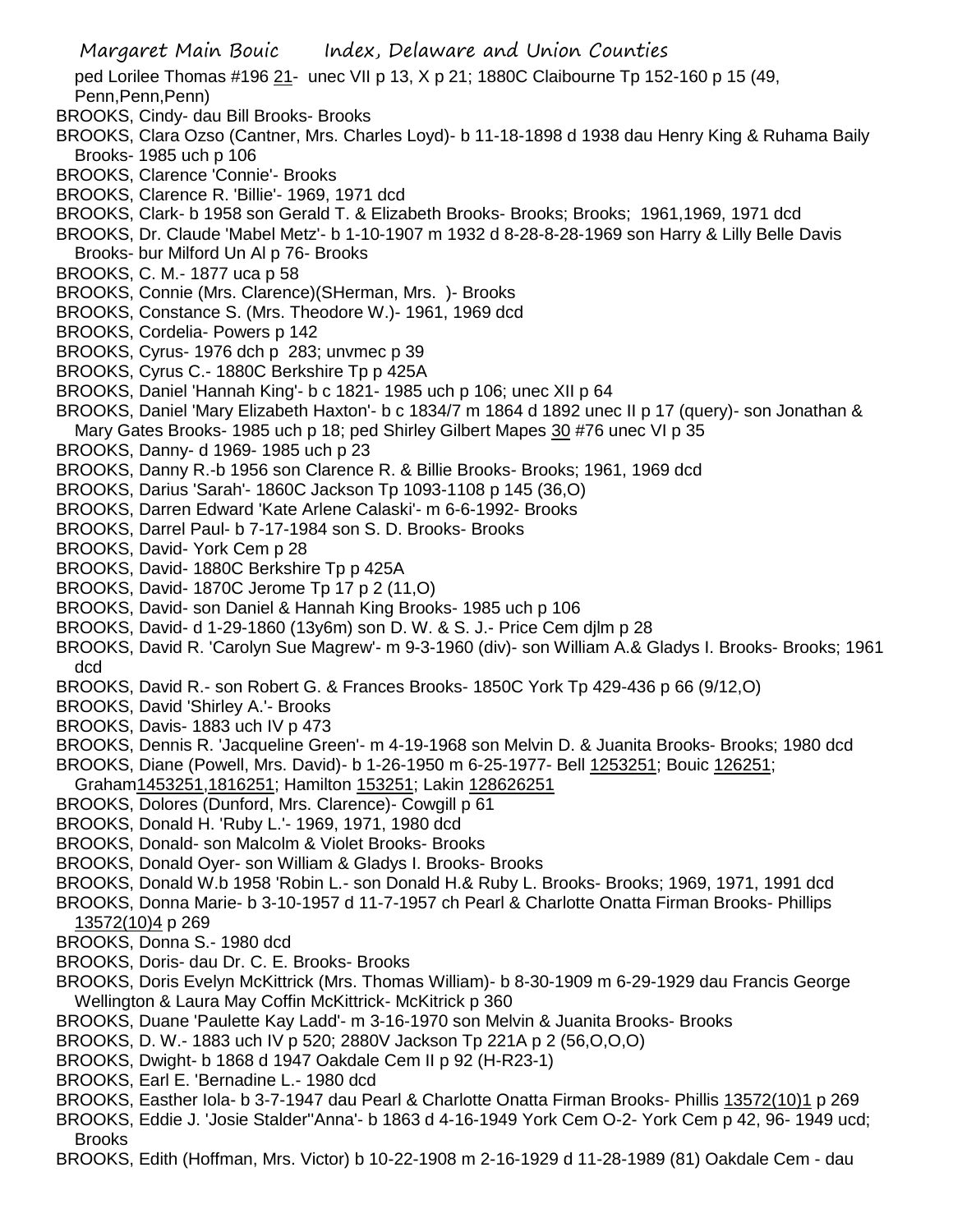ped Lorilee Thomas #196 21- unec VII p 13, X p 21; 1880C Claibourne Tp 152-160 p 15 (49, Penn,Penn,Penn)

BROOKS, Cindy- dau Bill Brooks- Brooks

BROOKS, Clara Ozso (Cantner, Mrs. Charles Loyd)- b 11-18-1898 d 1938 dau Henry King & Ruhama Baily Brooks- 1985 uch p 106

BROOKS, Clarence 'Connie'- Brooks

BROOKS, Clarence R. 'Billie'- 1969, 1971 dcd

BROOKS, Clark- b 1958 son Gerald T. & Elizabeth Brooks- Brooks; Brooks; 1961,1969, 1971 dcd

BROOKS, Dr. Claude 'Mabel Metz'- b 1-10-1907 m 1932 d 8-28-8-28-1969 son Harry & Lilly Belle Davis Brooks- bur Milford Un Al p 76- Brooks

BROOKS, C. M.- 1877 uca p 58

BROOKS, Connie (Mrs. Clarence)(SHerman, Mrs. )- Brooks

BROOKS, Constance S. (Mrs. Theodore W.)- 1961, 1969 dcd

BROOKS, Cordelia- Powers p 142

BROOKS, Cyrus- 1976 dch p 283; unvmec p 39

BROOKS, Cyrus C.- 1880C Berkshire Tp p 425A

BROOKS, Daniel 'Hannah King'- b c 1821- 1985 uch p 106; unec XII p 64

BROOKS, Daniel 'Mary Elizabeth Haxton'- b c 1834/7 m 1864 d 1892 unec II p 17 (query)- son Jonathan & Mary Gates Brooks- 1985 uch p 18; ped Shirley Gilbert Mapes 30 #76 unec VI p 35

BROOKS, Danny- d 1969- 1985 uch p 23

BROOKS, Danny R.-b 1956 son Clarence R. & Billie Brooks- Brooks; 1961, 1969 dcd

BROOKS, Darius 'Sarah'- 1860C Jackson Tp 1093-1108 p 145 (36,O)

BROOKS, Darren Edward 'Kate Arlene Calaski'- m 6-6-1992- Brooks

BROOKS, Darrel Paul- b 7-17-1984 son S. D. Brooks- Brooks

BROOKS, David- York Cem p 28

BROOKS, David- 1880C Berkshire Tp p 425A

BROOKS, David- 1870C Jerome Tp 17 p 2 (11,O)

BROOKS, David- son Daniel & Hannah King Brooks- 1985 uch p 106

BROOKS, David- d 1-29-1860 (13y6m) son D. W. & S. J.- Price Cem djlm p 28

BROOKS, David R. 'Carolyn Sue Magrew'- m 9-3-1960 (div)- son William A.& Gladys I. Brooks- Brooks; 1961 dcd

BROOKS, David R.- son Robert G. & Frances Brooks- 1850C York Tp 429-436 p 66 (9/12,O)

BROOKS, David 'Shirley A.'- Brooks

BROOKS, Davis- 1883 uch IV p 473

BROOKS, Dennis R. 'Jacqueline Green'- m 4-19-1968 son Melvin D. & Juanita Brooks- Brooks; 1980 dcd

BROOKS, Diane (Powell, Mrs. David)- b 1-26-1950 m 6-25-1977- Bell 1253251; Bouic 126251; Graham1453251,1816251; Hamilton 153251; Lakin 128626251

BROOKS, Dolores (Dunford, Mrs. Clarence)- Cowgill p 61

BROOKS, Donald H. 'Ruby L.'- 1969, 1971, 1980 dcd

BROOKS, Donald- son Malcolm & Violet Brooks- Brooks

BROOKS, Donald Oyer- son William & Gladys I. Brooks- Brooks

BROOKS, Donald W.b 1958 'Robin L.- son Donald H.& Ruby L. Brooks- Brooks; 1969, 1971, 1991 dcd

BROOKS, Donna Marie- b 3-10-1957 d 11-7-1957 ch Pearl & Charlotte Onatta Firman Brooks- Phillips 13572(10)4 p 269

BROOKS, Donna S.- 1980 dcd

BROOKS, Doris- dau Dr. C. E. Brooks- Brooks

BROOKS, Doris Evelyn McKittrick (Mrs. Thomas William)- b 8-30-1909 m 6-29-1929 dau Francis George Wellington & Laura May Coffin McKittrick- McKitrick p 360

BROOKS, Duane 'Paulette Kay Ladd'- m 3-16-1970 son Melvin & Juanita Brooks- Brooks

BROOKS, D. W.- 1883 uch IV p 520; 2880V Jackson Tp 221A p 2 (56,O,O,O)

BROOKS, Dwight- b 1868 d 1947 Oakdale Cem II p 92 (H-R23-1)

BROOKS, Earl E. 'Bernadine L.- 1980 dcd

BROOKS, Easther Iola- b 3-7-1947 dau Pearl & Charlotte Onatta Firman Brooks- Phillis 13572(10)1 p 269

BROOKS, Eddie J. 'Josie Stalder''Anna'- b 1863 d 4-16-1949 York Cem O-2- York Cem p 42, 96- 1949 ucd; Brooks

BROOKS, Edith (Hoffman, Mrs. Victor) b 10-22-1908 m 2-16-1929 d 11-28-1989 (81) Oakdale Cem - dau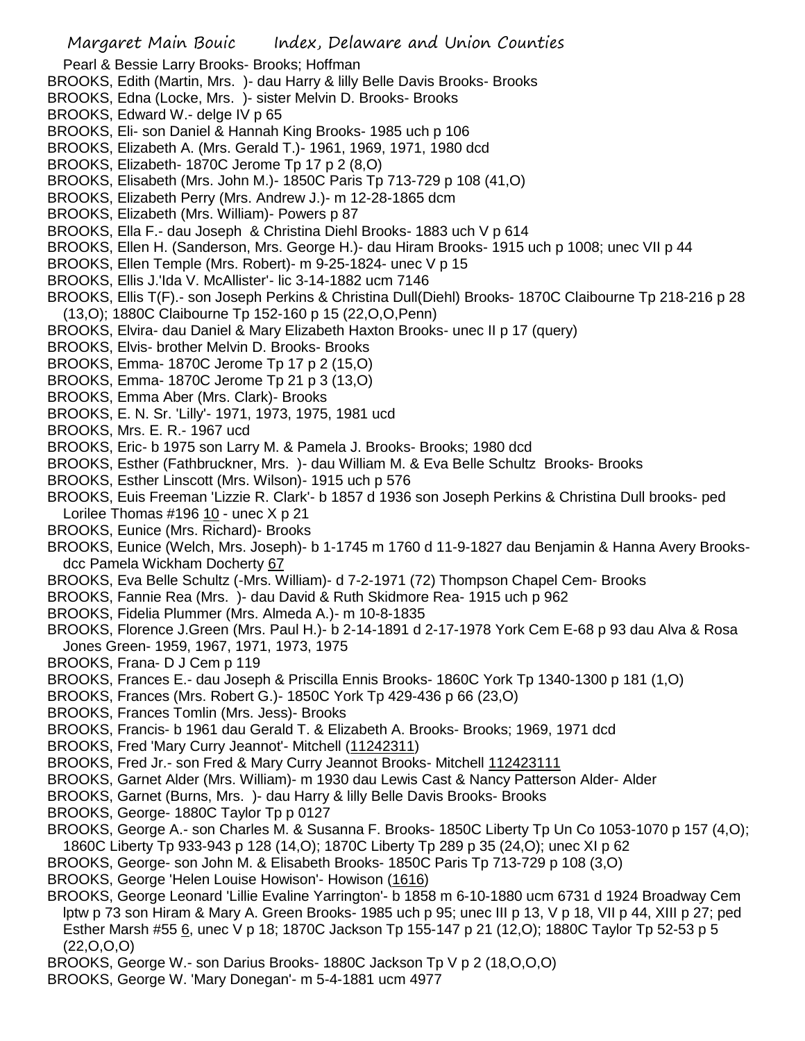Pearl & Bessie Larry Brooks- Brooks; Hoffman

BROOKS, Edith (Martin, Mrs. )- dau Harry & lilly Belle Davis Brooks- Brooks

BROOKS, Edna (Locke, Mrs. )- sister Melvin D. Brooks- Brooks

BROOKS, Edward W.- delge IV p 65

BROOKS, Eli- son Daniel & Hannah King Brooks- 1985 uch p 106

BROOKS, Elizabeth A. (Mrs. Gerald T.)- 1961, 1969, 1971, 1980 dcd

BROOKS, Elizabeth- 1870C Jerome Tp 17 p 2 (8,O)

BROOKS, Elisabeth (Mrs. John M.)- 1850C Paris Tp 713-729 p 108 (41,O)

BROOKS, Elizabeth Perry (Mrs. Andrew J.)- m 12-28-1865 dcm

BROOKS, Elizabeth (Mrs. William)- Powers p 87

BROOKS, Ella F.- dau Joseph & Christina Diehl Brooks- 1883 uch V p 614

BROOKS, Ellen H. (Sanderson, Mrs. George H.)- dau Hiram Brooks- 1915 uch p 1008; unec VII p 44

BROOKS, Ellen Temple (Mrs. Robert)- m 9-25-1824- unec V p 15

BROOKS, Ellis J.'Ida V. McAllister'- lic 3-14-1882 ucm 7146

BROOKS, Ellis T(F).- son Joseph Perkins & Christina Dull(Diehl) Brooks- 1870C Claibourne Tp 218-216 p 28 (13,O); 1880C Claibourne Tp 152-160 p 15 (22,O,O,Penn)

BROOKS, Elvira- dau Daniel & Mary Elizabeth Haxton Brooks- unec II p 17 (query)

BROOKS, Elvis- brother Melvin D. Brooks- Brooks

BROOKS, Emma- 1870C Jerome Tp 17 p 2 (15,O)

BROOKS, Emma- 1870C Jerome Tp 21 p 3 (13,O)

BROOKS, Emma Aber (Mrs. Clark)- Brooks

BROOKS, E. N. Sr. 'Lilly'- 1971, 1973, 1975, 1981 ucd

BROOKS, Mrs. E. R.- 1967 ucd

BROOKS, Eric- b 1975 son Larry M. & Pamela J. Brooks- Brooks; 1980 dcd

BROOKS, Esther (Fathbruckner, Mrs. )- dau William M. & Eva Belle Schultz Brooks- Brooks

BROOKS, Esther Linscott (Mrs. Wilson)- 1915 uch p 576

BROOKS, Euis Freeman 'Lizzie R. Clark'- b 1857 d 1936 son Joseph Perkins & Christina Dull brooks- ped Lorilee Thomas #196 10 - unec X p 21

BROOKS, Eunice (Mrs. Richard)- Brooks

BROOKS, Eunice (Welch, Mrs. Joseph)- b 1-1745 m 1760 d 11-9-1827 dau Benjamin & Hanna Avery Brooks- dcc Pamela Wickham Docherty 67

BROOKS, Eva Belle Schultz (-Mrs. William)- d 7-2-1971 (72) Thompson Chapel Cem- Brooks

BROOKS, Fannie Rea (Mrs. )- dau David & Ruth Skidmore Rea- 1915 uch p 962

BROOKS, Fidelia Plummer (Mrs. Almeda A.)- m 10-8-1835

BROOKS, Florence J.Green (Mrs. Paul H.)- b 2-14-1891 d 2-17-1978 York Cem E-68 p 93 dau Alva & Rosa Jones Green- 1959, 1967, 1971, 1973, 1975

BROOKS, Frana- D J Cem p 119

BROOKS, Frances E.- dau Joseph & Priscilla Ennis Brooks- 1860C York Tp 1340-1300 p 181 (1,O)

BROOKS, Frances (Mrs. Robert G.)- 1850C York Tp 429-436 p 66 (23,O)

BROOKS, Frances Tomlin (Mrs. Jess)- Brooks

BROOKS, Francis- b 1961 dau Gerald T. & Elizabeth A. Brooks- Brooks; 1969, 1971 dcd

BROOKS, Fred 'Mary Curry Jeannot'- Mitchell (11242311)

BROOKS, Fred Jr.- son Fred & Mary Curry Jeannot Brooks- Mitchell 112423111

BROOKS, Garnet Alder (Mrs. William)- m 1930 dau Lewis Cast & Nancy Patterson Alder- Alder

BROOKS, Garnet (Burns, Mrs. )- dau Harry & lilly Belle Davis Brooks- Brooks

BROOKS, George- 1880C Taylor Tp p 0127

BROOKS, George A.- son Charles M. & Susanna F. Brooks- 1850C Liberty Tp Un Co 1053-1070 p 157 (4,O); 1860C Liberty Tp 933-943 p 128 (14,O); 1870C Liberty Tp 289 p 35 (24,O); unec XI p 62

BROOKS, George- son John M. & Elisabeth Brooks- 1850C Paris Tp 713-729 p 108 (3,O)

BROOKS, George 'Helen Louise Howison'- Howison (1616)

BROOKS, George Leonard 'Lillie Evaline Yarrington'- b 1858 m 6-10-1880 ucm 6731 d 1924 Broadway Cem lptw p 73 son Hiram & Mary A. Green Brooks- 1985 uch p 95; unec III p 13, V p 18, VII p 44, XIII p 27; ped Esther Marsh #55 6, unec V p 18; 1870C Jackson Tp 155-147 p 21 (12,O); 1880C Taylor Tp 52-53 p 5 (22,O,O,O)

BROOKS, George W.- son Darius Brooks- 1880C Jackson Tp V p 2 (18,O,O,O)

BROOKS, George W. 'Mary Donegan'- m 5-4-1881 ucm 4977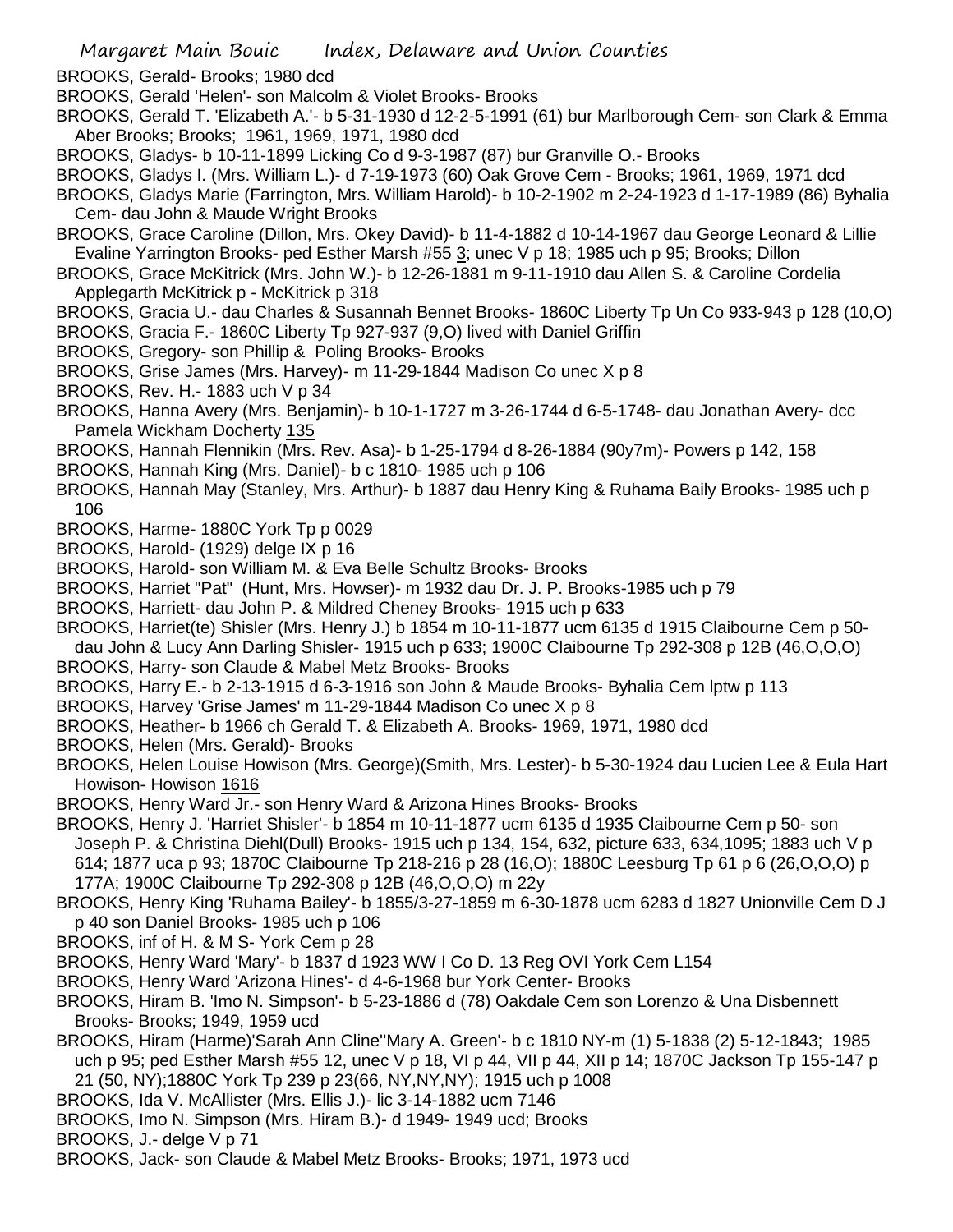BROOKS, Gerald- Brooks; 1980 dcd

BROOKS, Gerald 'Helen'- son Malcolm & Violet Brooks- Brooks

BROOKS, Gerald T. 'Elizabeth A.'- b 5-31-1930 d 12-2-5-1991 (61) bur Marlborough Cem- son Clark & Emma Aber Brooks; Brooks; 1961, 1969, 1971, 1980 dcd

BROOKS, Gladys- b 10-11-1899 Licking Co d 9-3-1987 (87) bur Granville O.- Brooks

BROOKS, Gladys I. (Mrs. William L.)- d 7-19-1973 (60) Oak Grove Cem - Brooks; 1961, 1969, 1971 dcd

BROOKS, Gladys Marie (Farrington, Mrs. William Harold)- b 10-2-1902 m 2-24-1923 d 1-17-1989 (86) Byhalia Cem- dau John & Maude Wright Brooks

BROOKS, Grace Caroline (Dillon, Mrs. Okey David)- b 11-4-1882 d 10-14-1967 dau George Leonard & Lillie Evaline Yarrington Brooks- ped Esther Marsh #55 3; unec V p 18; 1985 uch p 95; Brooks; Dillon

BROOKS, Grace McKitrick (Mrs. John W.)- b 12-26-1881 m 9-11-1910 dau Allen S. & Caroline Cordelia Applegarth McKitrick p - McKitrick p 318

BROOKS, Gracia U.- dau Charles & Susannah Bennet Brooks- 1860C Liberty Tp Un Co 933-943 p 128 (10,O)

BROOKS, Gracia F.- 1860C Liberty Tp 927-937 (9,O) lived with Daniel Griffin

BROOKS, Gregory- son Phillip & Poling Brooks- Brooks

BROOKS, Grise James (Mrs. Harvey)- m 11-29-1844 Madison Co unec X p 8

BROOKS, Rev. H.- 1883 uch V p 34

BROOKS, Hanna Avery (Mrs. Benjamin)- b 10-1-1727 m 3-26-1744 d 6-5-1748- dau Jonathan Avery- dcc Pamela Wickham Docherty 135

BROOKS, Hannah Flennikin (Mrs. Rev. Asa)- b 1-25-1794 d 8-26-1884 (90y7m)- Powers p 142, 158

BROOKS, Hannah King (Mrs. Daniel)- b c 1810- 1985 uch p 106

BROOKS, Hannah May (Stanley, Mrs. Arthur)- b 1887 dau Henry King & Ruhama Baily Brooks- 1985 uch p 106

BROOKS, Harme- 1880C York Tp p 0029

BROOKS, Harold- (1929) delge IX p 16

BROOKS, Harold- son William M. & Eva Belle Schultz Brooks- Brooks

BROOKS, Harriet "Pat" (Hunt, Mrs. Howser)- m 1932 dau Dr. J. P. Brooks-1985 uch p 79

BROOKS, Harriett- dau John P. & Mildred Cheney Brooks- 1915 uch p 633

BROOKS, Harriet(te) Shisler (Mrs. Henry J.) b 1854 m 10-11-1877 ucm 6135 d 1915 Claibourne Cem p 50- dau John & Lucy Ann Darling Shisler- 1915 uch p 633; 1900C Claibourne Tp 292-308 p 12B (46,O,O,O)

BROOKS, Harry- son Claude & Mabel Metz Brooks- Brooks

BROOKS, Harry E.- b 2-13-1915 d 6-3-1916 son John & Maude Brooks- Byhalia Cem lptw p 113

BROOKS, Harvey 'Grise James' m 11-29-1844 Madison Co unec X p 8

BROOKS, Heather- b 1966 ch Gerald T. & Elizabeth A. Brooks- 1969, 1971, 1980 dcd

BROOKS, Helen (Mrs. Gerald)- Brooks

BROOKS, Helen Louise Howison (Mrs. George)(Smith, Mrs. Lester)- b 5-30-1924 dau Lucien Lee & Eula Hart Howison- Howison 1616

BROOKS, Henry Ward Jr.- son Henry Ward & Arizona Hines Brooks- Brooks

BROOKS, Henry J. 'Harriet Shisler'- b 1854 m 10-11-1877 ucm 6135 d 1935 Claibourne Cem p 50- son Joseph P. & Christina Diehl(Dull) Brooks- 1915 uch p 134, 154, 632, picture 633, 634,1095; 1883 uch V p 614; 1877 uca p 93; 1870C Claibourne Tp 218-216 p 28 (16,O); 1880C Leesburg Tp 61 p 6 (26,O,O,O) p 177A; 1900C Claibourne Tp 292-308 p 12B (46,O,O,O) m 22y

BROOKS, Henry King 'Ruhama Bailey'- b 1855/3-27-1859 m 6-30-1878 ucm 6283 d 1827 Unionville Cem D J p 40 son Daniel Brooks- 1985 uch p 106

BROOKS, inf of H. & M S- York Cem p 28

BROOKS, Henry Ward 'Mary'- b 1837 d 1923 WW I Co D. 13 Reg OVI York Cem L154

BROOKS, Henry Ward 'Arizona Hines'- d 4-6-1968 bur York Center- Brooks

BROOKS, Hiram B. 'Imo N. Simpson'- b 5-23-1886 d (78) Oakdale Cem son Lorenzo & Una Disbennett Brooks- Brooks; 1949, 1959 ucd

BROOKS, Hiram (Harme)'Sarah Ann Cline''Mary A. Green'- b c 1810 NY-m (1) 5-1838 (2) 5-12-1843; 1985 uch p 95; ped Esther Marsh #55 12, unec V p 18, VI p 44, VII p 44, XII p 14; 1870C Jackson Tp 155-147 p 21 (50, NY);1880C York Tp 239 p 23(66, NY,NY,NY); 1915 uch p 1008

BROOKS, Ida V. McAllister (Mrs. Ellis J.)- lic 3-14-1882 ucm 7146

BROOKS, Imo N. Simpson (Mrs. Hiram B.)- d 1949- 1949 ucd; Brooks

BROOKS, J.- delge V p 71

BROOKS, Jack- son Claude & Mabel Metz Brooks- Brooks; 1971, 1973 ucd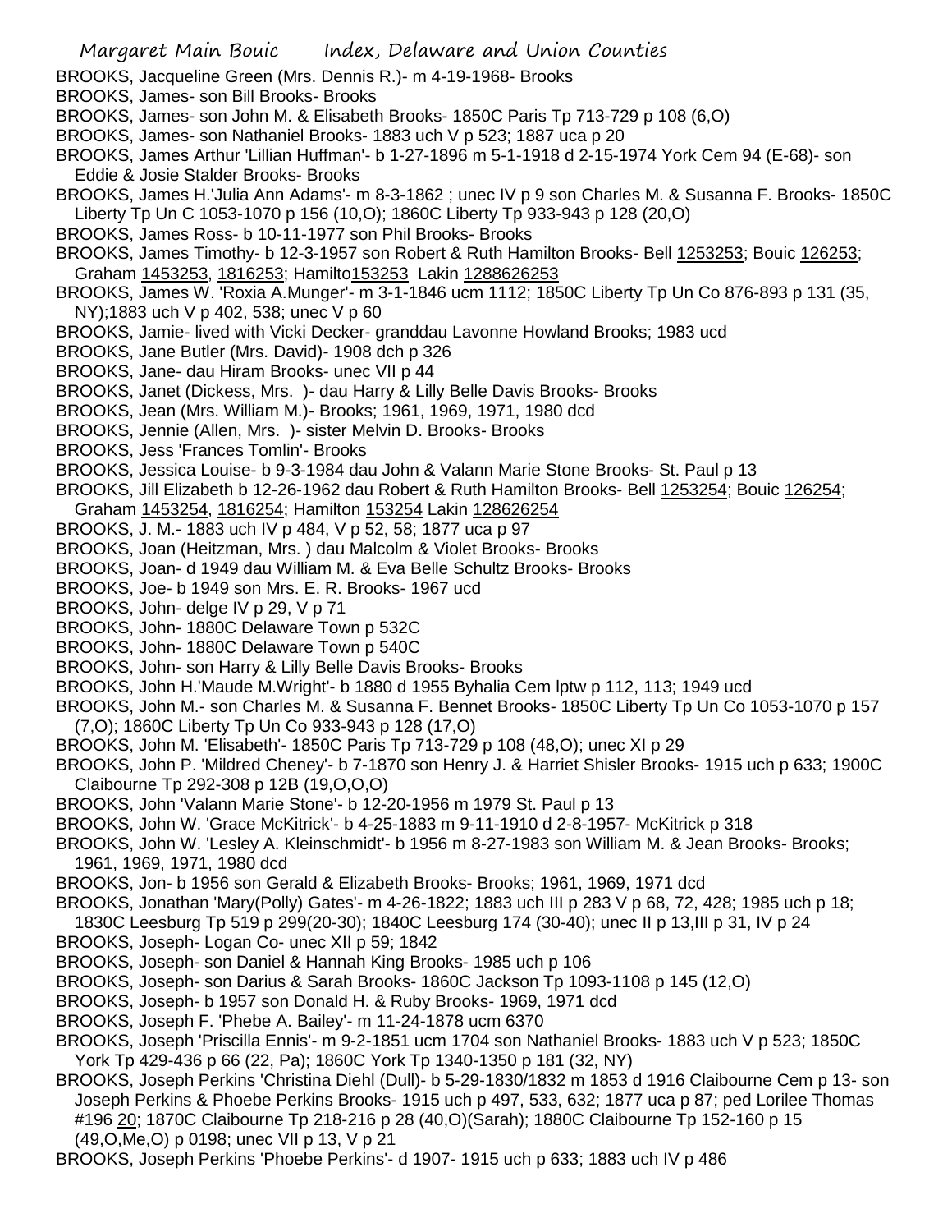BROOKS, Jacqueline Green (Mrs. Dennis R.)- m 4-19-1968- Brooks

BROOKS, James- son Bill Brooks- Brooks

BROOKS, James- son John M. & Elisabeth Brooks- 1850C Paris Tp 713-729 p 108 (6,O)

BROOKS, James- son Nathaniel Brooks- 1883 uch V p 523; 1887 uca p 20

BROOKS, James Arthur 'Lillian Huffman'- b 1-27-1896 m 5-1-1918 d 2-15-1974 York Cem 94 (E-68)- son Eddie & Josie Stalder Brooks- Brooks

BROOKS, James H.'Julia Ann Adams'- m 8-3-1862 ; unec IV p 9 son Charles M. & Susanna F. Brooks- 1850C Liberty Tp Un C 1053-1070 p 156 (10,O); 1860C Liberty Tp 933-943 p 128 (20,O)

BROOKS, James Ross- b 10-11-1977 son Phil Brooks- Brooks

BROOKS, James Timothy- b 12-3-1957 son Robert & Ruth Hamilton Brooks- Bell 1253253; Bouic 126253; Graham 1453253, 1816253; Hamilto153253 Lakin 1288626253

BROOKS, James W. 'Roxia A.Munger'- m 3-1-1846 ucm 1112; 1850C Liberty Tp Un Co 876-893 p 131 (35, NY);1883 uch V p 402, 538; unec V p 60

BROOKS, Jamie- lived with Vicki Decker- granddau Lavonne Howland Brooks; 1983 ucd

BROOKS, Jane Butler (Mrs. David)- 1908 dch p 326

BROOKS, Jane- dau Hiram Brooks- unec VII p 44

BROOKS, Janet (Dickess, Mrs. )- dau Harry & Lilly Belle Davis Brooks- Brooks

BROOKS, Jean (Mrs. William M.)- Brooks; 1961, 1969, 1971, 1980 dcd

BROOKS, Jennie (Allen, Mrs. )- sister Melvin D. Brooks- Brooks

BROOKS, Jess 'Frances Tomlin'- Brooks

BROOKS, Jessica Louise- b 9-3-1984 dau John & Valann Marie Stone Brooks- St. Paul p 13

BROOKS, Jill Elizabeth b 12-26-1962 dau Robert & Ruth Hamilton Brooks- Bell 1253254; Bouic 126254; Graham 1453254, 1816254; Hamilton 153254 Lakin 128626254

BROOKS, J. M.- 1883 uch IV p 484, V p 52, 58; 1877 uca p 97

BROOKS, Joan (Heitzman, Mrs. ) dau Malcolm & Violet Brooks- Brooks

BROOKS, Joan- d 1949 dau William M. & Eva Belle Schultz Brooks- Brooks

BROOKS, Joe- b 1949 son Mrs. E. R. Brooks- 1967 ucd

BROOKS, John- delge IV p 29, V p 71

BROOKS, John- 1880C Delaware Town p 532C

BROOKS, John- 1880C Delaware Town p 540C

BROOKS, John- son Harry & Lilly Belle Davis Brooks- Brooks

BROOKS, John H.'Maude M.Wright'- b 1880 d 1955 Byhalia Cem lptw p 112, 113; 1949 ucd

BROOKS, John M.- son Charles M. & Susanna F. Bennet Brooks- 1850C Liberty Tp Un Co 1053-1070 p 157 (7,O); 1860C Liberty Tp Un Co 933-943 p 128 (17,O)

BROOKS, John M. 'Elisabeth'- 1850C Paris Tp 713-729 p 108 (48,O); unec XI p 29

BROOKS, John P. 'Mildred Cheney'- b 7-1870 son Henry J. & Harriet Shisler Brooks- 1915 uch p 633; 1900C Claibourne Tp 292-308 p 12B (19,O,O,O)

BROOKS, John 'Valann Marie Stone'- b 12-20-1956 m 1979 St. Paul p 13

BROOKS, John W. 'Grace McKitrick'- b 4-25-1883 m 9-11-1910 d 2-8-1957- McKitrick p 318

BROOKS, John W. 'Lesley A. Kleinschmidt'- b 1956 m 8-27-1983 son William M. & Jean Brooks- Brooks; 1961, 1969, 1971, 1980 dcd

BROOKS, Jon- b 1956 son Gerald & Elizabeth Brooks- Brooks; 1961, 1969, 1971 dcd

BROOKS, Jonathan 'Mary(Polly) Gates'- m 4-26-1822; 1883 uch III p 283 V p 68, 72, 428; 1985 uch p 18; 1830C Leesburg Tp 519 p 299(20-30); 1840C Leesburg 174 (30-40); unec II p 13,III p 31, IV p 24

BROOKS, Joseph- Logan Co- unec XII p 59; 1842

BROOKS, Joseph- son Daniel & Hannah King Brooks- 1985 uch p 106

BROOKS, Joseph- son Darius & Sarah Brooks- 1860C Jackson Tp 1093-1108 p 145 (12,O)

BROOKS, Joseph- b 1957 son Donald H. & Ruby Brooks- 1969, 1971 dcd

BROOKS, Joseph F. 'Phebe A. Bailey'- m 11-24-1878 ucm 6370

BROOKS, Joseph 'Priscilla Ennis'- m 9-2-1851 ucm 1704 son Nathaniel Brooks- 1883 uch V p 523; 1850C York Tp 429-436 p 66 (22, Pa); 1860C York Tp 1340-1350 p 181 (32, NY)

BROOKS, Joseph Perkins 'Christina Diehl (Dull)- b 5-29-1830/1832 m 1853 d 1916 Claibourne Cem p 13- son Joseph Perkins & Phoebe Perkins Brooks- 1915 uch p 497, 533, 632; 1877 uca p 87; ped Lorilee Thomas #196 20; 1870C Claibourne Tp 218-216 p 28 (40,O)(Sarah); 1880C Claibourne Tp 152-160 p 15 (49,O,Me,O) p 0198; unec VII p 13, V p 21

BROOKS, Joseph Perkins 'Phoebe Perkins'- d 1907- 1915 uch p 633; 1883 uch IV p 486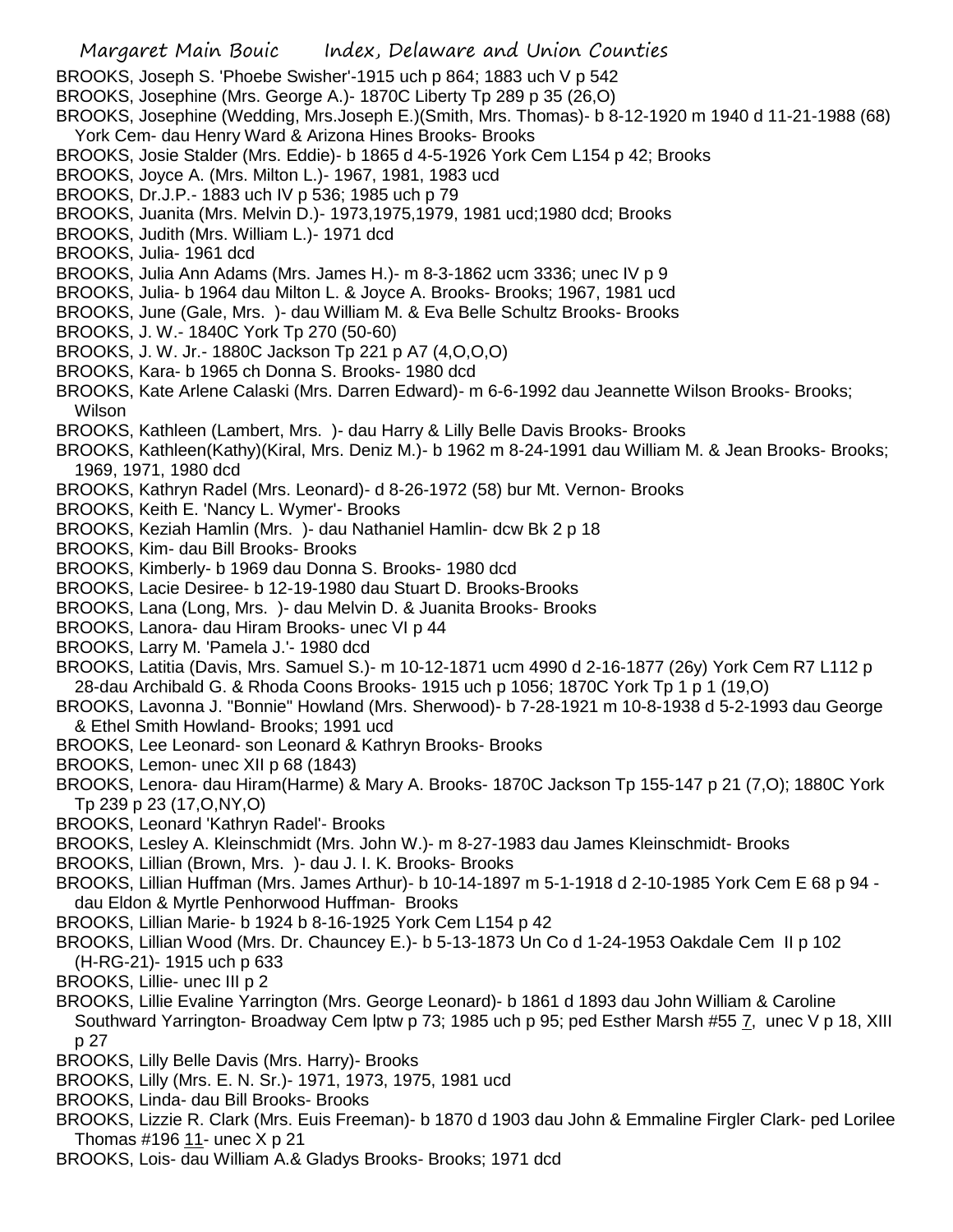BROOKS, Joseph S. 'Phoebe Swisher'-1915 uch p 864; 1883 uch V p 542

BROOKS, Josephine (Mrs. George A.)- 1870C Liberty Tp 289 p 35 (26,O)

BROOKS, Josephine (Wedding, Mrs.Joseph E.)(Smith, Mrs. Thomas)- b 8-12-1920 m 1940 d 11-21-1988 (68) York Cem- dau Henry Ward & Arizona Hines Brooks- Brooks

BROOKS, Josie Stalder (Mrs. Eddie)- b 1865 d 4-5-1926 York Cem L154 p 42; Brooks

BROOKS, Joyce A. (Mrs. Milton L.)- 1967, 1981, 1983 ucd

BROOKS, Dr.J.P.- 1883 uch IV p 536; 1985 uch p 79

BROOKS, Juanita (Mrs. Melvin D.)- 1973,1975,1979, 1981 ucd;1980 dcd; Brooks

BROOKS, Judith (Mrs. William L.)- 1971 dcd

BROOKS, Julia- 1961 dcd

BROOKS, Julia Ann Adams (Mrs. James H.)- m 8-3-1862 ucm 3336; unec IV p 9

BROOKS, Julia- b 1964 dau Milton L. & Joyce A. Brooks- Brooks; 1967, 1981 ucd

BROOKS, June (Gale, Mrs. )- dau William M. & Eva Belle Schultz Brooks- Brooks

BROOKS, J. W.- 1840C York Tp 270 (50-60)

BROOKS, J. W. Jr.- 1880C Jackson Tp 221 p A7 (4,O,O,O)

BROOKS, Kara- b 1965 ch Donna S. Brooks- 1980 dcd

BROOKS, Kate Arlene Calaski (Mrs. Darren Edward)- m 6-6-1992 dau Jeannette Wilson Brooks- Brooks; Wilson

BROOKS, Kathleen (Lambert, Mrs. )- dau Harry & Lilly Belle Davis Brooks- Brooks

BROOKS, Kathleen(Kathy)(Kiral, Mrs. Deniz M.)- b 1962 m 8-24-1991 dau William M. & Jean Brooks- Brooks; 1969, 1971, 1980 dcd

BROOKS, Kathryn Radel (Mrs. Leonard)- d 8-26-1972 (58) bur Mt. Vernon- Brooks

BROOKS, Keith E. 'Nancy L. Wymer'- Brooks

BROOKS, Keziah Hamlin (Mrs. )- dau Nathaniel Hamlin- dcw Bk 2 p 18

BROOKS, Kim- dau Bill Brooks- Brooks

BROOKS, Kimberly- b 1969 dau Donna S. Brooks- 1980 dcd

BROOKS, Lacie Desiree- b 12-19-1980 dau Stuart D. Brooks-Brooks

BROOKS, Lana (Long, Mrs. )- dau Melvin D. & Juanita Brooks- Brooks

BROOKS, Lanora- dau Hiram Brooks- unec VI p 44

BROOKS, Larry M. 'Pamela J.'- 1980 dcd

BROOKS, Latitia (Davis, Mrs. Samuel S.)- m 10-12-1871 ucm 4990 d 2-16-1877 (26y) York Cem R7 L112 p 28-dau Archibald G. & Rhoda Coons Brooks- 1915 uch p 1056; 1870C York Tp 1 p 1 (19,O)

BROOKS, Lavonna J. "Bonnie" Howland (Mrs. Sherwood)- b 7-28-1921 m 10-8-1938 d 5-2-1993 dau George & Ethel Smith Howland- Brooks; 1991 ucd

BROOKS, Lee Leonard- son Leonard & Kathryn Brooks- Brooks

BROOKS, Lemon- unec XII p 68 (1843)

BROOKS, Lenora- dau Hiram(Harme) & Mary A. Brooks- 1870C Jackson Tp 155-147 p 21 (7,O); 1880C York Tp 239 p 23 (17,O,NY,O)

BROOKS, Leonard 'Kathryn Radel'- Brooks

BROOKS, Lesley A. Kleinschmidt (Mrs. John W.)- m 8-27-1983 dau James Kleinschmidt- Brooks

BROOKS, Lillian (Brown, Mrs. )- dau J. I. K. Brooks- Brooks

BROOKS, Lillian Huffman (Mrs. James Arthur)- b 10-14-1897 m 5-1-1918 d 2-10-1985 York Cem E 68 p 94 - dau Eldon & Myrtle Penhorwood Huffman- Brooks

BROOKS, Lillian Marie- b 1924 b 8-16-1925 York Cem L154 p 42

BROOKS, Lillian Wood (Mrs. Dr. Chauncey E.)- b 5-13-1873 Un Co d 1-24-1953 Oakdale Cem II p 102 (H-RG-21)- 1915 uch p 633

BROOKS, Lillie- unec III p 2

BROOKS, Lillie Evaline Yarrington (Mrs. George Leonard)- b 1861 d 1893 dau John William & Caroline Southward Yarrington- Broadway Cem lptw p 73; 1985 uch p 95; ped Esther Marsh #55 7, unec V p 18, XIII p 27

BROOKS, Lilly Belle Davis (Mrs. Harry)- Brooks

BROOKS, Lilly (Mrs. E. N. Sr.)- 1971, 1973, 1975, 1981 ucd

BROOKS, Linda- dau Bill Brooks- Brooks

BROOKS, Lizzie R. Clark (Mrs. Euis Freeman)- b 1870 d 1903 dau John & Emmaline Firgler Clark- ped Lorilee Thomas #196 11- unec X p 21

BROOKS, Lois- dau William A.& Gladys Brooks- Brooks; 1971 dcd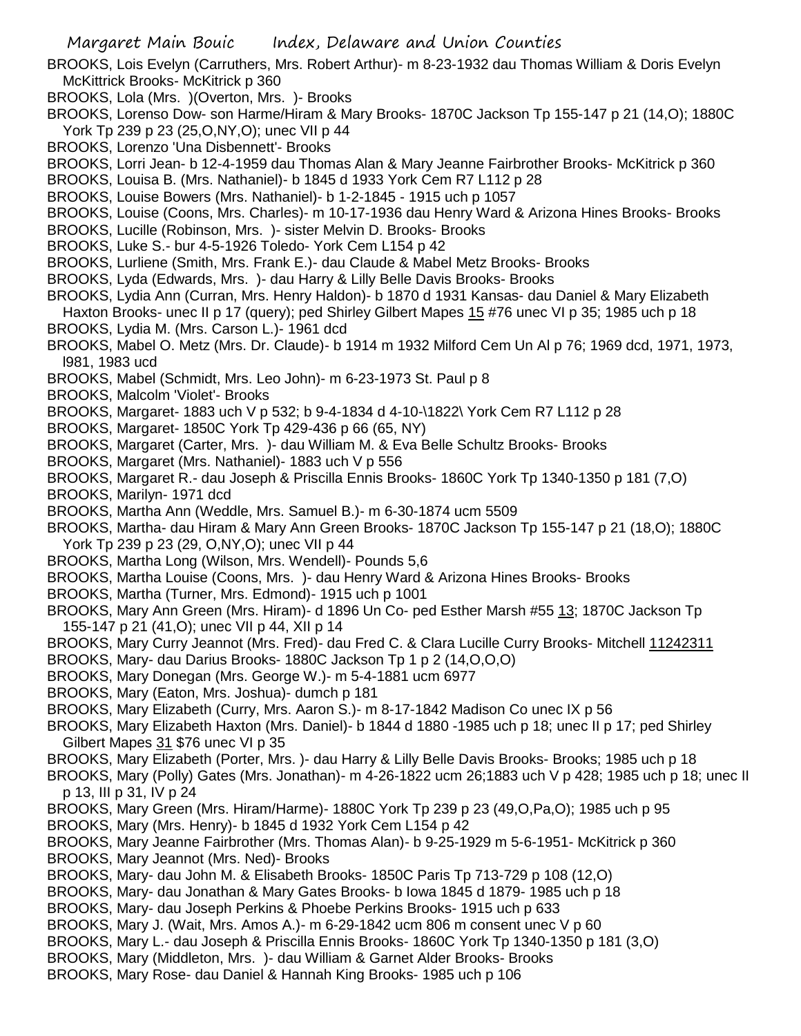BROOKS, Lois Evelyn (Carruthers, Mrs. Robert Arthur)- m 8-23-1932 dau Thomas William & Doris Evelyn McKittrick Brooks- McKitrick p 360

BROOKS, Lola (Mrs. )(Overton, Mrs. )- Brooks

BROOKS, Lorenso Dow- son Harme/Hiram & Mary Brooks- 1870C Jackson Tp 155-147 p 21 (14,O); 1880C York Tp 239 p 23 (25,O,NY,O); unec VII p 44

BROOKS, Lorenzo 'Una Disbennett'- Brooks

BROOKS, Lorri Jean- b 12-4-1959 dau Thomas Alan & Mary Jeanne Fairbrother Brooks- McKitrick p 360

BROOKS, Louisa B. (Mrs. Nathaniel)- b 1845 d 1933 York Cem R7 L112 p 28

BROOKS, Louise Bowers (Mrs. Nathaniel)- b 1-2-1845 - 1915 uch p 1057

BROOKS, Louise (Coons, Mrs. Charles)- m 10-17-1936 dau Henry Ward & Arizona Hines Brooks- Brooks

BROOKS, Lucille (Robinson, Mrs. )- sister Melvin D. Brooks- Brooks

BROOKS, Luke S.- bur 4-5-1926 Toledo- York Cem L154 p 42

BROOKS, Lurliene (Smith, Mrs. Frank E.)- dau Claude & Mabel Metz Brooks- Brooks

BROOKS, Lyda (Edwards, Mrs. )- dau Harry & Lilly Belle Davis Brooks- Brooks

BROOKS, Lydia Ann (Curran, Mrs. Henry Haldon)- b 1870 d 1931 Kansas- dau Daniel & Mary Elizabeth Haxton Brooks- unec II p 17 (query); ped Shirley Gilbert Mapes 15 #76 unec VI p 35; 1985 uch p 18

BROOKS, Lydia M. (Mrs. Carson L.)- 1961 dcd

BROOKS, Mabel O. Metz (Mrs. Dr. Claude)- b 1914 m 1932 Milford Cem Un Al p 76; 1969 dcd, 1971, 1973, l981, 1983 ucd

BROOKS, Mabel (Schmidt, Mrs. Leo John)- m 6-23-1973 St. Paul p 8

BROOKS, Malcolm 'Violet'- Brooks

BROOKS, Margaret- 1883 uch V p 532; b 9-4-1834 d 4-10-\1822\ York Cem R7 L112 p 28

BROOKS, Margaret- 1850C York Tp 429-436 p 66 (65, NY)

BROOKS, Margaret (Carter, Mrs. )- dau William M. & Eva Belle Schultz Brooks- Brooks

BROOKS, Margaret (Mrs. Nathaniel)- 1883 uch V p 556

BROOKS, Margaret R.- dau Joseph & Priscilla Ennis Brooks- 1860C York Tp 1340-1350 p 181 (7,O)

BROOKS, Marilyn- 1971 dcd

BROOKS, Martha Ann (Weddle, Mrs. Samuel B.)- m 6-30-1874 ucm 5509

BROOKS, Martha- dau Hiram & Mary Ann Green Brooks- 1870C Jackson Tp 155-147 p 21 (18,O); 1880C York Tp 239 p 23 (29, O,NY,O); unec VII p 44

BROOKS, Martha Long (Wilson, Mrs. Wendell)- Pounds 5,6

BROOKS, Martha Louise (Coons, Mrs. )- dau Henry Ward & Arizona Hines Brooks- Brooks

BROOKS, Martha (Turner, Mrs. Edmond)- 1915 uch p 1001

BROOKS, Mary Ann Green (Mrs. Hiram)- d 1896 Un Co- ped Esther Marsh #55 13; 1870C Jackson Tp 155-147 p 21 (41,O); unec VII p 44, XII p 14

BROOKS, Mary Curry Jeannot (Mrs. Fred)- dau Fred C. & Clara Lucille Curry Brooks- Mitchell 11242311

BROOKS, Mary- dau Darius Brooks- 1880C Jackson Tp 1 p 2 (14,O,O,O)

BROOKS, Mary Donegan (Mrs. George W.)- m 5-4-1881 ucm 6977

BROOKS, Mary (Eaton, Mrs. Joshua)- dumch p 181

BROOKS, Mary Elizabeth (Curry, Mrs. Aaron S.)- m 8-17-1842 Madison Co unec IX p 56

BROOKS, Mary Elizabeth Haxton (Mrs. Daniel)- b 1844 d 1880 -1985 uch p 18; unec II p 17; ped Shirley Gilbert Mapes 31 $76 unec VI p 35

BROOKS, Mary Elizabeth (Porter, Mrs. )- dau Harry & Lilly Belle Davis Brooks- Brooks; 1985 uch p 18

BROOKS, Mary (Polly) Gates (Mrs. Jonathan)- m 4-26-1822 ucm 26;1883 uch V p 428; 1985 uch p 18; unec II p 13, III p 31, IV p 24

BROOKS, Mary Green (Mrs. Hiram/Harme)- 1880C York Tp 239 p 23 (49,O,Pa,O); 1985 uch p 95

BROOKS, Mary (Mrs. Henry)- b 1845 d 1932 York Cem L154 p 42

BROOKS, Mary Jeanne Fairbrother (Mrs. Thomas Alan)- b 9-25-1929 m 5-6-1951- McKitrick p 360

BROOKS, Mary Jeannot (Mrs. Ned)- Brooks

BROOKS, Mary- dau John M. & Elisabeth Brooks- 1850C Paris Tp 713-729 p 108 (12,O)

BROOKS, Mary- dau Jonathan & Mary Gates Brooks- b Iowa 1845 d 1879- 1985 uch p 18

BROOKS, Mary- dau Joseph Perkins & Phoebe Perkins Brooks- 1915 uch p 633

BROOKS, Mary J. (Wait, Mrs. Amos A.)- m 6-29-1842 ucm 806 m consent unec V p 60

BROOKS, Mary L.- dau Joseph & Priscilla Ennis Brooks- 1860C York Tp 1340-1350 p 181 (3,O)

BROOKS, Mary (Middleton, Mrs. )- dau William & Garnet Alder Brooks- Brooks

BROOKS, Mary Rose- dau Daniel & Hannah King Brooks- 1985 uch p 106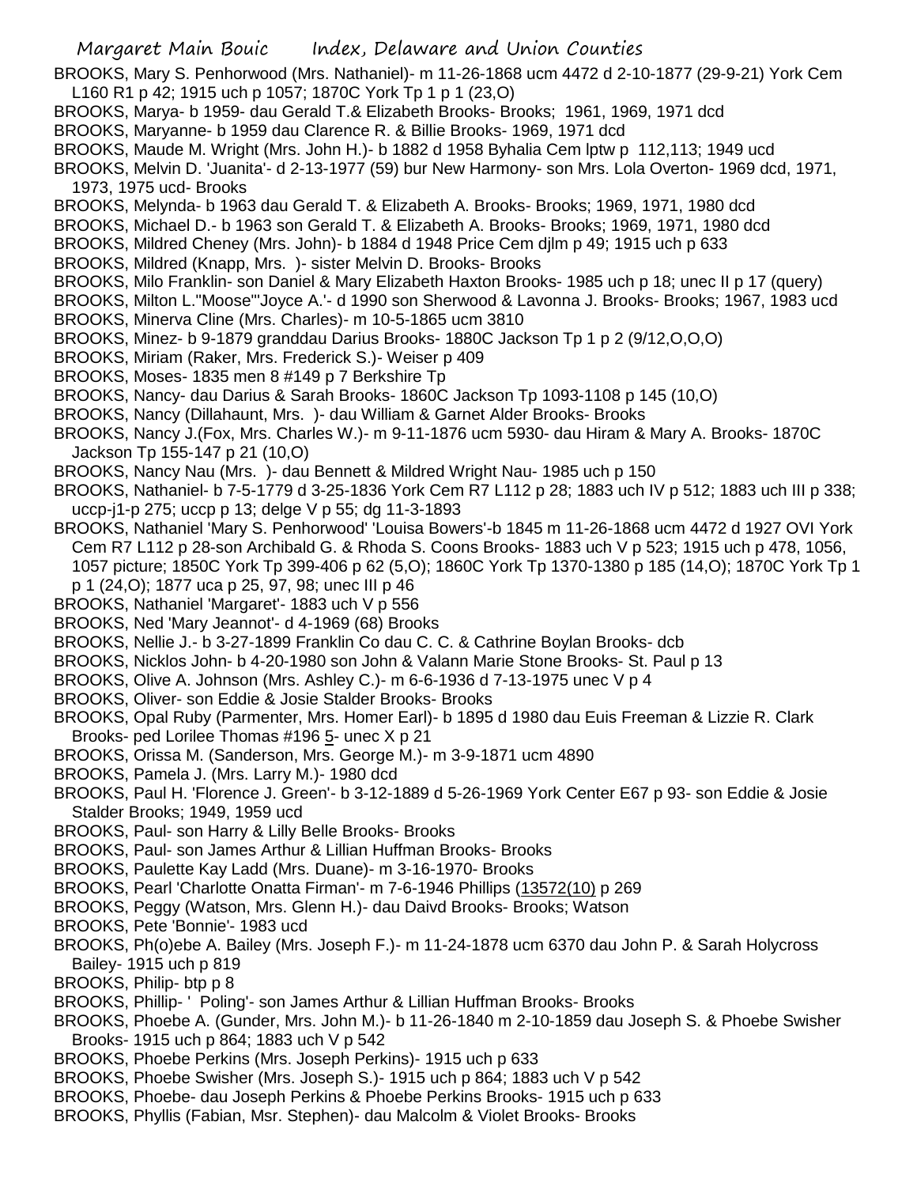BROOKS, Mary S. Penhorwood (Mrs. Nathaniel)- m 11-26-1868 ucm 4472 d 2-10-1877 (29-9-21) York Cem L160 R1 p 42; 1915 uch p 1057; 1870C York Tp 1 p 1 (23,O)

BROOKS, Marya- b 1959- dau Gerald T.& Elizabeth Brooks- Brooks; 1961, 1969, 1971 dcd

BROOKS, Maryanne- b 1959 dau Clarence R. & Billie Brooks- 1969, 1971 dcd

BROOKS, Maude M. Wright (Mrs. John H.)- b 1882 d 1958 Byhalia Cem lptw p 112,113; 1949 ucd

BROOKS, Melvin D. 'Juanita'- d 2-13-1977 (59) bur New Harmony- son Mrs. Lola Overton- 1969 dcd, 1971, 1973, 1975 ucd- Brooks

BROOKS, Melynda- b 1963 dau Gerald T. & Elizabeth A. Brooks- Brooks; 1969, 1971, 1980 dcd

BROOKS, Michael D.- b 1963 son Gerald T. & Elizabeth A. Brooks- Brooks; 1969, 1971, 1980 dcd

BROOKS, Mildred Cheney (Mrs. John)- b 1884 d 1948 Price Cem djlm p 49; 1915 uch p 633

BROOKS, Mildred (Knapp, Mrs. )- sister Melvin D. Brooks- Brooks

BROOKS, Milo Franklin- son Daniel & Mary Elizabeth Haxton Brooks- 1985 uch p 18; unec II p 17 (query)

BROOKS, Milton L."Moose"'Joyce A.'- d 1990 son Sherwood & Lavonna J. Brooks- Brooks; 1967, 1983 ucd

BROOKS, Minerva Cline (Mrs. Charles)- m 10-5-1865 ucm 3810

BROOKS, Minez- b 9-1879 granddau Darius Brooks- 1880C Jackson Tp 1 p 2 (9/12,O,O,O)

BROOKS, Miriam (Raker, Mrs. Frederick S.)- Weiser p 409

BROOKS, Moses- 1835 men 8 #149 p 7 Berkshire Tp

BROOKS, Nancy- dau Darius & Sarah Brooks- 1860C Jackson Tp 1093-1108 p 145 (10,O)

BROOKS, Nancy (Dillahaunt, Mrs. )- dau William & Garnet Alder Brooks- Brooks

BROOKS, Nancy J.(Fox, Mrs. Charles W.)- m 9-11-1876 ucm 5930- dau Hiram & Mary A. Brooks- 1870C Jackson Tp 155-147 p 21 (10,O)

BROOKS, Nancy Nau (Mrs. )- dau Bennett & Mildred Wright Nau- 1985 uch p 150

BROOKS, Nathaniel- b 7-5-1779 d 3-25-1836 York Cem R7 L112 p 28; 1883 uch IV p 512; 1883 uch III p 338; uccp-j1-p 275; uccp p 13; delge V p 55; dg 11-3-1893

BROOKS, Nathaniel 'Mary S. Penhorwood' 'Louisa Bowers'-b 1845 m 11-26-1868 ucm 4472 d 1927 OVI York Cem R7 L112 p 28-son Archibald G. & Rhoda S. Coons Brooks- 1883 uch V p 523; 1915 uch p 478, 1056, 1057 picture; 1850C York Tp 399-406 p 62 (5,O); 1860C York Tp 1370-1380 p 185 (14,O); 1870C York Tp 1 p 1 (24,O); 1877 uca p 25, 97, 98; unec III p 46

BROOKS, Nathaniel 'Margaret'- 1883 uch V p 556

BROOKS, Ned 'Mary Jeannot'- d 4-1969 (68) Brooks

BROOKS, Nellie J.- b 3-27-1899 Franklin Co dau C. C. & Cathrine Boylan Brooks- dcb

BROOKS, Nicklos John- b 4-20-1980 son John & Valann Marie Stone Brooks- St. Paul p 13

BROOKS, Olive A. Johnson (Mrs. Ashley C.)- m 6-6-1936 d 7-13-1975 unec V p 4

BROOKS, Oliver- son Eddie & Josie Stalder Brooks- Brooks

BROOKS, Opal Ruby (Parmenter, Mrs. Homer Earl)- b 1895 d 1980 dau Euis Freeman & Lizzie R. Clark Brooks- ped Lorilee Thomas #196 5- unec X p 21

BROOKS, Orissa M. (Sanderson, Mrs. George M.)- m 3-9-1871 ucm 4890

BROOKS, Pamela J. (Mrs. Larry M.)- 1980 dcd

BROOKS, Paul H. 'Florence J. Green'- b 3-12-1889 d 5-26-1969 York Center E67 p 93- son Eddie & Josie Stalder Brooks; 1949, 1959 ucd

BROOKS, Paul- son Harry & Lilly Belle Brooks- Brooks

BROOKS, Paul- son James Arthur & Lillian Huffman Brooks- Brooks

BROOKS, Paulette Kay Ladd (Mrs. Duane)- m 3-16-1970- Brooks

BROOKS, Pearl 'Charlotte Onatta Firman'- m 7-6-1946 Phillips (13572(10) p 269

BROOKS, Peggy (Watson, Mrs. Glenn H.)- dau Daivd Brooks- Brooks; Watson

BROOKS, Pete 'Bonnie'- 1983 ucd

BROOKS, Ph(o)ebe A. Bailey (Mrs. Joseph F.)- m 11-24-1878 ucm 6370 dau John P. & Sarah Holycross Bailey- 1915 uch p 819

BROOKS, Philip- btp p 8

BROOKS, Phillip- ' Poling'- son James Arthur & Lillian Huffman Brooks- Brooks

BROOKS, Phoebe A. (Gunder, Mrs. John M.)- b 11-26-1840 m 2-10-1859 dau Joseph S. & Phoebe Swisher Brooks- 1915 uch p 864; 1883 uch V p 542

BROOKS, Phoebe Perkins (Mrs. Joseph Perkins)- 1915 uch p 633

BROOKS, Phoebe Swisher (Mrs. Joseph S.)- 1915 uch p 864; 1883 uch V p 542

BROOKS, Phoebe- dau Joseph Perkins & Phoebe Perkins Brooks- 1915 uch p 633

BROOKS, Phyllis (Fabian, Msr. Stephen)- dau Malcolm & Violet Brooks- Brooks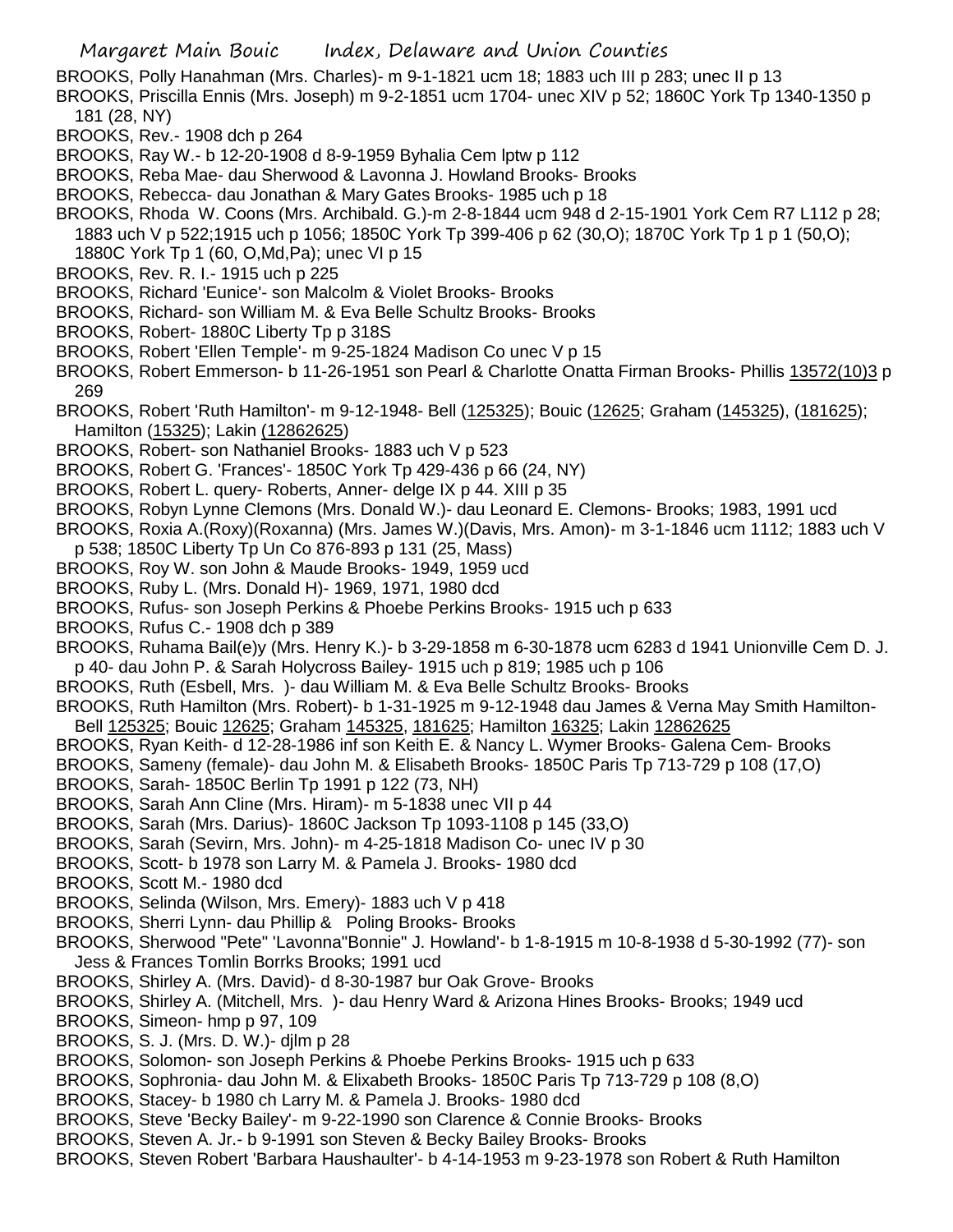BROOKS, Polly Hanahman (Mrs. Charles)- m 9-1-1821 ucm 18; 1883 uch III p 283; unec II p 13
BROOKS, Priscilla Ennis (Mrs. Joseph) m 9-2-1851 ucm 1704- unec XIV p 52; 1860C York Tp 1340-1350 p 181 (28, NY)
BROOKS, Rev.- 1908 dch p 264
BROOKS, Ray W.- b 12-20-1908 d 8-9-1959 Byhalia Cem lptw p 112
BROOKS, Reba Mae- dau Sherwood & Lavonna J. Howland Brooks- Brooks
BROOKS, Rebecca- dau Jonathan & Mary Gates Brooks- 1985 uch p 18
BROOKS, Rhoda W. Coons (Mrs. Archibald. G.)-m 2-8-1844 ucm 948 d 2-15-1901 York Cem R7 L112 p 28; 1883 uch V p 522;1915 uch p 1056; 1850C York Tp 399-406 p 62 (30,O); 1870C York Tp 1 p 1 (50,O); 1880C York Tp 1 (60, O,Md,Pa); unec VI p 15
BROOKS, Rev. R. I.- 1915 uch p 225
BROOKS, Richard 'Eunice'- son Malcolm & Violet Brooks- Brooks
BROOKS, Richard- son William M. & Eva Belle Schultz Brooks- Brooks
BROOKS, Robert- 1880C Liberty Tp p 318S
BROOKS, Robert 'Ellen Temple'- m 9-25-1824 Madison Co unec V p 15
BROOKS, Robert Emmerson- b 11-26-1951 son Pearl & Charlotte Onatta Firman Brooks- Phillis 13572(10)3 p 269
BROOKS, Robert 'Ruth Hamilton'- m 9-12-1948- Bell (125325); Bouic (12625; Graham (145325), (181625); Hamilton (15325); Lakin (12862625)
BROOKS, Robert- son Nathaniel Brooks- 1883 uch V p 523
BROOKS, Robert G. 'Frances'- 1850C York Tp 429-436 p 66 (24, NY)
BROOKS, Robert L. query- Roberts, Anner- delge IX p 44. XIII p 35
BROOKS, Robyn Lynne Clemons (Mrs. Donald W.)- dau Leonard E. Clemons- Brooks; 1983, 1991 ucd
BROOKS, Roxia A.(Roxy)(Roxanna) (Mrs. James W.)(Davis, Mrs. Amon)- m 3-1-1846 ucm 1112; 1883 uch V p 538; 1850C Liberty Tp Un Co 876-893 p 131 (25, Mass)
BROOKS, Roy W. son John & Maude Brooks- 1949, 1959 ucd
BROOKS, Ruby L. (Mrs. Donald H)- 1969, 1971, 1980 dcd
BROOKS, Rufus- son Joseph Perkins & Phoebe Perkins Brooks- 1915 uch p 633
BROOKS, Rufus C.- 1908 dch p 389
BROOKS, Ruhama Bail(e)y (Mrs. Henry K.)- b 3-29-1858 m 6-30-1878 ucm 6283 d 1941 Unionville Cem D. J. p 40- dau John P. & Sarah Holycross Bailey- 1915 uch p 819; 1985 uch p 106
BROOKS, Ruth (Esbell, Mrs. )- dau William M. & Eva Belle Schultz Brooks- Brooks
BROOKS, Ruth Hamilton (Mrs. Robert)- b 1-31-1925 m 9-12-1948 dau James & Verna May Smith Hamilton- Bell 125325; Bouic 12625; Graham 145325, 181625; Hamilton 16325; Lakin 12862625
BROOKS, Ryan Keith- d 12-28-1986 inf son Keith E. & Nancy L. Wymer Brooks- Galena Cem- Brooks
BROOKS, Sameny (female)- dau John M. & Elisabeth Brooks- 1850C Paris Tp 713-729 p 108 (17,O)
BROOKS, Sarah- 1850C Berlin Tp 1991 p 122 (73, NH)
BROOKS, Sarah Ann Cline (Mrs. Hiram)- m 5-1838 unec VII p 44
BROOKS, Sarah (Mrs. Darius)- 1860C Jackson Tp 1093-1108 p 145 (33,O)
BROOKS, Sarah (Sevirn, Mrs. John)- m 4-25-1818 Madison Co- unec IV p 30
BROOKS, Scott- b 1978 son Larry M. & Pamela J. Brooks- 1980 dcd
BROOKS, Scott M.- 1980 dcd
BROOKS, Selinda (Wilson, Mrs. Emery)- 1883 uch V p 418
BROOKS, Sherri Lynn- dau Phillip & Poling Brooks- Brooks
BROOKS, Sherwood "Pete" 'Lavonna"Bonnie" J. Howland'- b 1-8-1915 m 10-8-1938 d 5-30-1992 (77)- son Jess & Frances Tomlin Borrks Brooks; 1991 ucd
BROOKS, Shirley A. (Mrs. David)- d 8-30-1987 bur Oak Grove- Brooks
BROOKS, Shirley A. (Mitchell, Mrs. )- dau Henry Ward & Arizona Hines Brooks- Brooks; 1949 ucd
BROOKS, Simeon- hmp p 97, 109
BROOKS, S. J. (Mrs. D. W.)- djlm p 28
BROOKS, Solomon- son Joseph Perkins & Phoebe Perkins Brooks- 1915 uch p 633
BROOKS, Sophronia- dau John M. & Elixabeth Brooks- 1850C Paris Tp 713-729 p 108 (8,O)
BROOKS, Stacey- b 1980 ch Larry M. & Pamela J. Brooks- 1980 dcd
BROOKS, Steve 'Becky Bailey'- m 9-22-1990 son Clarence & Connie Brooks- Brooks
BROOKS, Steven A. Jr.- b 9-1991 son Steven & Becky Bailey Brooks- Brooks
BROOKS, Steven Robert 'Barbara Haushaulter'- b 4-14-1953 m 9-23-1978 son Robert & Ruth Hamilton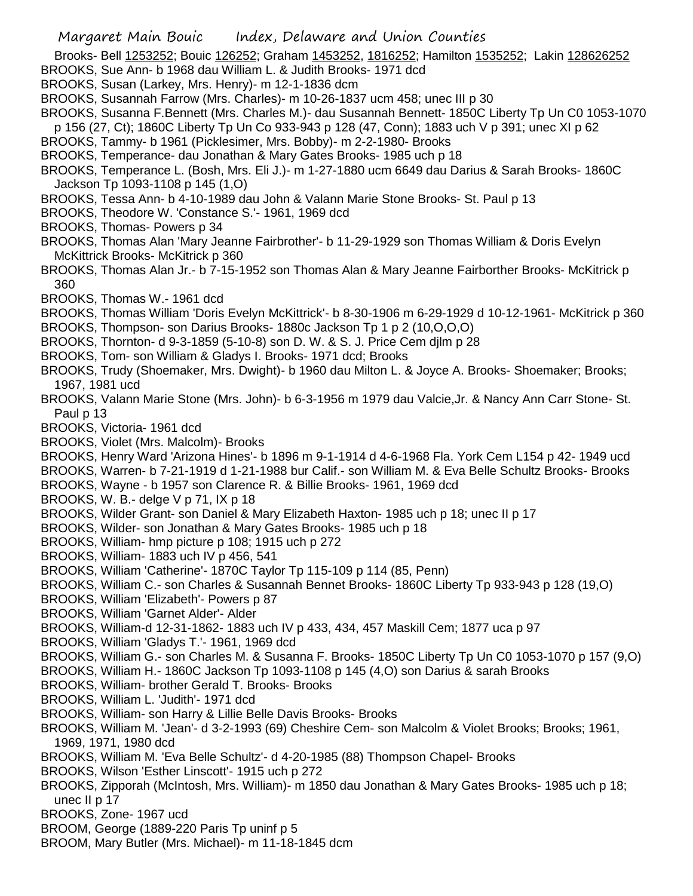Brooks- Bell 1253252; Bouic 126252; Graham 1453252, 1816252; Hamilton 1535252; Lakin 128626252

BROOKS, Sue Ann- b 1968 dau William L. & Judith Brooks- 1971 dcd

BROOKS, Susan (Larkey, Mrs. Henry)- m 12-1-1836 dcm

BROOKS, Susannah Farrow (Mrs. Charles)- m 10-26-1837 ucm 458; unec III p 30

BROOKS, Susanna F.Bennett (Mrs. Charles M.)- dau Susannah Bennett- 1850C Liberty Tp Un C0 1053-1070 p 156 (27, Ct); 1860C Liberty Tp Un Co 933-943 p 128 (47, Conn); 1883 uch V p 391; unec XI p 62

BROOKS, Tammy- b 1961 (Picklesimer, Mrs. Bobby)- m 2-2-1980- Brooks

BROOKS, Temperance- dau Jonathan & Mary Gates Brooks- 1985 uch p 18

BROOKS, Temperance L. (Bosh, Mrs. Eli J.)- m 1-27-1880 ucm 6649 dau Darius & Sarah Brooks- 1860C Jackson Tp 1093-1108 p 145 (1,O)

BROOKS, Tessa Ann- b 4-10-1989 dau John & Valann Marie Stone Brooks- St. Paul p 13

BROOKS, Theodore W. 'Constance S.'- 1961, 1969 dcd

BROOKS, Thomas- Powers p 34

BROOKS, Thomas Alan 'Mary Jeanne Fairbrother'- b 11-29-1929 son Thomas William & Doris Evelyn McKittrick Brooks- McKitrick p 360

BROOKS, Thomas Alan Jr.- b 7-15-1952 son Thomas Alan & Mary Jeanne Fairborther Brooks- McKitrick p 360

BROOKS, Thomas W.- 1961 dcd

BROOKS, Thomas William 'Doris Evelyn McKittrick'- b 8-30-1906 m 6-29-1929 d 10-12-1961- McKitrick p 360

BROOKS, Thompson- son Darius Brooks- 1880c Jackson Tp 1 p 2 (10,O,O,O)

BROOKS, Thornton- d 9-3-1859 (5-10-8) son D. W. & S. J. Price Cem djlm p 28

BROOKS, Tom- son William & Gladys I. Brooks- 1971 dcd; Brooks

BROOKS, Trudy (Shoemaker, Mrs. Dwight)- b 1960 dau Milton L. & Joyce A. Brooks- Shoemaker; Brooks; 1967, 1981 ucd

BROOKS, Valann Marie Stone (Mrs. John)- b 6-3-1956 m 1979 dau Valcie,Jr. & Nancy Ann Carr Stone- St. Paul p 13

BROOKS, Victoria- 1961 dcd

BROOKS, Violet (Mrs. Malcolm)- Brooks

BROOKS, Henry Ward 'Arizona Hines'- b 1896 m 9-1-1914 d 4-6-1968 Fla. York Cem L154 p 42- 1949 ucd

BROOKS, Warren- b 7-21-1919 d 1-21-1988 bur Calif.- son William M. & Eva Belle Schultz Brooks- Brooks

BROOKS, Wayne - b 1957 son Clarence R. & Billie Brooks- 1961, 1969 dcd

BROOKS, W. B.- delge V p 71, IX p 18

BROOKS, Wilder Grant- son Daniel & Mary Elizabeth Haxton- 1985 uch p 18; unec II p 17

BROOKS, Wilder- son Jonathan & Mary Gates Brooks- 1985 uch p 18

BROOKS, William- hmp picture p 108; 1915 uch p 272

BROOKS, William- 1883 uch IV p 456, 541

BROOKS, William 'Catherine'- 1870C Taylor Tp 115-109 p 114 (85, Penn)

BROOKS, William C.- son Charles & Susannah Bennet Brooks- 1860C Liberty Tp 933-943 p 128 (19,O)

BROOKS, William 'Elizabeth'- Powers p 87

BROOKS, William 'Garnet Alder'- Alder

BROOKS, William-d 12-31-1862- 1883 uch IV p 433, 434, 457 Maskill Cem; 1877 uca p 97

BROOKS, William 'Gladys T.'- 1961, 1969 dcd

BROOKS, William G.- son Charles M. & Susanna F. Brooks- 1850C Liberty Tp Un C0 1053-1070 p 157 (9,O)

BROOKS, William H.- 1860C Jackson Tp 1093-1108 p 145 (4,O) son Darius & sarah Brooks

BROOKS, William- brother Gerald T. Brooks- Brooks

BROOKS, William L. 'Judith'- 1971 dcd

BROOKS, William- son Harry & Lillie Belle Davis Brooks- Brooks

BROOKS, William M. 'Jean'- d 3-2-1993 (69) Cheshire Cem- son Malcolm & Violet Brooks; Brooks; 1961, 1969, 1971, 1980 dcd

BROOKS, William M. 'Eva Belle Schultz'- d 4-20-1985 (88) Thompson Chapel- Brooks

BROOKS, Wilson 'Esther Linscott'- 1915 uch p 272

BROOKS, Zipporah (McIntosh, Mrs. William)- m 1850 dau Jonathan & Mary Gates Brooks- 1985 uch p 18; unec II p 17

BROOKS, Zone- 1967 ucd

BROOM, George (1889-220 Paris Tp uninf p 5

BROOM, Mary Butler (Mrs. Michael)- m 11-18-1845 dcm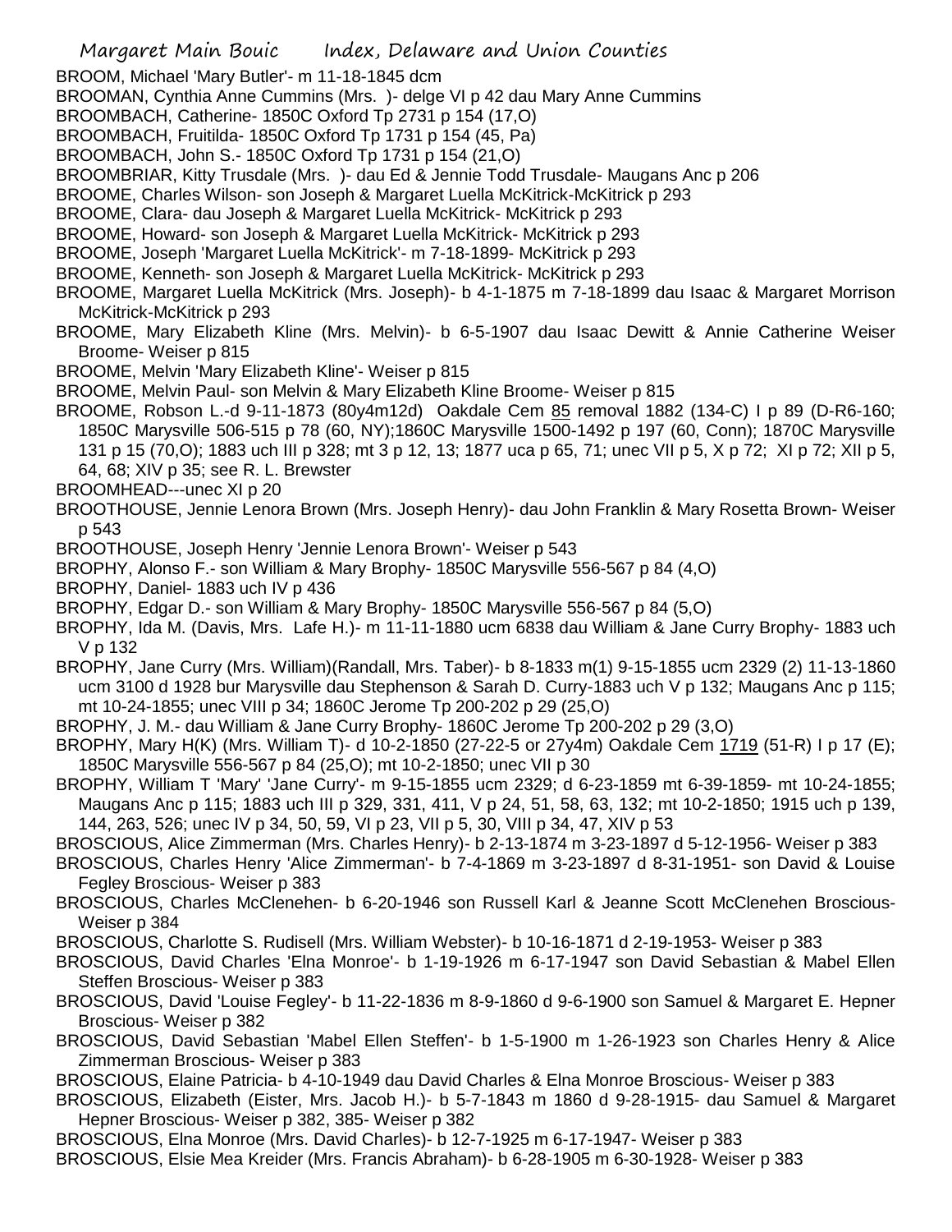BROOM, Michael 'Mary Butler'- m 11-18-1845 dcm

BROOMAN, Cynthia Anne Cummins (Mrs. )- delge VI p 42 dau Mary Anne Cummins

BROOMBACH, Catherine- 1850C Oxford Tp 2731 p 154 (17,O)

BROOMBACH, Fruitilda- 1850C Oxford Tp 1731 p 154 (45, Pa)

BROOMBACH, John S.- 1850C Oxford Tp 1731 p 154 (21,O)

BROOMBRIAR, Kitty Trusdale (Mrs. )- dau Ed & Jennie Todd Trusdale- Maugans Anc p 206

BROOME, Charles Wilson- son Joseph & Margaret Luella McKitrick-McKitrick p 293

BROOME, Clara- dau Joseph & Margaret Luella McKitrick- McKitrick p 293

BROOME, Howard- son Joseph & Margaret Luella McKitrick- McKitrick p 293

BROOME, Joseph 'Margaret Luella McKitrick'- m 7-18-1899- McKitrick p 293

BROOME, Kenneth- son Joseph & Margaret Luella McKitrick- McKitrick p 293

BROOME, Margaret Luella McKitrick (Mrs. Joseph)- b 4-1-1875 m 7-18-1899 dau Isaac & Margaret Morrison McKitrick-McKitrick p 293

BROOME, Mary Elizabeth Kline (Mrs. Melvin)- b 6-5-1907 dau Isaac Dewitt & Annie Catherine Weiser Broome- Weiser p 815

BROOME, Melvin 'Mary Elizabeth Kline'- Weiser p 815

BROOME, Melvin Paul- son Melvin & Mary Elizabeth Kline Broome- Weiser p 815

BROOME, Robson L.-d 9-11-1873 (80y4m12d) Oakdale Cem 85 removal 1882 (134-C) I p 89 (D-R6-160; 1850C Marysville 506-515 p 78 (60, NY);1860C Marysville 1500-1492 p 197 (60, Conn); 1870C Marysville 131 p 15 (70,O); 1883 uch III p 328; mt 3 p 12, 13; 1877 uca p 65, 71; unec VII p 5, X p 72; XI p 72; XII p 5, 64, 68; XIV p 35; see R. L. Brewster

BROOMHEAD---unec XI p 20

BROOTHOUSE, Jennie Lenora Brown (Mrs. Joseph Henry)- dau John Franklin & Mary Rosetta Brown- Weiser p 543

BROOTHOUSE, Joseph Henry 'Jennie Lenora Brown'- Weiser p 543

BROPHY, Alonso F.- son William & Mary Brophy- 1850C Marysville 556-567 p 84 (4,O)

BROPHY, Daniel- 1883 uch IV p 436

BROPHY, Edgar D.- son William & Mary Brophy- 1850C Marysville 556-567 p 84 (5,O)

BROPHY, Ida M. (Davis, Mrs. Lafe H.)- m 11-11-1880 ucm 6838 dau William & Jane Curry Brophy- 1883 uch V p 132

BROPHY, Jane Curry (Mrs. William)(Randall, Mrs. Taber)- b 8-1833 m(1) 9-15-1855 ucm 2329 (2) 11-13-1860 ucm 3100 d 1928 bur Marysville dau Stephenson & Sarah D. Curry-1883 uch V p 132; Maugans Anc p 115; mt 10-24-1855; unec VIII p 34; 1860C Jerome Tp 200-202 p 29 (25,O)

BROPHY, J. M.- dau William & Jane Curry Brophy- 1860C Jerome Tp 200-202 p 29 (3,O)

BROPHY, Mary H(K) (Mrs. William T)- d 10-2-1850 (27-22-5 or 27y4m) Oakdale Cem 1719 (51-R) I p 17 (E); 1850C Marysville 556-567 p 84 (25,O); mt 10-2-1850; unec VII p 30

BROPHY, William T 'Mary' 'Jane Curry'- m 9-15-1855 ucm 2329; d 6-23-1859 mt 6-39-1859- mt 10-24-1855; Maugans Anc p 115; 1883 uch III p 329, 331, 411, V p 24, 51, 58, 63, 132; mt 10-2-1850; 1915 uch p 139, 144, 263, 526; unec IV p 34, 50, 59, VI p 23, VII p 5, 30, VIII p 34, 47, XIV p 53

BROSCIOUS, Alice Zimmerman (Mrs. Charles Henry)- b 2-13-1874 m 3-23-1897 d 5-12-1956- Weiser p 383

BROSCIOUS, Charles Henry 'Alice Zimmerman'- b 7-4-1869 m 3-23-1897 d 8-31-1951- son David & Louise Fegley Broscious- Weiser p 383

BROSCIOUS, Charles McClenehen- b 6-20-1946 son Russell Karl & Jeanne Scott McClenehen Broscious- Weiser p 384

BROSCIOUS, Charlotte S. Rudisell (Mrs. William Webster)- b 10-16-1871 d 2-19-1953- Weiser p 383

BROSCIOUS, David Charles 'Elna Monroe'- b 1-19-1926 m 6-17-1947 son David Sebastian & Mabel Ellen Steffen Broscious- Weiser p 383

BROSCIOUS, David 'Louise Fegley'- b 11-22-1836 m 8-9-1860 d 9-6-1900 son Samuel & Margaret E. Hepner Broscious- Weiser p 382

BROSCIOUS, David Sebastian 'Mabel Ellen Steffen'- b 1-5-1900 m 1-26-1923 son Charles Henry & Alice Zimmerman Broscious- Weiser p 383

BROSCIOUS, Elaine Patricia- b 4-10-1949 dau David Charles & Elna Monroe Broscious- Weiser p 383

BROSCIOUS, Elizabeth (Eister, Mrs. Jacob H.)- b 5-7-1843 m 1860 d 9-28-1915- dau Samuel & Margaret Hepner Broscious- Weiser p 382, 385- Weiser p 382

BROSCIOUS, Elna Monroe (Mrs. David Charles)- b 12-7-1925 m 6-17-1947- Weiser p 383

BROSCIOUS, Elsie Mea Kreider (Mrs. Francis Abraham)- b 6-28-1905 m 6-30-1928- Weiser p 383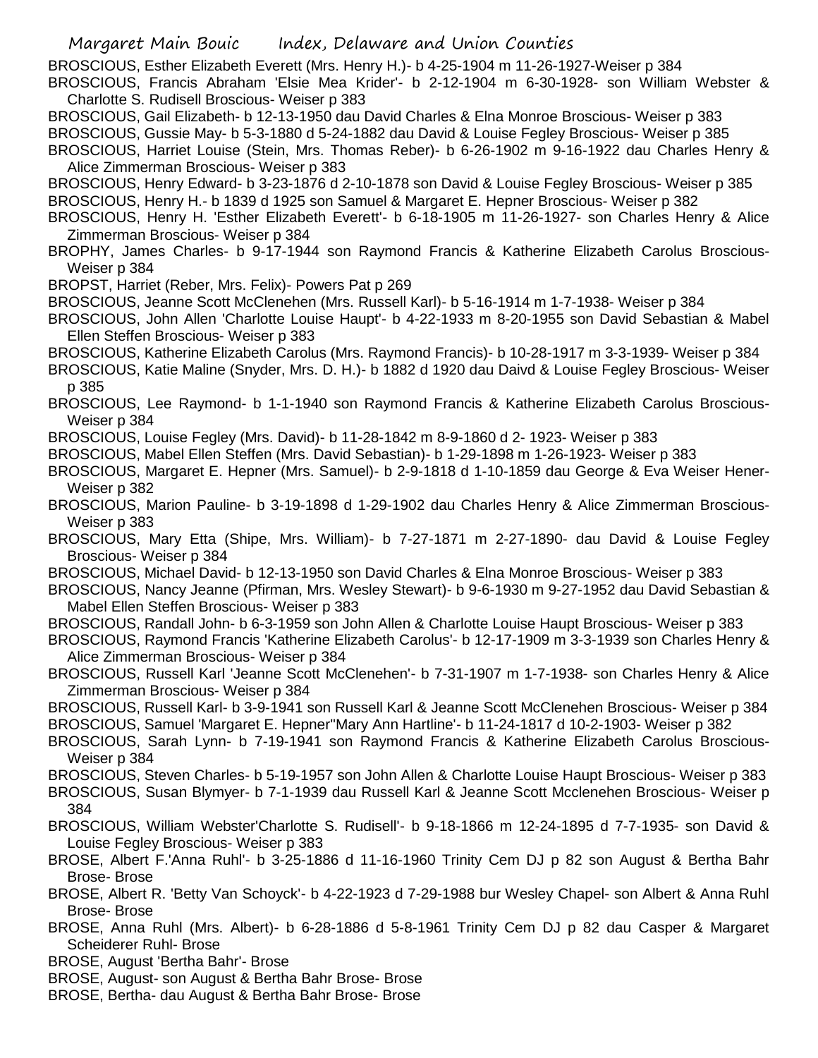BROSCIOUS, Esther Elizabeth Everett (Mrs. Henry H.)- b 4-25-1904 m 11-26-1927-Weiser p 384

BROSCIOUS, Francis Abraham 'Elsie Mea Krider'- b 2-12-1904 m 6-30-1928- son William Webster & Charlotte S. Rudisell Broscious- Weiser p 383

BROSCIOUS, Gail Elizabeth- b 12-13-1950 dau David Charles & Elna Monroe Broscious- Weiser p 383

BROSCIOUS, Gussie May- b 5-3-1880 d 5-24-1882 dau David & Louise Fegley Broscious- Weiser p 385

BROSCIOUS, Harriet Louise (Stein, Mrs. Thomas Reber)- b 6-26-1902 m 9-16-1922 dau Charles Henry & Alice Zimmerman Broscious- Weiser p 383

BROSCIOUS, Henry Edward- b 3-23-1876 d 2-10-1878 son David & Louise Fegley Broscious- Weiser p 385

BROSCIOUS, Henry H.- b 1839 d 1925 son Samuel & Margaret E. Hepner Broscious- Weiser p 382

BROSCIOUS, Henry H. 'Esther Elizabeth Everett'- b 6-18-1905 m 11-26-1927- son Charles Henry & Alice Zimmerman Broscious- Weiser p 384

BROPHY, James Charles- b 9-17-1944 son Raymond Francis & Katherine Elizabeth Carolus Broscious- Weiser p 384

BROPST, Harriet (Reber, Mrs. Felix)- Powers Pat p 269

BROSCIOUS, Jeanne Scott McClenehen (Mrs. Russell Karl)- b 5-16-1914 m 1-7-1938- Weiser p 384

BROSCIOUS, John Allen 'Charlotte Louise Haupt'- b 4-22-1933 m 8-20-1955 son David Sebastian & Mabel Ellen Steffen Broscious- Weiser p 383

BROSCIOUS, Katherine Elizabeth Carolus (Mrs. Raymond Francis)- b 10-28-1917 m 3-3-1939- Weiser p 384

BROSCIOUS, Katie Maline (Snyder, Mrs. D. H.)- b 1882 d 1920 dau Daivd & Louise Fegley Broscious- Weiser p 385

BROSCIOUS, Lee Raymond- b 1-1-1940 son Raymond Francis & Katherine Elizabeth Carolus Broscious- Weiser p 384

BROSCIOUS, Louise Fegley (Mrs. David)- b 11-28-1842 m 8-9-1860 d 2- 1923- Weiser p 383

BROSCIOUS, Mabel Ellen Steffen (Mrs. David Sebastian)- b 1-29-1898 m 1-26-1923- Weiser p 383

BROSCIOUS, Margaret E. Hepner (Mrs. Samuel)- b 2-9-1818 d 1-10-1859 dau George & Eva Weiser Hener- Weiser p 382

BROSCIOUS, Marion Pauline- b 3-19-1898 d 1-29-1902 dau Charles Henry & Alice Zimmerman Broscious- Weiser p 383

BROSCIOUS, Mary Etta (Shipe, Mrs. William)- b 7-27-1871 m 2-27-1890- dau David & Louise Fegley Broscious- Weiser p 384

BROSCIOUS, Michael David- b 12-13-1950 son David Charles & Elna Monroe Broscious- Weiser p 383

BROSCIOUS, Nancy Jeanne (Pfirman, Mrs. Wesley Stewart)- b 9-6-1930 m 9-27-1952 dau David Sebastian & Mabel Ellen Steffen Broscious- Weiser p 383

BROSCIOUS, Randall John- b 6-3-1959 son John Allen & Charlotte Louise Haupt Broscious- Weiser p 383

BROSCIOUS, Raymond Francis 'Katherine Elizabeth Carolus'- b 12-17-1909 m 3-3-1939 son Charles Henry & Alice Zimmerman Broscious- Weiser p 384

BROSCIOUS, Russell Karl 'Jeanne Scott McClenehen'- b 7-31-1907 m 1-7-1938- son Charles Henry & Alice Zimmerman Broscious- Weiser p 384

BROSCIOUS, Russell Karl- b 3-9-1941 son Russell Karl & Jeanne Scott McClenehen Broscious- Weiser p 384

BROSCIOUS, Samuel 'Margaret E. Hepner''Mary Ann Hartline'- b 11-24-1817 d 10-2-1903- Weiser p 382

BROSCIOUS, Sarah Lynn- b 7-19-1941 son Raymond Francis & Katherine Elizabeth Carolus Broscious- Weiser p 384

BROSCIOUS, Steven Charles- b 5-19-1957 son John Allen & Charlotte Louise Haupt Broscious- Weiser p 383

BROSCIOUS, Susan Blymyer- b 7-1-1939 dau Russell Karl & Jeanne Scott Mcclenehen Broscious- Weiser p 384

BROSCIOUS, William Webster'Charlotte S. Rudisell'- b 9-18-1866 m 12-24-1895 d 7-7-1935- son David & Louise Fegley Broscious- Weiser p 383

BROSE, Albert F.'Anna Ruhl'- b 3-25-1886 d 11-16-1960 Trinity Cem DJ p 82 son August & Bertha Bahr Brose- Brose

BROSE, Albert R. 'Betty Van Schoyck'- b 4-22-1923 d 7-29-1988 bur Wesley Chapel- son Albert & Anna Ruhl Brose- Brose

BROSE, Anna Ruhl (Mrs. Albert)- b 6-28-1886 d 5-8-1961 Trinity Cem DJ p 82 dau Casper & Margaret Scheiderer Ruhl- Brose

BROSE, August 'Bertha Bahr'- Brose

BROSE, August- son August & Bertha Bahr Brose- Brose

BROSE, Bertha- dau August & Bertha Bahr Brose- Brose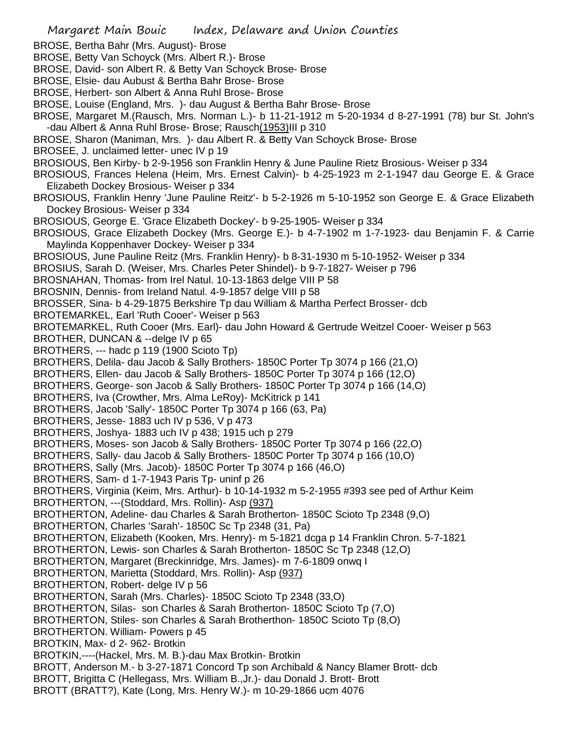BROSE, Bertha Bahr (Mrs. August)- Brose
BROSE, Betty Van Schoyck (Mrs. Albert R.)- Brose
BROSE, David- son Albert R. & Betty Van Schoyck Brose- Brose
BROSE, Elsie- dau Aubust & Bertha Bahr Brose- Brose
BROSE, Herbert- son Albert & Anna Ruhl Brose- Brose
BROSE, Louise (England, Mrs. )- dau August & Bertha Bahr Brose- Brose
BROSE, Margaret M.(Rausch, Mrs. Norman L.)- b 11-21-1912 m 5-20-1934 d 8-27-1991 (78) bur St. John's -dau Albert & Anna Ruhl Brose- Brose; Rausch(1953)III p 310
BROSE, Sharon (Maniman, Mrs. )- dau Albert R. & Betty Van Schoyck Brose- Brose
BROSEE, J. unclaimed letter- unec IV p 19
BROSIOUS, Ben Kirby- b 2-9-1956 son Franklin Henry & June Pauline Rietz Brosious- Weiser p 334
BROSIOUS, Frances Helena (Heim, Mrs. Ernest Calvin)- b 4-25-1923 m 2-1-1947 dau George E. & Grace Elizabeth Dockey Brosious- Weiser p 334
BROSIOUS, Franklin Henry 'June Pauline Reitz'- b 5-2-1926 m 5-10-1952 son George E. & Grace Elizabeth Dockey Brosious- Weiser p 334
BROSIOUS, George E. 'Grace Elizabeth Dockey'- b 9-25-1905- Weiser p 334
BROSIOUS, Grace Elizabeth Dockey (Mrs. George E.)- b 4-7-1902 m 1-7-1923- dau Benjamin F. & Carrie Maylinda Koppenhaver Dockey- Weiser p 334
BROSIOUS, June Pauline Reitz (Mrs. Franklin Henry)- b 8-31-1930 m 5-10-1952- Weiser p 334
BROSIUS, Sarah D. (Weiser, Mrs. Charles Peter Shindel)- b 9-7-1827- Weiser p 796
BROSNAHAN, Thomas- from Irel Natul. 10-13-1863 delge VIII P 58
BROSNIN, Dennis- from Ireland Natul. 4-9-1857 delge VIII p 58
BROSSER, Sina- b 4-29-1875 Berkshire Tp dau William & Martha Perfect Brosser- dcb
BROTEMARKEL, Earl 'Ruth Cooer'- Weiser p 563
BROTEMARKEL, Ruth Cooer (Mrs. Earl)- dau John Howard & Gertrude Weitzel Cooer- Weiser p 563
BROTHER, DUNCAN & --delge IV p 65
BROTHERS, --- hadc p 119 (1900 Scioto Tp)
BROTHERS, Delila- dau Jacob & Sally Brothers- 1850C Porter Tp 3074 p 166 (21,O)
BROTHERS, Ellen- dau Jacob & Sally Brothers- 1850C Porter Tp 3074 p 166 (12,O)
BROTHERS, George- son Jacob & Sally Brothers- 1850C Porter Tp 3074 p 166 (14,O)
BROTHERS, Iva (Crowther, Mrs. Alma LeRoy)- McKitrick p 141
BROTHERS, Jacob 'Sally'- 1850C Porter Tp 3074 p 166 (63, Pa)
BROTHERS, Jesse- 1883 uch IV p 536, V p 473
BROTHERS, Joshya- 1883 uch IV p 438; 1915 uch p 279
BROTHERS, Moses- son Jacob & Sally Brothers- 1850C Porter Tp 3074 p 166 (22,O)
BROTHERS, Sally- dau Jacob & Sally Brothers- 1850C Porter Tp 3074 p 166 (10,O)
BROTHERS, Sally (Mrs. Jacob)- 1850C Porter Tp 3074 p 166 (46,O)
BROTHERS, Sam- d 1-7-1943 Paris Tp- uninf p 26
BROTHERS, Virginia (Keim, Mrs. Arthur)- b 10-14-1932 m 5-2-1955 #393 see ped of Arthur Keim
BROTHERTON, ---(Stoddard, Mrs. Rollin)- Asp (937)
BROTHERTON, Adeline- dau Charles & Sarah Brotherton- 1850C Scioto Tp 2348 (9,O)
BROTHERTON, Charles 'Sarah'- 1850C Sc Tp 2348 (31, Pa)
BROTHERTON, Elizabeth (Kooken, Mrs. Henry)- m 5-1821 dcga p 14 Franklin Chron. 5-7-1821
BROTHERTON, Lewis- son Charles & Sarah Brotherton- 1850C Sc Tp 2348 (12,O)
BROTHERTON, Margaret (Breckinridge, Mrs. James)- m 7-6-1809 onwq I
BROTHERTON, Marietta (Stoddard, Mrs. Rollin)- Asp (937)
BROTHERTON, Robert- delge IV p 56
BROTHERTON, Sarah (Mrs. Charles)- 1850C Scioto Tp 2348 (33,O)
BROTHERTON, Silas- son Charles & Sarah Brotherton- 1850C Scioto Tp (7,O)
BROTHERTON, Stiles- son Charles & Sarah Brotherthon- 1850C Scioto Tp (8,O)
BROTHERTON. William- Powers p 45
BROTKIN, Max- d 2- 962- Brotkin
BROTKIN,----(Hackel, Mrs. M. B.)-dau Max Brotkin- Brotkin
BROTT, Anderson M.- b 3-27-1871 Concord Tp son Archibald & Nancy Blamer Brott- dcb
BROTT, Brigitta C (Hellegass, Mrs. William B.,Jr.)- dau Donald J. Brott- Brott
BROTT (BRATT?), Kate (Long, Mrs. Henry W.)- m 10-29-1866 ucm 4076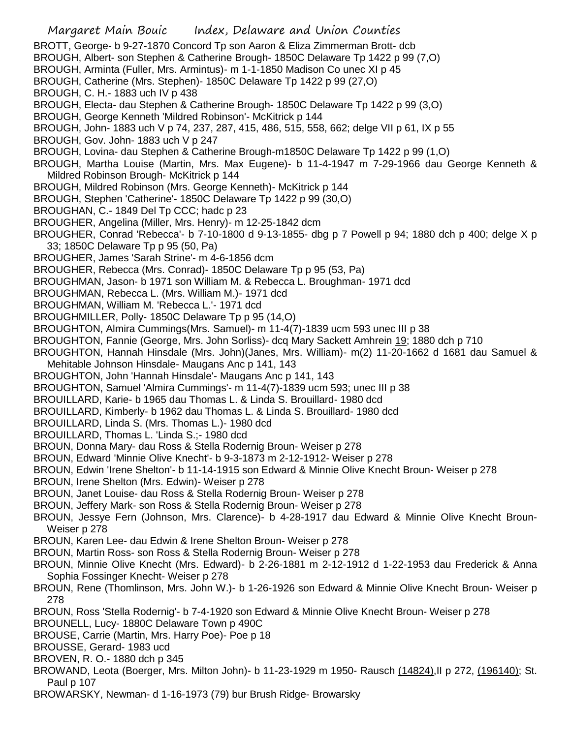BROTT, George- b 9-27-1870 Concord Tp son Aaron & Eliza Zimmerman Brott- dcb

BROUGH, Albert- son Stephen & Catherine Brough- 1850C Delaware Tp 1422 p 99 (7,O)

BROUGH, Arminta (Fuller, Mrs. Armintus)- m 1-1-1850 Madison Co unec XI p 45

BROUGH, Catherine (Mrs. Stephen)- 1850C Delaware Tp 1422 p 99 (27,O)

BROUGH, C. H.- 1883 uch IV p 438

BROUGH, Electa- dau Stephen & Catherine Brough- 1850C Delaware Tp 1422 p 99 (3,O)

BROUGH, George Kenneth 'Mildred Robinson'- McKitrick p 144

BROUGH, John- 1883 uch V p 74, 237, 287, 415, 486, 515, 558, 662; delge VII p 61, IX p 55

BROUGH, Gov. John- 1883 uch V p 247

BROUGH, Lovina- dau Stephen & Catherine Brough-m1850C Delaware Tp 1422 p 99 (1,O)

BROUGH, Martha Louise (Martin, Mrs. Max Eugene)- b 11-4-1947 m 7-29-1966 dau George Kenneth & Mildred Robinson Brough- McKitrick p 144

BROUGH, Mildred Robinson (Mrs. George Kenneth)- McKitrick p 144

BROUGH, Stephen 'Catherine'- 1850C Delaware Tp 1422 p 99 (30,O)

BROUGHAN, C.- 1849 Del Tp CCC; hadc p 23

BROUGHER, Angelina (Miller, Mrs. Henry)- m 12-25-1842 dcm

BROUGHER, Conrad 'Rebecca'- b 7-10-1800 d 9-13-1855- dbg p 7 Powell p 94; 1880 dch p 400; delge X p 33; 1850C Delaware Tp p 95 (50, Pa)

BROUGHER, James 'Sarah Strine'- m 4-6-1856 dcm

BROUGHER, Rebecca (Mrs. Conrad)- 1850C Delaware Tp p 95 (53, Pa)

BROUGHMAN, Jason- b 1971 son William M. & Rebecca L. Broughman- 1971 dcd

BROUGHMAN, Rebecca L. (Mrs. William M.)- 1971 dcd

BROUGHMAN, William M. 'Rebecca L.'- 1971 dcd

BROUGHMILLER, Polly- 1850C Delaware Tp p 95 (14,O)

BROUGHTON, Almira Cummings(Mrs. Samuel)- m 11-4(7)-1839 ucm 593 unec III p 38

BROUGHTON, Fannie (George, Mrs. John Sorliss)- dcq Mary Sackett Amhrein 19; 1880 dch p 710

BROUGHTON, Hannah Hinsdale (Mrs. John)(Janes, Mrs. William)- m(2) 11-20-1662 d 1681 dau Samuel & Mehitable Johnson Hinsdale- Maugans Anc p 141, 143

BROUGHTON, John 'Hannah Hinsdale'- Maugans Anc p 141, 143

BROUGHTON, Samuel 'Almira Cummings'- m 11-4(7)-1839 ucm 593; unec III p 38

BROUILLARD, Karie- b 1965 dau Thomas L. & Linda S. Brouillard- 1980 dcd

BROUILLARD, Kimberly- b 1962 dau Thomas L. & Linda S. Brouillard- 1980 dcd

BROUILLARD, Linda S. (Mrs. Thomas L.)- 1980 dcd

BROUILLARD, Thomas L. 'Linda S.;- 1980 dcd

BROUN, Donna Mary- dau Ross & Stella Rodernig Broun- Weiser p 278

BROUN, Edward 'Minnie Olive Knecht'- b 9-3-1873 m 2-12-1912- Weiser p 278

BROUN, Edwin 'Irene Shelton'- b 11-14-1915 son Edward & Minnie Olive Knecht Broun- Weiser p 278

BROUN, Irene Shelton (Mrs. Edwin)- Weiser p 278

BROUN, Janet Louise- dau Ross & Stella Rodernig Broun- Weiser p 278

BROUN, Jeffery Mark- son Ross & Stella Rodernig Broun- Weiser p 278

BROUN, Jessye Fern (Johnson, Mrs. Clarence)- b 4-28-1917 dau Edward & Minnie Olive Knecht Broun- Weiser p 278

BROUN, Karen Lee- dau Edwin & Irene Shelton Broun- Weiser p 278

BROUN, Martin Ross- son Ross & Stella Rodernig Broun- Weiser p 278

BROUN, Minnie Olive Knecht (Mrs. Edward)- b 2-26-1881 m 2-12-1912 d 1-22-1953 dau Frederick & Anna Sophia Fossinger Knecht- Weiser p 278

BROUN, Rene (Thomlinson, Mrs. John W.)- b 1-26-1926 son Edward & Minnie Olive Knecht Broun- Weiser p 278

BROUN, Ross 'Stella Rodernig'- b 7-4-1920 son Edward & Minnie Olive Knecht Broun- Weiser p 278

BROUNELL, Lucy- 1880C Delaware Town p 490C

BROUSE, Carrie (Martin, Mrs. Harry Poe)- Poe p 18

BROUSSE, Gerard- 1983 ucd

BROVEN, R. O.- 1880 dch p 345

BROWAND, Leota (Boerger, Mrs. Milton John)- b 11-23-1929 m 1950- Rausch (14824),II p 272, (196140); St. Paul p 107

BROWARSKY, Newman- d 1-16-1973 (79) bur Brush Ridge- Browarsky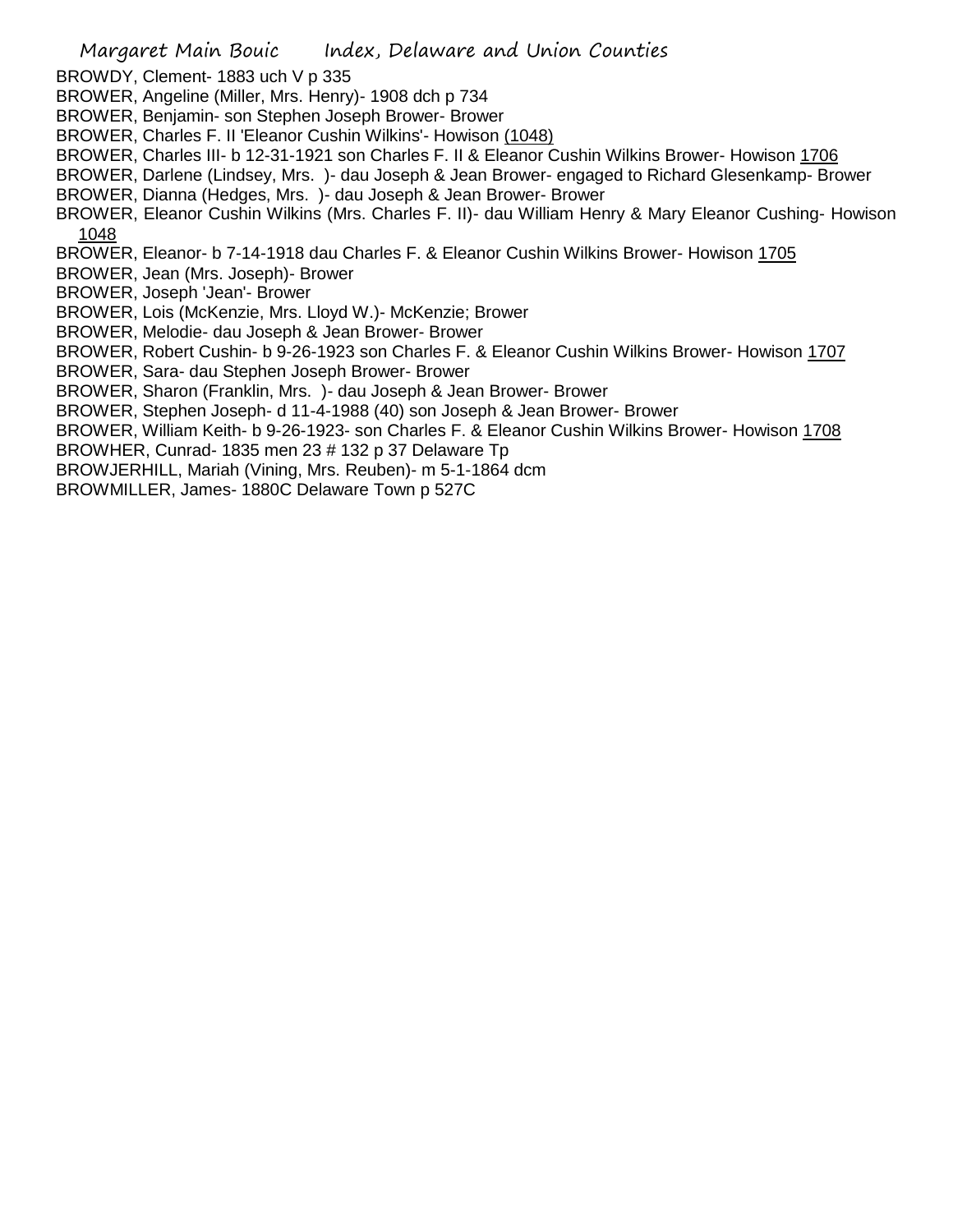BROWDY, Clement- 1883 uch V p 335
BROWER, Angeline (Miller, Mrs. Henry)- 1908 dch p 734
BROWER, Benjamin- son Stephen Joseph Brower- Brower
BROWER, Charles F. II 'Eleanor Cushin Wilkins'- Howison (1048)
BROWER, Charles III- b 12-31-1921 son Charles F. II & Eleanor Cushin Wilkins Brower- Howison 1706
BROWER, Darlene (Lindsey, Mrs. )- dau Joseph & Jean Brower- engaged to Richard Glesenkamp- Brower
BROWER, Dianna (Hedges, Mrs. )- dau Joseph & Jean Brower- Brower
BROWER, Eleanor Cushin Wilkins (Mrs. Charles F. II)- dau William Henry & Mary Eleanor Cushing- Howison 1048
BROWER, Eleanor- b 7-14-1918 dau Charles F. & Eleanor Cushin Wilkins Brower- Howison 1705
BROWER, Jean (Mrs. Joseph)- Brower
BROWER, Joseph 'Jean'- Brower
BROWER, Lois (McKenzie, Mrs. Lloyd W.)- McKenzie; Brower
BROWER, Melodie- dau Joseph & Jean Brower- Brower
BROWER, Robert Cushin- b 9-26-1923 son Charles F. & Eleanor Cushin Wilkins Brower- Howison 1707
BROWER, Sara- dau Stephen Joseph Brower- Brower
BROWER, Sharon (Franklin, Mrs. )- dau Joseph & Jean Brower- Brower
BROWER, Stephen Joseph- d 11-4-1988 (40) son Joseph & Jean Brower- Brower
BROWER, William Keith- b 9-26-1923- son Charles F. & Eleanor Cushin Wilkins Brower- Howison 1708
BROWHER, Cunrad- 1835 men 23 # 132 p 37 Delaware Tp
BROWJERHILL, Mariah (Vining, Mrs. Reuben)- m 5-1-1864 dcm
BROWMILLER, James- 1880C Delaware Town p 527C